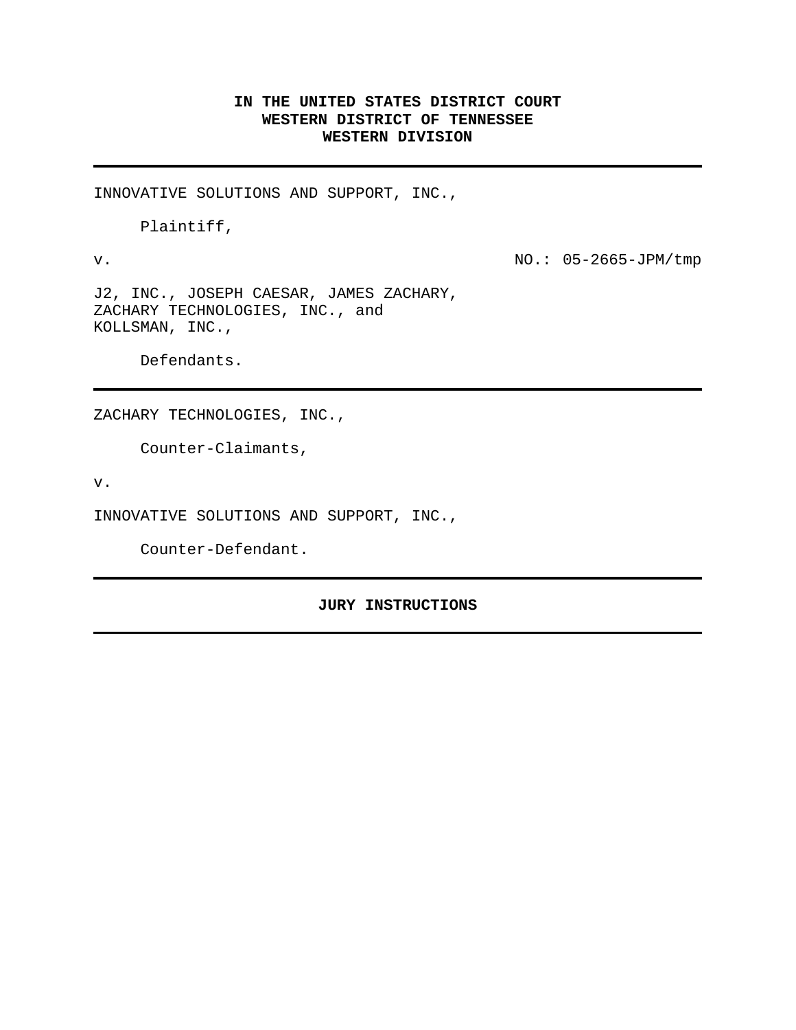**IN THE UNITED STATES DISTRICT COURT**
**WESTERN DISTRICT OF TENNESSEE**
**WESTERN DIVISION**

---

INNOVATIVE SOLUTIONS AND SUPPORT, INC.,

Plaintiff,

v. NO.: 05-2665-JPM/tmp

J2, INC., JOSEPH CAESAR, JAMES ZACHARY,
ZACHARY TECHNOLOGIES, INC., and
KOLLSMAN, INC.,

Defendants.

---

ZACHARY TECHNOLOGIES, INC.,

Counter-Claimants,

v.

INNOVATIVE SOLUTIONS AND SUPPORT, INC.,

Counter-Defendant.

---

**JURY INSTRUCTIONS**

---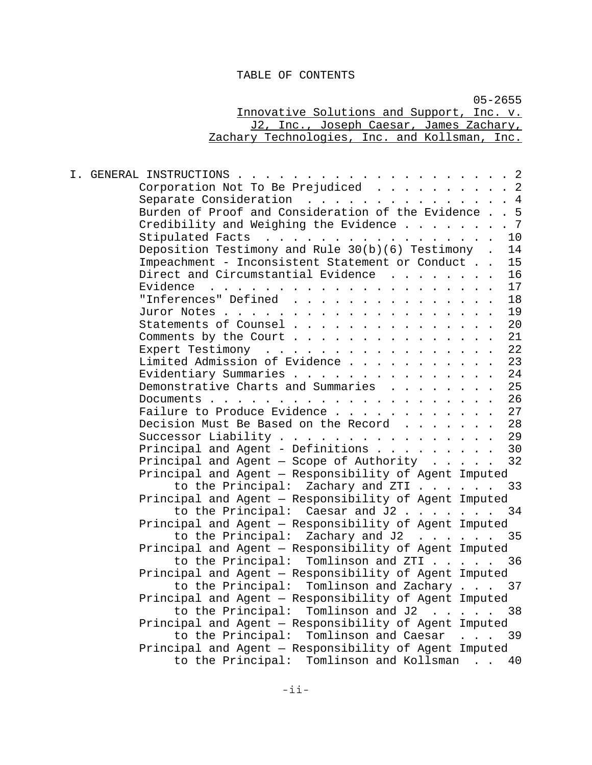# TABLE OF CONTENTS

05-2655
<u>Innovative Solutions and Support, Inc. v. J2, Inc., Joseph Caesar, James Zachary, Zachary Technologies, Inc. and Kollsman, Inc.</u>

| | |
|---|---|
| I. GENERAL INSTRUCTIONS | 2 |
| Corporation Not To Be Prejudiced | 2 |
| Separate Consideration | 4 |
| Burden of Proof and Consideration of the Evidence | 5 |
| Credibility and Weighing the Evidence | 7 |
| Stipulated Facts | 10 |
| Deposition Testimony and Rule 30(b)(6) Testimony | 14 |
| Impeachment - Inconsistent Statement or Conduct | 15 |
| Direct and Circumstantial Evidence | 16 |
| Evidence | 17 |
| "Inferences" Defined | 18 |
| Juror Notes | 19 |
| Statements of Counsel | 20 |
| Comments by the Court | 21 |
| Expert Testimony | 22 |
| Limited Admission of Evidence | 23 |
| Evidentiary Summaries | 24 |
| Demonstrative Charts and Summaries | 25 |
| Documents | 26 |
| Failure to Produce Evidence | 27 |
| Decision Must Be Based on the Record | 28 |
| Successor Liability | 29 |
| Principal and Agent - Definitions | 30 |
| Principal and Agent — Scope of Authority | 32 |
| Principal and Agent — Responsibility of Agent Imputed to the Principal: Zachary and ZTI | 33 |
| Principal and Agent — Responsibility of Agent Imputed to the Principal: Caesar and J2 | 34 |
| Principal and Agent — Responsibility of Agent Imputed to the Principal: Zachary and J2 | 35 |
| Principal and Agent — Responsibility of Agent Imputed to the Principal: Tomlinson and ZTI | 36 |
| Principal and Agent — Responsibility of Agent Imputed to the Principal: Tomlinson and Zachary | 37 |
| Principal and Agent — Responsibility of Agent Imputed to the Principal: Tomlinson and J2 | 38 |
| Principal and Agent — Responsibility of Agent Imputed to the Principal: Tomlinson and Caesar | 39 |
| Principal and Agent — Responsibility of Agent Imputed to the Principal: Tomlinson and Kollsman | 40 |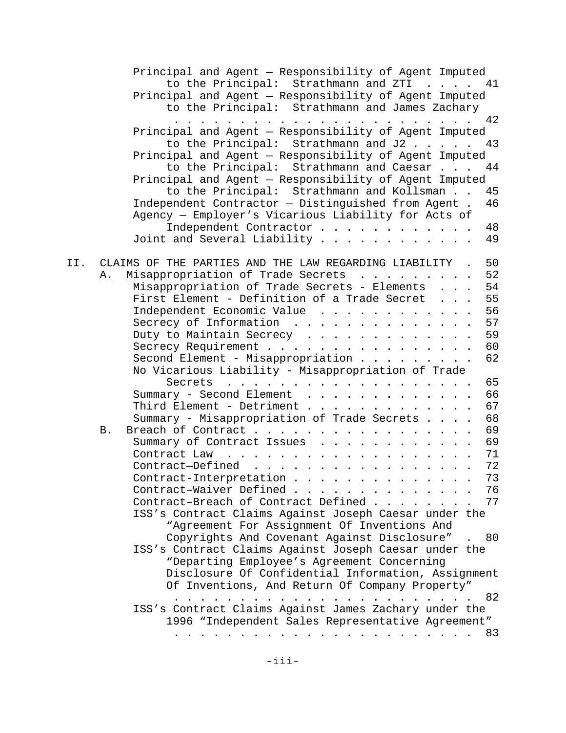Principal and Agent — Responsibility of Agent Imputed to the Principal: Strathmann and ZTI . . . . 41

Principal and Agent — Responsibility of Agent Imputed to the Principal: Strathmann and James Zachary . . . . . . . . . . . . . . . . . . . . . . . . 42

Principal and Agent — Responsibility of Agent Imputed to the Principal: Strathmann and J2 . . . . . 43

Principal and Agent — Responsibility of Agent Imputed to the Principal: Strathmann and Caesar . . . 44

Principal and Agent — Responsibility of Agent Imputed to the Principal: Strathmann and Kollsman . . 45

Independent Contractor — Distinguished from Agent . 46

Agency — Employer's Vicarious Liability for Acts of Independent Contractor . . . . . . . . . . . . 48

Joint and Several Liability . . . . . . . . . . . 49

II. CLAIMS OF THE PARTIES AND THE LAW REGARDING LIABILITY . 50

A. Misappropriation of Trade Secrets . . . . . . . . . 52

Misappropriation of Trade Secrets - Elements . . . 54

First Element - Definition of a Trade Secret . . . 55

Independent Economic Value . . . . . . . . . . . . 56

Secrecy of Information . . . . . . . . . . . . . . 57

Duty to Maintain Secrecy . . . . . . . . . . . . . 59

Secrecy Requirement . . . . . . . . . . . . . . . . 60

Second Element - Misappropriation . . . . . . . . . 62

No Vicarious Liability - Misappropriation of Trade Secrets . . . . . . . . . . . . . . . . . . . 65

Summary - Second Element . . . . . . . . . . . . . 66

Third Element - Detriment . . . . . . . . . . . . . 67

Summary - Misappropriation of Trade Secrets . . . . 68

B. Breach of Contract . . . . . . . . . . . . . . . . . 69

Summary of Contract Issues . . . . . . . . . . . . 69

Contract Law . . . . . . . . . . . . . . . . . . . 71

Contract—Defined . . . . . . . . . . . . . . . . . 72

Contract-Interpretation . . . . . . . . . . . . . . 73

Contract–Waiver Defined . . . . . . . . . . . . . . 76

Contract–Breach of Contract Defined . . . . . . . . 77

ISS's Contract Claims Against Joseph Caesar under the "Agreement For Assignment Of Inventions And Copyrights And Covenant Against Disclosure" . 80

ISS's Contract Claims Against Joseph Caesar under the "Departing Employee's Agreement Concerning Disclosure Of Confidential Information, Assignment Of Inventions, And Return Of Company Property" . . . . . . . . . . . . . . . . . . . . . . . . 82

ISS's Contract Claims Against James Zachary under the 1996 "Independent Sales Representative Agreement" . . . . . . . . . . . . . . . . . . . . . . . . 83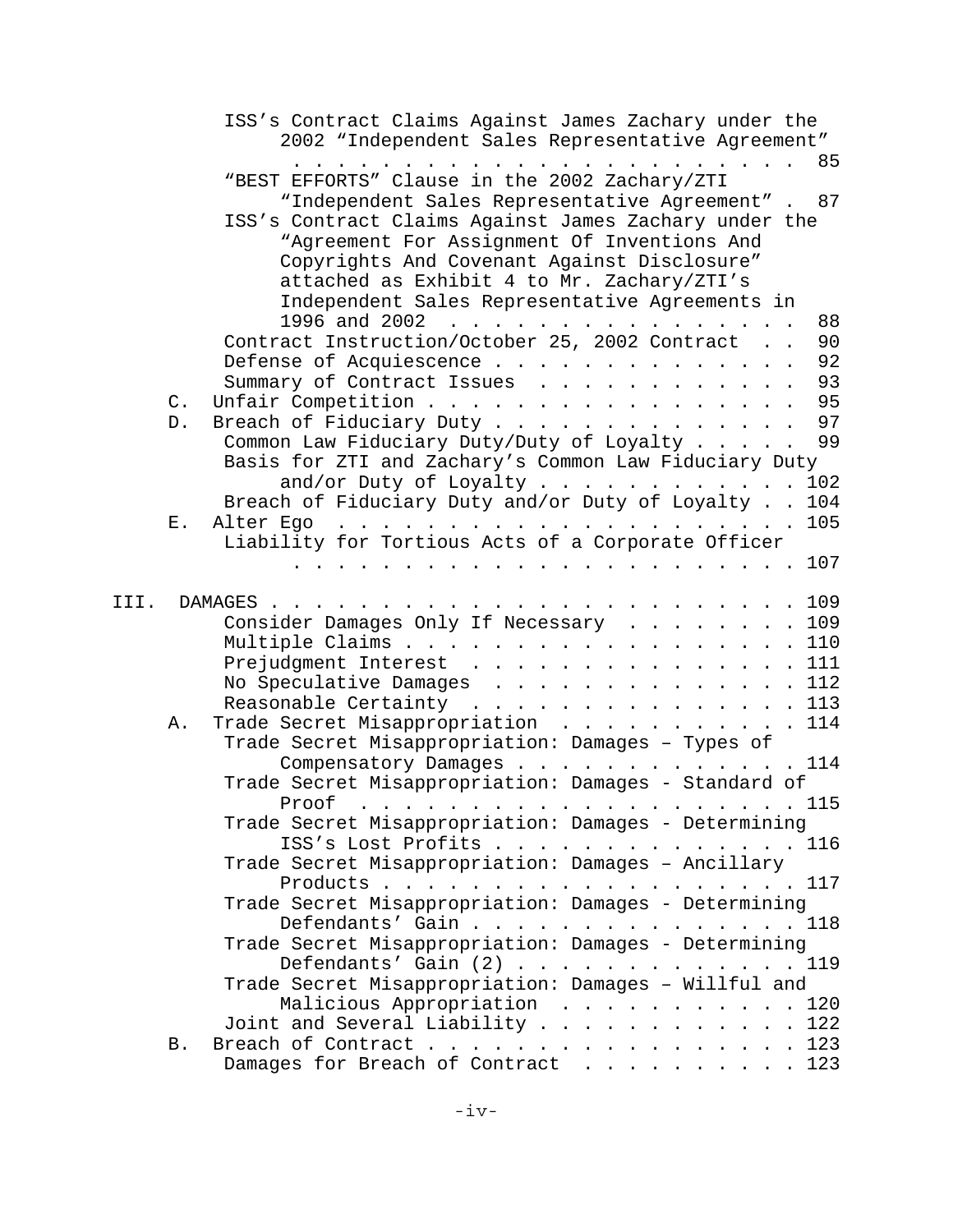ISS's Contract Claims Against James Zachary under the 2002 "Independent Sales Representative Agreement" . . . . . 85

"BEST EFFORTS" Clause in the 2002 Zachary/ZTI "Independent Sales Representative Agreement" . . . 87

ISS's Contract Claims Against James Zachary under the "Agreement For Assignment Of Inventions And Copyrights And Covenant Against Disclosure" attached as Exhibit 4 to Mr. Zachary/ZTI's Independent Sales Representative Agreements in 1996 and 2002 . . . . . 88

Contract Instruction/October 25, 2002 Contract . . . 90

Defense of Acquiescence . . . . . 92

Summary of Contract Issues . . . . . 93

C. Unfair Competition . . . . . 95

D. Breach of Fiduciary Duty . . . . . 97

Common Law Fiduciary Duty/Duty of Loyalty . . . . . 99

Basis for ZTI and Zachary's Common Law Fiduciary Duty and/or Duty of Loyalty . . . . . 102

Breach of Fiduciary Duty and/or Duty of Loyalty . . . 104

E. Alter Ego . . . . . 105

Liability for Tortious Acts of a Corporate Officer . . . . . 107

III. DAMAGES . . . . . 109

Consider Damages Only If Necessary . . . . . 109

Multiple Claims . . . . . 110

Prejudgment Interest . . . . . 111

No Speculative Damages . . . . . 112

Reasonable Certainty . . . . . 113

A. Trade Secret Misappropriation . . . . . 114

Trade Secret Misappropriation: Damages – Types of Compensatory Damages . . . . . 114

Trade Secret Misappropriation: Damages - Standard of Proof . . . . . 115

Trade Secret Misappropriation: Damages - Determining ISS's Lost Profits . . . . . 116

Trade Secret Misappropriation: Damages – Ancillary Products . . . . . 117

Trade Secret Misappropriation: Damages - Determining Defendants' Gain . . . . . 118

Trade Secret Misappropriation: Damages - Determining Defendants' Gain (2) . . . . . 119

Trade Secret Misappropriation: Damages – Willful and Malicious Appropriation . . . . . 120

Joint and Several Liability . . . . . 122

B. Breach of Contract . . . . . 123

Damages for Breach of Contract . . . . . 123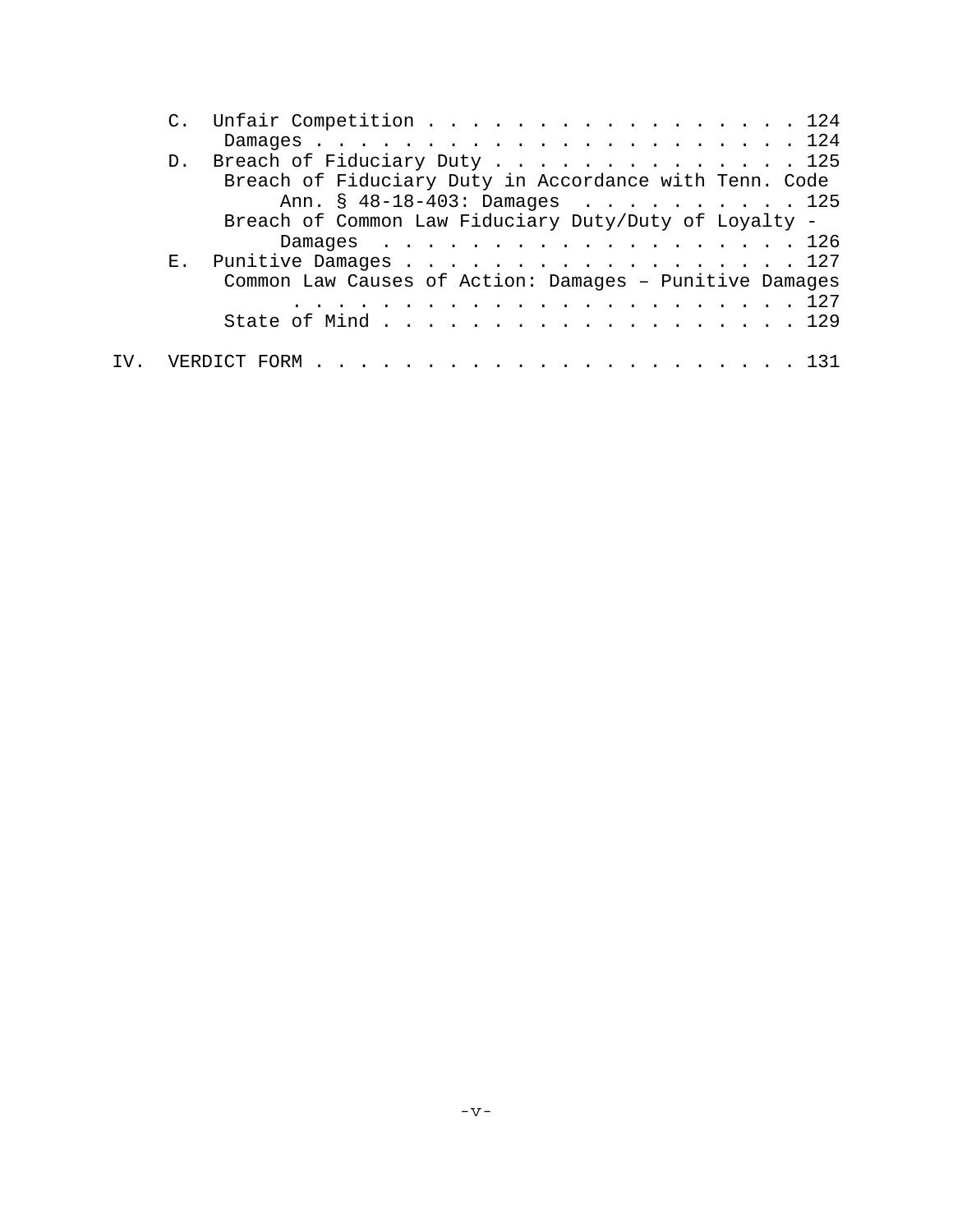C. Unfair Competition . . . . . . . . . . . . . . . . . . 124

Damages . . . . . . . . . . . . . . . . . . . . . . . 124

D. Breach of Fiduciary Duty . . . . . . . . . . . . . . 125

Breach of Fiduciary Duty in Accordance with Tenn. Code Ann. § 48-18-403: Damages . . . . . . . . . . . 125

Breach of Common Law Fiduciary Duty/Duty of Loyalty - Damages . . . . . . . . . . . . . . . . . . . 126

E. Punitive Damages . . . . . . . . . . . . . . . . . . 127

Common Law Causes of Action: Damages – Punitive Damages . . . . . . . . . . . . . . . . . . . . . . . . 127

State of Mind . . . . . . . . . . . . . . . . . . . . 129

IV. VERDICT FORM . . . . . . . . . . . . . . . . . . . . . . 131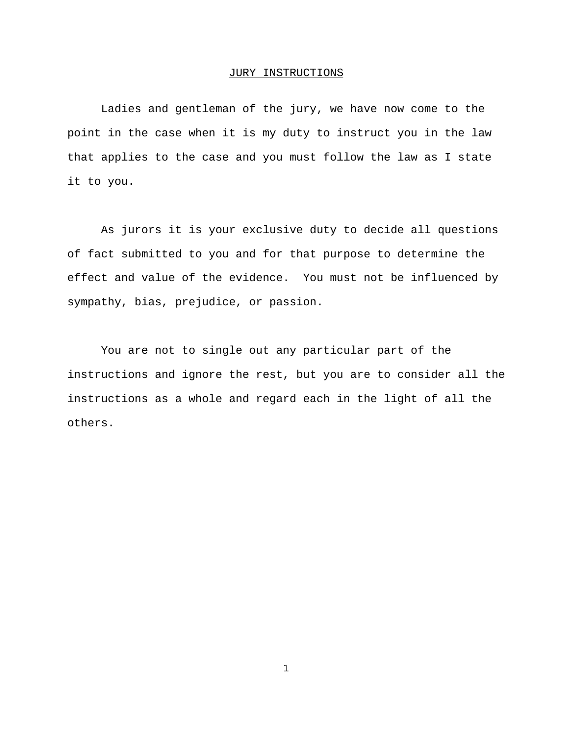# JURY INSTRUCTIONS

Ladies and gentleman of the jury, we have now come to the point in the case when it is my duty to instruct you in the law that applies to the case and you must follow the law as I state it to you.

As jurors it is your exclusive duty to decide all questions of fact submitted to you and for that purpose to determine the effect and value of the evidence. You must not be influenced by sympathy, bias, prejudice, or passion.

You are not to single out any particular part of the instructions and ignore the rest, but you are to consider all the instructions as a whole and regard each in the light of all the others.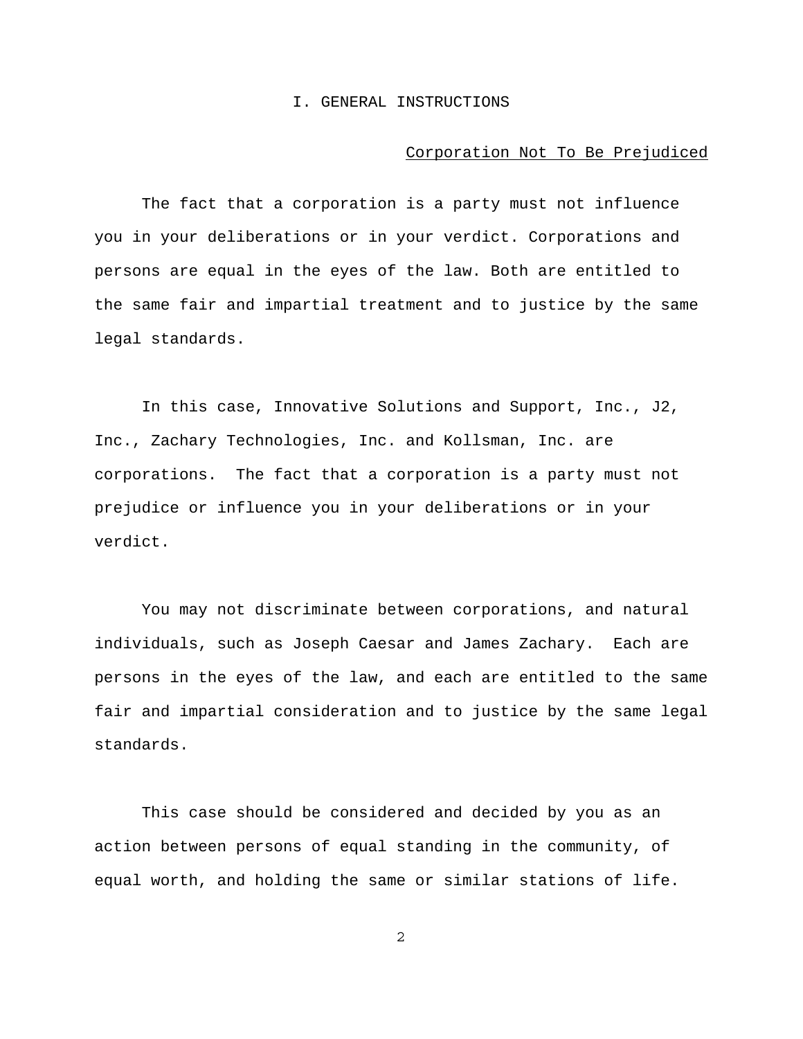# I. GENERAL INSTRUCTIONS

<u>Corporation Not To Be Prejudiced</u>

The fact that a corporation is a party must not influence you in your deliberations or in your verdict. Corporations and persons are equal in the eyes of the law. Both are entitled to the same fair and impartial treatment and to justice by the same legal standards.

In this case, Innovative Solutions and Support, Inc., J2, Inc., Zachary Technologies, Inc. and Kollsman, Inc. are corporations. The fact that a corporation is a party must not prejudice or influence you in your deliberations or in your verdict.

You may not discriminate between corporations, and natural individuals, such as Joseph Caesar and James Zachary. Each are persons in the eyes of the law, and each are entitled to the same fair and impartial consideration and to justice by the same legal standards.

This case should be considered and decided by you as an action between persons of equal standing in the community, of equal worth, and holding the same or similar stations of life.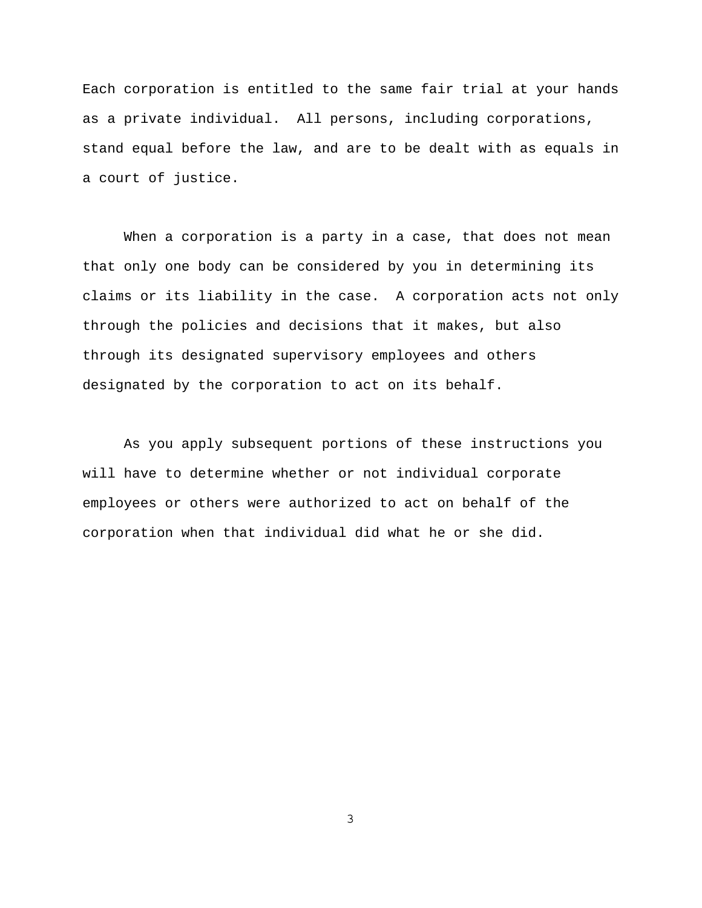Each corporation is entitled to the same fair trial at your hands as a private individual. All persons, including corporations, stand equal before the law, and are to be dealt with as equals in a court of justice.

When a corporation is a party in a case, that does not mean that only one body can be considered by you in determining its claims or its liability in the case. A corporation acts not only through the policies and decisions that it makes, but also through its designated supervisory employees and others designated by the corporation to act on its behalf.

As you apply subsequent portions of these instructions you will have to determine whether or not individual corporate employees or others were authorized to act on behalf of the corporation when that individual did what he or she did.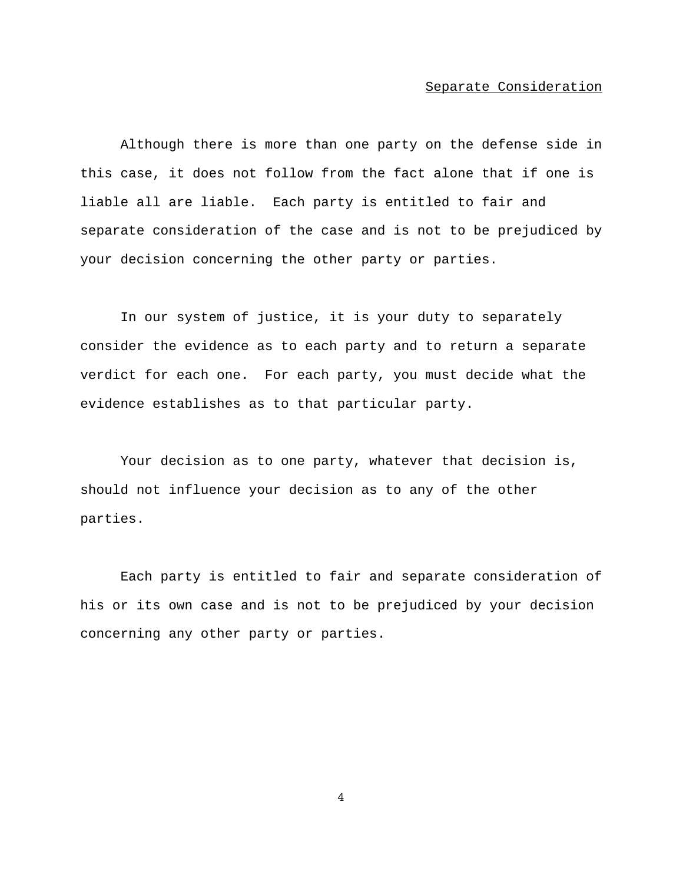## Separate Consideration

Although there is more than one party on the defense side in this case, it does not follow from the fact alone that if one is liable all are liable. Each party is entitled to fair and separate consideration of the case and is not to be prejudiced by your decision concerning the other party or parties.

In our system of justice, it is your duty to separately consider the evidence as to each party and to return a separate verdict for each one. For each party, you must decide what the evidence establishes as to that particular party.

Your decision as to one party, whatever that decision is, should not influence your decision as to any of the other parties.

Each party is entitled to fair and separate consideration of his or its own case and is not to be prejudiced by your decision concerning any other party or parties.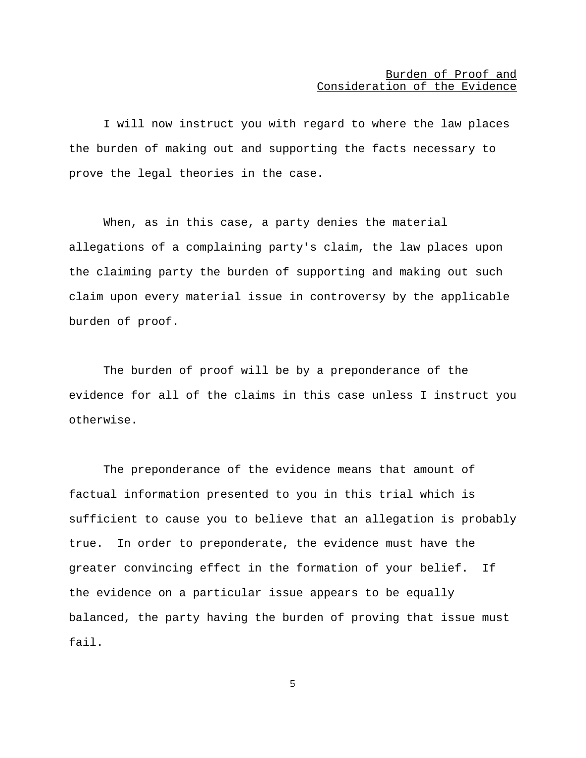## Burden of Proof and Consideration of the Evidence

I will now instruct you with regard to where the law places the burden of making out and supporting the facts necessary to prove the legal theories in the case.

When, as in this case, a party denies the material allegations of a complaining party's claim, the law places upon the claiming party the burden of supporting and making out such claim upon every material issue in controversy by the applicable burden of proof.

The burden of proof will be by a preponderance of the evidence for all of the claims in this case unless I instruct you otherwise.

The preponderance of the evidence means that amount of factual information presented to you in this trial which is sufficient to cause you to believe that an allegation is probably true. In order to preponderate, the evidence must have the greater convincing effect in the formation of your belief. If the evidence on a particular issue appears to be equally balanced, the party having the burden of proving that issue must fail.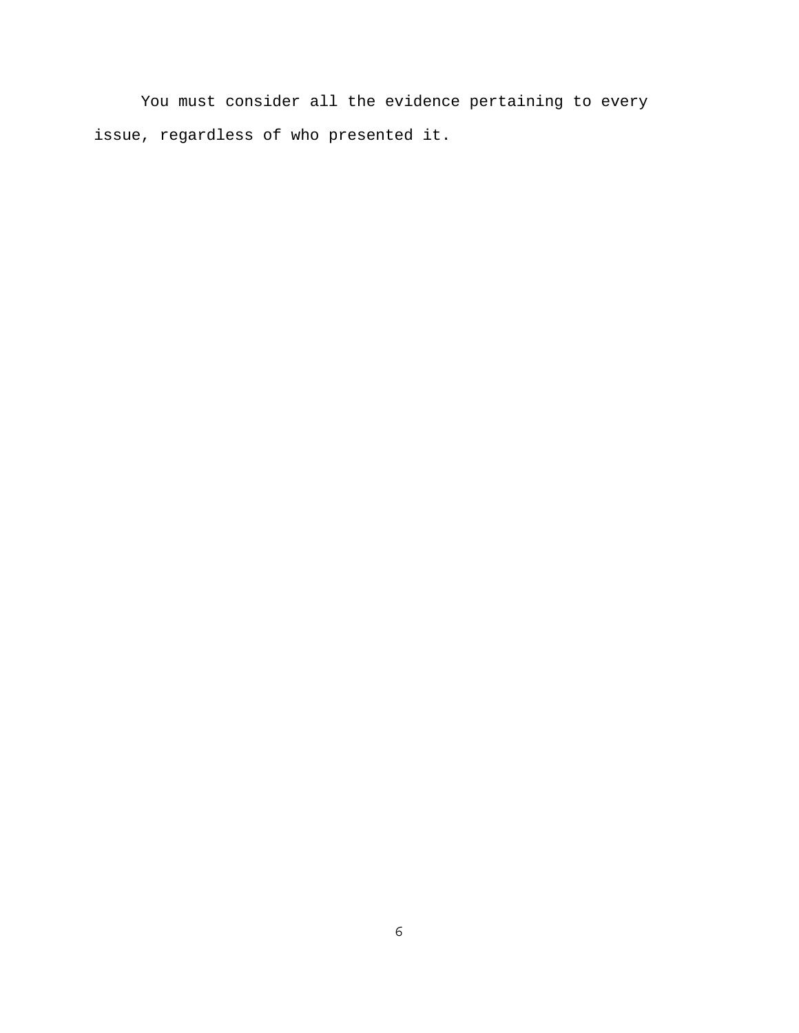You must consider all the evidence pertaining to every issue, regardless of who presented it.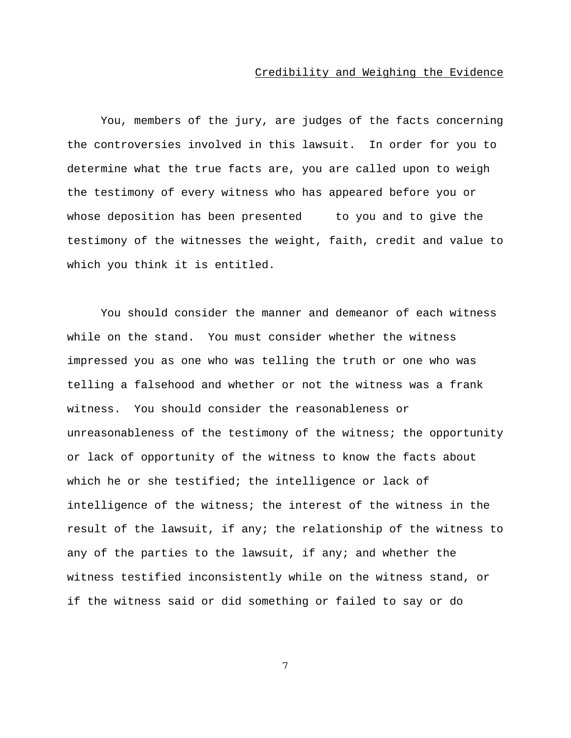## Credibility and Weighing the Evidence

You, members of the jury, are judges of the facts concerning the controversies involved in this lawsuit. In order for you to determine what the true facts are, you are called upon to weigh the testimony of every witness who has appeared before you or whose deposition has been presented to you and to give the testimony of the witnesses the weight, faith, credit and value to which you think it is entitled.

You should consider the manner and demeanor of each witness while on the stand. You must consider whether the witness impressed you as one who was telling the truth or one who was telling a falsehood and whether or not the witness was a frank witness. You should consider the reasonableness or unreasonableness of the testimony of the witness; the opportunity or lack of opportunity of the witness to know the facts about which he or she testified; the intelligence or lack of intelligence of the witness; the interest of the witness in the result of the lawsuit, if any; the relationship of the witness to any of the parties to the lawsuit, if any; and whether the witness testified inconsistently while on the witness stand, or if the witness said or did something or failed to say or do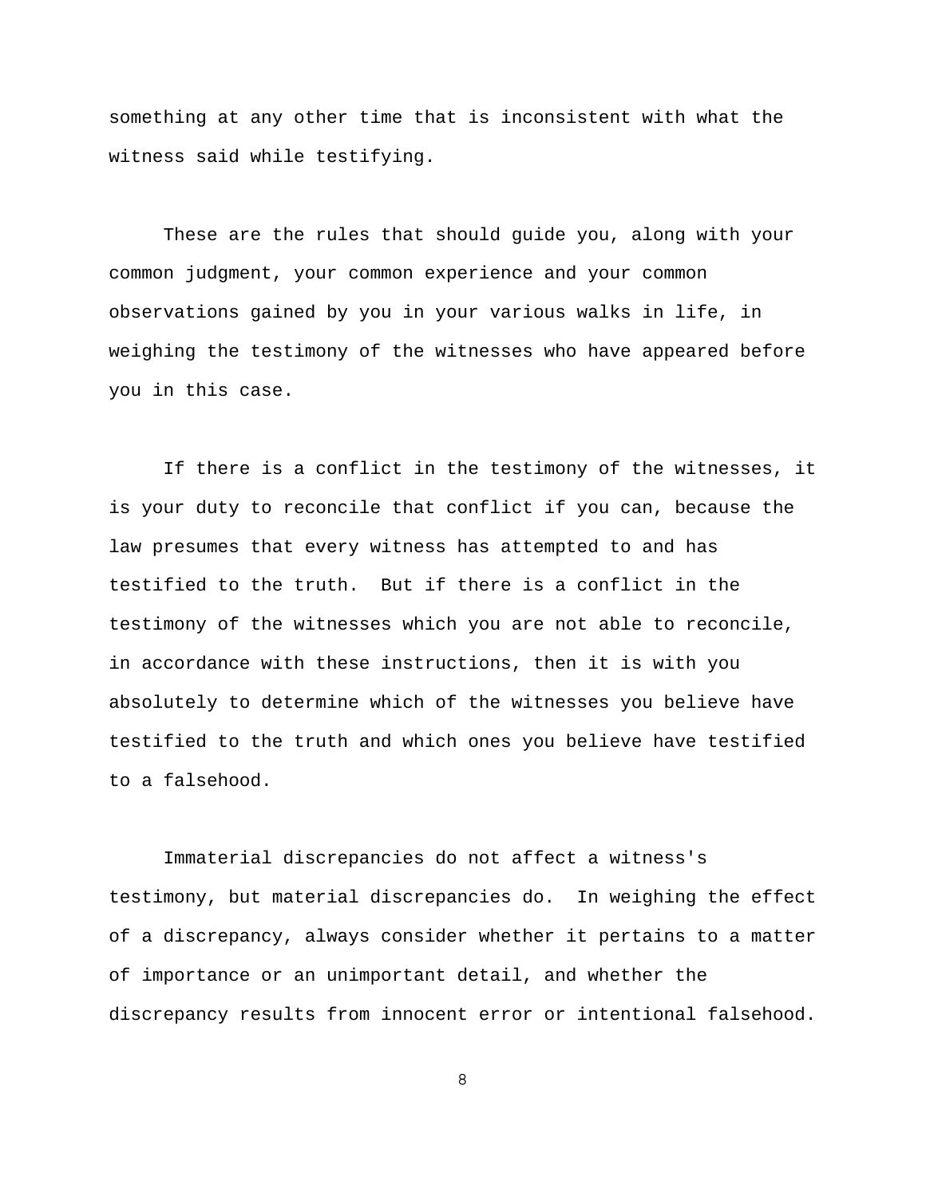something at any other time that is inconsistent with what the witness said while testifying.

These are the rules that should guide you, along with your common judgment, your common experience and your common observations gained by you in your various walks in life, in weighing the testimony of the witnesses who have appeared before you in this case.

If there is a conflict in the testimony of the witnesses, it is your duty to reconcile that conflict if you can, because the law presumes that every witness has attempted to and has testified to the truth. But if there is a conflict in the testimony of the witnesses which you are not able to reconcile, in accordance with these instructions, then it is with you absolutely to determine which of the witnesses you believe have testified to the truth and which ones you believe have testified to a falsehood.

Immaterial discrepancies do not affect a witness's testimony, but material discrepancies do. In weighing the effect of a discrepancy, always consider whether it pertains to a matter of importance or an unimportant detail, and whether the discrepancy results from innocent error or intentional falsehood.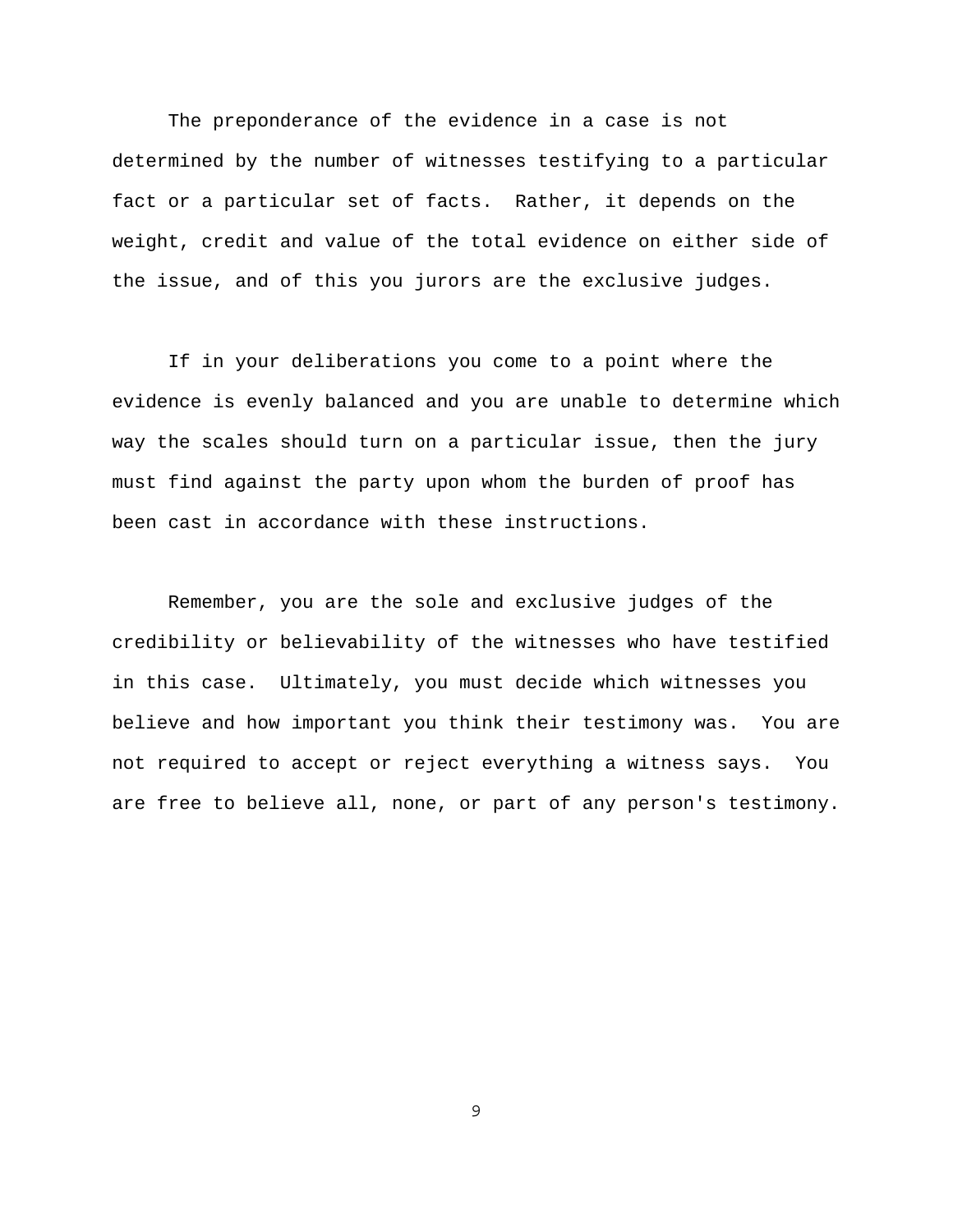The preponderance of the evidence in a case is not determined by the number of witnesses testifying to a particular fact or a particular set of facts. Rather, it depends on the weight, credit and value of the total evidence on either side of the issue, and of this you jurors are the exclusive judges.

If in your deliberations you come to a point where the evidence is evenly balanced and you are unable to determine which way the scales should turn on a particular issue, then the jury must find against the party upon whom the burden of proof has been cast in accordance with these instructions.

Remember, you are the sole and exclusive judges of the credibility or believability of the witnesses who have testified in this case. Ultimately, you must decide which witnesses you believe and how important you think their testimony was. You are not required to accept or reject everything a witness says. You are free to believe all, none, or part of any person's testimony.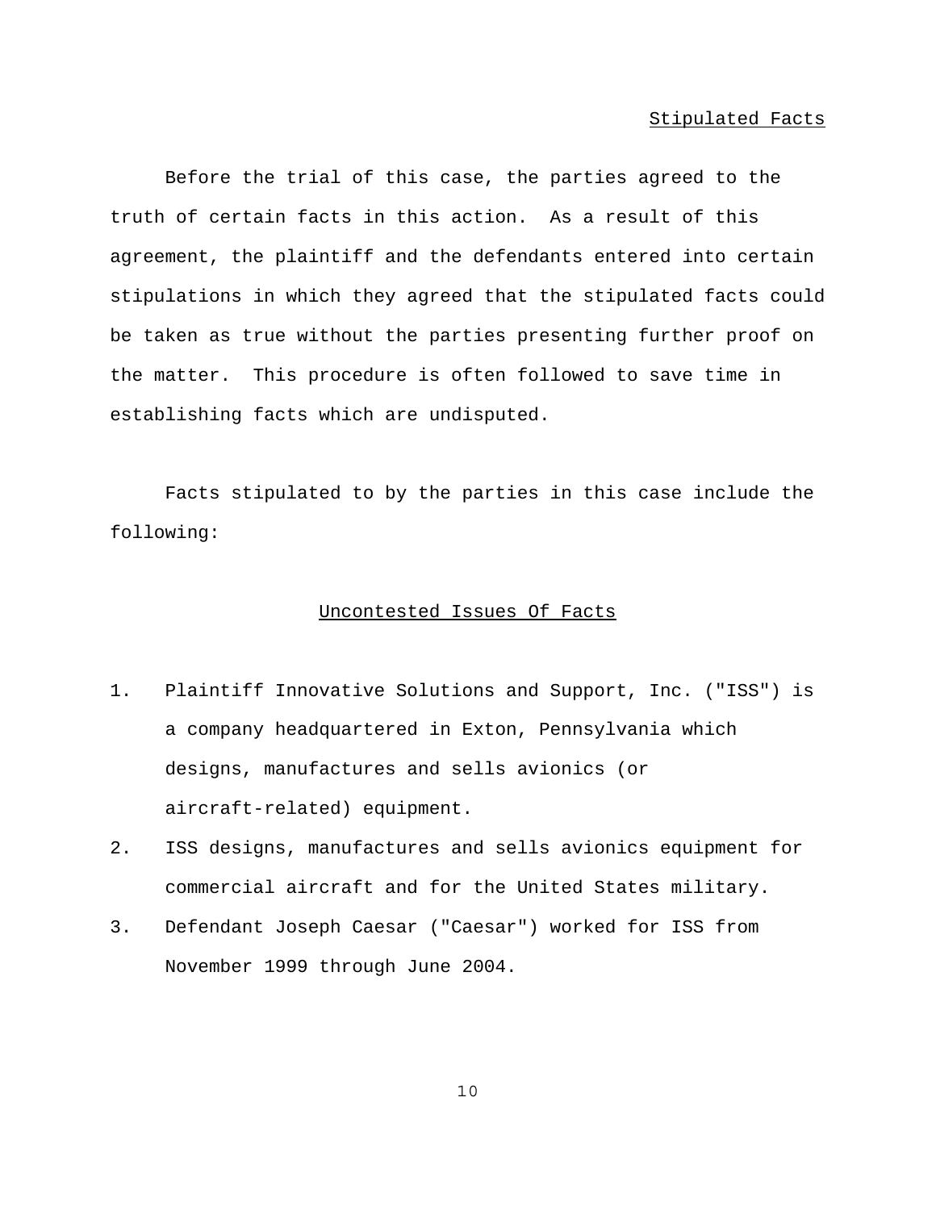## Stipulated Facts

Before the trial of this case, the parties agreed to the truth of certain facts in this action. As a result of this agreement, the plaintiff and the defendants entered into certain stipulations in which they agreed that the stipulated facts could be taken as true without the parties presenting further proof on the matter. This procedure is often followed to save time in establishing facts which are undisputed.

Facts stipulated to by the parties in this case include the following:

## Uncontested Issues Of Facts

1. Plaintiff Innovative Solutions and Support, Inc. ("ISS") is a company headquartered in Exton, Pennsylvania which designs, manufactures and sells avionics (or aircraft-related) equipment.
2. ISS designs, manufactures and sells avionics equipment for commercial aircraft and for the United States military.
3. Defendant Joseph Caesar ("Caesar") worked for ISS from November 1999 through June 2004.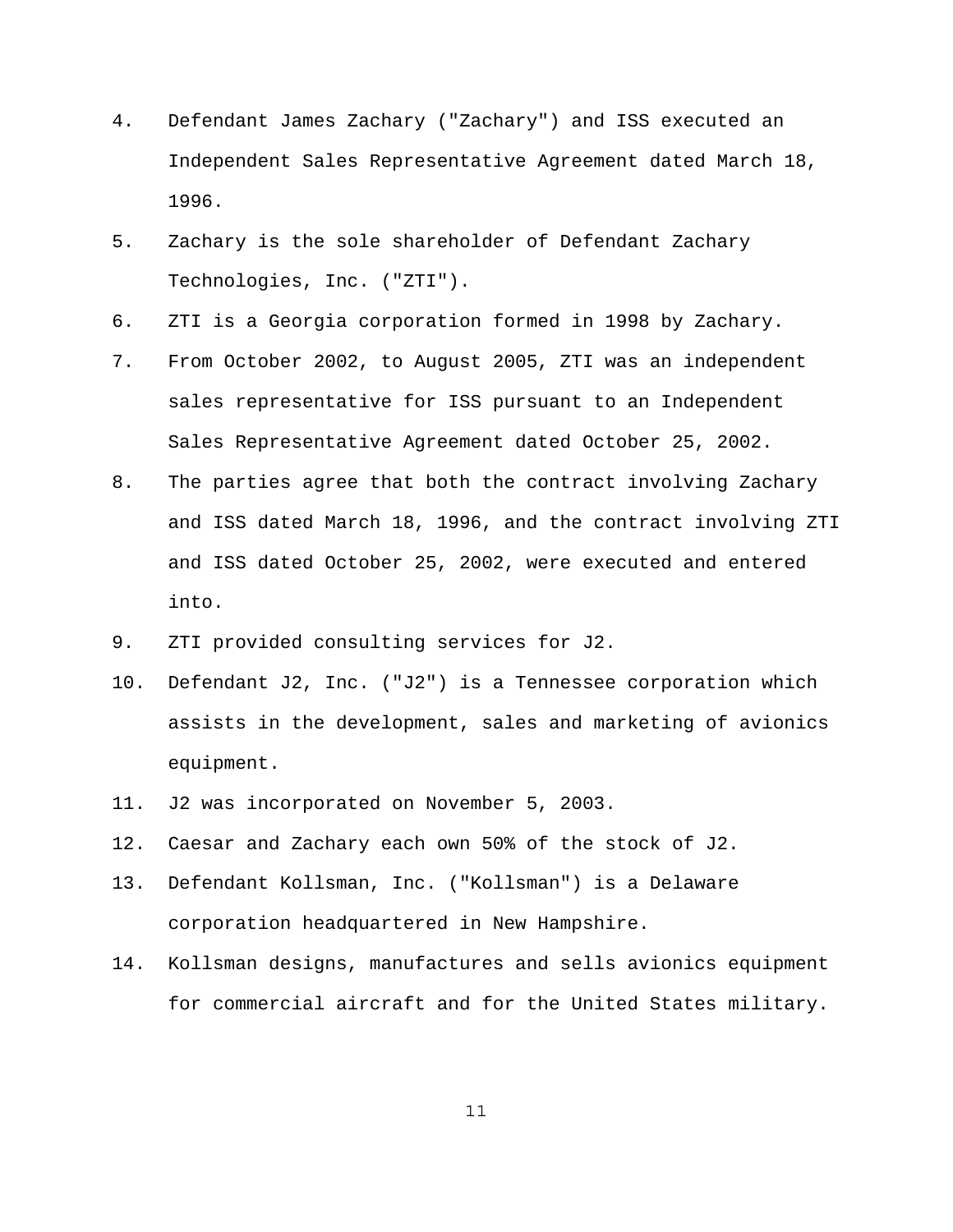4. Defendant James Zachary ("Zachary") and ISS executed an Independent Sales Representative Agreement dated March 18, 1996.
5. Zachary is the sole shareholder of Defendant Zachary Technologies, Inc. ("ZTI").
6. ZTI is a Georgia corporation formed in 1998 by Zachary.
7. From October 2002, to August 2005, ZTI was an independent sales representative for ISS pursuant to an Independent Sales Representative Agreement dated October 25, 2002.
8. The parties agree that both the contract involving Zachary and ISS dated March 18, 1996, and the contract involving ZTI and ISS dated October 25, 2002, were executed and entered into.
9. ZTI provided consulting services for J2.
10. Defendant J2, Inc. ("J2") is a Tennessee corporation which assists in the development, sales and marketing of avionics equipment.
11. J2 was incorporated on November 5, 2003.
12. Caesar and Zachary each own 50% of the stock of J2.
13. Defendant Kollsman, Inc. ("Kollsman") is a Delaware corporation headquartered in New Hampshire.
14. Kollsman designs, manufactures and sells avionics equipment for commercial aircraft and for the United States military.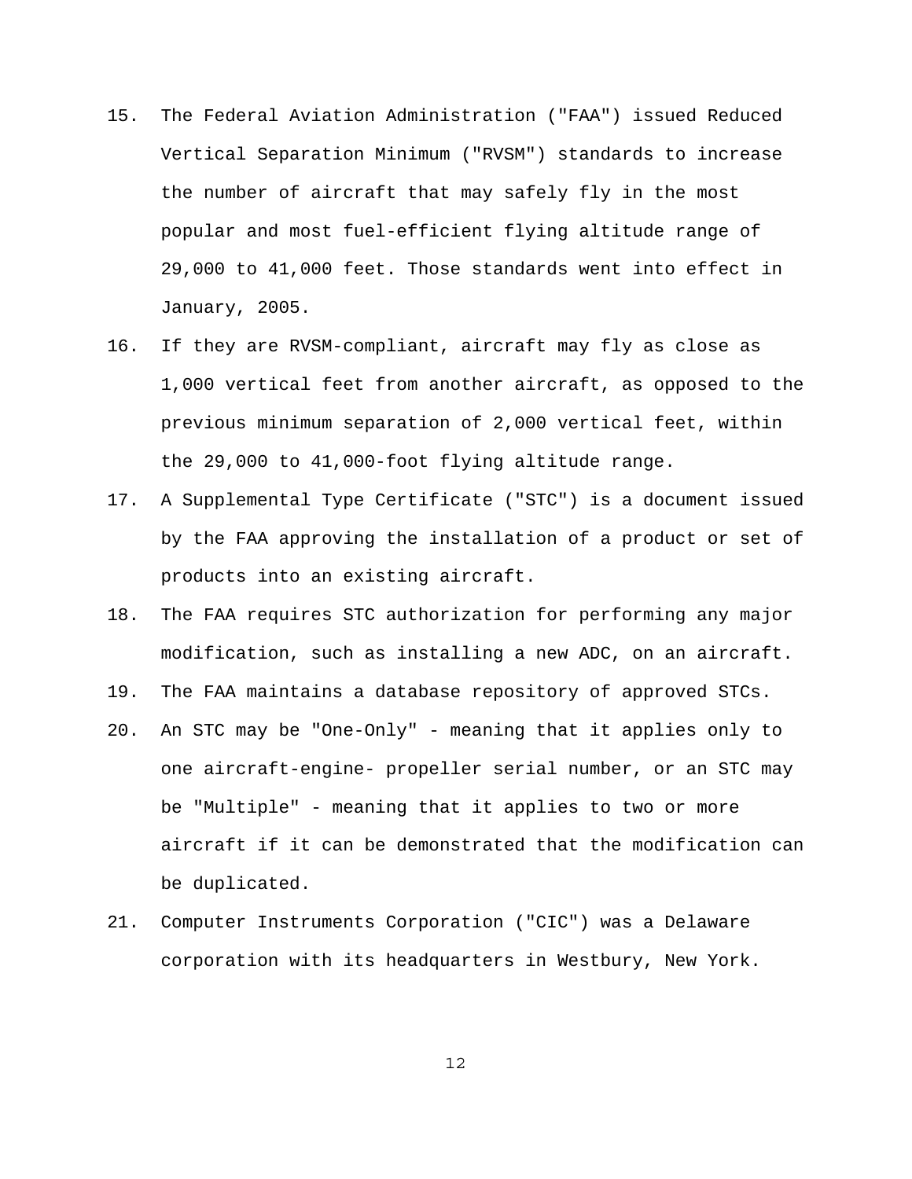15. The Federal Aviation Administration ("FAA") issued Reduced Vertical Separation Minimum ("RVSM") standards to increase the number of aircraft that may safely fly in the most popular and most fuel-efficient flying altitude range of 29,000 to 41,000 feet. Those standards went into effect in January, 2005.
16. If they are RVSM-compliant, aircraft may fly as close as 1,000 vertical feet from another aircraft, as opposed to the previous minimum separation of 2,000 vertical feet, within the 29,000 to 41,000-foot flying altitude range.
17. A Supplemental Type Certificate ("STC") is a document issued by the FAA approving the installation of a product or set of products into an existing aircraft.
18. The FAA requires STC authorization for performing any major modification, such as installing a new ADC, on an aircraft.
19. The FAA maintains a database repository of approved STCs.
20. An STC may be "One-Only" - meaning that it applies only to one aircraft-engine- propeller serial number, or an STC may be "Multiple" - meaning that it applies to two or more aircraft if it can be demonstrated that the modification can be duplicated.
21. Computer Instruments Corporation ("CIC") was a Delaware corporation with its headquarters in Westbury, New York.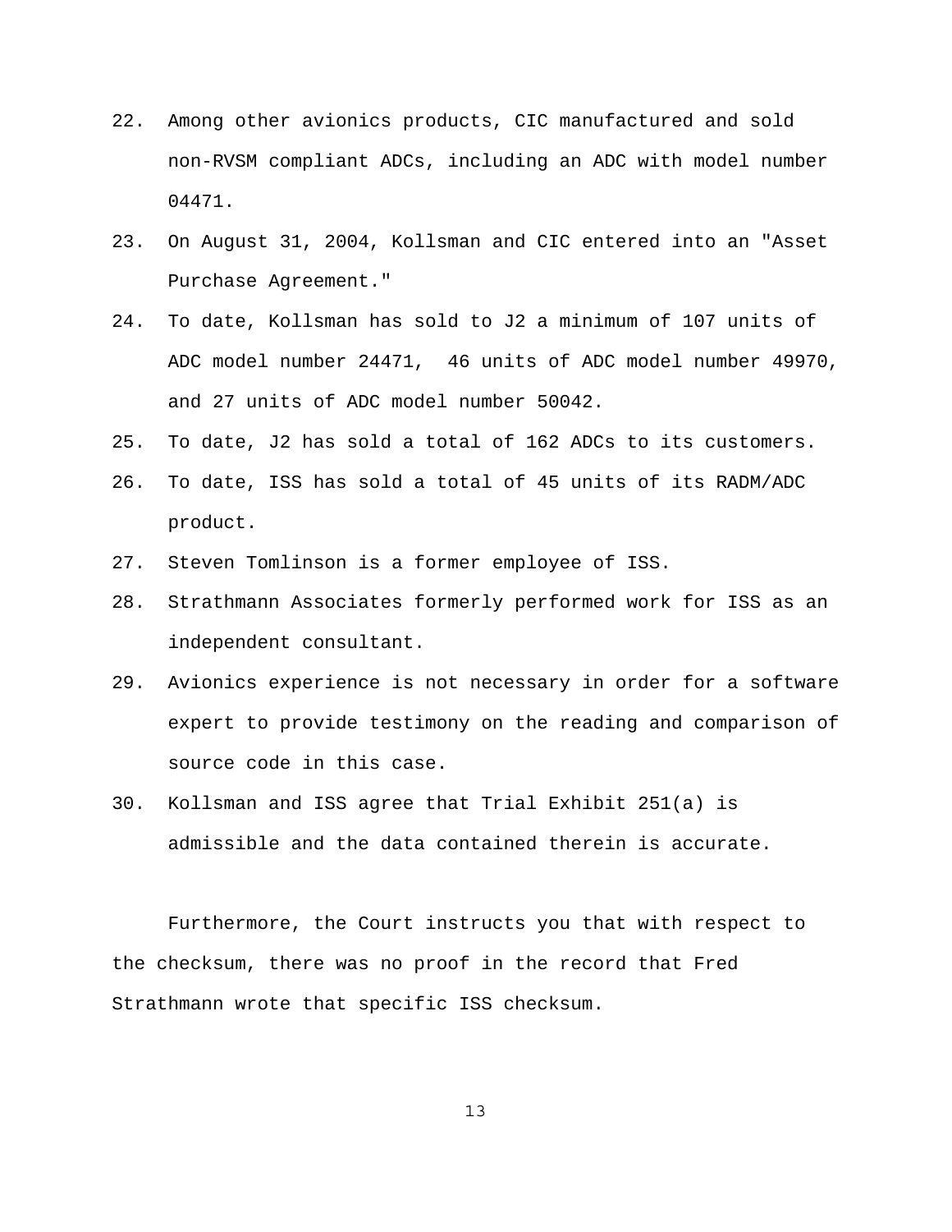22. Among other avionics products, CIC manufactured and sold non-RVSM compliant ADCs, including an ADC with model number 04471.
23. On August 31, 2004, Kollsman and CIC entered into an "Asset Purchase Agreement."
24. To date, Kollsman has sold to J2 a minimum of 107 units of ADC model number 24471, 46 units of ADC model number 49970, and 27 units of ADC model number 50042.
25. To date, J2 has sold a total of 162 ADCs to its customers.
26. To date, ISS has sold a total of 45 units of its RADM/ADC product.
27. Steven Tomlinson is a former employee of ISS.
28. Strathmann Associates formerly performed work for ISS as an independent consultant.
29. Avionics experience is not necessary in order for a software expert to provide testimony on the reading and comparison of source code in this case.
30. Kollsman and ISS agree that Trial Exhibit 251(a) is admissible and the data contained therein is accurate.

Furthermore, the Court instructs you that with respect to the checksum, there was no proof in the record that Fred Strathmann wrote that specific ISS checksum.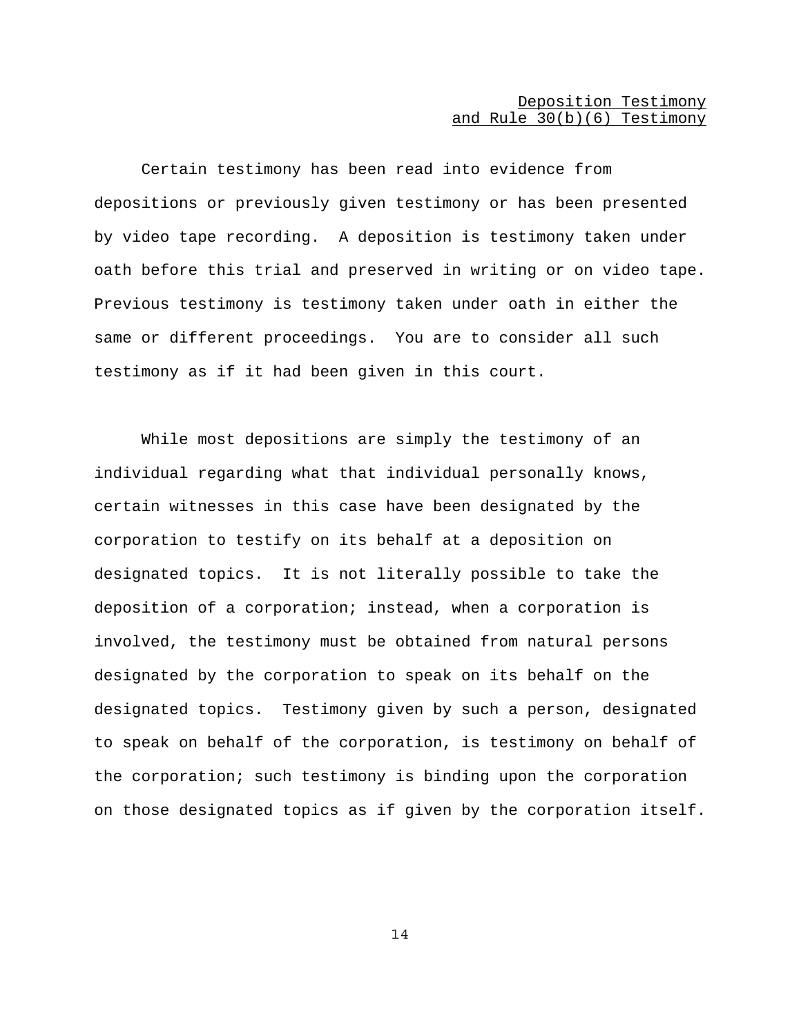## Deposition Testimony and Rule 30(b)(6) Testimony

Certain testimony has been read into evidence from depositions or previously given testimony or has been presented by video tape recording. A deposition is testimony taken under oath before this trial and preserved in writing or on video tape. Previous testimony is testimony taken under oath in either the same or different proceedings. You are to consider all such testimony as if it had been given in this court.

While most depositions are simply the testimony of an individual regarding what that individual personally knows, certain witnesses in this case have been designated by the corporation to testify on its behalf at a deposition on designated topics. It is not literally possible to take the deposition of a corporation; instead, when a corporation is involved, the testimony must be obtained from natural persons designated by the corporation to speak on its behalf on the designated topics. Testimony given by such a person, designated to speak on behalf of the corporation, is testimony on behalf of the corporation; such testimony is binding upon the corporation on those designated topics as if given by the corporation itself.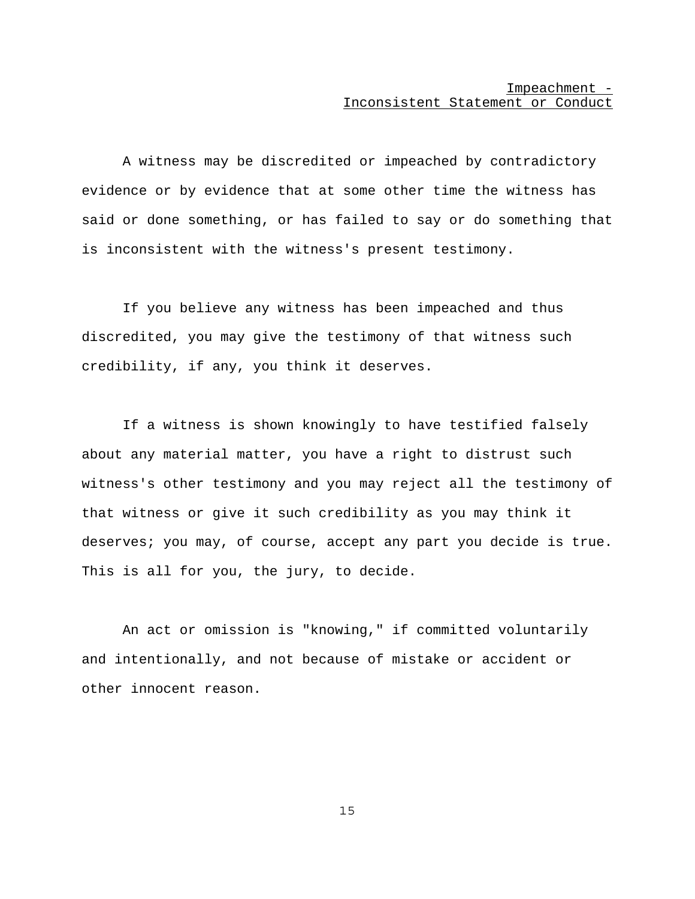## Impeachment - Inconsistent Statement or Conduct

A witness may be discredited or impeached by contradictory evidence or by evidence that at some other time the witness has said or done something, or has failed to say or do something that is inconsistent with the witness's present testimony.

If you believe any witness has been impeached and thus discredited, you may give the testimony of that witness such credibility, if any, you think it deserves.

If a witness is shown knowingly to have testified falsely about any material matter, you have a right to distrust such witness's other testimony and you may reject all the testimony of that witness or give it such credibility as you may think it deserves; you may, of course, accept any part you decide is true. This is all for you, the jury, to decide.

An act or omission is "knowing," if committed voluntarily and intentionally, and not because of mistake or accident or other innocent reason.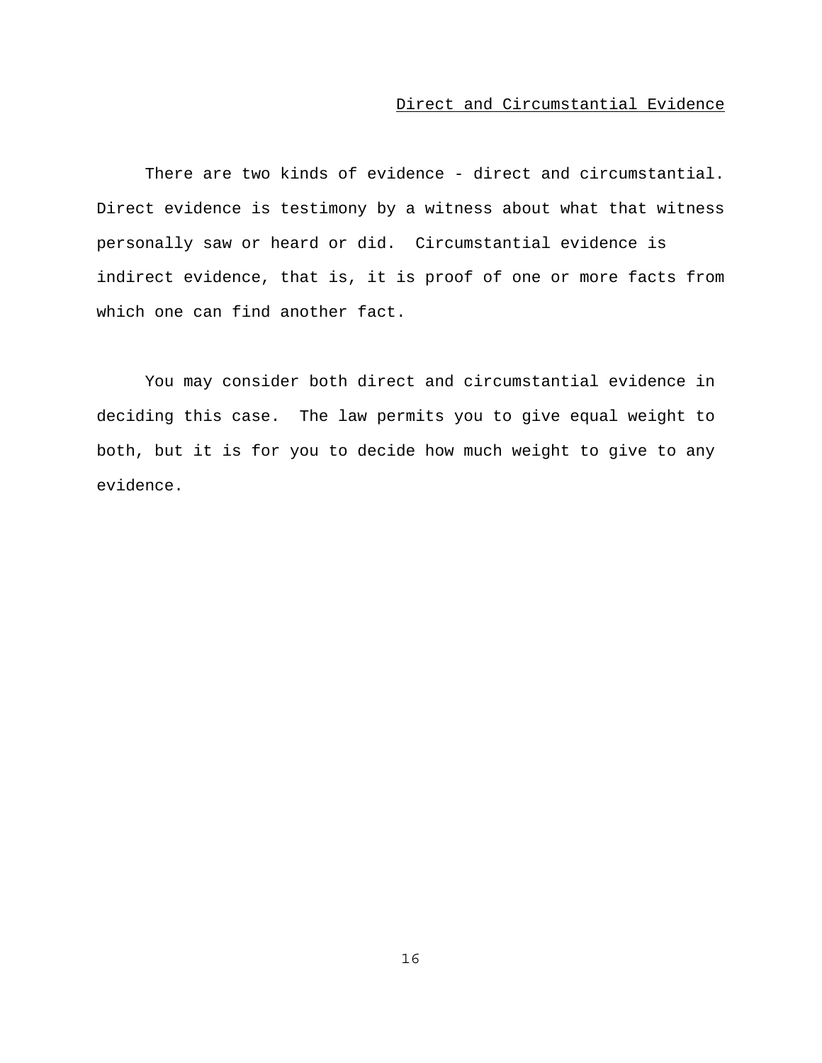## Direct and Circumstantial Evidence

There are two kinds of evidence - direct and circumstantial. Direct evidence is testimony by a witness about what that witness personally saw or heard or did. Circumstantial evidence is indirect evidence, that is, it is proof of one or more facts from which one can find another fact.

You may consider both direct and circumstantial evidence in deciding this case. The law permits you to give equal weight to both, but it is for you to decide how much weight to give to any evidence.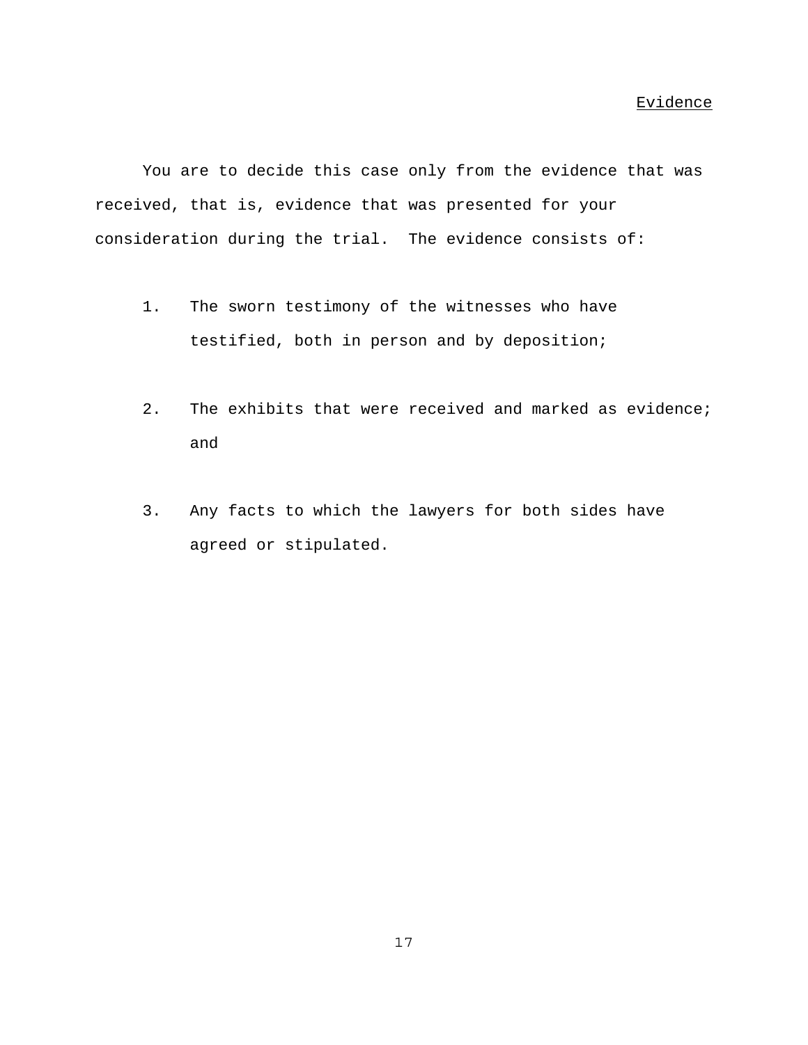## Evidence

You are to decide this case only from the evidence that was received, that is, evidence that was presented for your consideration during the trial. The evidence consists of:

1. The sworn testimony of the witnesses who have testified, both in person and by deposition;

2. The exhibits that were received and marked as evidence; and

3. Any facts to which the lawyers for both sides have agreed or stipulated.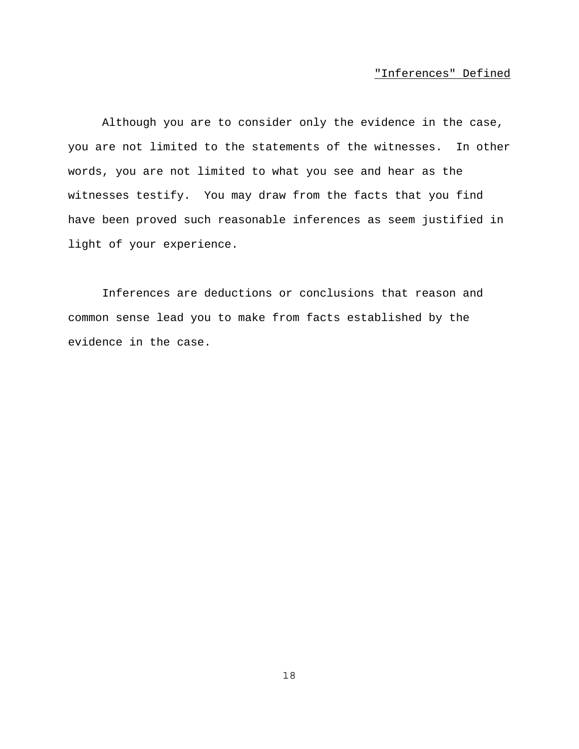## "Inferences" Defined

Although you are to consider only the evidence in the case, you are not limited to the statements of the witnesses. In other words, you are not limited to what you see and hear as the witnesses testify. You may draw from the facts that you find have been proved such reasonable inferences as seem justified in light of your experience.

Inferences are deductions or conclusions that reason and common sense lead you to make from facts established by the evidence in the case.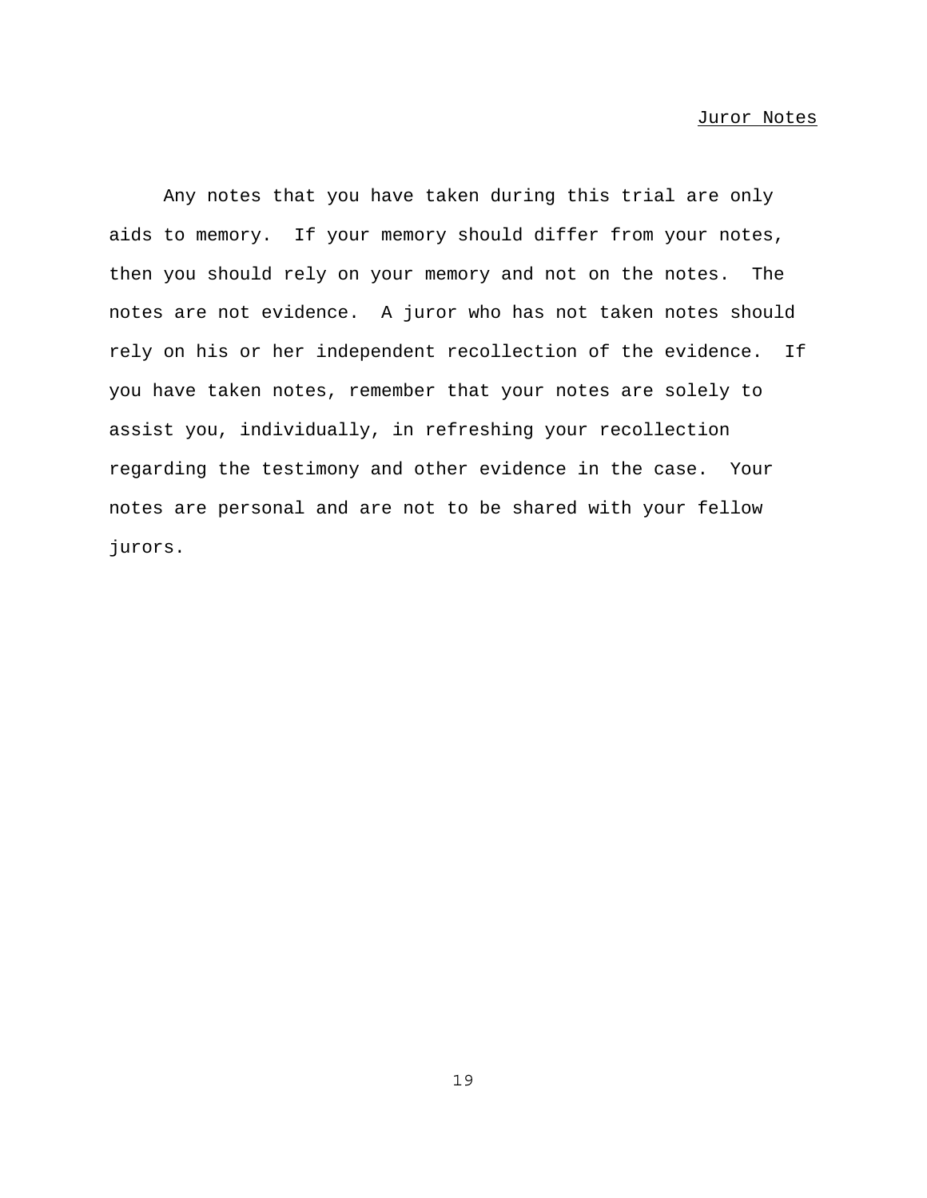## Juror Notes

Any notes that you have taken during this trial are only aids to memory. If your memory should differ from your notes, then you should rely on your memory and not on the notes. The notes are not evidence. A juror who has not taken notes should rely on his or her independent recollection of the evidence. If you have taken notes, remember that your notes are solely to assist you, individually, in refreshing your recollection regarding the testimony and other evidence in the case. Your notes are personal and are not to be shared with your fellow jurors.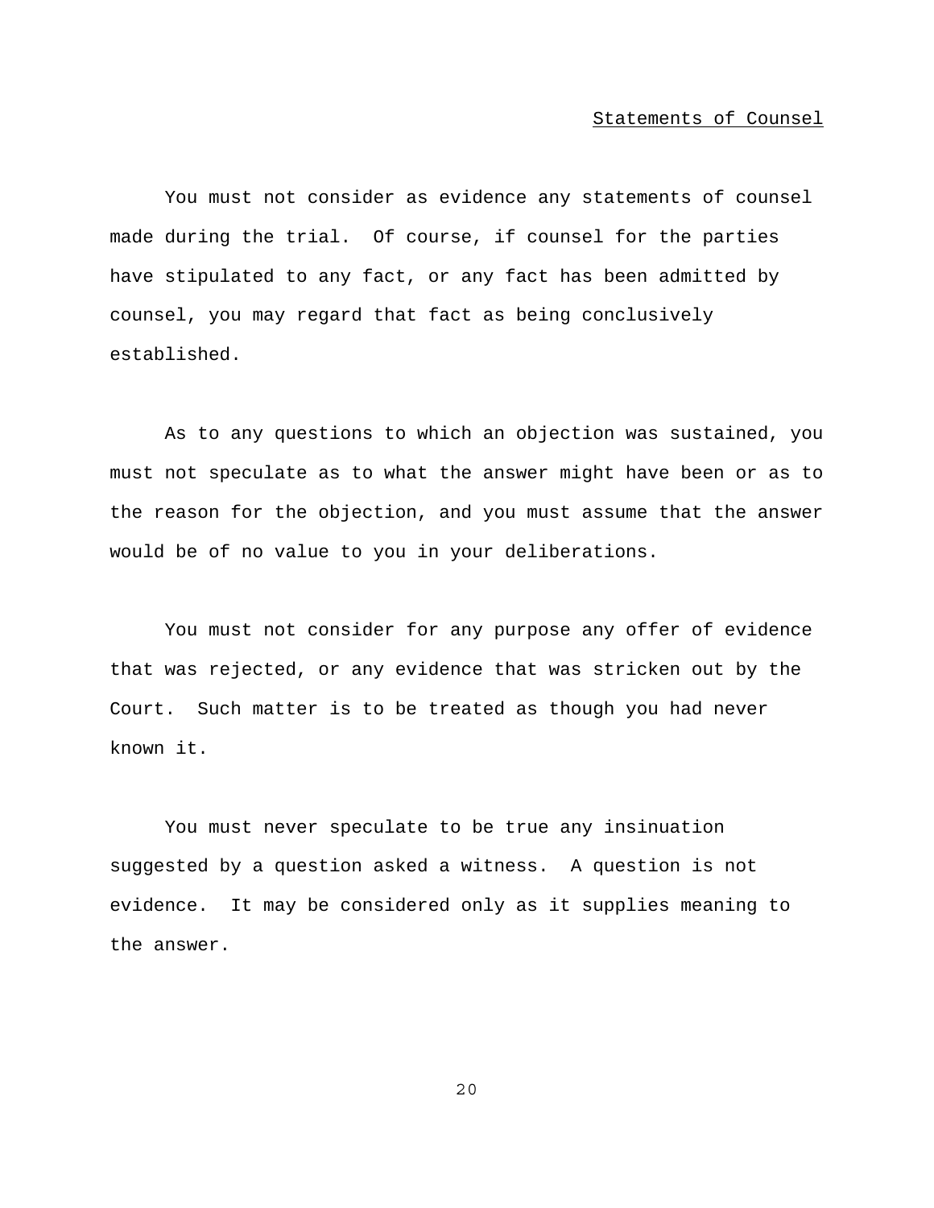## Statements of Counsel

You must not consider as evidence any statements of counsel made during the trial. Of course, if counsel for the parties have stipulated to any fact, or any fact has been admitted by counsel, you may regard that fact as being conclusively established.

As to any questions to which an objection was sustained, you must not speculate as to what the answer might have been or as to the reason for the objection, and you must assume that the answer would be of no value to you in your deliberations.

You must not consider for any purpose any offer of evidence that was rejected, or any evidence that was stricken out by the Court. Such matter is to be treated as though you had never known it.

You must never speculate to be true any insinuation suggested by a question asked a witness. A question is not evidence. It may be considered only as it supplies meaning to the answer.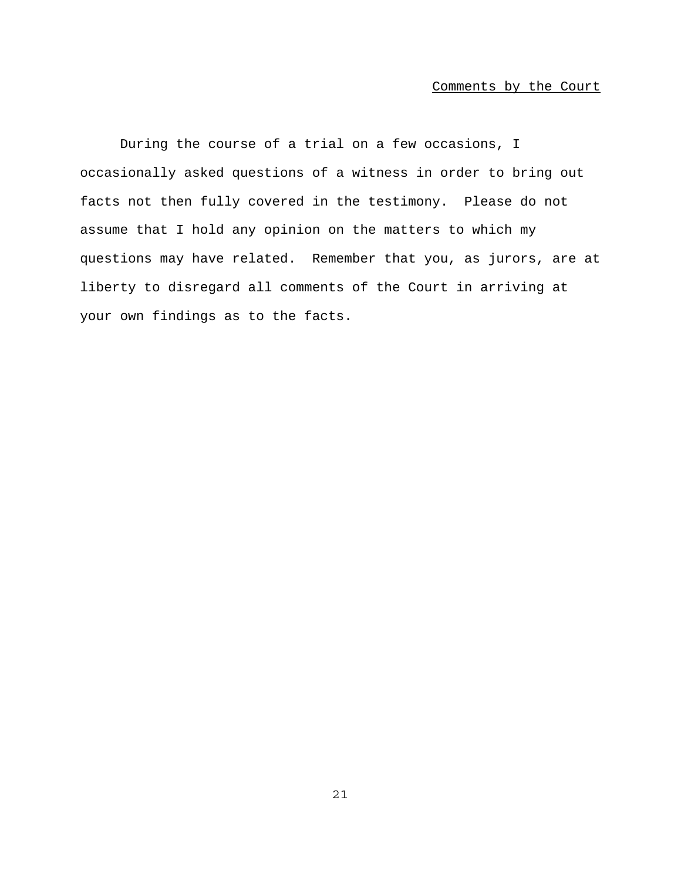## Comments by the Court

During the course of a trial on a few occasions, I occasionally asked questions of a witness in order to bring out facts not then fully covered in the testimony. Please do not assume that I hold any opinion on the matters to which my questions may have related. Remember that you, as jurors, are at liberty to disregard all comments of the Court in arriving at your own findings as to the facts.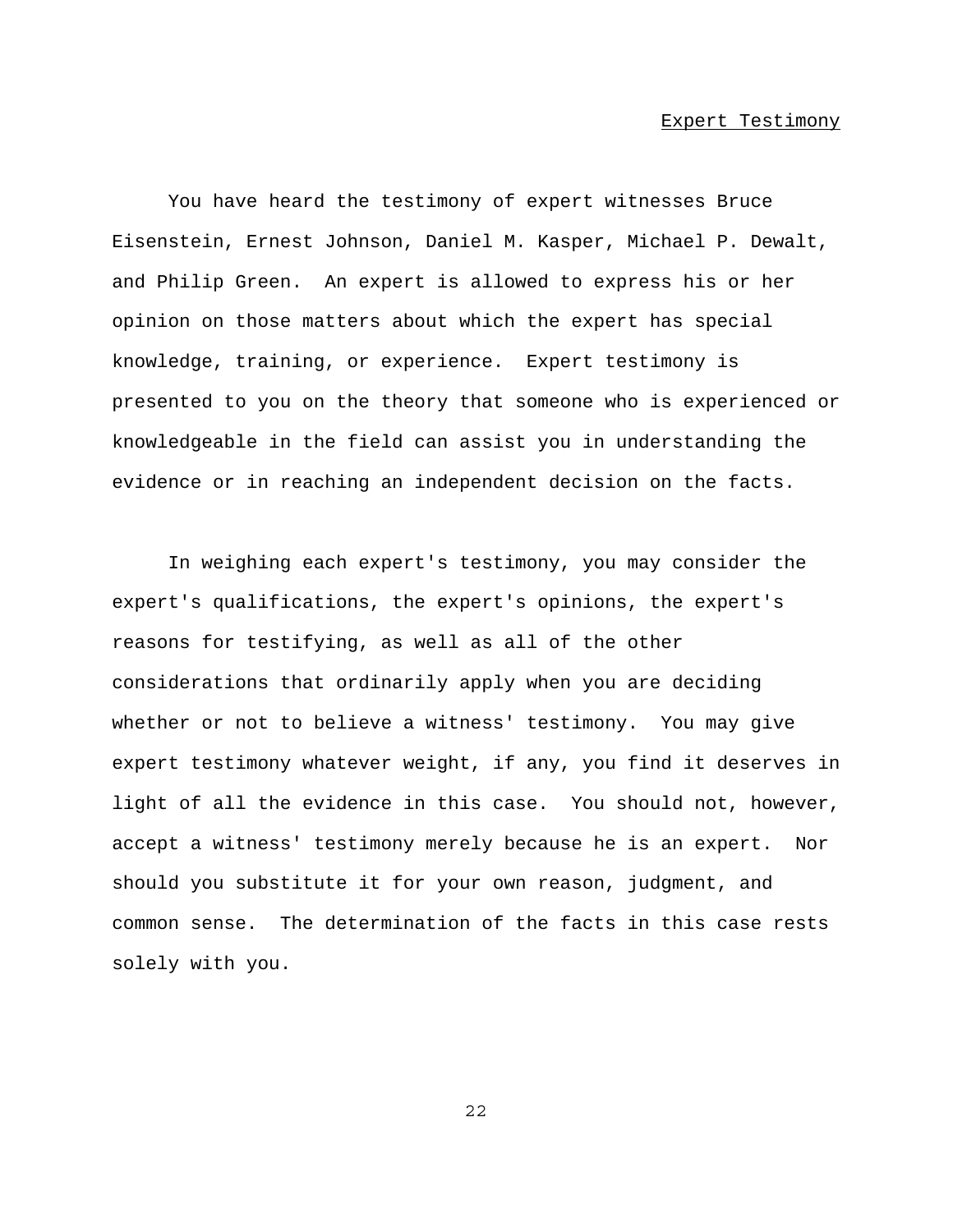## Expert Testimony

You have heard the testimony of expert witnesses Bruce Eisenstein, Ernest Johnson, Daniel M. Kasper, Michael P. Dewalt, and Philip Green. An expert is allowed to express his or her opinion on those matters about which the expert has special knowledge, training, or experience. Expert testimony is presented to you on the theory that someone who is experienced or knowledgeable in the field can assist you in understanding the evidence or in reaching an independent decision on the facts.

In weighing each expert's testimony, you may consider the expert's qualifications, the expert's opinions, the expert's reasons for testifying, as well as all of the other considerations that ordinarily apply when you are deciding whether or not to believe a witness' testimony. You may give expert testimony whatever weight, if any, you find it deserves in light of all the evidence in this case. You should not, however, accept a witness' testimony merely because he is an expert. Nor should you substitute it for your own reason, judgment, and common sense. The determination of the facts in this case rests solely with you.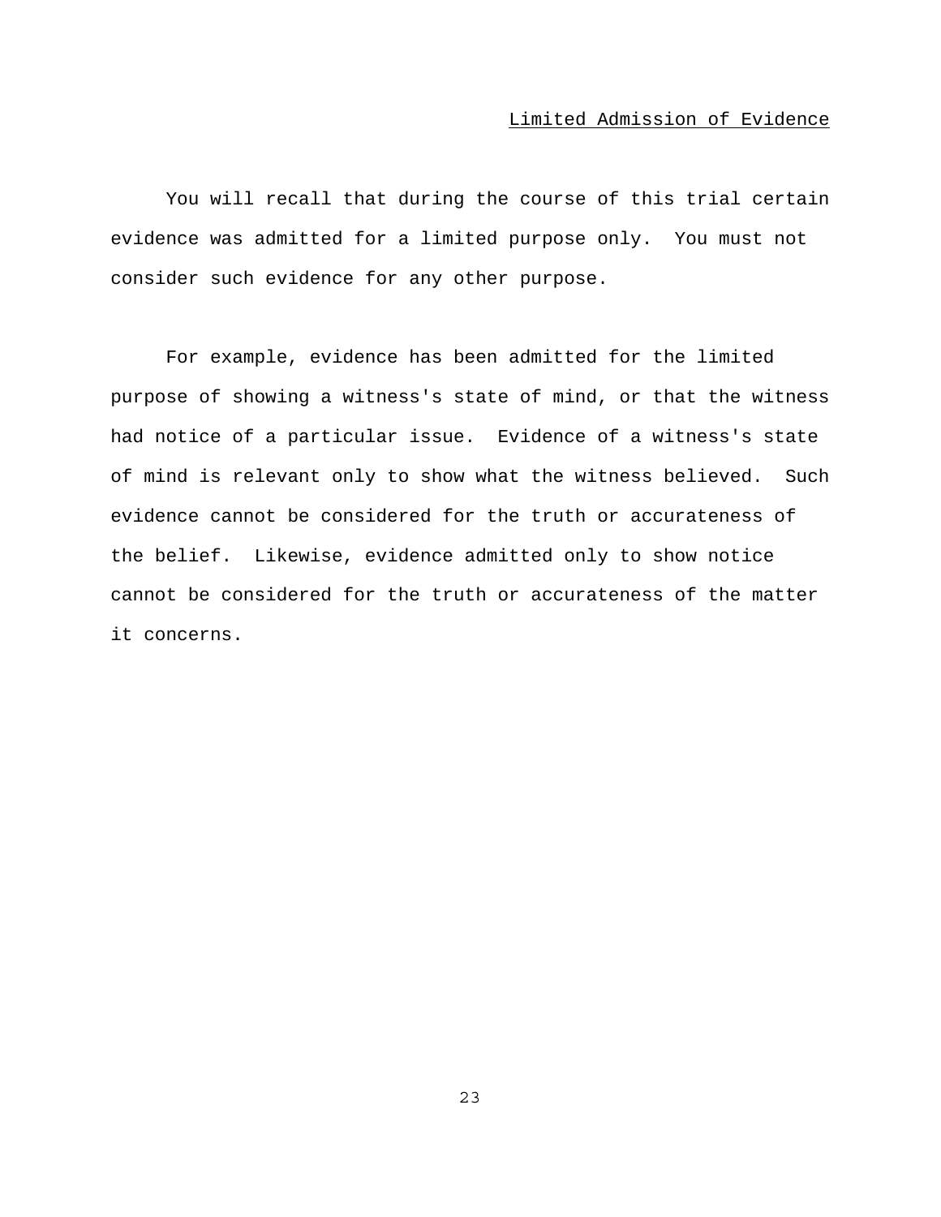## Limited Admission of Evidence

You will recall that during the course of this trial certain evidence was admitted for a limited purpose only. You must not consider such evidence for any other purpose.

For example, evidence has been admitted for the limited purpose of showing a witness's state of mind, or that the witness had notice of a particular issue. Evidence of a witness's state of mind is relevant only to show what the witness believed. Such evidence cannot be considered for the truth or accurateness of the belief. Likewise, evidence admitted only to show notice cannot be considered for the truth or accurateness of the matter it concerns.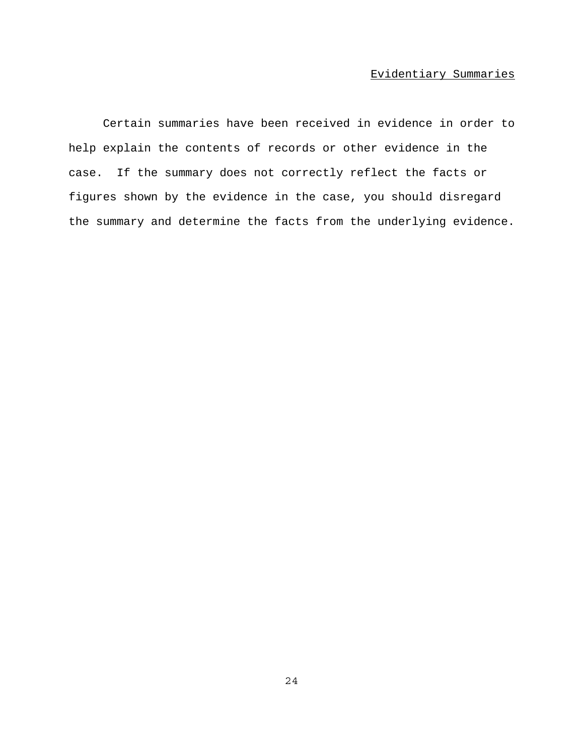## Evidentiary Summaries

Certain summaries have been received in evidence in order to help explain the contents of records or other evidence in the case. If the summary does not correctly reflect the facts or figures shown by the evidence in the case, you should disregard the summary and determine the facts from the underlying evidence.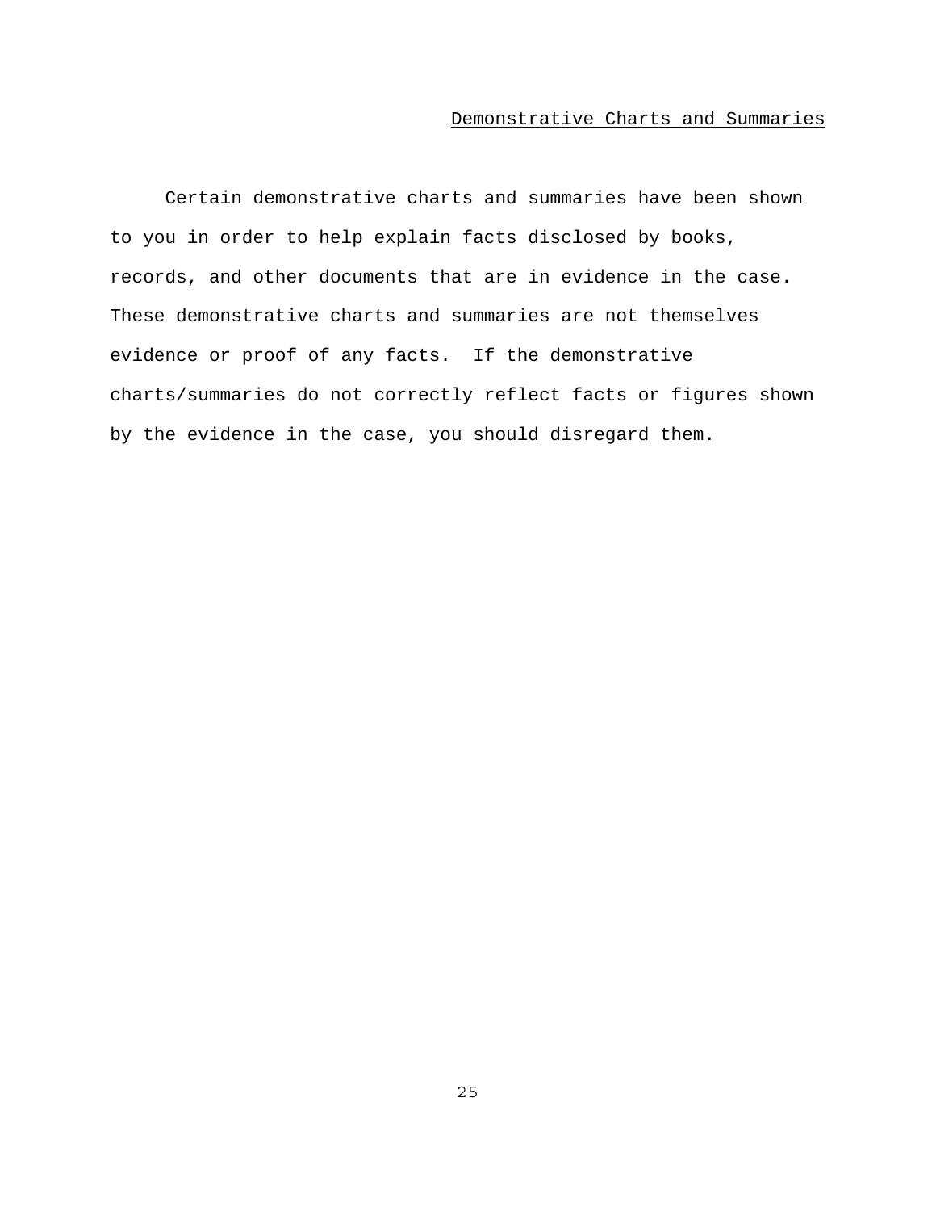## Demonstrative Charts and Summaries

Certain demonstrative charts and summaries have been shown to you in order to help explain facts disclosed by books, records, and other documents that are in evidence in the case. These demonstrative charts and summaries are not themselves evidence or proof of any facts. If the demonstrative charts/summaries do not correctly reflect facts or figures shown by the evidence in the case, you should disregard them.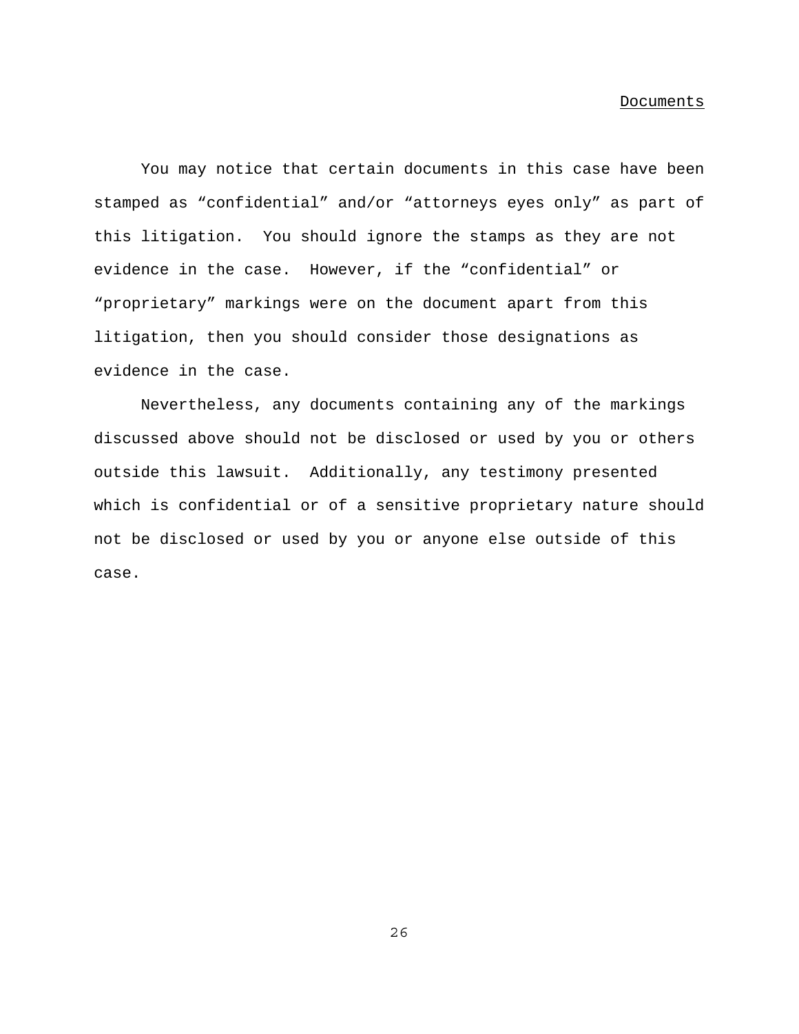## Documents

You may notice that certain documents in this case have been stamped as “confidential” and/or “attorneys eyes only” as part of this litigation. You should ignore the stamps as they are not evidence in the case. However, if the “confidential” or “proprietary” markings were on the document apart from this litigation, then you should consider those designations as evidence in the case.

Nevertheless, any documents containing any of the markings discussed above should not be disclosed or used by you or others outside this lawsuit. Additionally, any testimony presented which is confidential or of a sensitive proprietary nature should not be disclosed or used by you or anyone else outside of this case.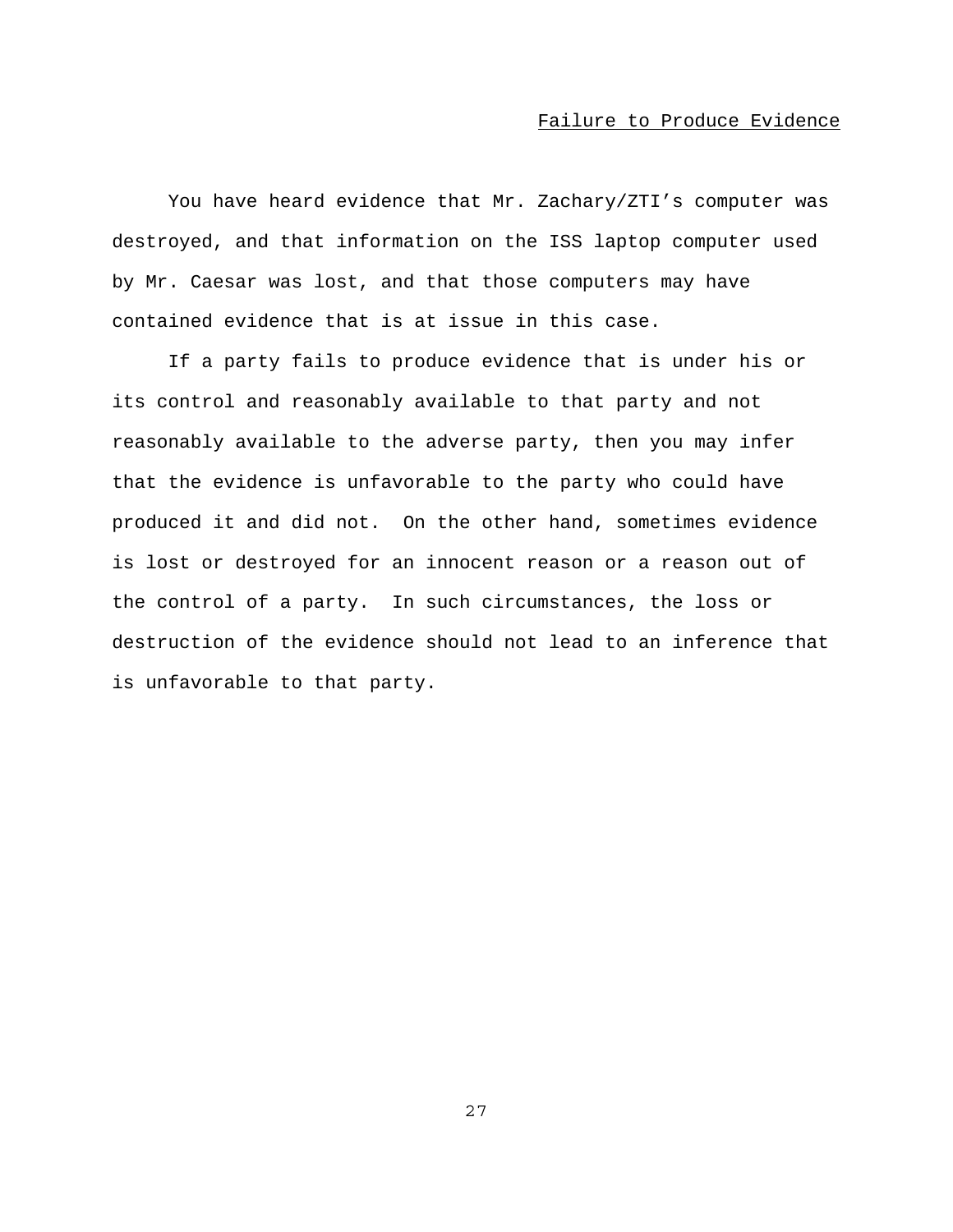## Failure to Produce Evidence

You have heard evidence that Mr. Zachary/ZTI's computer was destroyed, and that information on the ISS laptop computer used by Mr. Caesar was lost, and that those computers may have contained evidence that is at issue in this case.

If a party fails to produce evidence that is under his or its control and reasonably available to that party and not reasonably available to the adverse party, then you may infer that the evidence is unfavorable to the party who could have produced it and did not. On the other hand, sometimes evidence is lost or destroyed for an innocent reason or a reason out of the control of a party. In such circumstances, the loss or destruction of the evidence should not lead to an inference that is unfavorable to that party.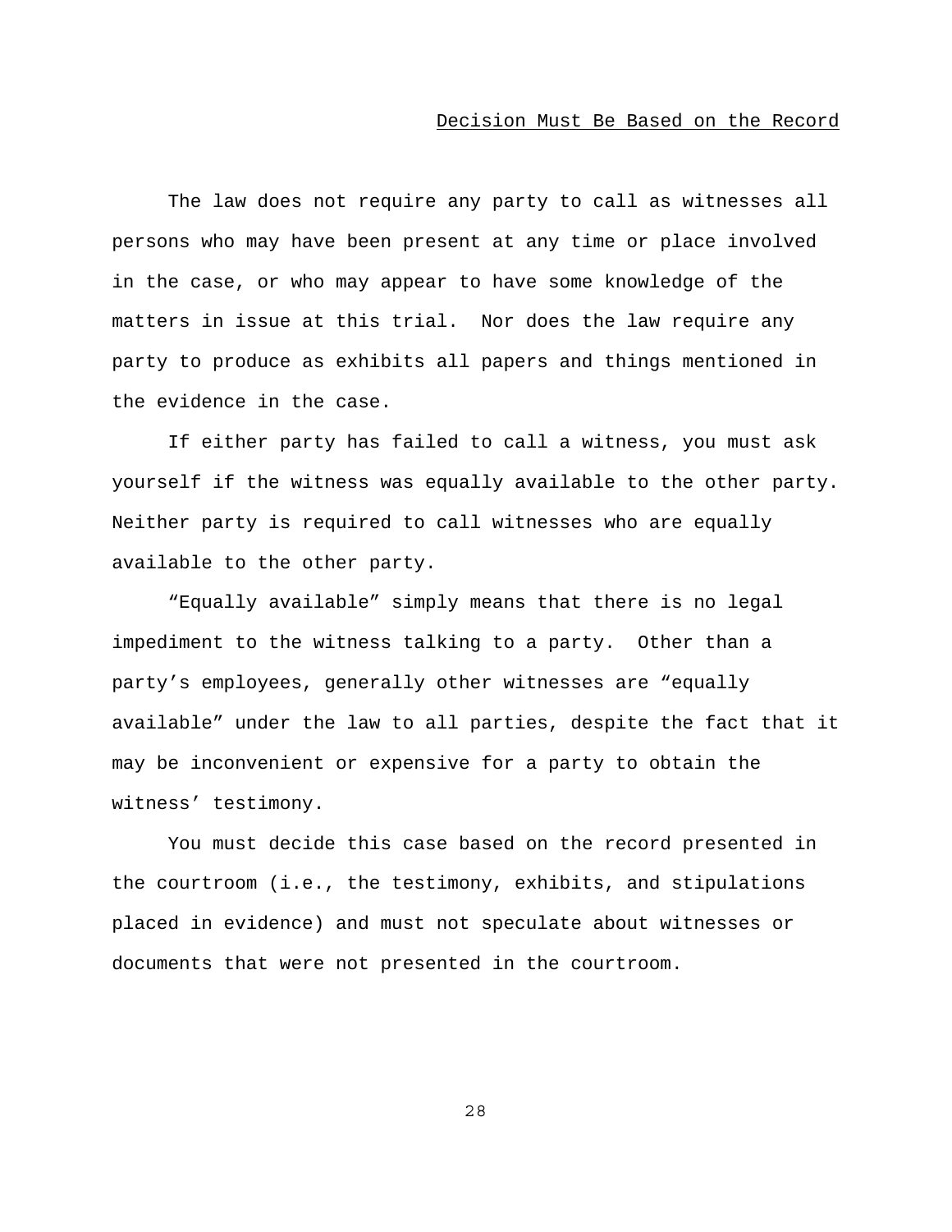## Decision Must Be Based on the Record

The law does not require any party to call as witnesses all persons who may have been present at any time or place involved in the case, or who may appear to have some knowledge of the matters in issue at this trial. Nor does the law require any party to produce as exhibits all papers and things mentioned in the evidence in the case.

If either party has failed to call a witness, you must ask yourself if the witness was equally available to the other party. Neither party is required to call witnesses who are equally available to the other party.

"Equally available" simply means that there is no legal impediment to the witness talking to a party. Other than a party's employees, generally other witnesses are "equally available" under the law to all parties, despite the fact that it may be inconvenient or expensive for a party to obtain the witness' testimony.

You must decide this case based on the record presented in the courtroom (i.e., the testimony, exhibits, and stipulations placed in evidence) and must not speculate about witnesses or documents that were not presented in the courtroom.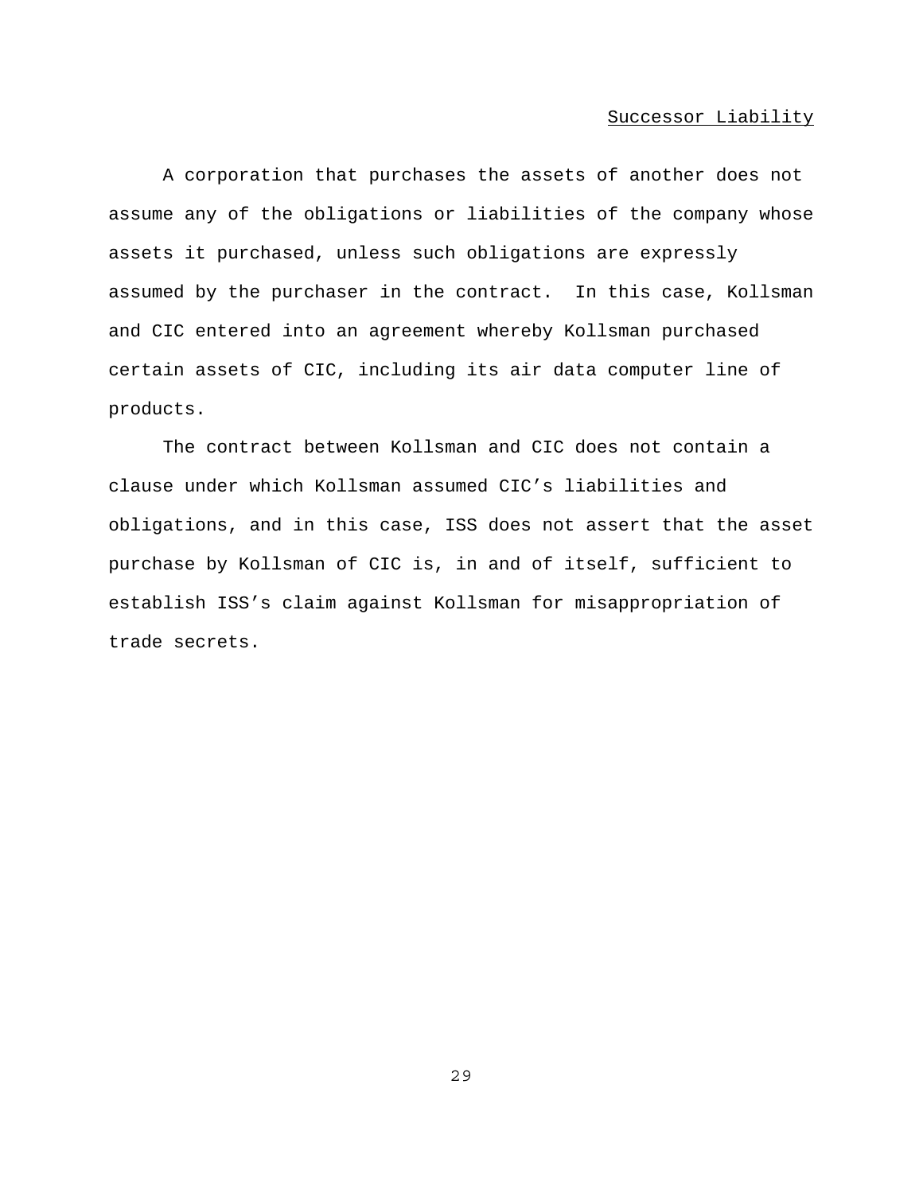## Successor Liability

A corporation that purchases the assets of another does not assume any of the obligations or liabilities of the company whose assets it purchased, unless such obligations are expressly assumed by the purchaser in the contract. In this case, Kollsman and CIC entered into an agreement whereby Kollsman purchased certain assets of CIC, including its air data computer line of products.

The contract between Kollsman and CIC does not contain a clause under which Kollsman assumed CIC's liabilities and obligations, and in this case, ISS does not assert that the asset purchase by Kollsman of CIC is, in and of itself, sufficient to establish ISS's claim against Kollsman for misappropriation of trade secrets.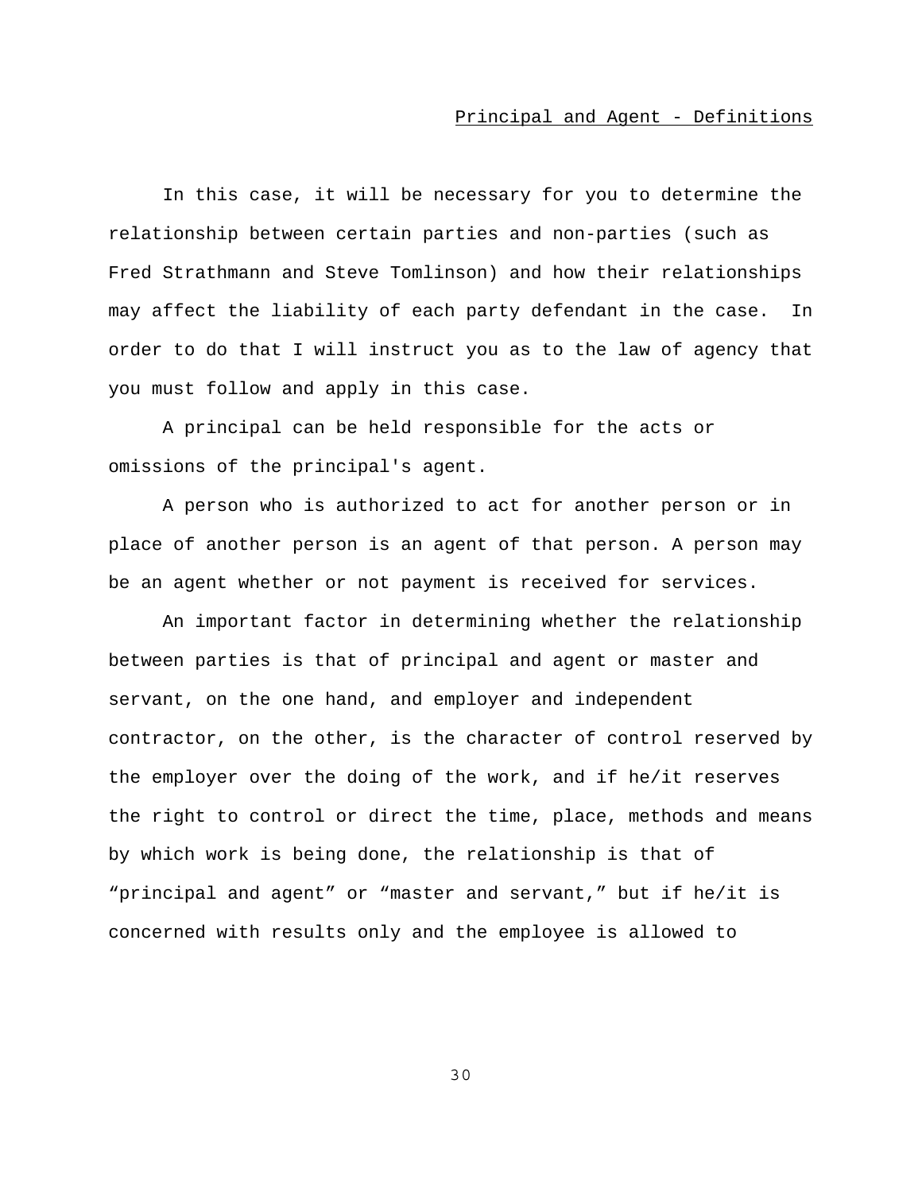## Principal and Agent - Definitions

In this case, it will be necessary for you to determine the relationship between certain parties and non-parties (such as Fred Strathmann and Steve Tomlinson) and how their relationships may affect the liability of each party defendant in the case. In order to do that I will instruct you as to the law of agency that you must follow and apply in this case.

A principal can be held responsible for the acts or omissions of the principal's agent.

A person who is authorized to act for another person or in place of another person is an agent of that person. A person may be an agent whether or not payment is received for services.

An important factor in determining whether the relationship between parties is that of principal and agent or master and servant, on the one hand, and employer and independent contractor, on the other, is the character of control reserved by the employer over the doing of the work, and if he/it reserves the right to control or direct the time, place, methods and means by which work is being done, the relationship is that of "principal and agent" or "master and servant," but if he/it is concerned with results only and the employee is allowed to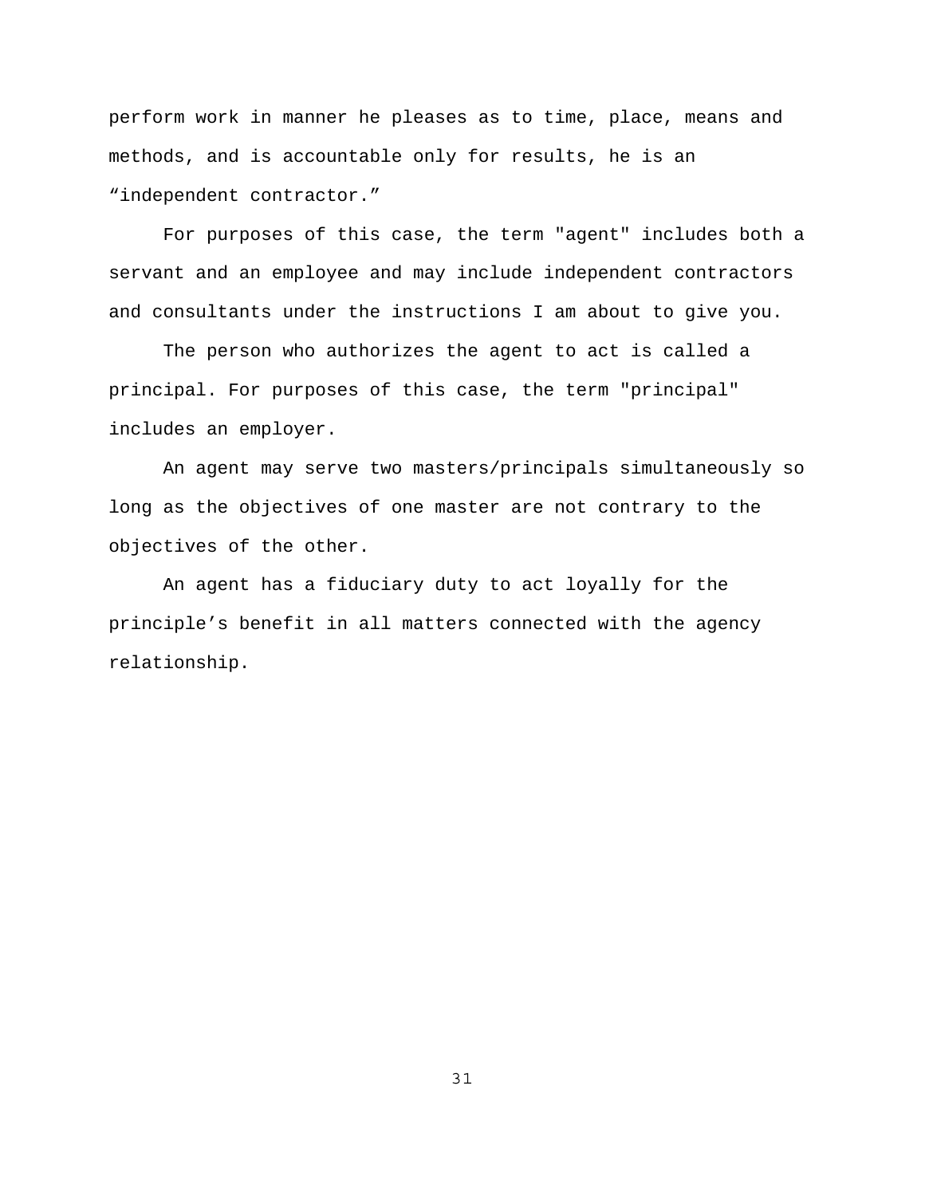perform work in manner he pleases as to time, place, means and methods, and is accountable only for results, he is an “independent contractor.”

For purposes of this case, the term "agent" includes both a servant and an employee and may include independent contractors and consultants under the instructions I am about to give you.

The person who authorizes the agent to act is called a principal. For purposes of this case, the term "principal" includes an employer.

An agent may serve two masters/principals simultaneously so long as the objectives of one master are not contrary to the objectives of the other.

An agent has a fiduciary duty to act loyally for the principle’s benefit in all matters connected with the agency relationship.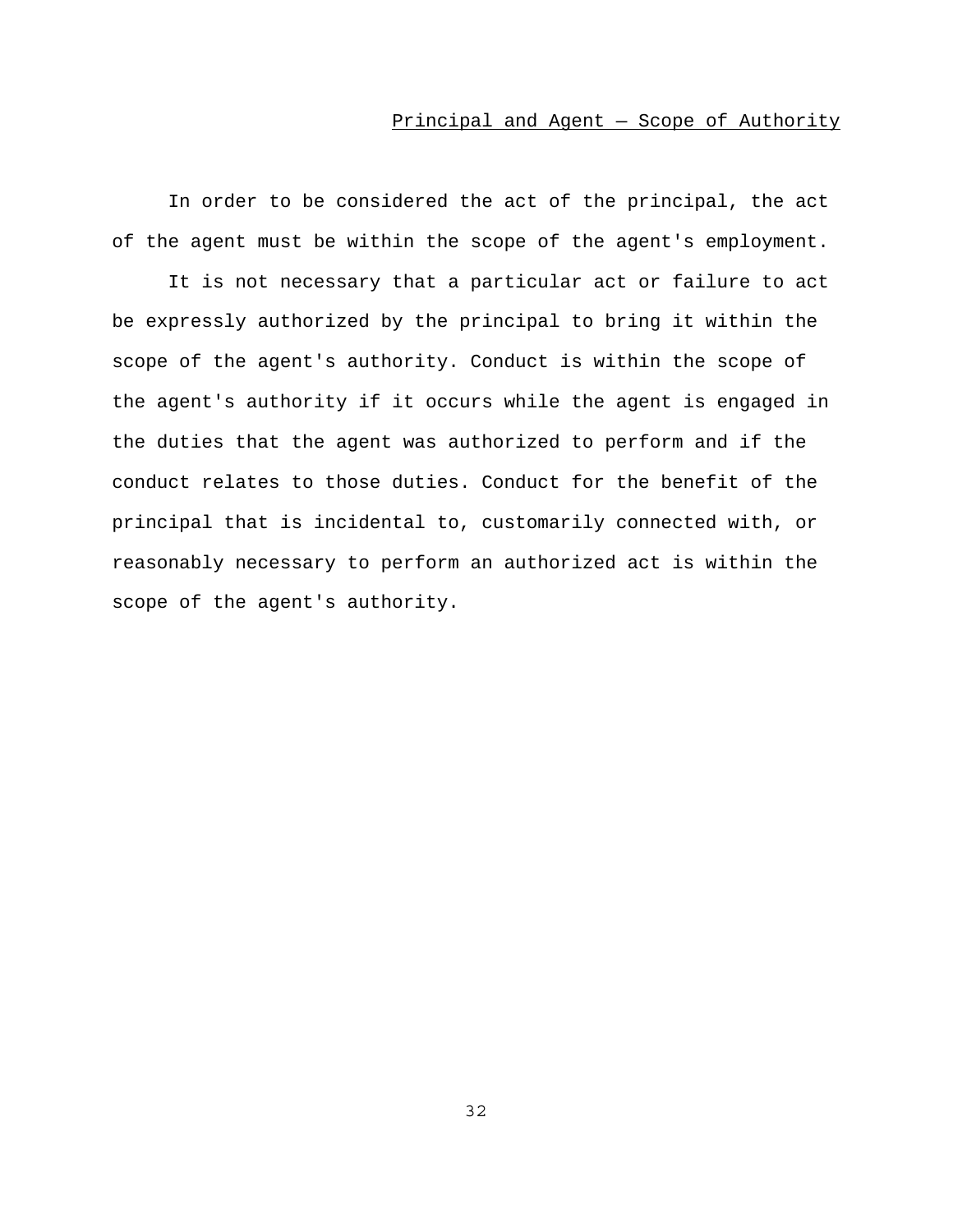## Principal and Agent — Scope of Authority

In order to be considered the act of the principal, the act of the agent must be within the scope of the agent's employment.

It is not necessary that a particular act or failure to act be expressly authorized by the principal to bring it within the scope of the agent's authority. Conduct is within the scope of the agent's authority if it occurs while the agent is engaged in the duties that the agent was authorized to perform and if the conduct relates to those duties. Conduct for the benefit of the principal that is incidental to, customarily connected with, or reasonably necessary to perform an authorized act is within the scope of the agent's authority.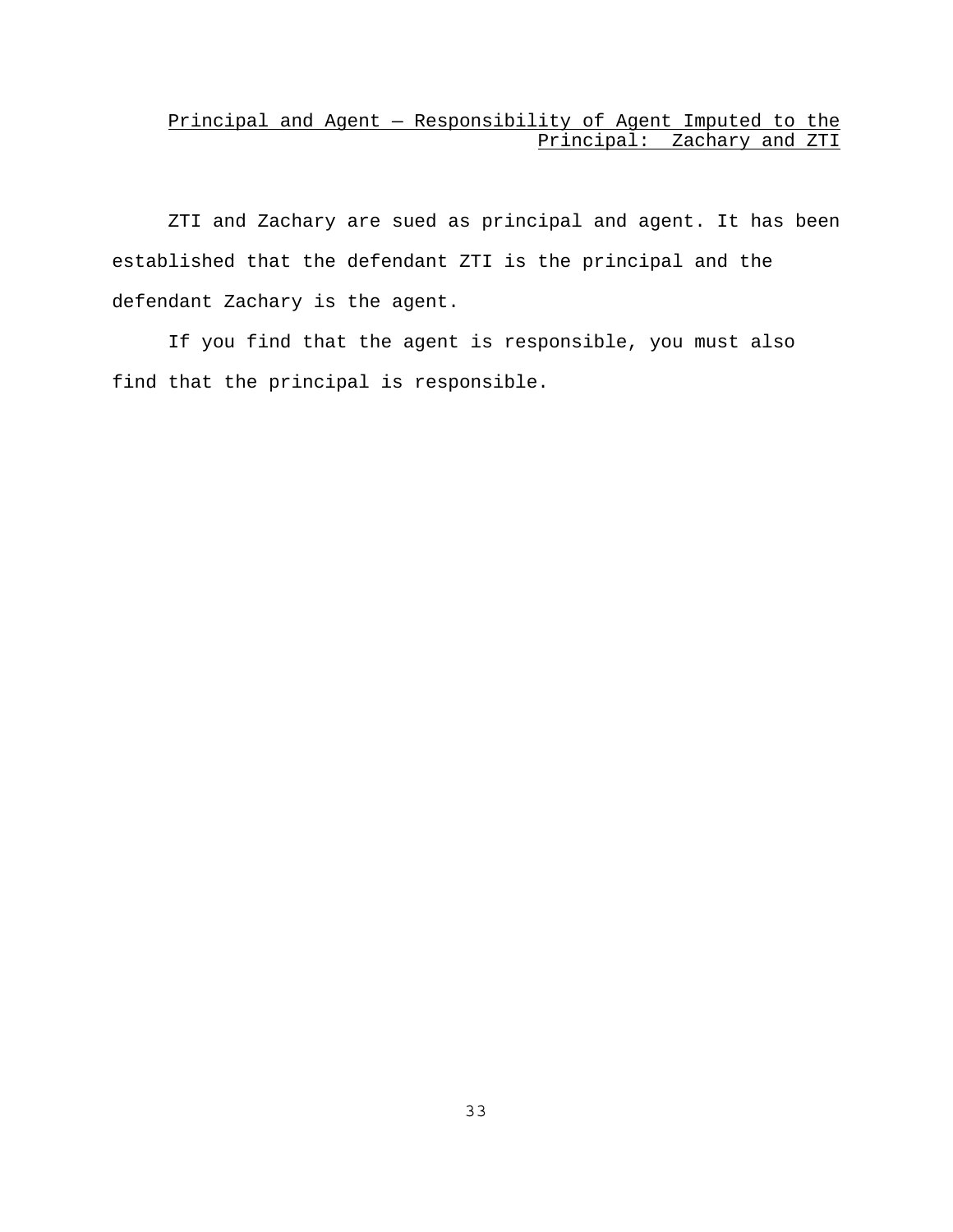<u>Principal and Agent — Responsibility of Agent Imputed to the Principal: Zachary and ZTI</u>

ZTI and Zachary are sued as principal and agent. It has been established that the defendant ZTI is the principal and the defendant Zachary is the agent.

If you find that the agent is responsible, you must also find that the principal is responsible.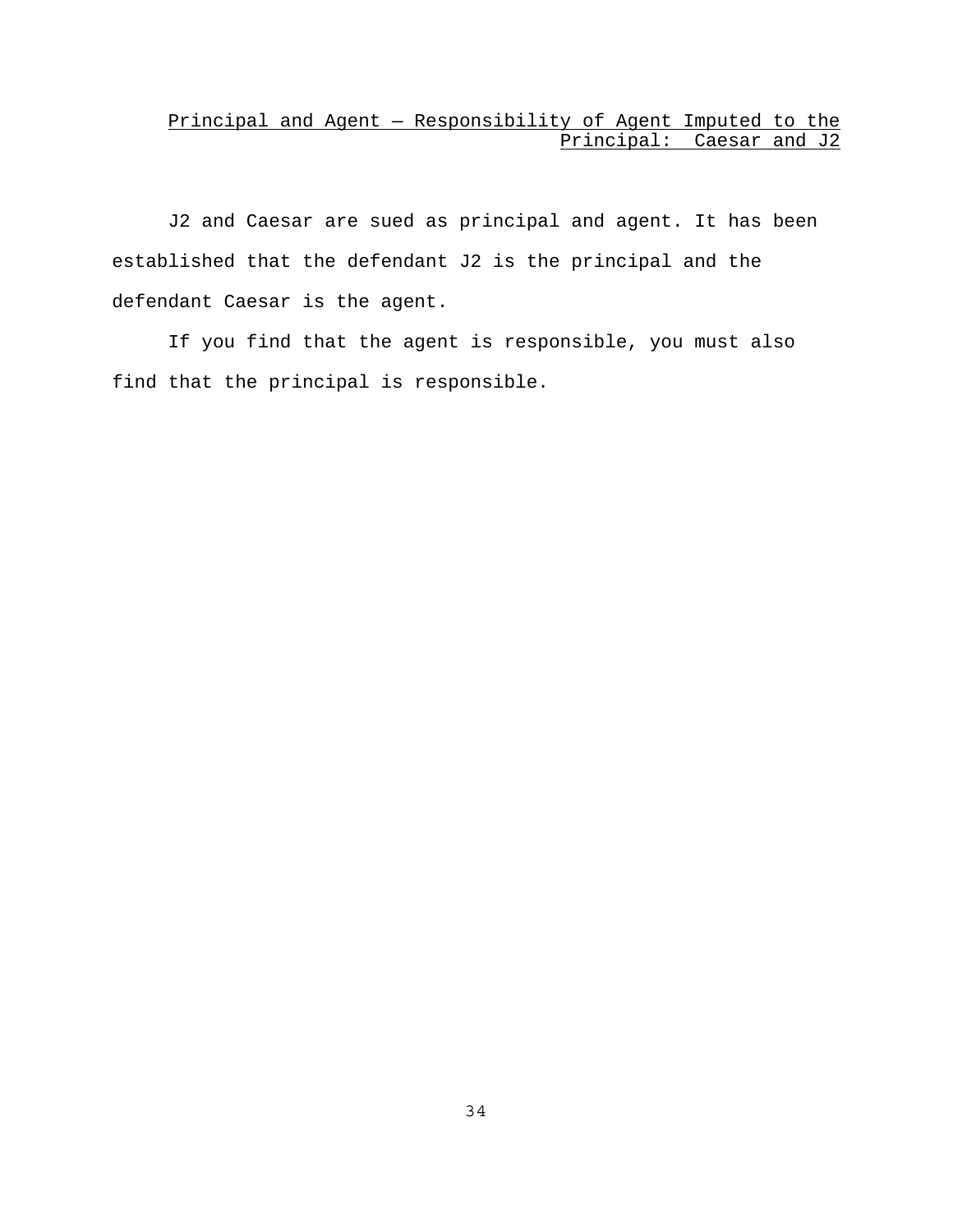## Principal and Agent — Responsibility of Agent Imputed to the Principal: Caesar and J2

J2 and Caesar are sued as principal and agent. It has been established that the defendant J2 is the principal and the defendant Caesar is the agent.

If you find that the agent is responsible, you must also find that the principal is responsible.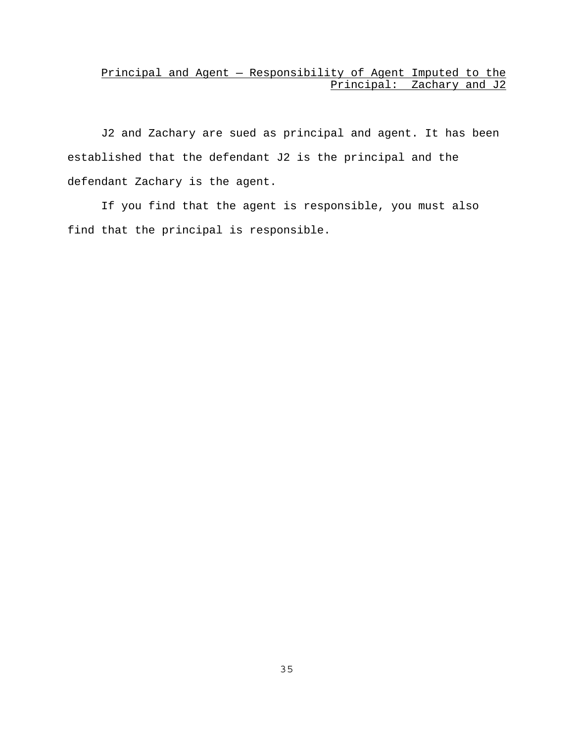## Principal and Agent — Responsibility of Agent Imputed to the Principal: Zachary and J2

J2 and Zachary are sued as principal and agent. It has been established that the defendant J2 is the principal and the defendant Zachary is the agent.

If you find that the agent is responsible, you must also find that the principal is responsible.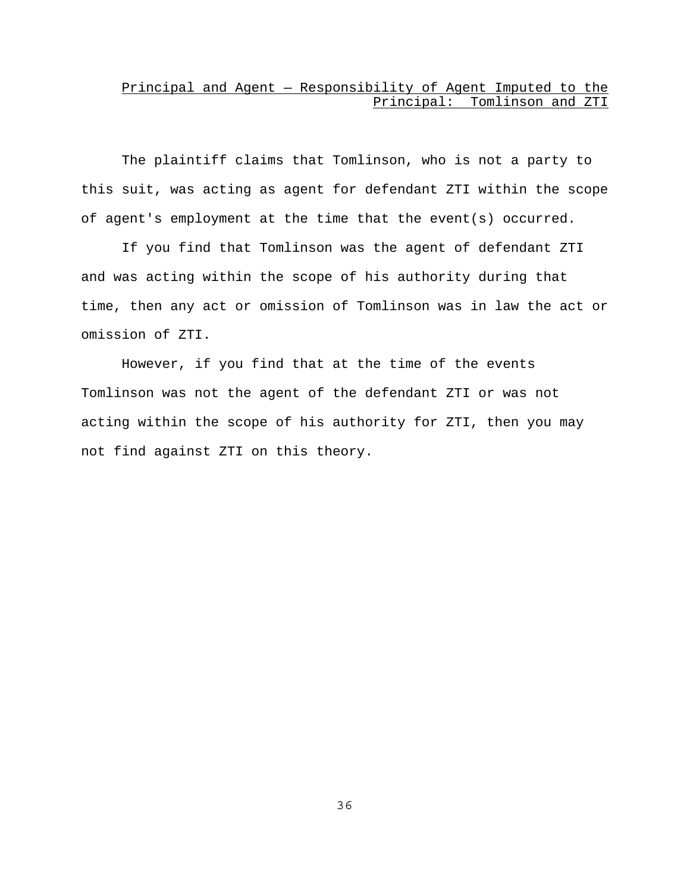## Principal and Agent — Responsibility of Agent Imputed to the Principal: Tomlinson and ZTI

The plaintiff claims that Tomlinson, who is not a party to this suit, was acting as agent for defendant ZTI within the scope of agent's employment at the time that the event(s) occurred.

If you find that Tomlinson was the agent of defendant ZTI and was acting within the scope of his authority during that time, then any act or omission of Tomlinson was in law the act or omission of ZTI.

However, if you find that at the time of the events Tomlinson was not the agent of the defendant ZTI or was not acting within the scope of his authority for ZTI, then you may not find against ZTI on this theory.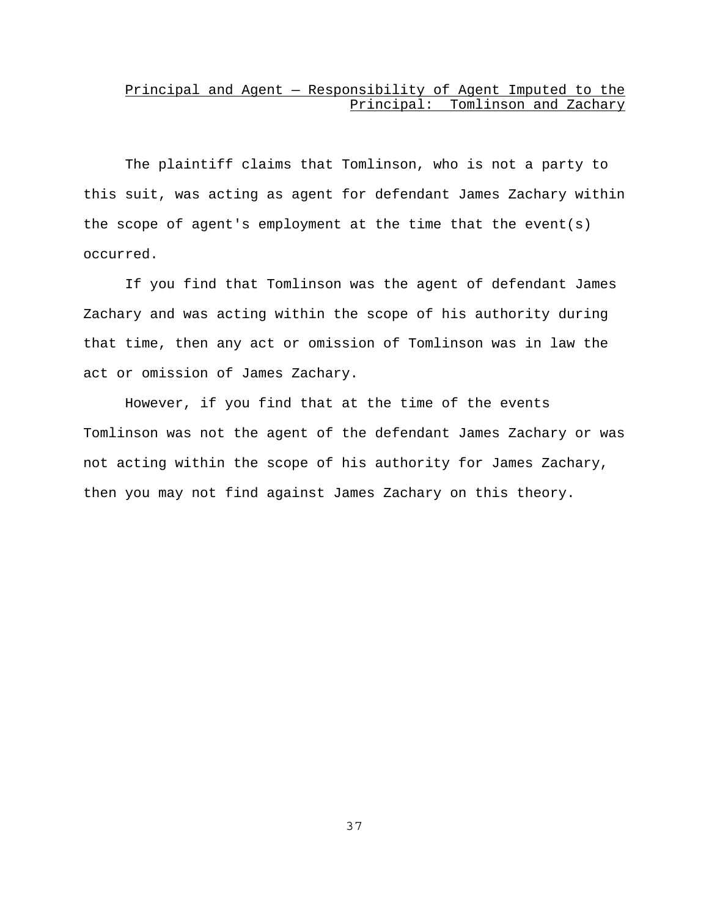## Principal and Agent — Responsibility of Agent Imputed to the Principal: Tomlinson and Zachary

The plaintiff claims that Tomlinson, who is not a party to this suit, was acting as agent for defendant James Zachary within the scope of agent's employment at the time that the event(s) occurred.

If you find that Tomlinson was the agent of defendant James Zachary and was acting within the scope of his authority during that time, then any act or omission of Tomlinson was in law the act or omission of James Zachary.

However, if you find that at the time of the events Tomlinson was not the agent of the defendant James Zachary or was not acting within the scope of his authority for James Zachary, then you may not find against James Zachary on this theory.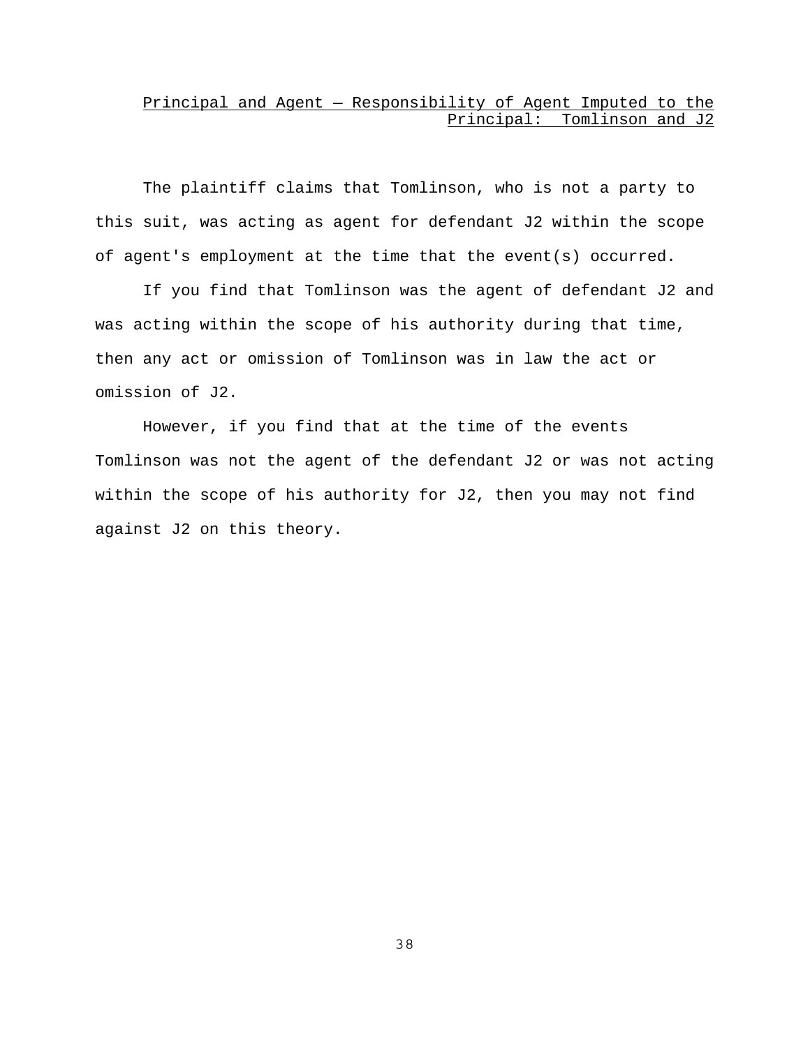## Principal and Agent — Responsibility of Agent Imputed to the Principal: Tomlinson and J2

The plaintiff claims that Tomlinson, who is not a party to this suit, was acting as agent for defendant J2 within the scope of agent's employment at the time that the event(s) occurred.

If you find that Tomlinson was the agent of defendant J2 and was acting within the scope of his authority during that time, then any act or omission of Tomlinson was in law the act or omission of J2.

However, if you find that at the time of the events Tomlinson was not the agent of the defendant J2 or was not acting within the scope of his authority for J2, then you may not find against J2 on this theory.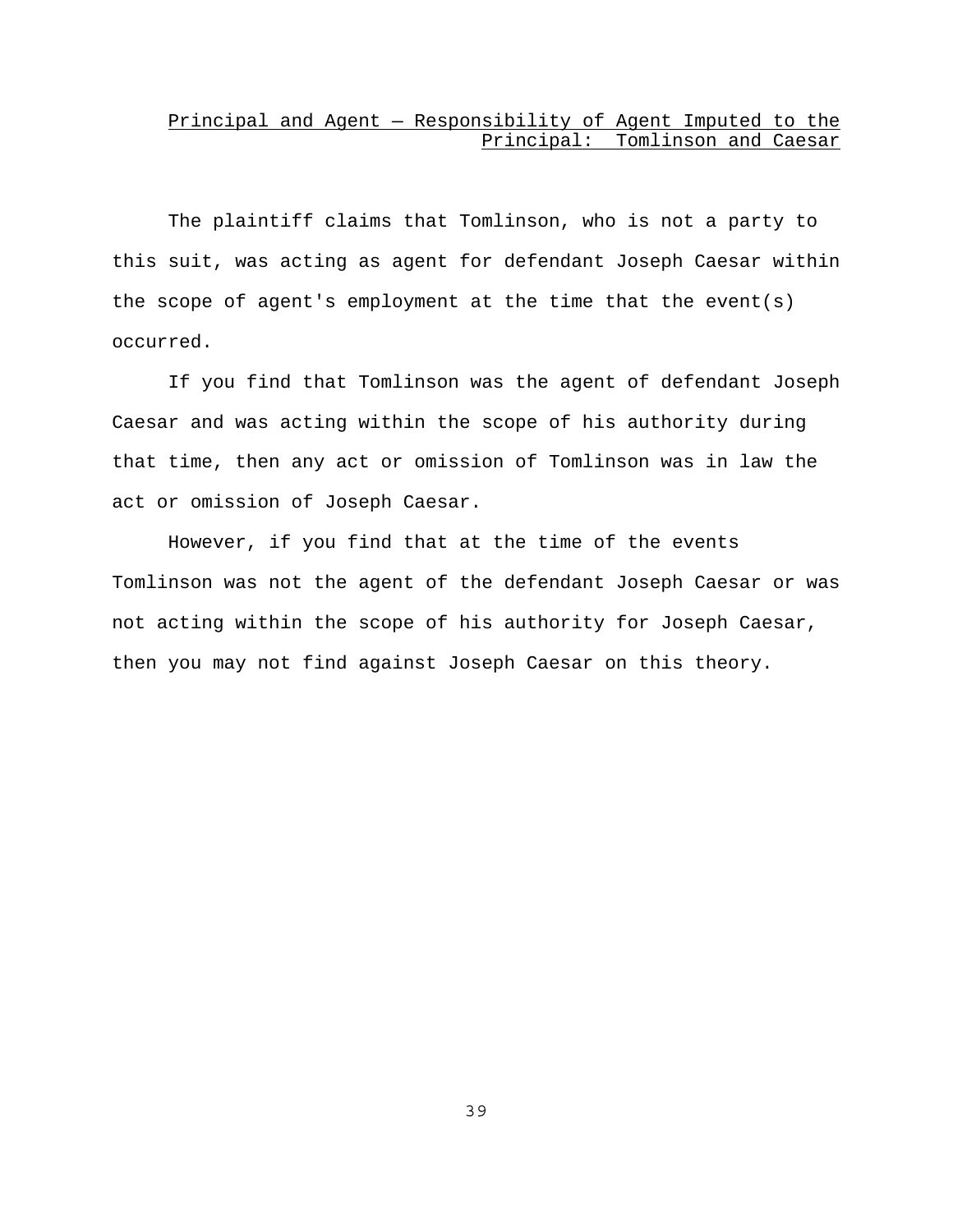Principal and Agent — Responsibility of Agent Imputed to the Principal: Tomlinson and Caesar

The plaintiff claims that Tomlinson, who is not a party to this suit, was acting as agent for defendant Joseph Caesar within the scope of agent's employment at the time that the event(s) occurred.

If you find that Tomlinson was the agent of defendant Joseph Caesar and was acting within the scope of his authority during that time, then any act or omission of Tomlinson was in law the act or omission of Joseph Caesar.

However, if you find that at the time of the events Tomlinson was not the agent of the defendant Joseph Caesar or was not acting within the scope of his authority for Joseph Caesar, then you may not find against Joseph Caesar on this theory.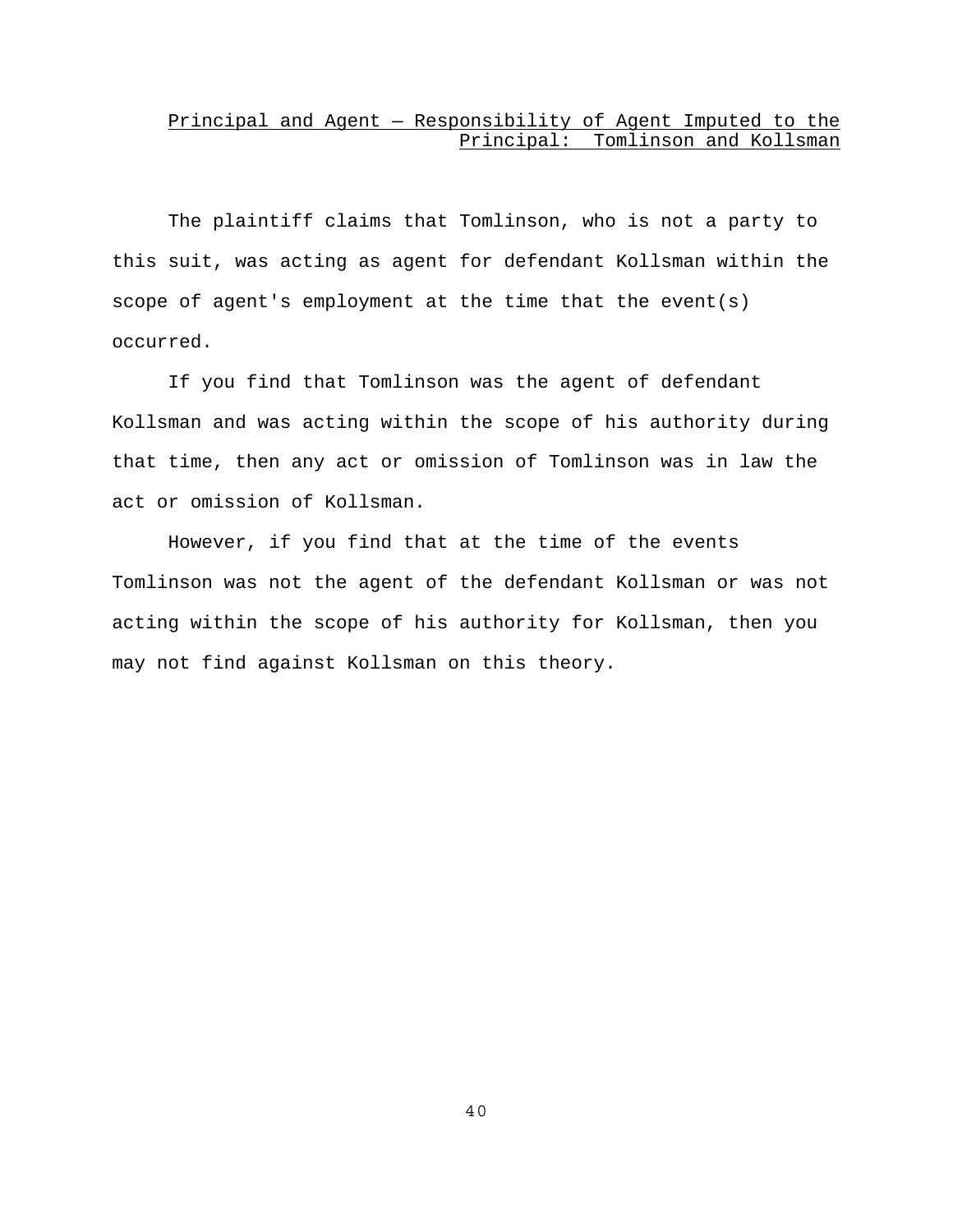## Principal and Agent — Responsibility of Agent Imputed to the Principal: Tomlinson and Kollsman

The plaintiff claims that Tomlinson, who is not a party to this suit, was acting as agent for defendant Kollsman within the scope of agent's employment at the time that the event(s) occurred.

If you find that Tomlinson was the agent of defendant Kollsman and was acting within the scope of his authority during that time, then any act or omission of Tomlinson was in law the act or omission of Kollsman.

However, if you find that at the time of the events Tomlinson was not the agent of the defendant Kollsman or was not acting within the scope of his authority for Kollsman, then you may not find against Kollsman on this theory.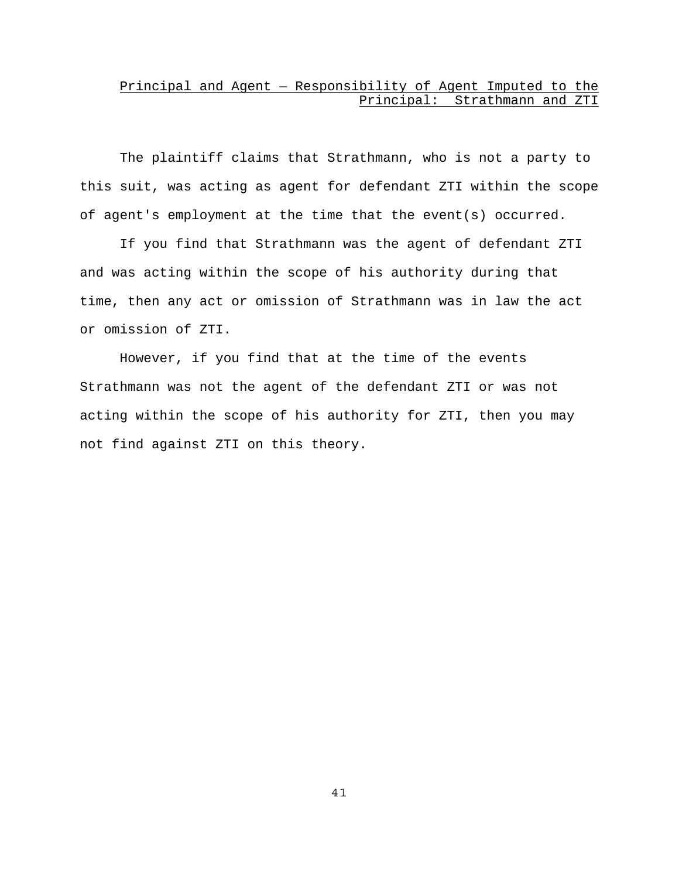## Principal and Agent — Responsibility of Agent Imputed to the Principal: Strathmann and ZTI

The plaintiff claims that Strathmann, who is not a party to this suit, was acting as agent for defendant ZTI within the scope of agent's employment at the time that the event(s) occurred.

If you find that Strathmann was the agent of defendant ZTI and was acting within the scope of his authority during that time, then any act or omission of Strathmann was in law the act or omission of ZTI.

However, if you find that at the time of the events Strathmann was not the agent of the defendant ZTI or was not acting within the scope of his authority for ZTI, then you may not find against ZTI on this theory.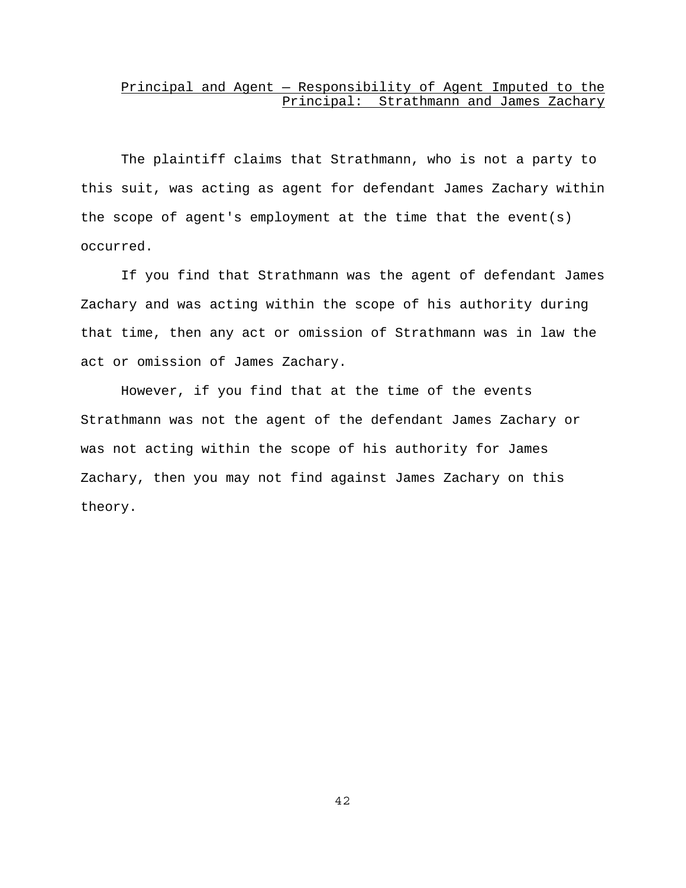<u>Principal and Agent — Responsibility of Agent Imputed to the Principal: Strathmann and James Zachary</u>

The plaintiff claims that Strathmann, who is not a party to this suit, was acting as agent for defendant James Zachary within the scope of agent's employment at the time that the event(s) occurred.

If you find that Strathmann was the agent of defendant James Zachary and was acting within the scope of his authority during that time, then any act or omission of Strathmann was in law the act or omission of James Zachary.

However, if you find that at the time of the events Strathmann was not the agent of the defendant James Zachary or was not acting within the scope of his authority for James Zachary, then you may not find against James Zachary on this theory.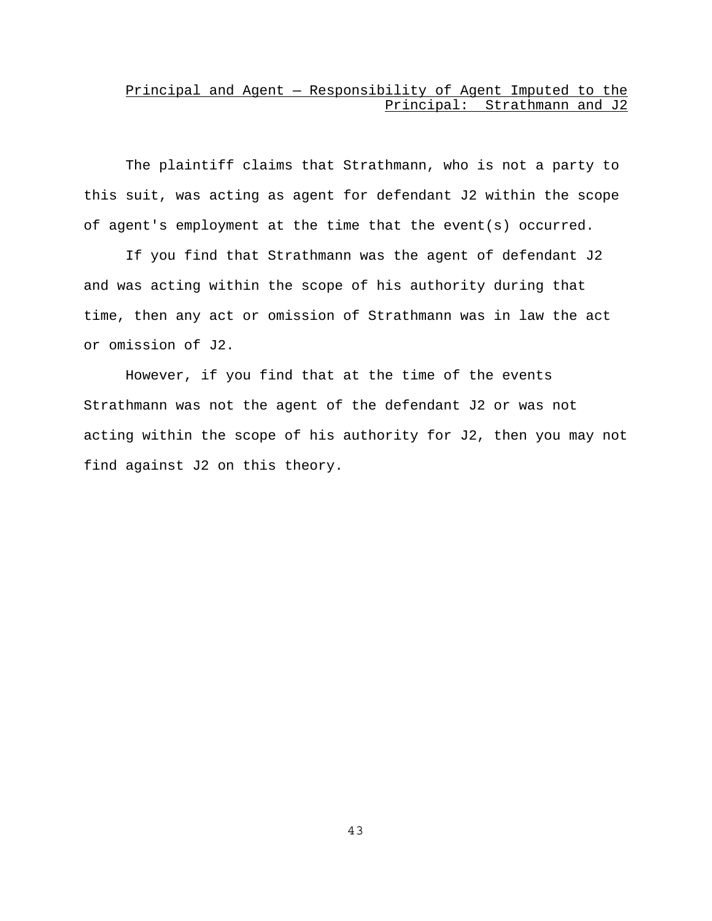## Principal and Agent — Responsibility of Agent Imputed to the Principal: Strathmann and J2

The plaintiff claims that Strathmann, who is not a party to this suit, was acting as agent for defendant J2 within the scope of agent's employment at the time that the event(s) occurred.

If you find that Strathmann was the agent of defendant J2 and was acting within the scope of his authority during that time, then any act or omission of Strathmann was in law the act or omission of J2.

However, if you find that at the time of the events Strathmann was not the agent of the defendant J2 or was not acting within the scope of his authority for J2, then you may not find against J2 on this theory.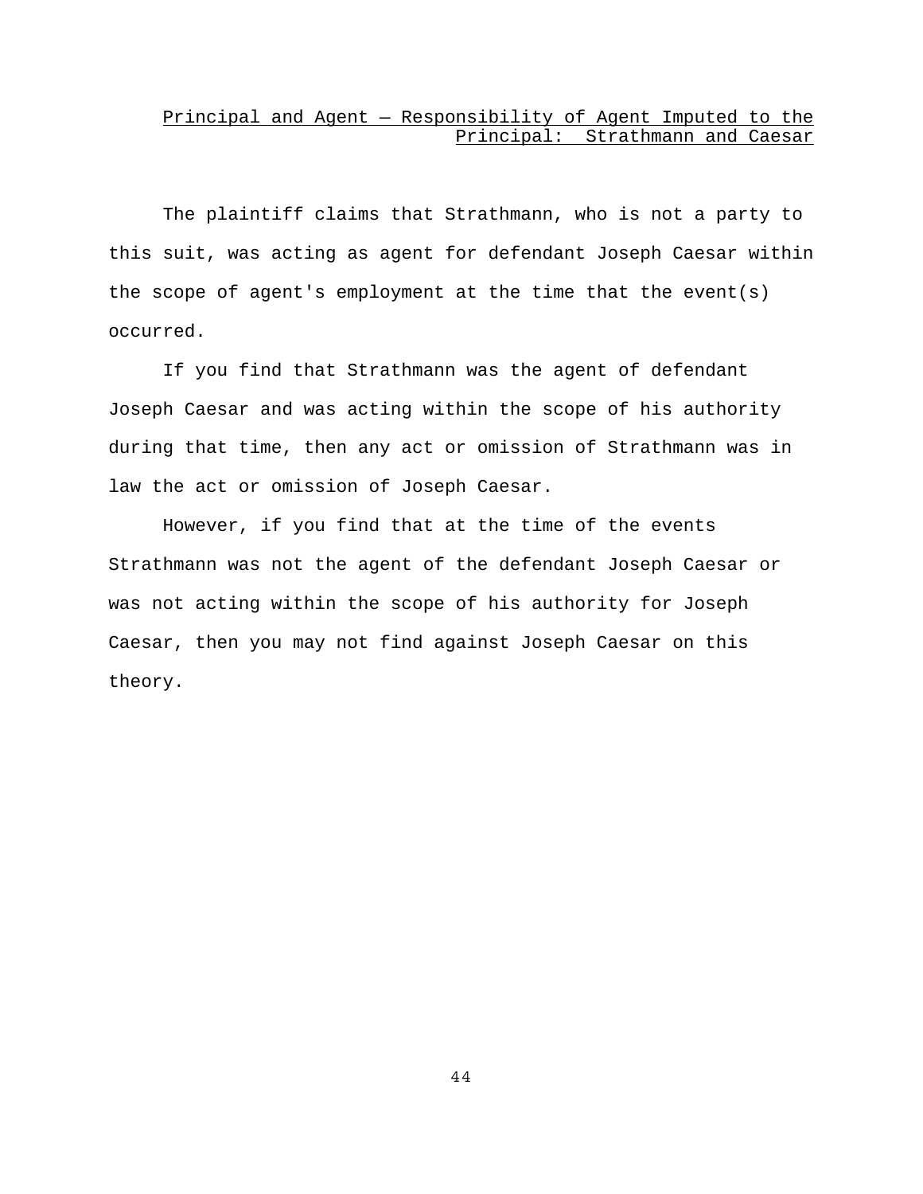## Principal and Agent — Responsibility of Agent Imputed to the Principal: Strathmann and Caesar

The plaintiff claims that Strathmann, who is not a party to this suit, was acting as agent for defendant Joseph Caesar within the scope of agent's employment at the time that the event(s) occurred.

If you find that Strathmann was the agent of defendant Joseph Caesar and was acting within the scope of his authority during that time, then any act or omission of Strathmann was in law the act or omission of Joseph Caesar.

However, if you find that at the time of the events Strathmann was not the agent of the defendant Joseph Caesar or was not acting within the scope of his authority for Joseph Caesar, then you may not find against Joseph Caesar on this theory.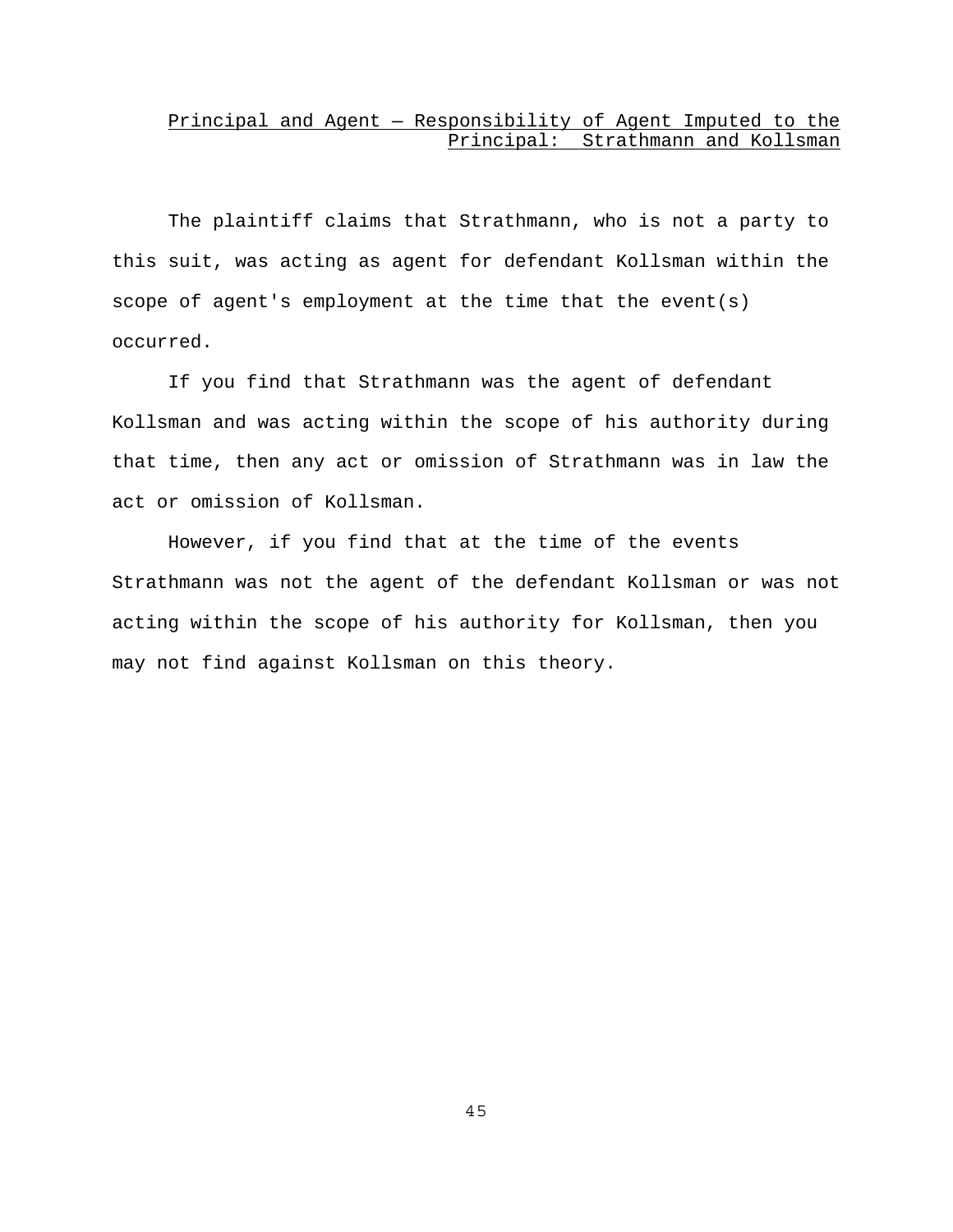## Principal and Agent — Responsibility of Agent Imputed to the Principal: Strathmann and Kollsman

The plaintiff claims that Strathmann, who is not a party to this suit, was acting as agent for defendant Kollsman within the scope of agent's employment at the time that the event(s) occurred.

If you find that Strathmann was the agent of defendant Kollsman and was acting within the scope of his authority during that time, then any act or omission of Strathmann was in law the act or omission of Kollsman.

However, if you find that at the time of the events Strathmann was not the agent of the defendant Kollsman or was not acting within the scope of his authority for Kollsman, then you may not find against Kollsman on this theory.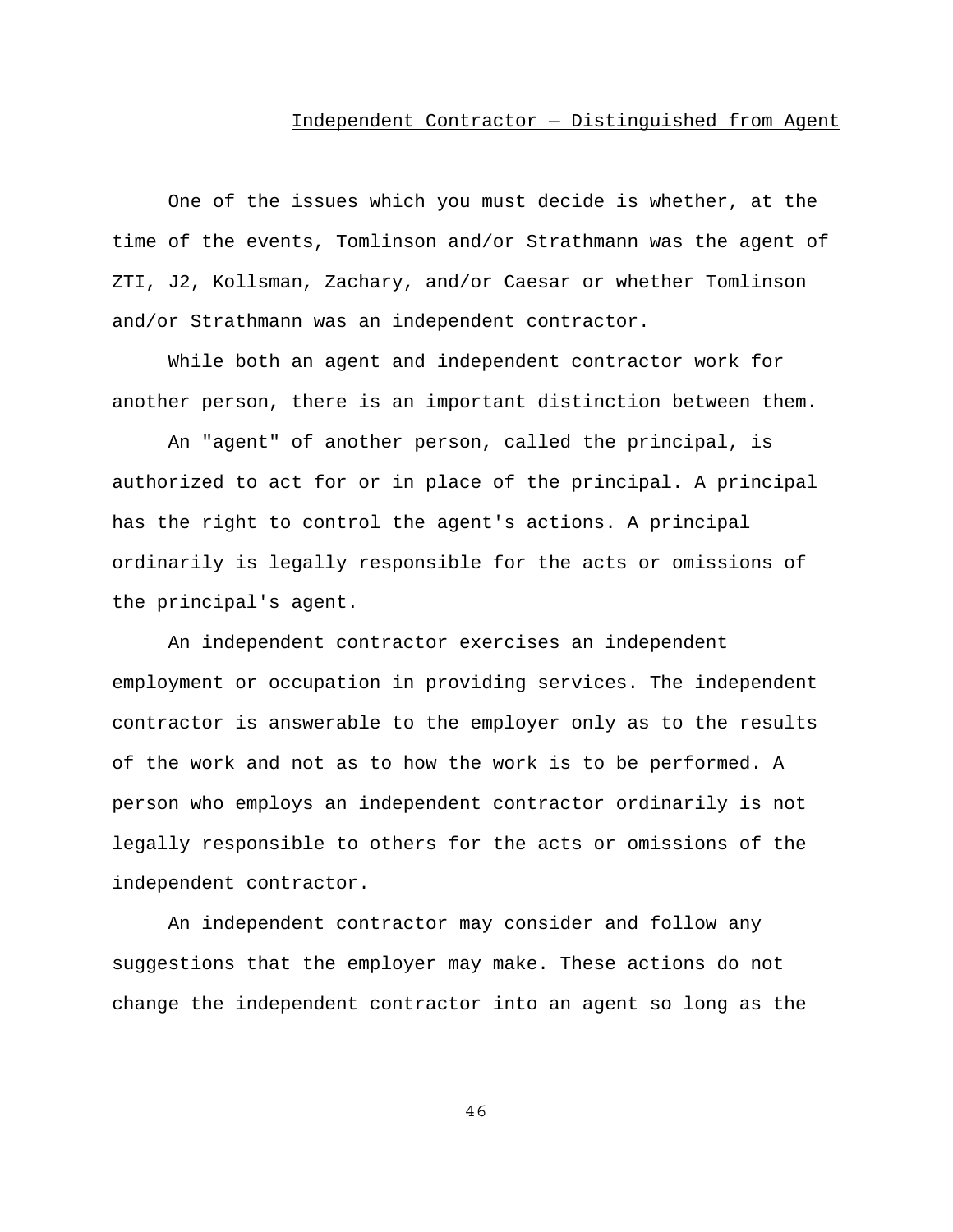## Independent Contractor — Distinguished from Agent

One of the issues which you must decide is whether, at the time of the events, Tomlinson and/or Strathmann was the agent of ZTI, J2, Kollsman, Zachary, and/or Caesar or whether Tomlinson and/or Strathmann was an independent contractor.

While both an agent and independent contractor work for another person, there is an important distinction between them.

An "agent" of another person, called the principal, is authorized to act for or in place of the principal. A principal has the right to control the agent's actions. A principal ordinarily is legally responsible for the acts or omissions of the principal's agent.

An independent contractor exercises an independent employment or occupation in providing services. The independent contractor is answerable to the employer only as to the results of the work and not as to how the work is to be performed. A person who employs an independent contractor ordinarily is not legally responsible to others for the acts or omissions of the independent contractor.

An independent contractor may consider and follow any suggestions that the employer may make. These actions do not change the independent contractor into an agent so long as the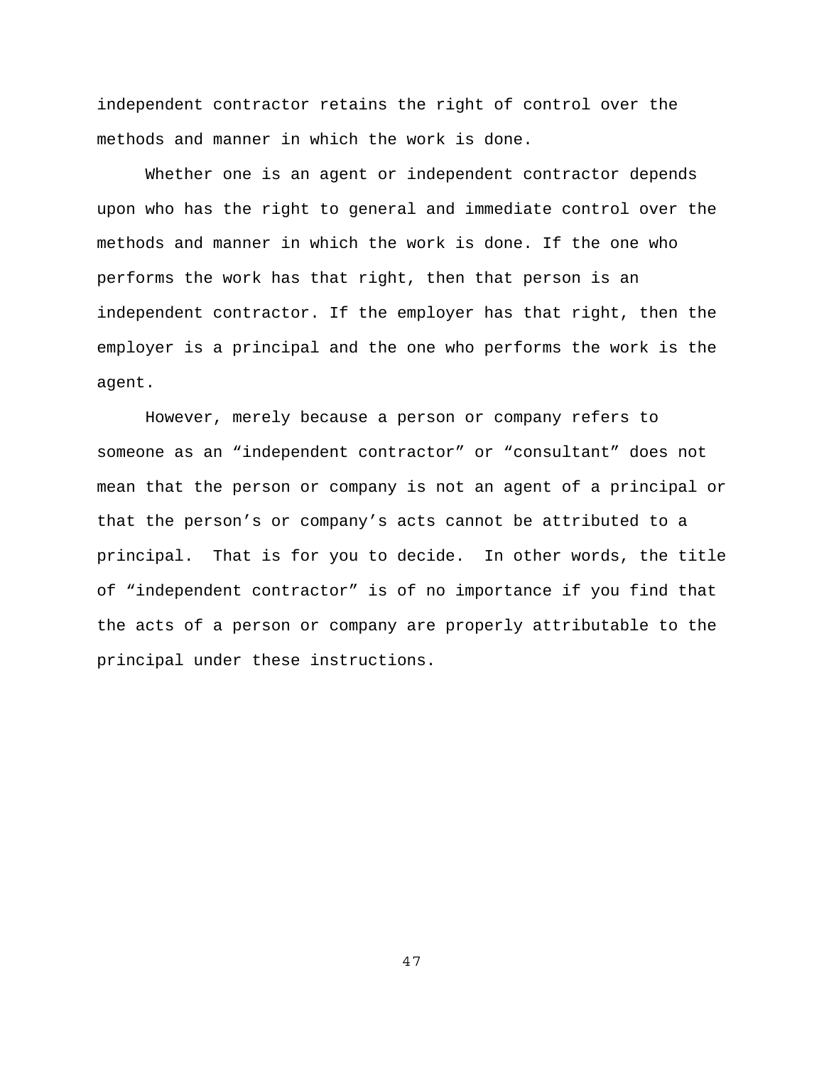independent contractor retains the right of control over the methods and manner in which the work is done.

Whether one is an agent or independent contractor depends upon who has the right to general and immediate control over the methods and manner in which the work is done. If the one who performs the work has that right, then that person is an independent contractor. If the employer has that right, then the employer is a principal and the one who performs the work is the agent.

However, merely because a person or company refers to someone as an “independent contractor” or “consultant” does not mean that the person or company is not an agent of a principal or that the person’s or company’s acts cannot be attributed to a principal. That is for you to decide. In other words, the title of “independent contractor” is of no importance if you find that the acts of a person or company are properly attributable to the principal under these instructions.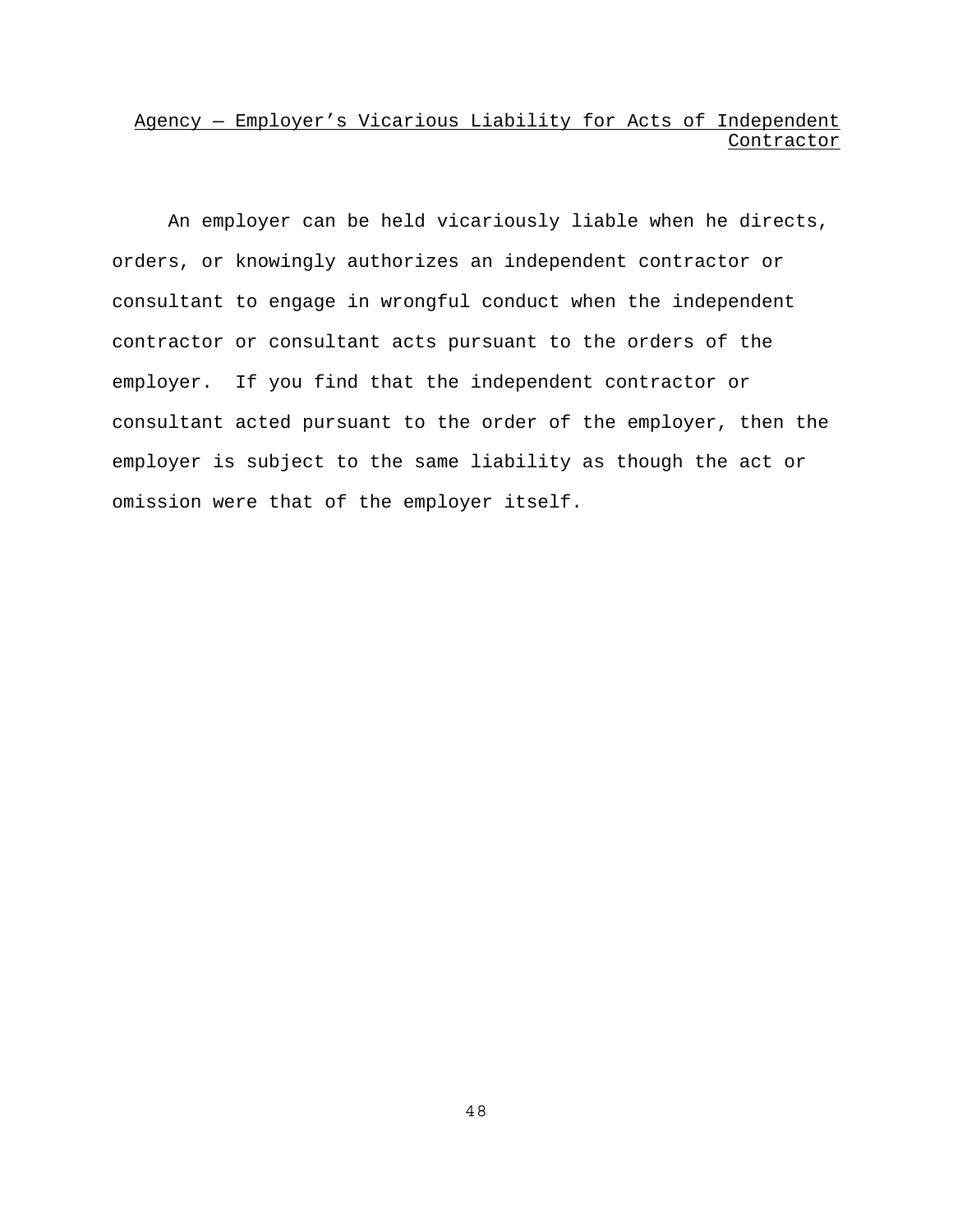## Agency — Employer's Vicarious Liability for Acts of Independent Contractor

An employer can be held vicariously liable when he directs, orders, or knowingly authorizes an independent contractor or consultant to engage in wrongful conduct when the independent contractor or consultant acts pursuant to the orders of the employer. If you find that the independent contractor or consultant acted pursuant to the order of the employer, then the employer is subject to the same liability as though the act or omission were that of the employer itself.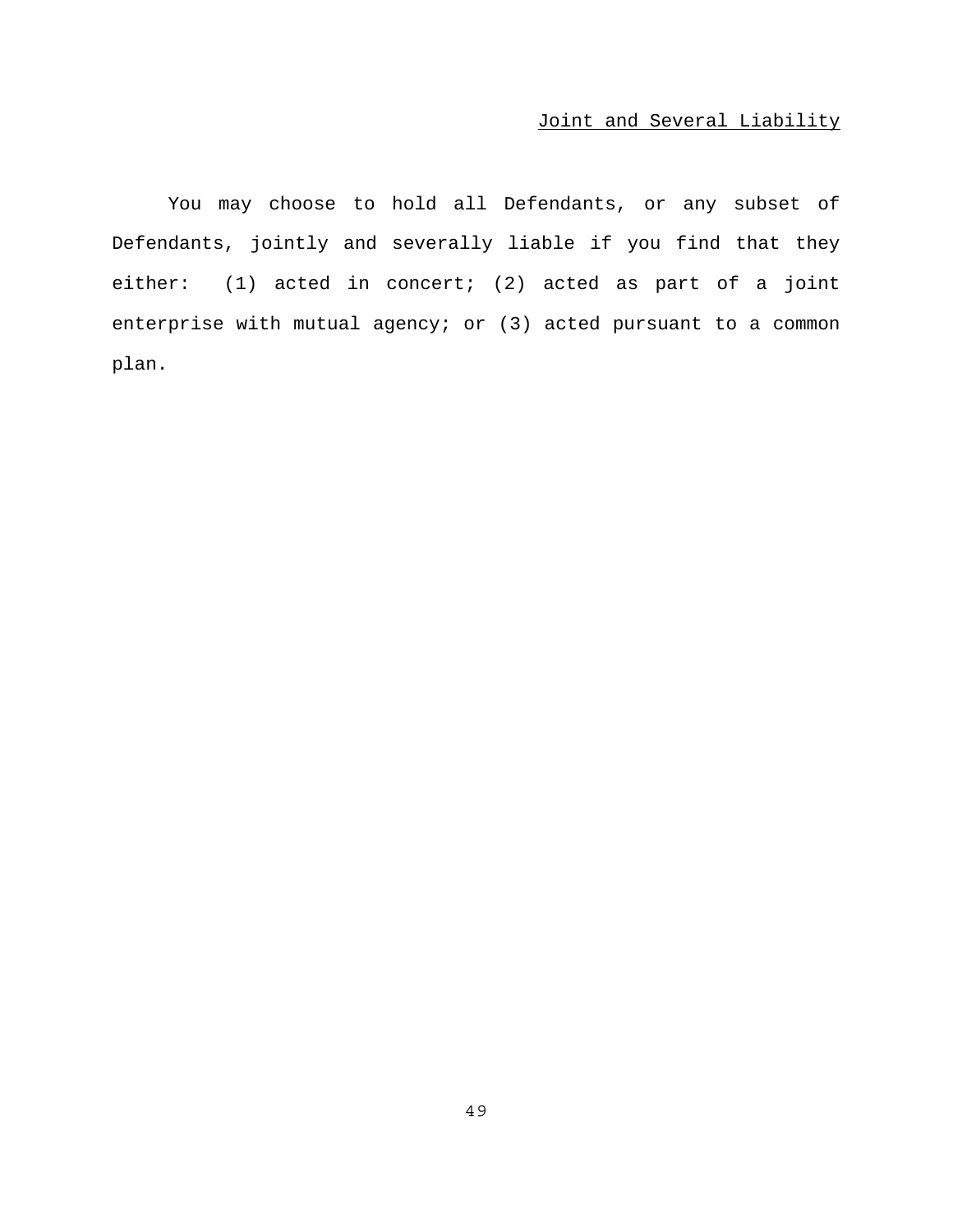## Joint and Several Liability

You may choose to hold all Defendants, or any subset of Defendants, jointly and severally liable if you find that they either: (1) acted in concert; (2) acted as part of a joint enterprise with mutual agency; or (3) acted pursuant to a common plan.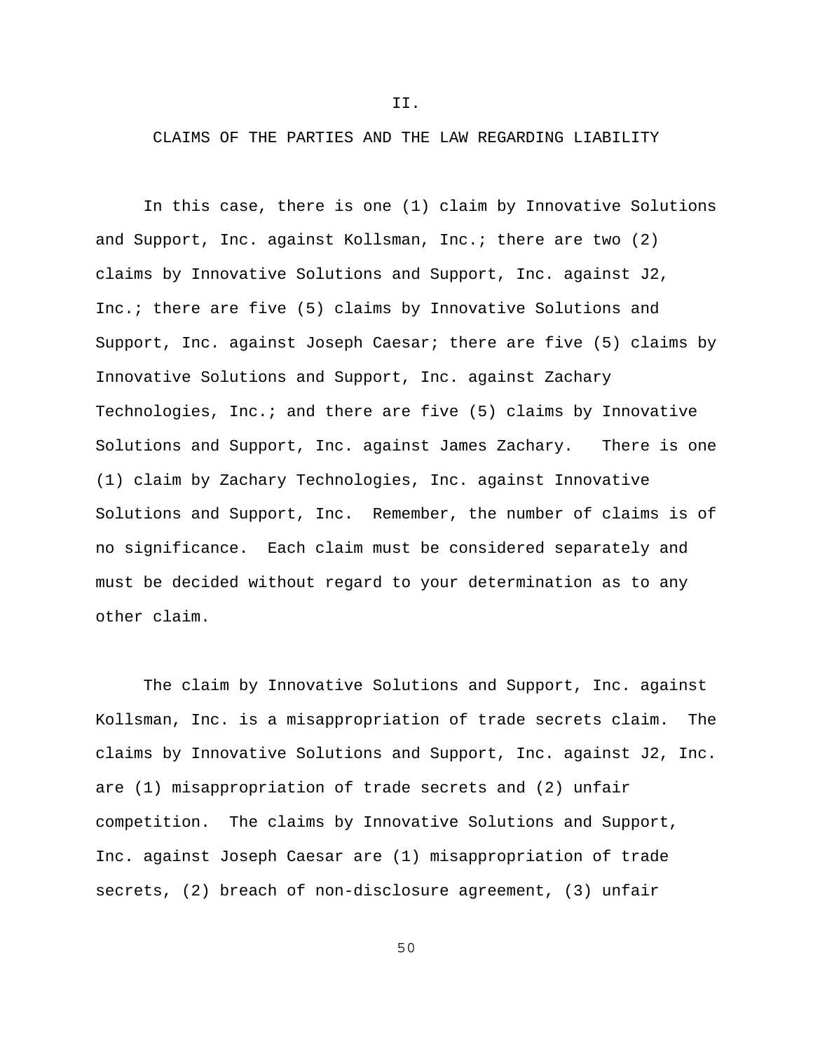## II.

## CLAIMS OF THE PARTIES AND THE LAW REGARDING LIABILITY

In this case, there is one (1) claim by Innovative Solutions and Support, Inc. against Kollsman, Inc.; there are two (2) claims by Innovative Solutions and Support, Inc. against J2, Inc.; there are five (5) claims by Innovative Solutions and Support, Inc. against Joseph Caesar; there are five (5) claims by Innovative Solutions and Support, Inc. against Zachary Technologies, Inc.; and there are five (5) claims by Innovative Solutions and Support, Inc. against James Zachary. There is one (1) claim by Zachary Technologies, Inc. against Innovative Solutions and Support, Inc. Remember, the number of claims is of no significance. Each claim must be considered separately and must be decided without regard to your determination as to any other claim.

The claim by Innovative Solutions and Support, Inc. against Kollsman, Inc. is a misappropriation of trade secrets claim. The claims by Innovative Solutions and Support, Inc. against J2, Inc. are (1) misappropriation of trade secrets and (2) unfair competition. The claims by Innovative Solutions and Support, Inc. against Joseph Caesar are (1) misappropriation of trade secrets, (2) breach of non-disclosure agreement, (3) unfair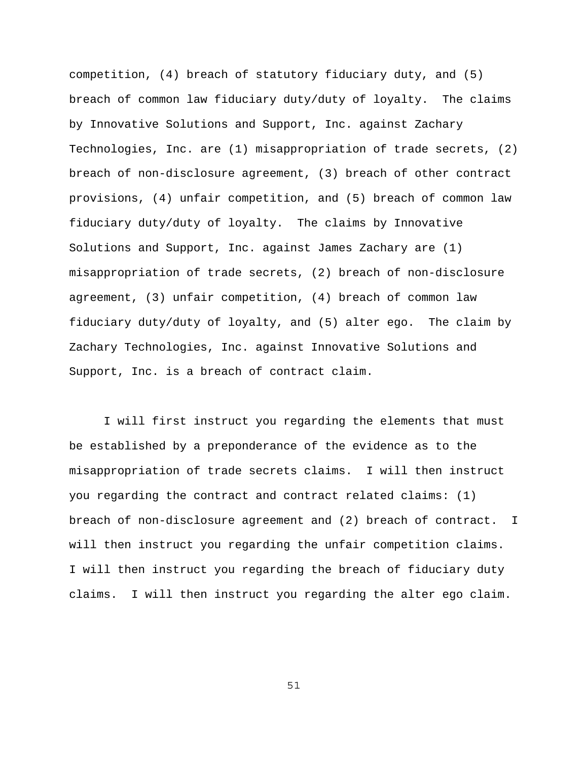competition, (4) breach of statutory fiduciary duty, and (5) breach of common law fiduciary duty/duty of loyalty. The claims by Innovative Solutions and Support, Inc. against Zachary Technologies, Inc. are (1) misappropriation of trade secrets, (2) breach of non-disclosure agreement, (3) breach of other contract provisions, (4) unfair competition, and (5) breach of common law fiduciary duty/duty of loyalty. The claims by Innovative Solutions and Support, Inc. against James Zachary are (1) misappropriation of trade secrets, (2) breach of non-disclosure agreement, (3) unfair competition, (4) breach of common law fiduciary duty/duty of loyalty, and (5) alter ego. The claim by Zachary Technologies, Inc. against Innovative Solutions and Support, Inc. is a breach of contract claim.

I will first instruct you regarding the elements that must be established by a preponderance of the evidence as to the misappropriation of trade secrets claims. I will then instruct you regarding the contract and contract related claims: (1) breach of non-disclosure agreement and (2) breach of contract. I will then instruct you regarding the unfair competition claims. I will then instruct you regarding the breach of fiduciary duty claims. I will then instruct you regarding the alter ego claim.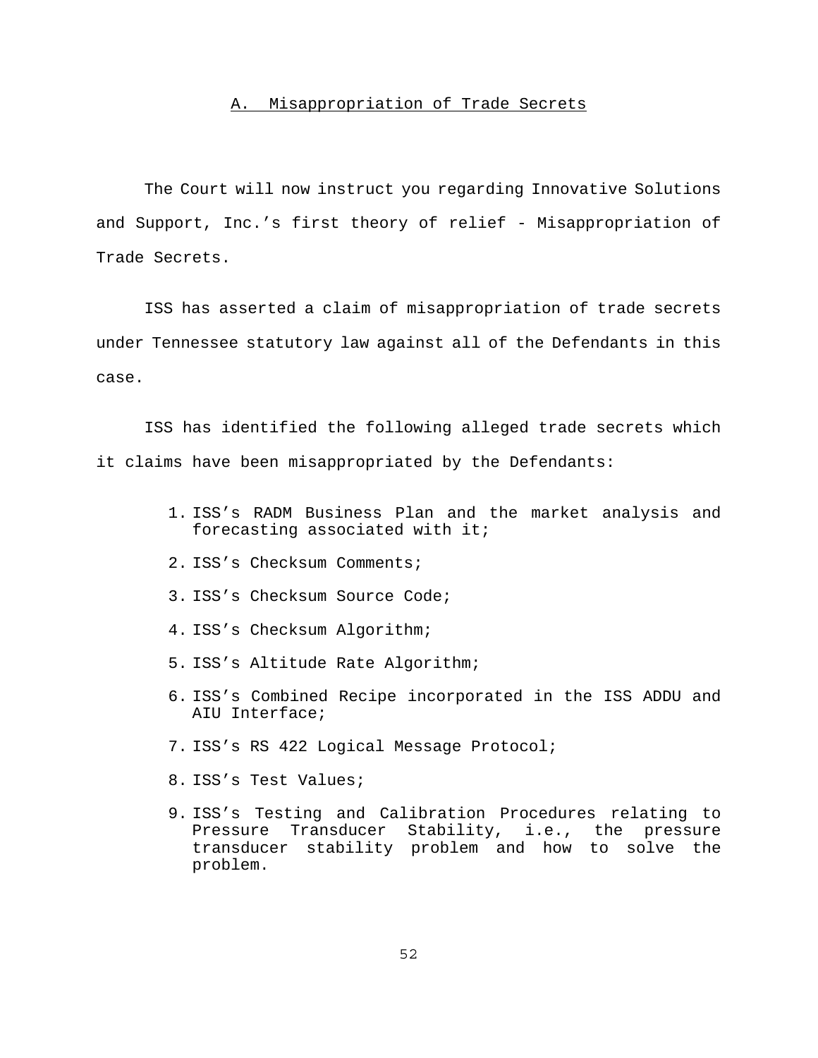## A. Misappropriation of Trade Secrets

The Court will now instruct you regarding Innovative Solutions and Support, Inc.'s first theory of relief - Misappropriation of Trade Secrets.

ISS has asserted a claim of misappropriation of trade secrets under Tennessee statutory law against all of the Defendants in this case.

ISS has identified the following alleged trade secrets which it claims have been misappropriated by the Defendants:

1. ISS's RADM Business Plan and the market analysis and forecasting associated with it;
2. ISS's Checksum Comments;
3. ISS's Checksum Source Code;
4. ISS's Checksum Algorithm;
5. ISS's Altitude Rate Algorithm;
6. ISS's Combined Recipe incorporated in the ISS ADDU and AIU Interface;
7. ISS's RS 422 Logical Message Protocol;
8. ISS's Test Values;
9. ISS's Testing and Calibration Procedures relating to Pressure Transducer Stability, i.e., the pressure transducer stability problem and how to solve the problem.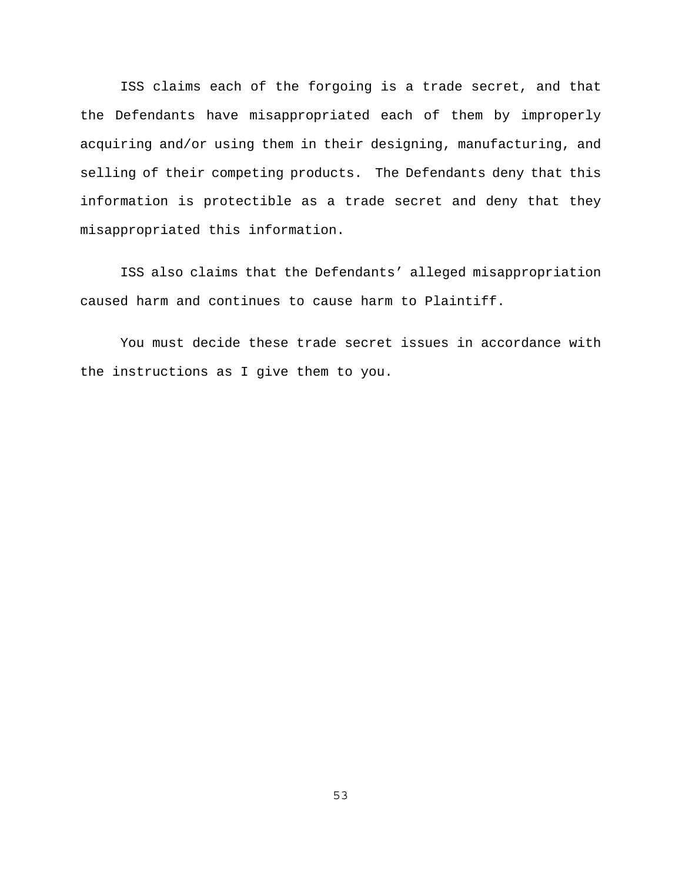ISS claims each of the forgoing is a trade secret, and that the Defendants have misappropriated each of them by improperly acquiring and/or using them in their designing, manufacturing, and selling of their competing products. The Defendants deny that this information is protectible as a trade secret and deny that they misappropriated this information.

ISS also claims that the Defendants' alleged misappropriation caused harm and continues to cause harm to Plaintiff.

You must decide these trade secret issues in accordance with the instructions as I give them to you.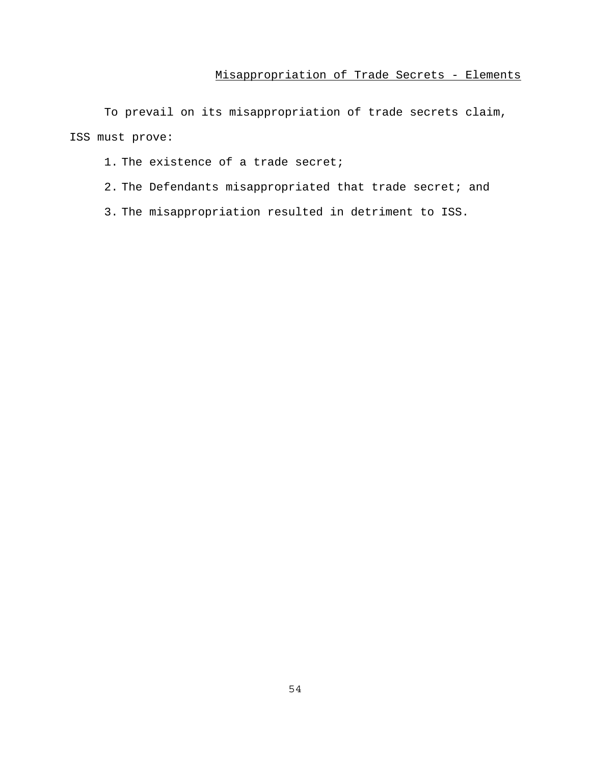## Misappropriation of Trade Secrets - Elements

To prevail on its misappropriation of trade secrets claim, ISS must prove:

1. The existence of a trade secret;
2. The Defendants misappropriated that trade secret; and
3. The misappropriation resulted in detriment to ISS.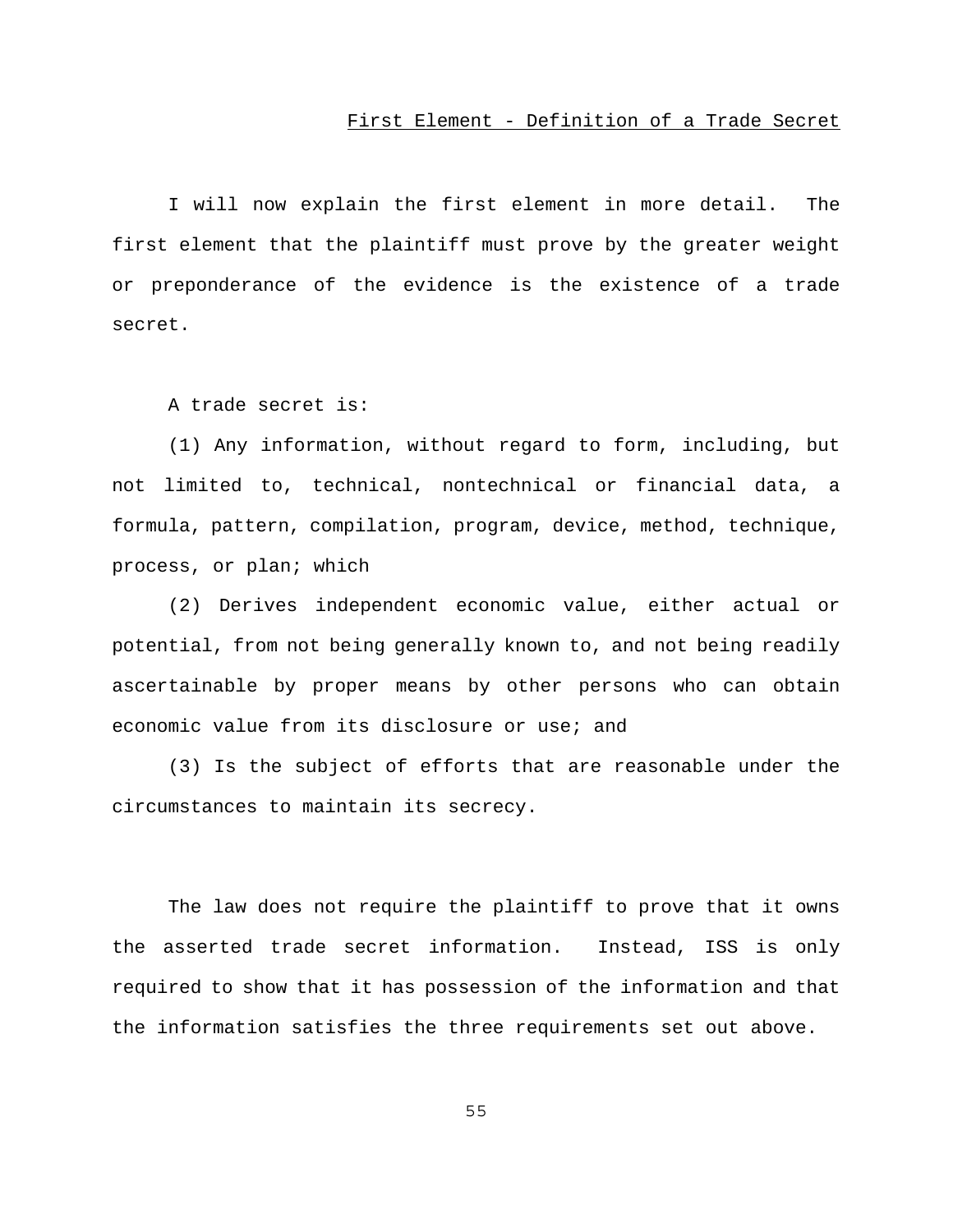## First Element - Definition of a Trade Secret

I will now explain the first element in more detail. The first element that the plaintiff must prove by the greater weight or preponderance of the evidence is the existence of a trade secret.

A trade secret is:

(1) Any information, without regard to form, including, but not limited to, technical, nontechnical or financial data, a formula, pattern, compilation, program, device, method, technique, process, or plan; which

(2) Derives independent economic value, either actual or potential, from not being generally known to, and not being readily ascertainable by proper means by other persons who can obtain economic value from its disclosure or use; and

(3) Is the subject of efforts that are reasonable under the circumstances to maintain its secrecy.

The law does not require the plaintiff to prove that it owns the asserted trade secret information. Instead, ISS is only required to show that it has possession of the information and that the information satisfies the three requirements set out above.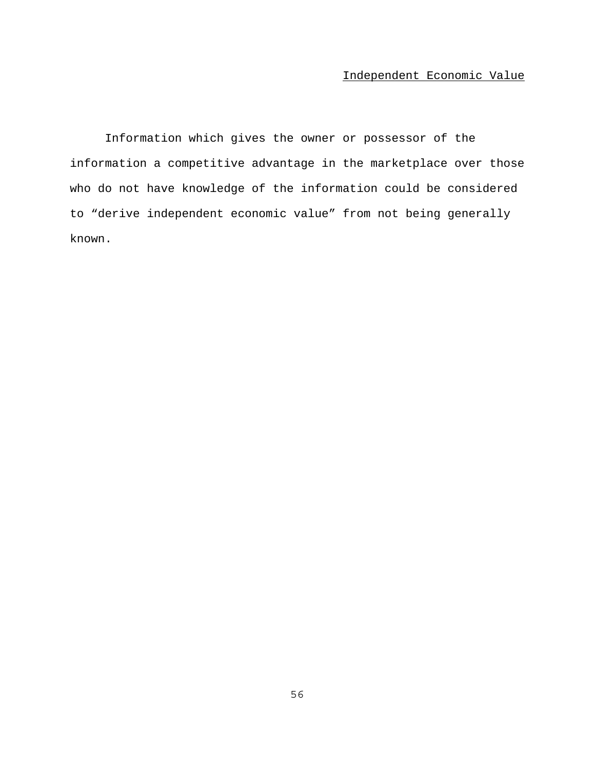<u>Independent Economic Value</u>

Information which gives the owner or possessor of the information a competitive advantage in the marketplace over those who do not have knowledge of the information could be considered to “derive independent economic value” from not being generally known.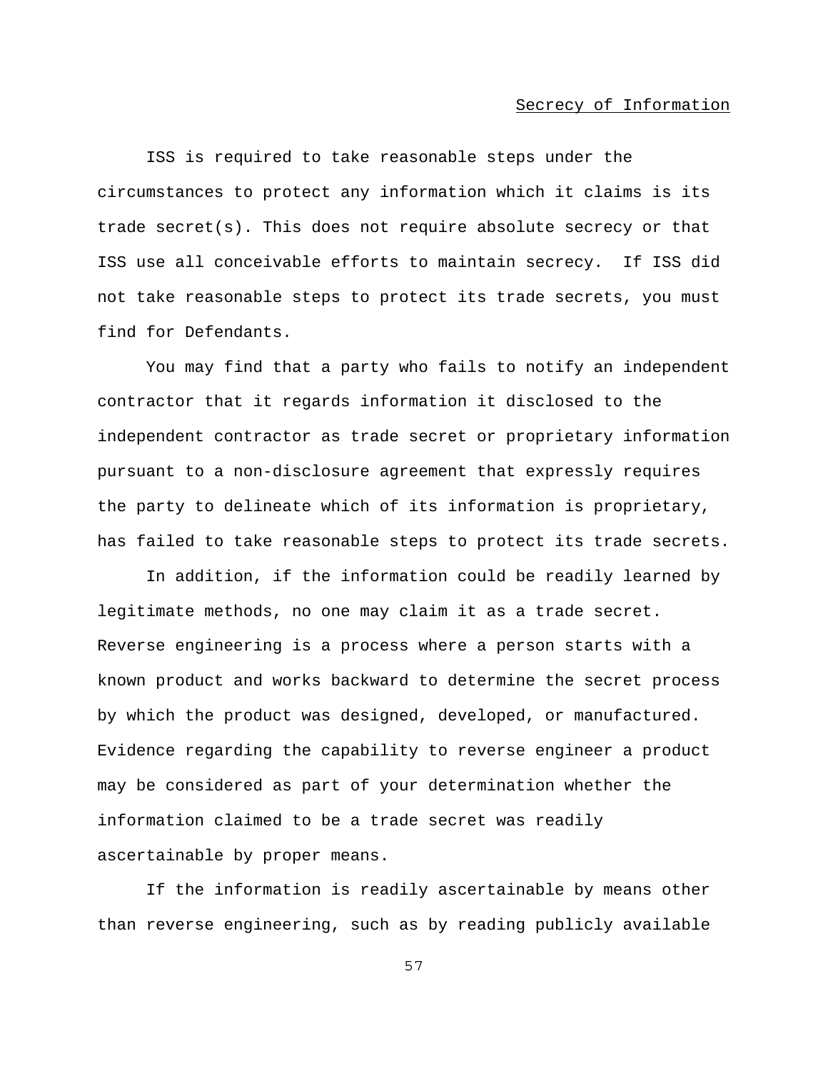Secrecy of Information

ISS is required to take reasonable steps under the circumstances to protect any information which it claims is its trade secret(s). This does not require absolute secrecy or that ISS use all conceivable efforts to maintain secrecy. If ISS did not take reasonable steps to protect its trade secrets, you must find for Defendants.

You may find that a party who fails to notify an independent contractor that it regards information it disclosed to the independent contractor as trade secret or proprietary information pursuant to a non-disclosure agreement that expressly requires the party to delineate which of its information is proprietary, has failed to take reasonable steps to protect its trade secrets.

In addition, if the information could be readily learned by legitimate methods, no one may claim it as a trade secret. Reverse engineering is a process where a person starts with a known product and works backward to determine the secret process by which the product was designed, developed, or manufactured. Evidence regarding the capability to reverse engineer a product may be considered as part of your determination whether the information claimed to be a trade secret was readily ascertainable by proper means.

If the information is readily ascertainable by means other than reverse engineering, such as by reading publicly available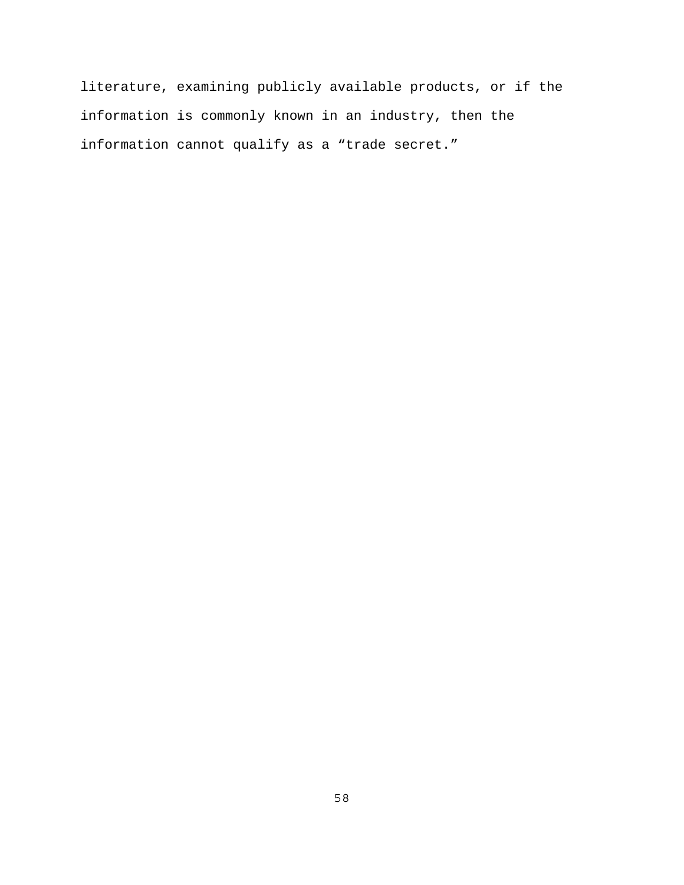literature, examining publicly available products, or if the information is commonly known in an industry, then the information cannot qualify as a “trade secret.”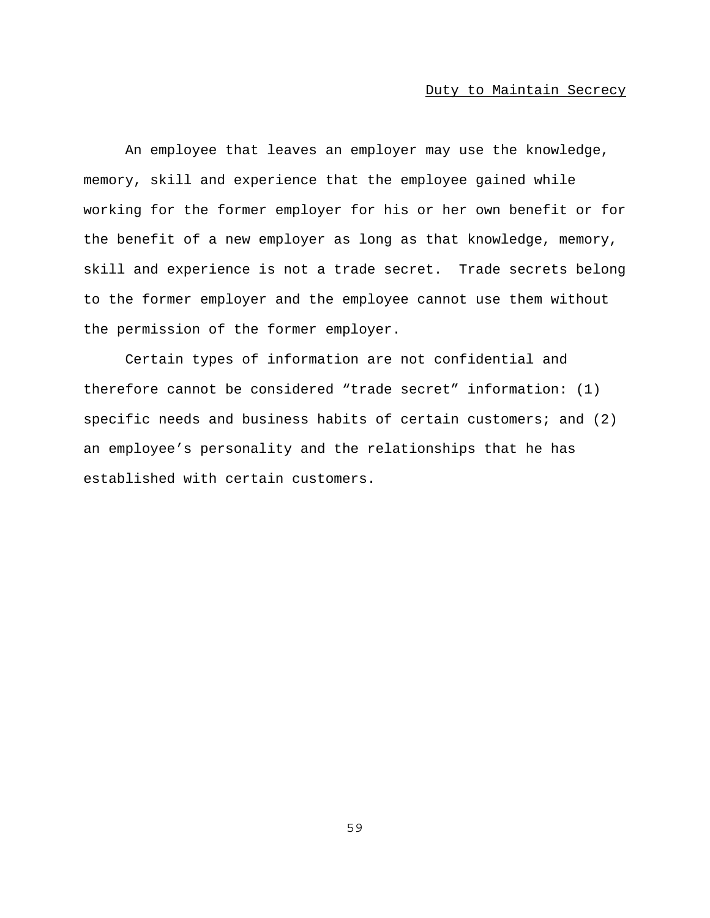## Duty to Maintain Secrecy

An employee that leaves an employer may use the knowledge, memory, skill and experience that the employee gained while working for the former employer for his or her own benefit or for the benefit of a new employer as long as that knowledge, memory, skill and experience is not a trade secret. Trade secrets belong to the former employer and the employee cannot use them without the permission of the former employer.

Certain types of information are not confidential and therefore cannot be considered "trade secret" information: (1) specific needs and business habits of certain customers; and (2) an employee's personality and the relationships that he has established with certain customers.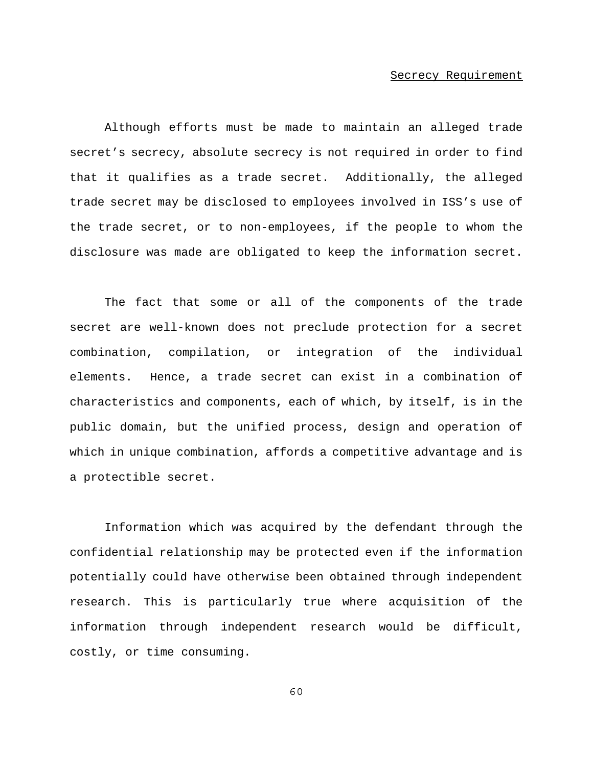## Secrecy Requirement

Although efforts must be made to maintain an alleged trade secret's secrecy, absolute secrecy is not required in order to find that it qualifies as a trade secret. Additionally, the alleged trade secret may be disclosed to employees involved in ISS's use of the trade secret, or to non-employees, if the people to whom the disclosure was made are obligated to keep the information secret.

The fact that some or all of the components of the trade secret are well-known does not preclude protection for a secret combination, compilation, or integration of the individual elements. Hence, a trade secret can exist in a combination of characteristics and components, each of which, by itself, is in the public domain, but the unified process, design and operation of which in unique combination, affords a competitive advantage and is a protectible secret.

Information which was acquired by the defendant through the confidential relationship may be protected even if the information potentially could have otherwise been obtained through independent research. This is particularly true where acquisition of the information through independent research would be difficult, costly, or time consuming.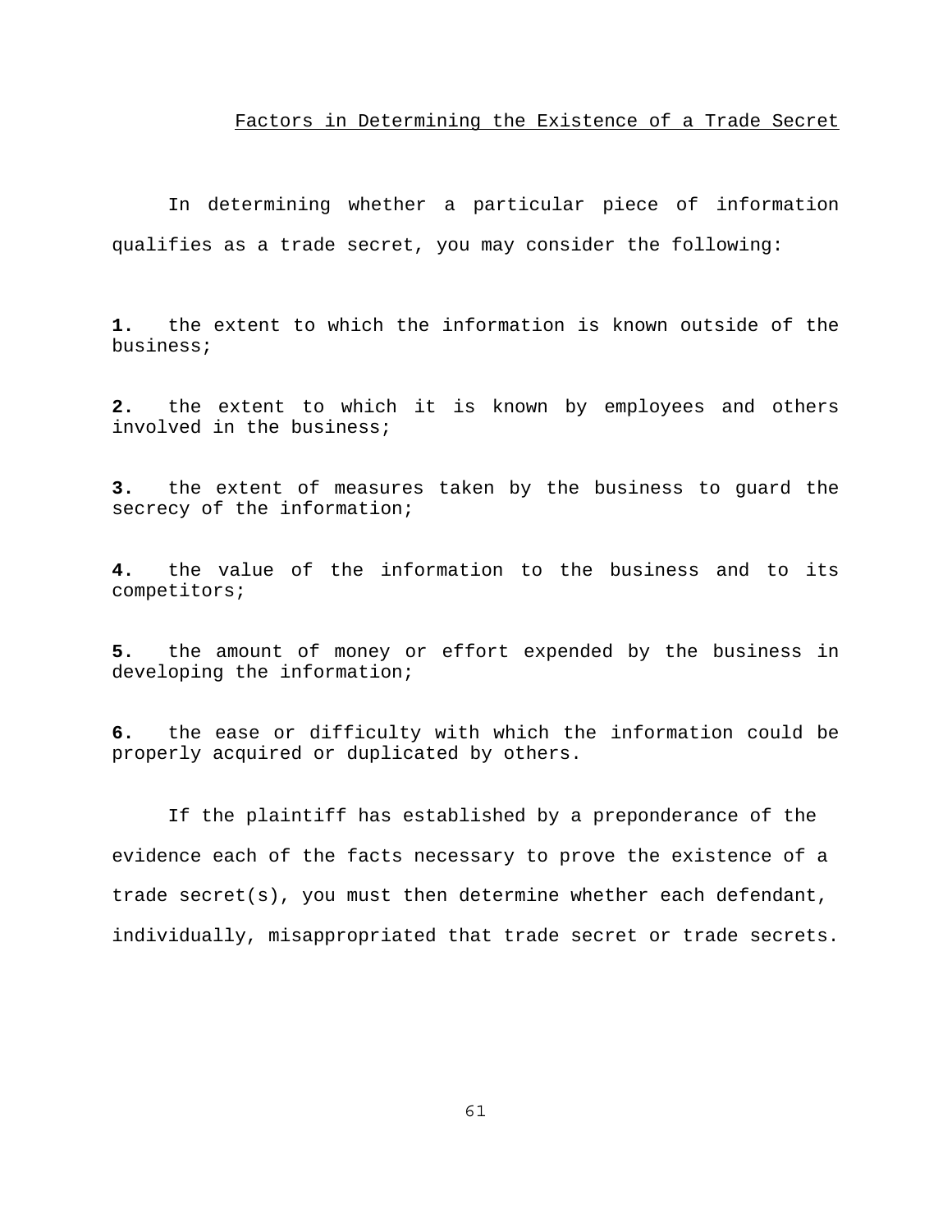## Factors in Determining the Existence of a Trade Secret

In determining whether a particular piece of information qualifies as a trade secret, you may consider the following:

**1.** the extent to which the information is known outside of the business;

**2.** the extent to which it is known by employees and others involved in the business;

**3.** the extent of measures taken by the business to guard the secrecy of the information;

**4.** the value of the information to the business and to its competitors;

**5.** the amount of money or effort expended by the business in developing the information;

**6.** the ease or difficulty with which the information could be properly acquired or duplicated by others.

If the plaintiff has established by a preponderance of the evidence each of the facts necessary to prove the existence of a trade secret(s), you must then determine whether each defendant, individually, misappropriated that trade secret or trade secrets.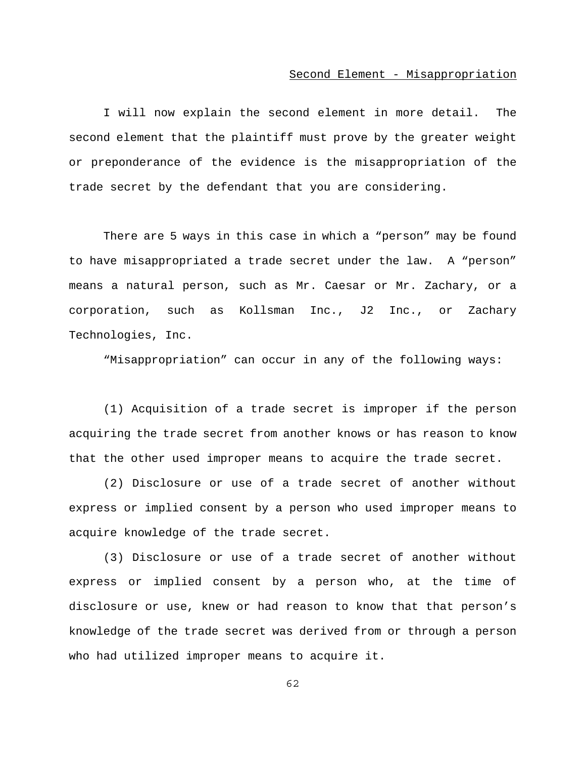## Second Element - Misappropriation

I will now explain the second element in more detail. The second element that the plaintiff must prove by the greater weight or preponderance of the evidence is the misappropriation of the trade secret by the defendant that you are considering.

There are 5 ways in this case in which a “person” may be found to have misappropriated a trade secret under the law. A “person” means a natural person, such as Mr. Caesar or Mr. Zachary, or a corporation, such as Kollsman Inc., J2 Inc., or Zachary Technologies, Inc.

“Misappropriation” can occur in any of the following ways:

(1) Acquisition of a trade secret is improper if the person acquiring the trade secret from another knows or has reason to know that the other used improper means to acquire the trade secret.

(2) Disclosure or use of a trade secret of another without express or implied consent by a person who used improper means to acquire knowledge of the trade secret.

(3) Disclosure or use of a trade secret of another without express or implied consent by a person who, at the time of disclosure or use, knew or had reason to know that that person’s knowledge of the trade secret was derived from or through a person who had utilized improper means to acquire it.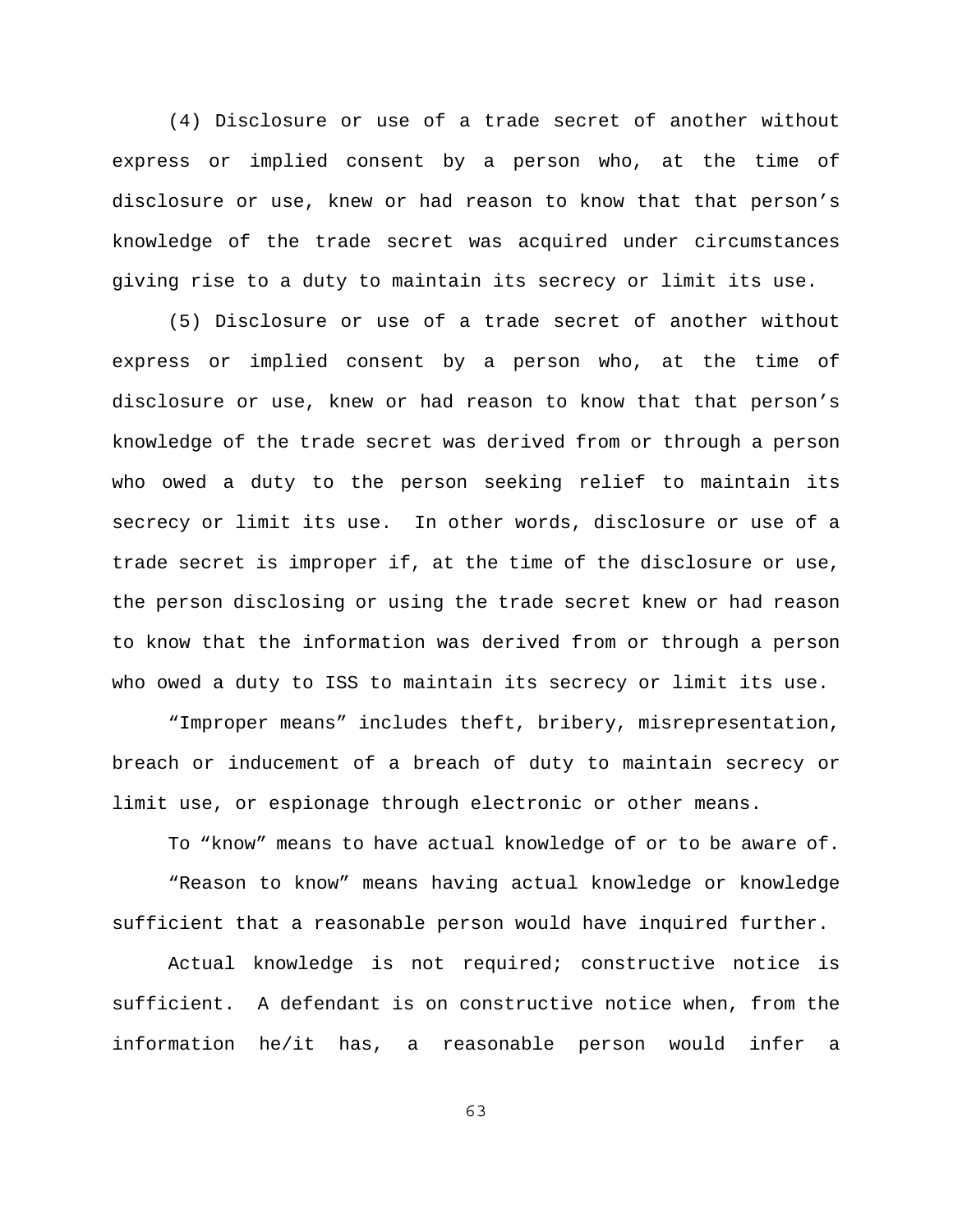(4) Disclosure or use of a trade secret of another without express or implied consent by a person who, at the time of disclosure or use, knew or had reason to know that that person's knowledge of the trade secret was acquired under circumstances giving rise to a duty to maintain its secrecy or limit its use.

(5) Disclosure or use of a trade secret of another without express or implied consent by a person who, at the time of disclosure or use, knew or had reason to know that that person's knowledge of the trade secret was derived from or through a person who owed a duty to the person seeking relief to maintain its secrecy or limit its use. In other words, disclosure or use of a trade secret is improper if, at the time of the disclosure or use, the person disclosing or using the trade secret knew or had reason to know that the information was derived from or through a person who owed a duty to ISS to maintain its secrecy or limit its use.

"Improper means" includes theft, bribery, misrepresentation, breach or inducement of a breach of duty to maintain secrecy or limit use, or espionage through electronic or other means.

To "know" means to have actual knowledge of or to be aware of.

"Reason to know" means having actual knowledge or knowledge sufficient that a reasonable person would have inquired further.

Actual knowledge is not required; constructive notice is sufficient. A defendant is on constructive notice when, from the information he/it has, a reasonable person would infer a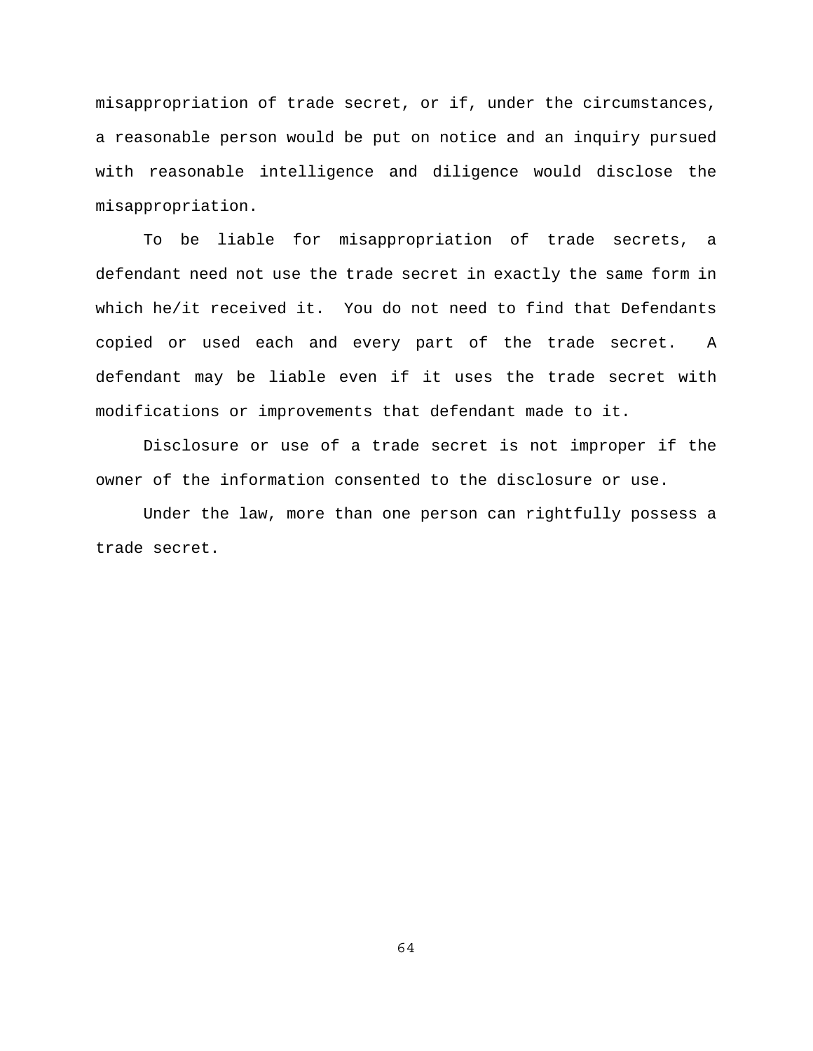misappropriation of trade secret, or if, under the circumstances, a reasonable person would be put on notice and an inquiry pursued with reasonable intelligence and diligence would disclose the misappropriation.

To be liable for misappropriation of trade secrets, a defendant need not use the trade secret in exactly the same form in which he/it received it. You do not need to find that Defendants copied or used each and every part of the trade secret. A defendant may be liable even if it uses the trade secret with modifications or improvements that defendant made to it.

Disclosure or use of a trade secret is not improper if the owner of the information consented to the disclosure or use.

Under the law, more than one person can rightfully possess a trade secret.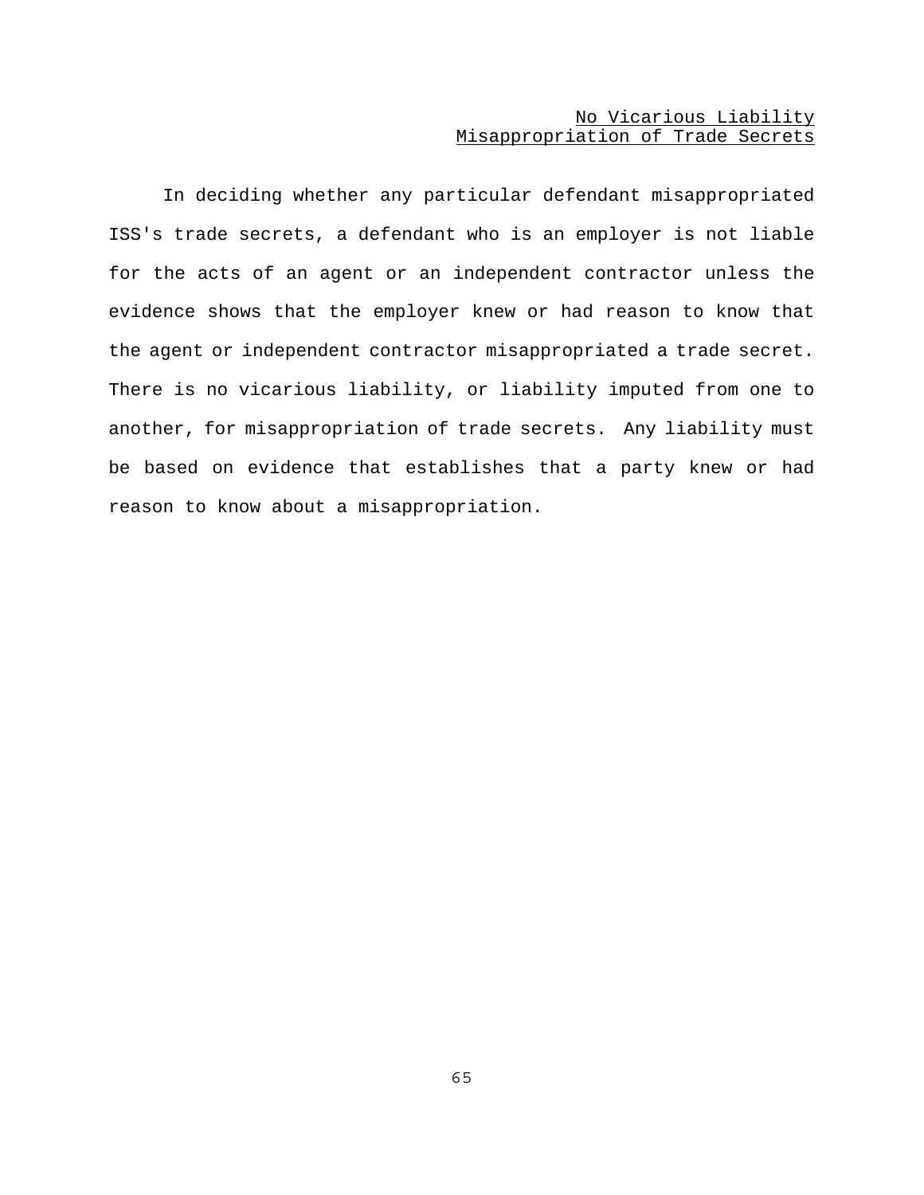No Vicarious Liability
Misappropriation of Trade Secrets

In deciding whether any particular defendant misappropriated ISS's trade secrets, a defendant who is an employer is not liable for the acts of an agent or an independent contractor unless the evidence shows that the employer knew or had reason to know that the agent or independent contractor misappropriated a trade secret. There is no vicarious liability, or liability imputed from one to another, for misappropriation of trade secrets. Any liability must be based on evidence that establishes that a party knew or had reason to know about a misappropriation.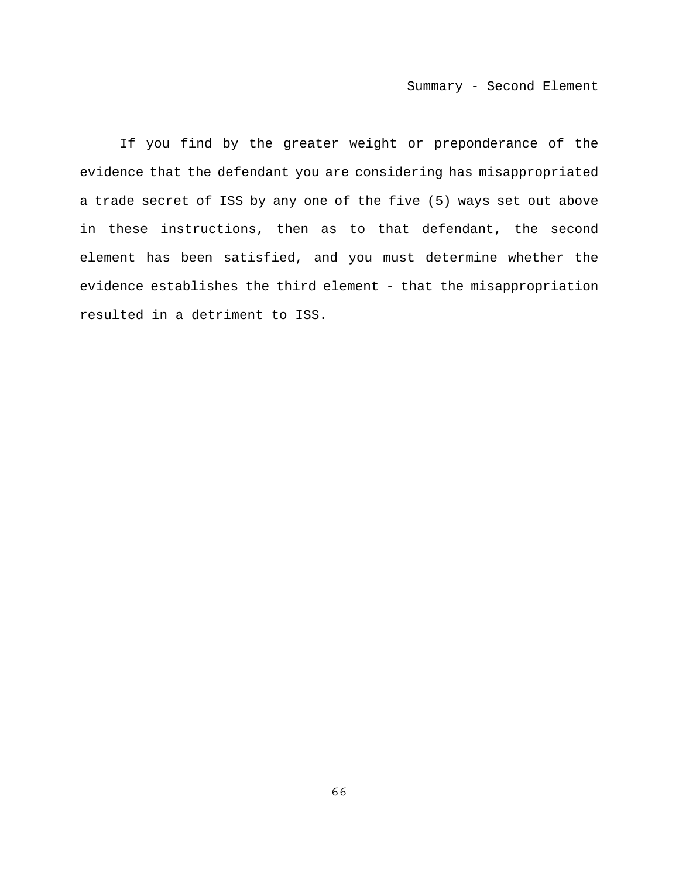Summary - Second Element

If you find by the greater weight or preponderance of the evidence that the defendant you are considering has misappropriated a trade secret of ISS by any one of the five (5) ways set out above in these instructions, then as to that defendant, the second element has been satisfied, and you must determine whether the evidence establishes the third element - that the misappropriation resulted in a detriment to ISS.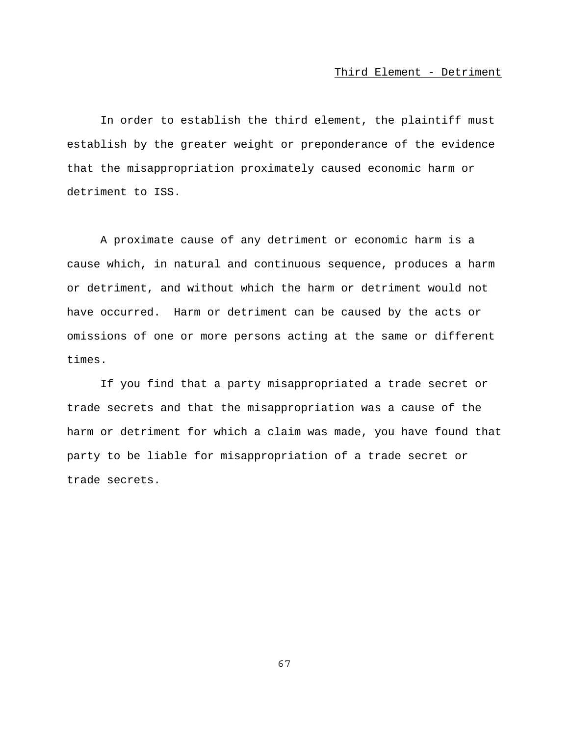Third Element - Detriment

In order to establish the third element, the plaintiff must establish by the greater weight or preponderance of the evidence that the misappropriation proximately caused economic harm or detriment to ISS.

A proximate cause of any detriment or economic harm is a cause which, in natural and continuous sequence, produces a harm or detriment, and without which the harm or detriment would not have occurred. Harm or detriment can be caused by the acts or omissions of one or more persons acting at the same or different times.

If you find that a party misappropriated a trade secret or trade secrets and that the misappropriation was a cause of the harm or detriment for which a claim was made, you have found that party to be liable for misappropriation of a trade secret or trade secrets.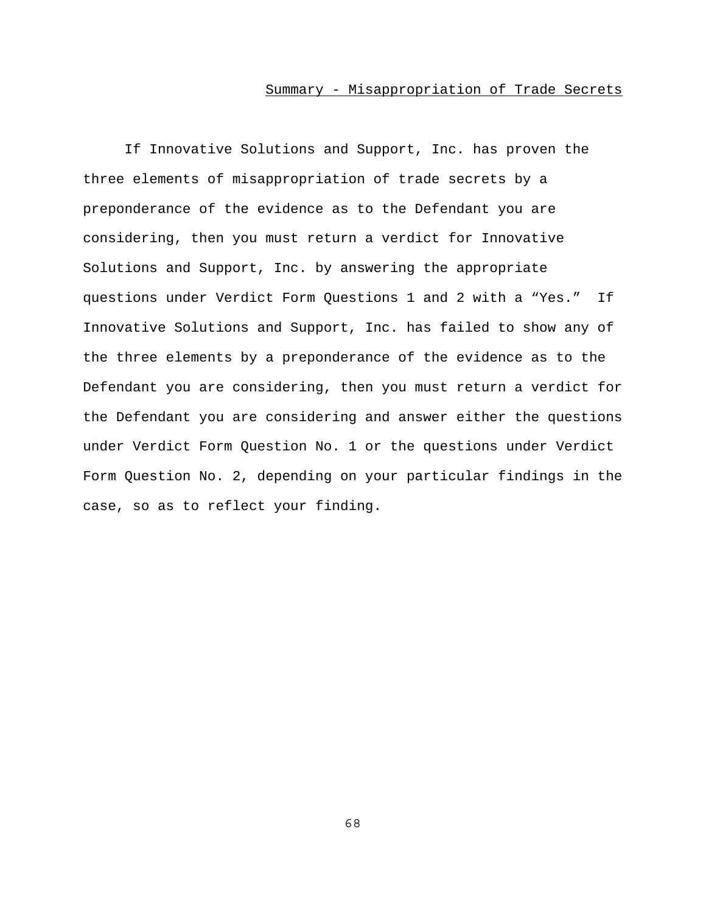Summary - Misappropriation of Trade Secrets

If Innovative Solutions and Support, Inc. has proven the three elements of misappropriation of trade secrets by a preponderance of the evidence as to the Defendant you are considering, then you must return a verdict for Innovative Solutions and Support, Inc. by answering the appropriate questions under Verdict Form Questions 1 and 2 with a "Yes." If Innovative Solutions and Support, Inc. has failed to show any of the three elements by a preponderance of the evidence as to the Defendant you are considering, then you must return a verdict for the Defendant you are considering and answer either the questions under Verdict Form Question No. 1 or the questions under Verdict Form Question No. 2, depending on your particular findings in the case, so as to reflect your finding.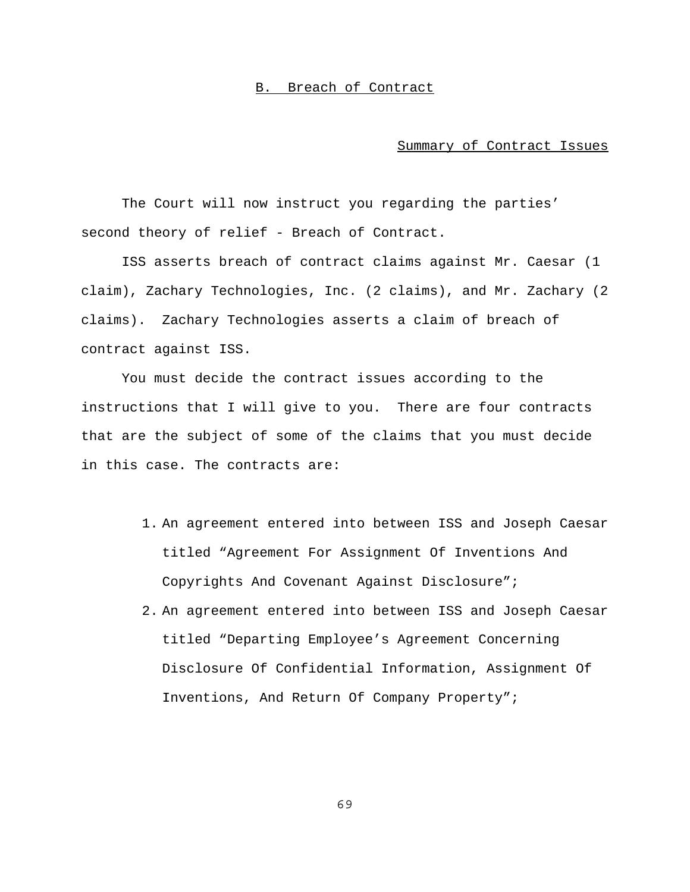## B. Breach of Contract

### Summary of Contract Issues

The Court will now instruct you regarding the parties' second theory of relief - Breach of Contract.

ISS asserts breach of contract claims against Mr. Caesar (1 claim), Zachary Technologies, Inc. (2 claims), and Mr. Zachary (2 claims). Zachary Technologies asserts a claim of breach of contract against ISS.

You must decide the contract issues according to the instructions that I will give to you. There are four contracts that are the subject of some of the claims that you must decide in this case. The contracts are:

1. An agreement entered into between ISS and Joseph Caesar titled "Agreement For Assignment Of Inventions And Copyrights And Covenant Against Disclosure";
2. An agreement entered into between ISS and Joseph Caesar titled "Departing Employee's Agreement Concerning Disclosure Of Confidential Information, Assignment Of Inventions, And Return Of Company Property";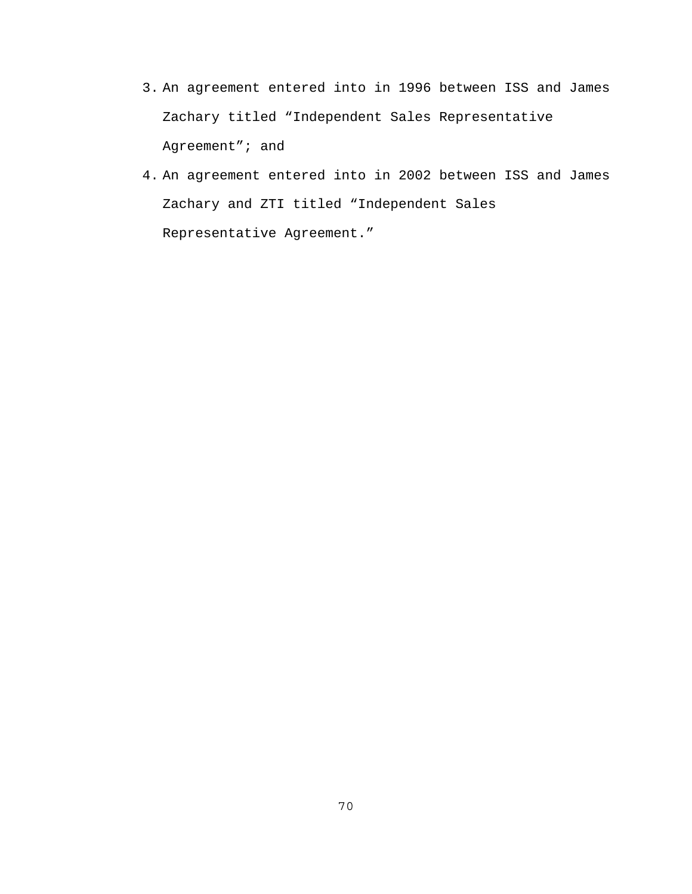3. An agreement entered into in 1996 between ISS and James Zachary titled “Independent Sales Representative Agreement”; and
4. An agreement entered into in 2002 between ISS and James Zachary and ZTI titled “Independent Sales Representative Agreement.”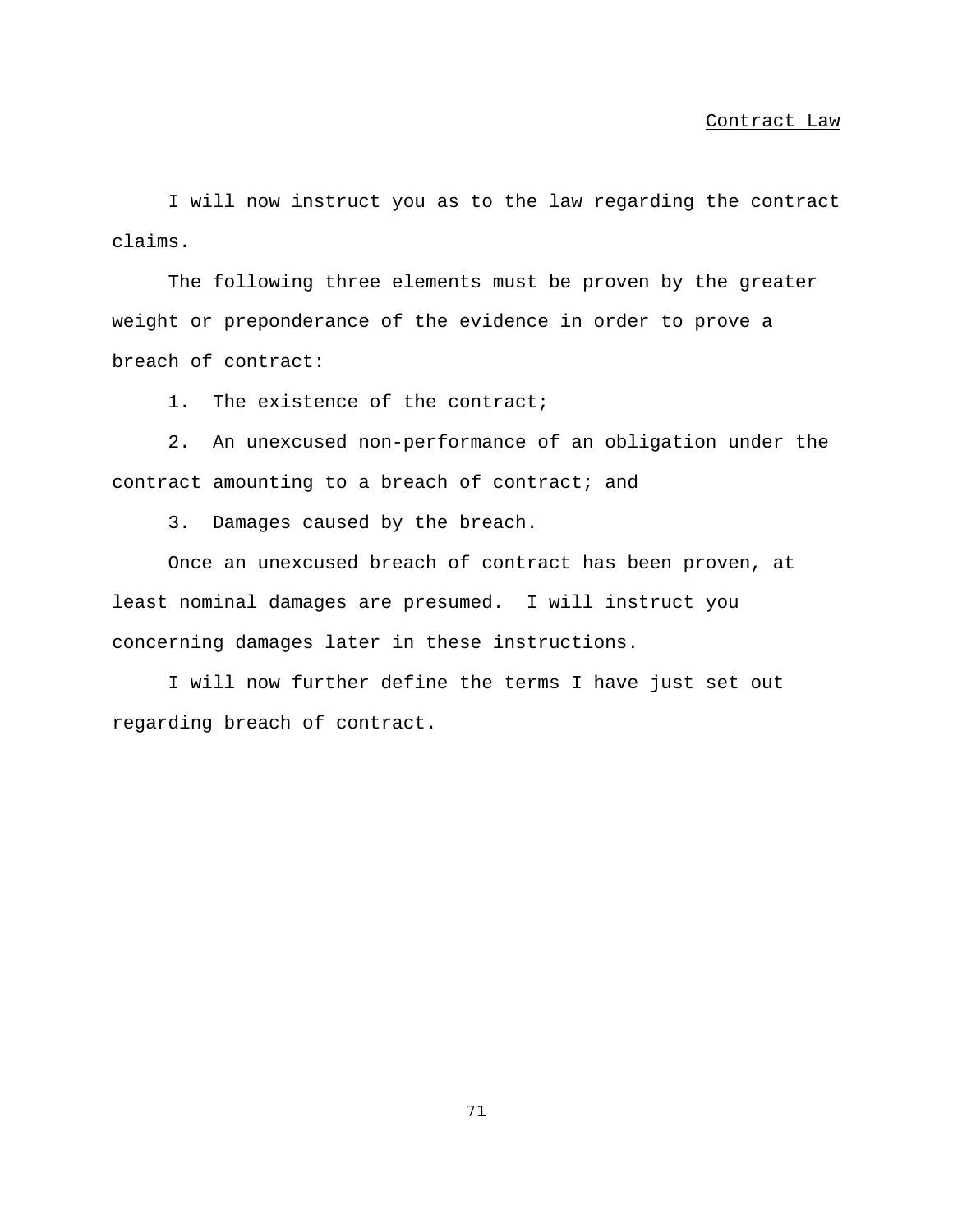## Contract Law

I will now instruct you as to the law regarding the contract claims.

The following three elements must be proven by the greater weight or preponderance of the evidence in order to prove a breach of contract:

1. The existence of the contract;

2. An unexcused non-performance of an obligation under the contract amounting to a breach of contract; and

3. Damages caused by the breach.

Once an unexcused breach of contract has been proven, at least nominal damages are presumed. I will instruct you concerning damages later in these instructions.

I will now further define the terms I have just set out regarding breach of contract.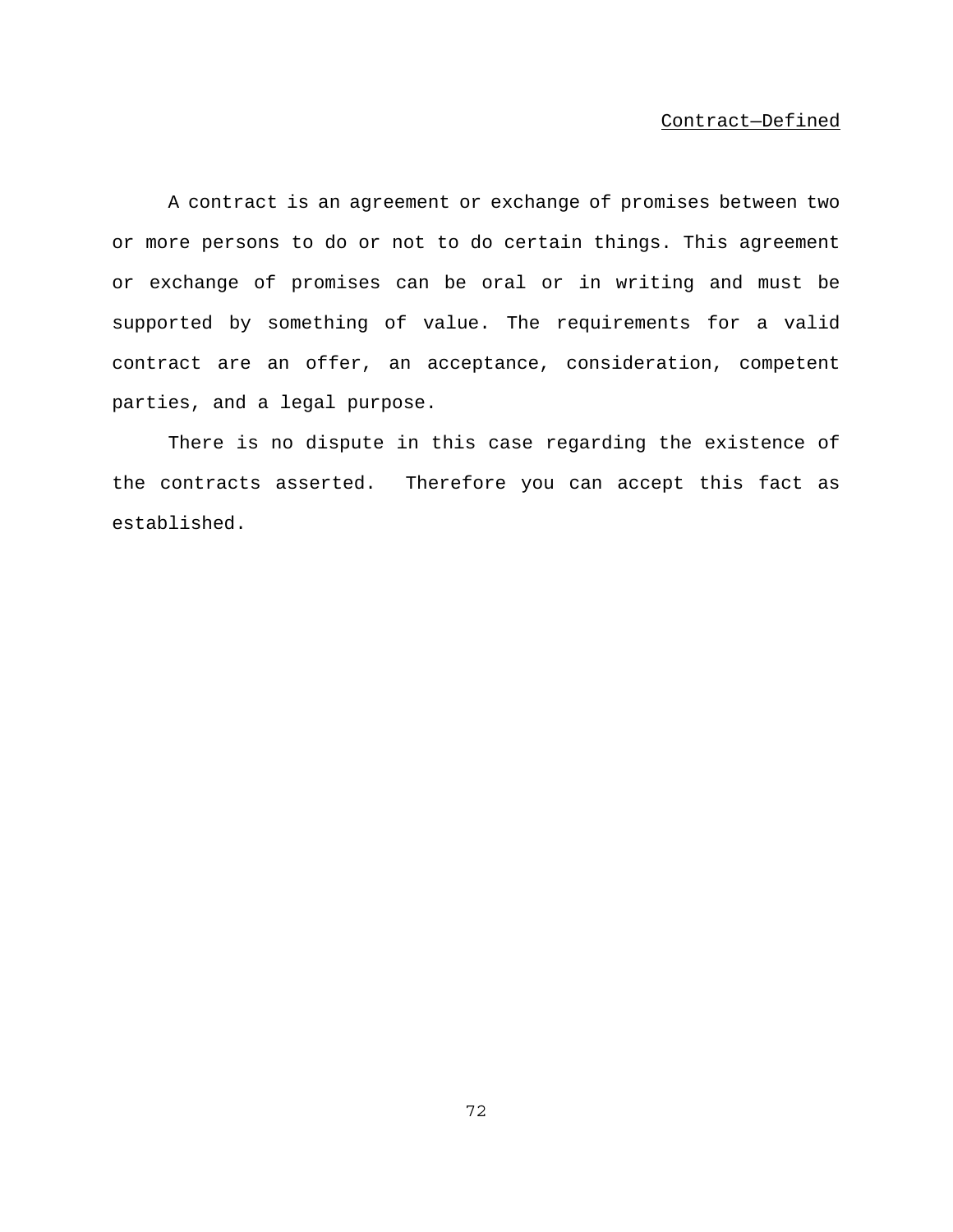## Contract—Defined

A contract is an agreement or exchange of promises between two or more persons to do or not to do certain things. This agreement or exchange of promises can be oral or in writing and must be supported by something of value. The requirements for a valid contract are an offer, an acceptance, consideration, competent parties, and a legal purpose.

There is no dispute in this case regarding the existence of the contracts asserted. Therefore you can accept this fact as established.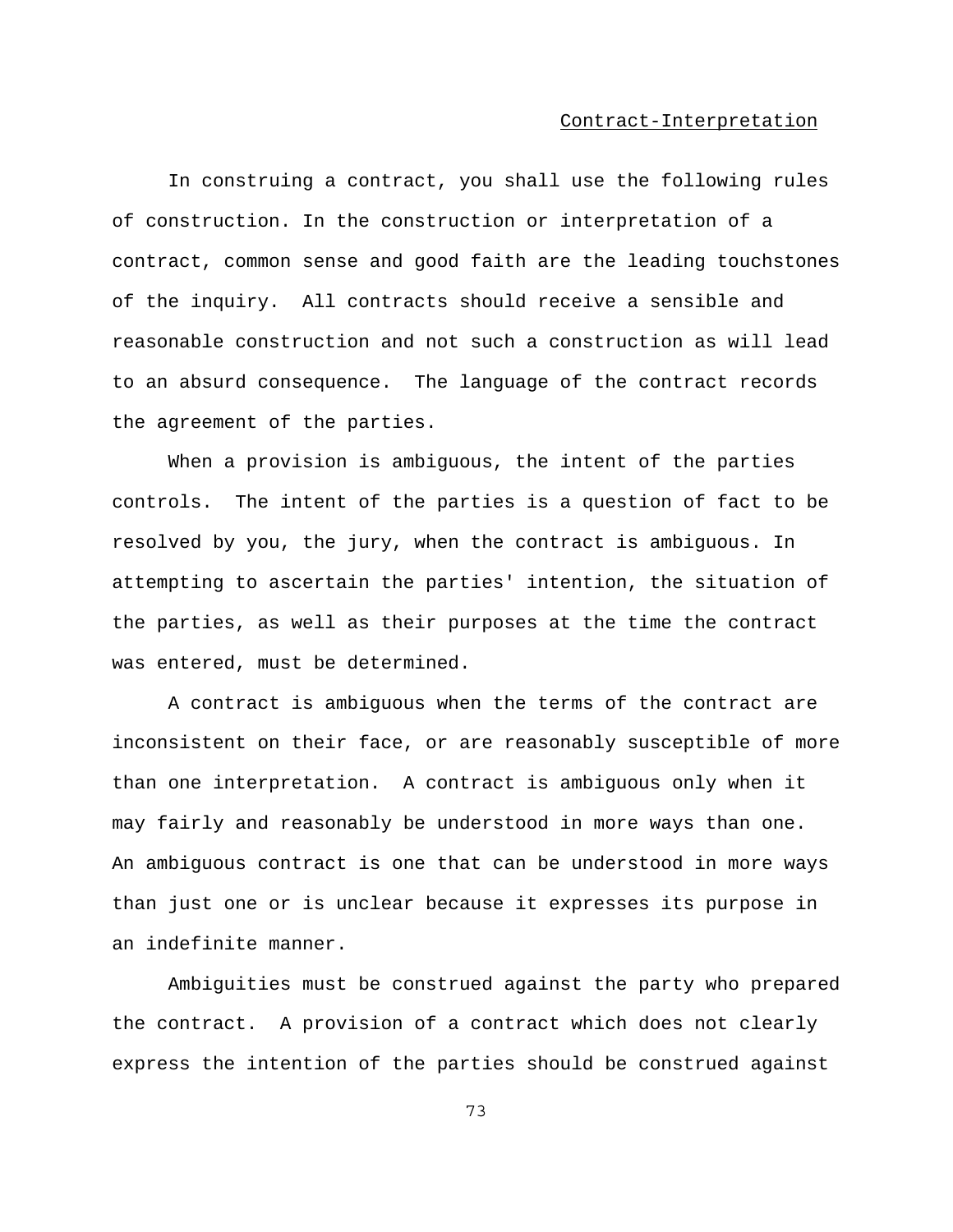## Contract-Interpretation

In construing a contract, you shall use the following rules of construction. In the construction or interpretation of a contract, common sense and good faith are the leading touchstones of the inquiry. All contracts should receive a sensible and reasonable construction and not such a construction as will lead to an absurd consequence. The language of the contract records the agreement of the parties.

When a provision is ambiguous, the intent of the parties controls. The intent of the parties is a question of fact to be resolved by you, the jury, when the contract is ambiguous. In attempting to ascertain the parties' intention, the situation of the parties, as well as their purposes at the time the contract was entered, must be determined.

A contract is ambiguous when the terms of the contract are inconsistent on their face, or are reasonably susceptible of more than one interpretation. A contract is ambiguous only when it may fairly and reasonably be understood in more ways than one. An ambiguous contract is one that can be understood in more ways than just one or is unclear because it expresses its purpose in an indefinite manner.

Ambiguities must be construed against the party who prepared the contract. A provision of a contract which does not clearly express the intention of the parties should be construed against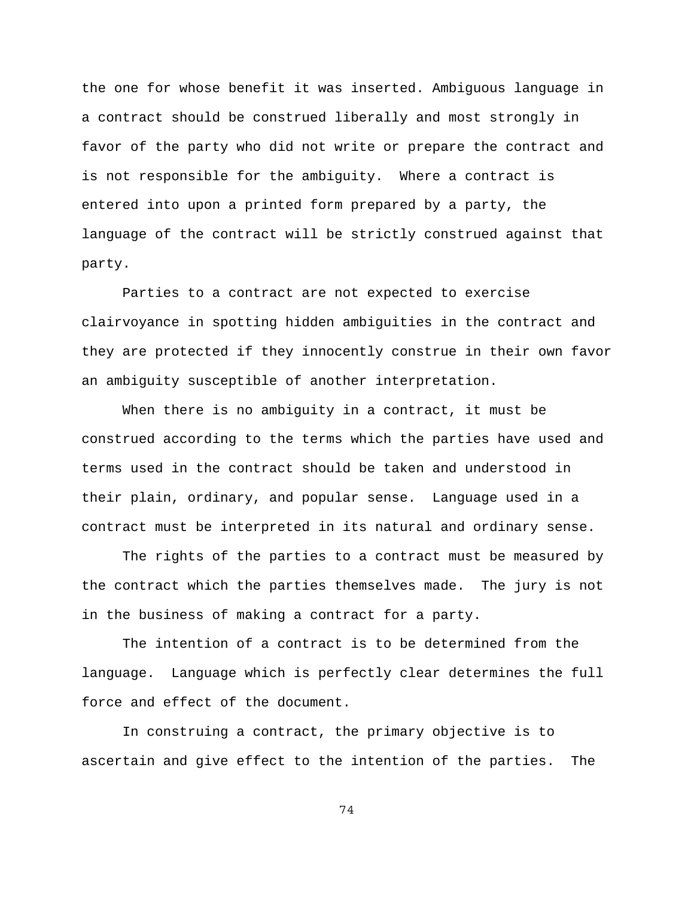the one for whose benefit it was inserted. Ambiguous language in a contract should be construed liberally and most strongly in favor of the party who did not write or prepare the contract and is not responsible for the ambiguity. Where a contract is entered into upon a printed form prepared by a party, the language of the contract will be strictly construed against that party.

Parties to a contract are not expected to exercise clairvoyance in spotting hidden ambiguities in the contract and they are protected if they innocently construe in their own favor an ambiguity susceptible of another interpretation.

When there is no ambiguity in a contract, it must be construed according to the terms which the parties have used and terms used in the contract should be taken and understood in their plain, ordinary, and popular sense. Language used in a contract must be interpreted in its natural and ordinary sense.

The rights of the parties to a contract must be measured by the contract which the parties themselves made. The jury is not in the business of making a contract for a party.

The intention of a contract is to be determined from the language. Language which is perfectly clear determines the full force and effect of the document.

In construing a contract, the primary objective is to ascertain and give effect to the intention of the parties. The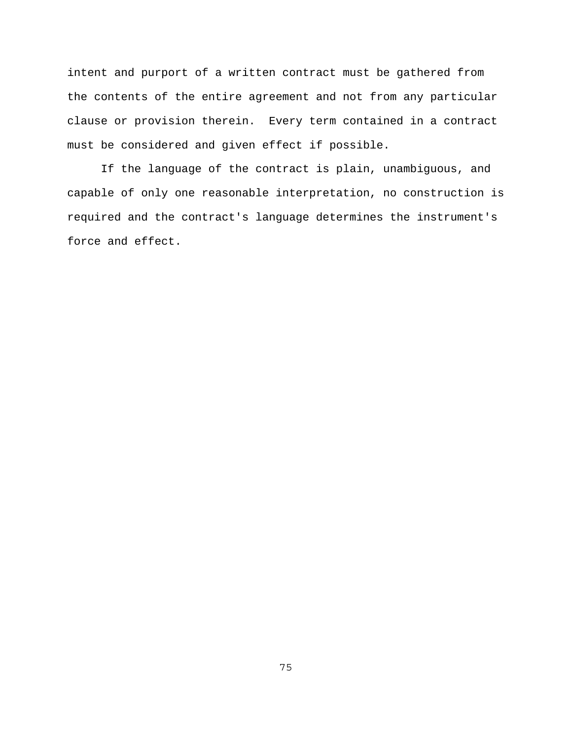intent and purport of a written contract must be gathered from the contents of the entire agreement and not from any particular clause or provision therein. Every term contained in a contract must be considered and given effect if possible.

If the language of the contract is plain, unambiguous, and capable of only one reasonable interpretation, no construction is required and the contract's language determines the instrument's force and effect.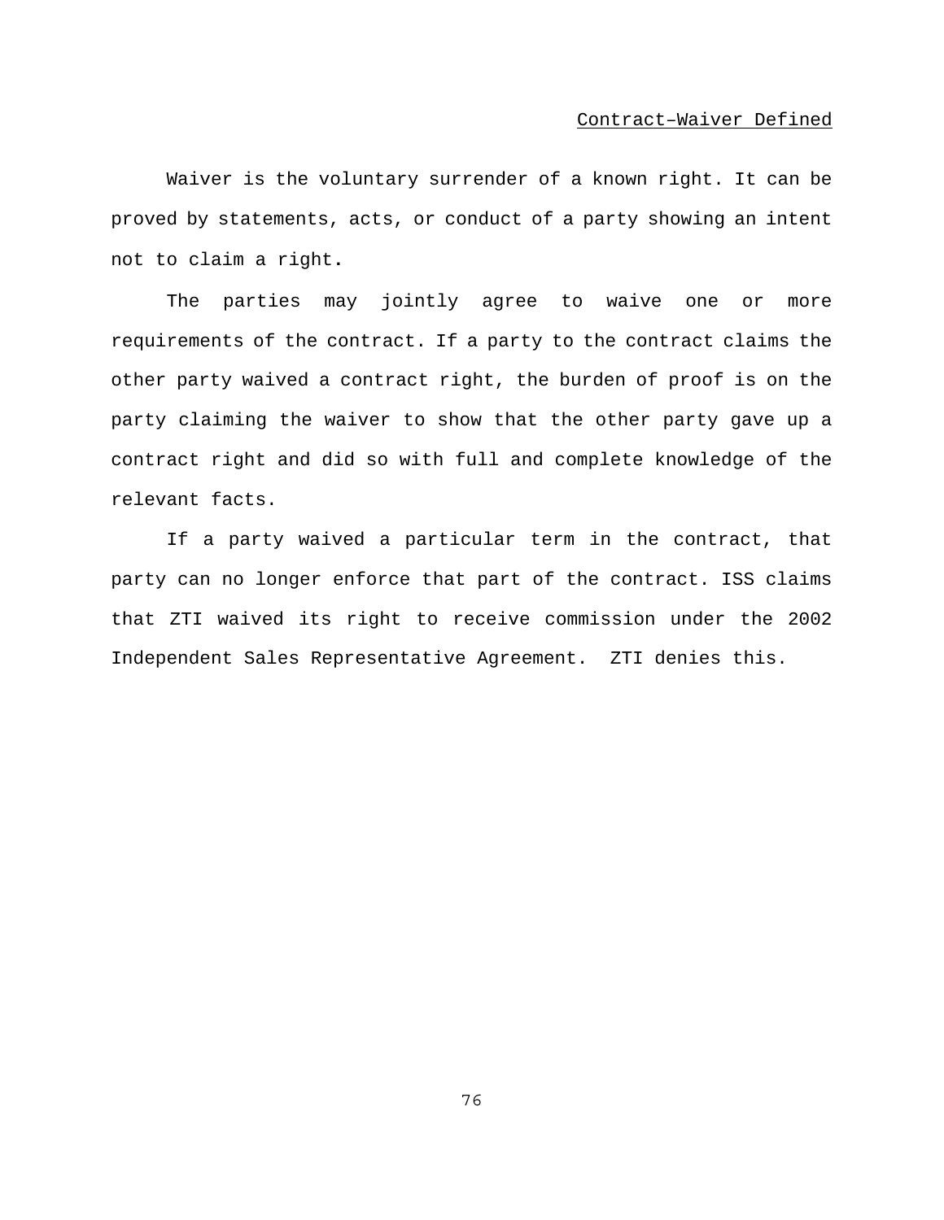Contract–Waiver Defined

Waiver is the voluntary surrender of a known right. It can be proved by statements, acts, or conduct of a party showing an intent not to claim a right.

The parties may jointly agree to waive one or more requirements of the contract. If a party to the contract claims the other party waived a contract right, the burden of proof is on the party claiming the waiver to show that the other party gave up a contract right and did so with full and complete knowledge of the relevant facts.

If a party waived a particular term in the contract, that party can no longer enforce that part of the contract. ISS claims that ZTI waived its right to receive commission under the 2002 Independent Sales Representative Agreement. ZTI denies this.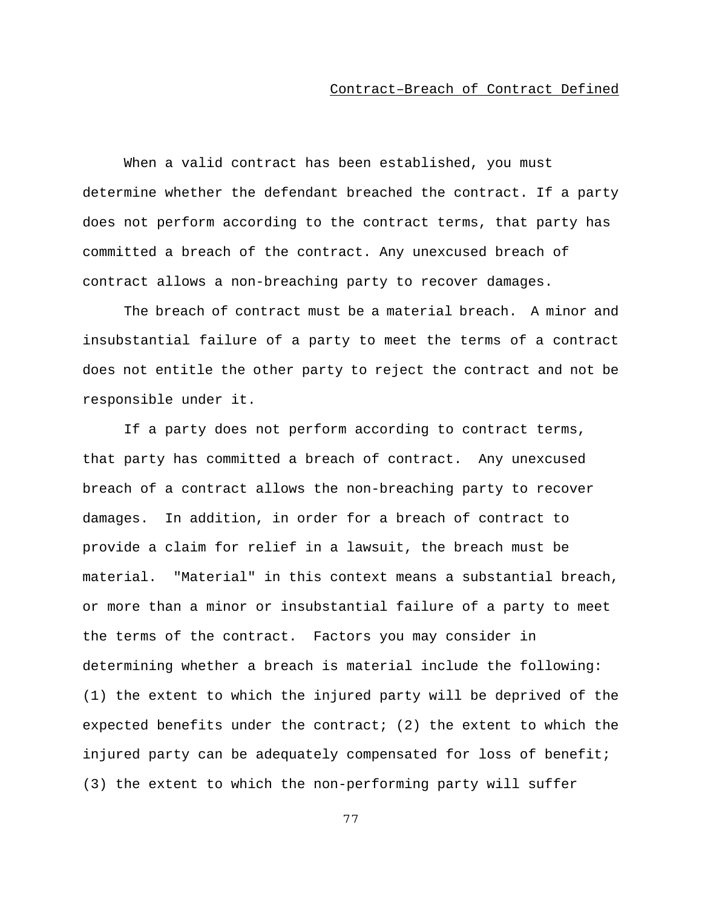## Contract–Breach of Contract Defined

When a valid contract has been established, you must determine whether the defendant breached the contract. If a party does not perform according to the contract terms, that party has committed a breach of the contract. Any unexcused breach of contract allows a non-breaching party to recover damages.

The breach of contract must be a material breach. A minor and insubstantial failure of a party to meet the terms of a contract does not entitle the other party to reject the contract and not be responsible under it.

If a party does not perform according to contract terms, that party has committed a breach of contract. Any unexcused breach of a contract allows the non-breaching party to recover damages. In addition, in order for a breach of contract to provide a claim for relief in a lawsuit, the breach must be material. "Material" in this context means a substantial breach, or more than a minor or insubstantial failure of a party to meet the terms of the contract. Factors you may consider in determining whether a breach is material include the following: (1) the extent to which the injured party will be deprived of the expected benefits under the contract; (2) the extent to which the injured party can be adequately compensated for loss of benefit; (3) the extent to which the non-performing party will suffer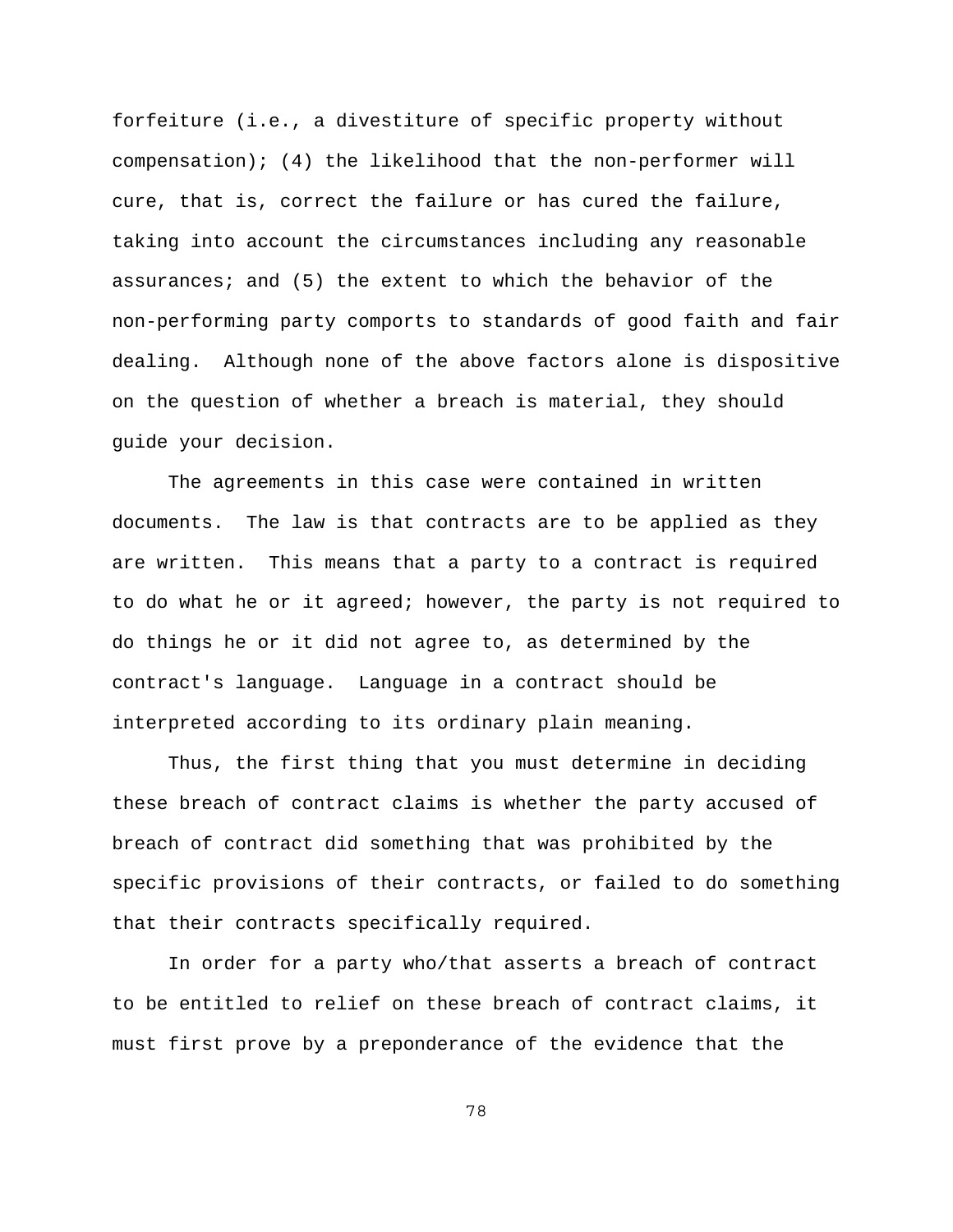forfeiture (i.e., a divestiture of specific property without compensation); (4) the likelihood that the non-performer will cure, that is, correct the failure or has cured the failure, taking into account the circumstances including any reasonable assurances; and (5) the extent to which the behavior of the non-performing party comports to standards of good faith and fair dealing. Although none of the above factors alone is dispositive on the question of whether a breach is material, they should guide your decision.

The agreements in this case were contained in written documents. The law is that contracts are to be applied as they are written. This means that a party to a contract is required to do what he or it agreed; however, the party is not required to do things he or it did not agree to, as determined by the contract's language. Language in a contract should be interpreted according to its ordinary plain meaning.

Thus, the first thing that you must determine in deciding these breach of contract claims is whether the party accused of breach of contract did something that was prohibited by the specific provisions of their contracts, or failed to do something that their contracts specifically required.

In order for a party who/that asserts a breach of contract to be entitled to relief on these breach of contract claims, it must first prove by a preponderance of the evidence that the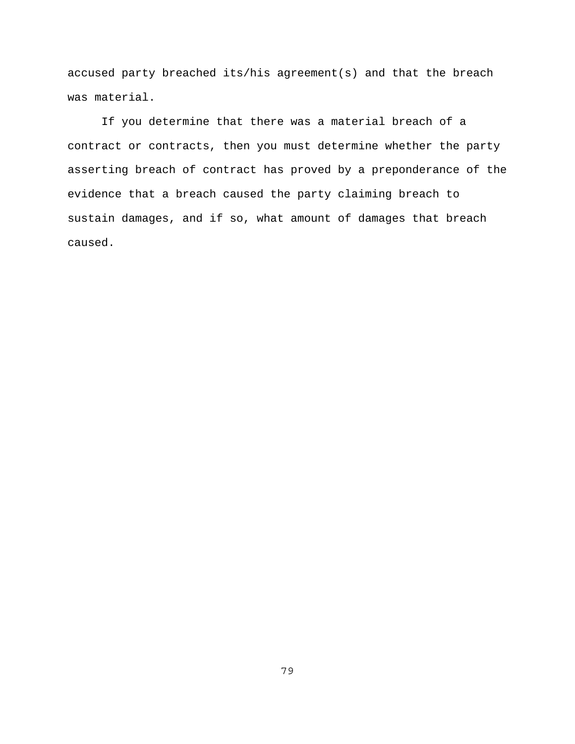accused party breached its/his agreement(s) and that the breach was material.

If you determine that there was a material breach of a contract or contracts, then you must determine whether the party asserting breach of contract has proved by a preponderance of the evidence that a breach caused the party claiming breach to sustain damages, and if so, what amount of damages that breach caused.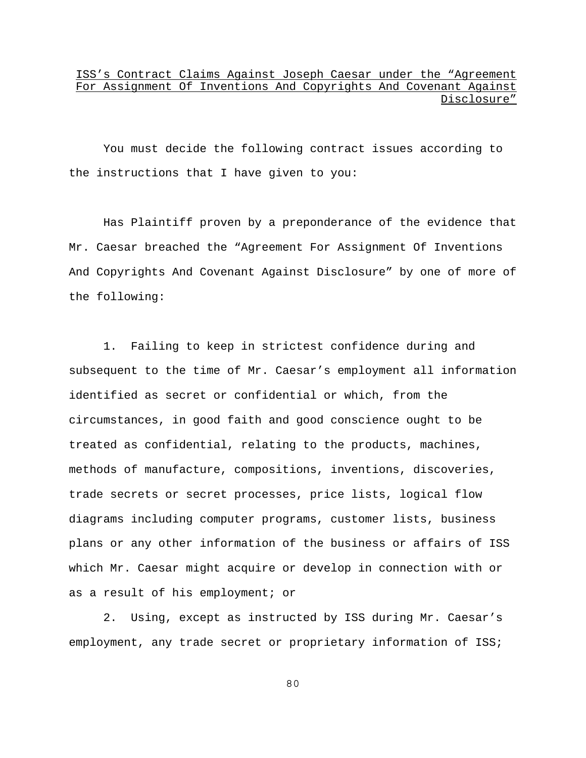<u>ISS's Contract Claims Against Joseph Caesar under the "Agreement For Assignment Of Inventions And Copyrights And Covenant Against Disclosure"</u>

You must decide the following contract issues according to the instructions that I have given to you:

Has Plaintiff proven by a preponderance of the evidence that Mr. Caesar breached the "Agreement For Assignment Of Inventions And Copyrights And Covenant Against Disclosure" by one of more of the following:

1. Failing to keep in strictest confidence during and subsequent to the time of Mr. Caesar's employment all information identified as secret or confidential or which, from the circumstances, in good faith and good conscience ought to be treated as confidential, relating to the products, machines, methods of manufacture, compositions, inventions, discoveries, trade secrets or secret processes, price lists, logical flow diagrams including computer programs, customer lists, business plans or any other information of the business or affairs of ISS which Mr. Caesar might acquire or develop in connection with or as a result of his employment; or

2. Using, except as instructed by ISS during Mr. Caesar's employment, any trade secret or proprietary information of ISS;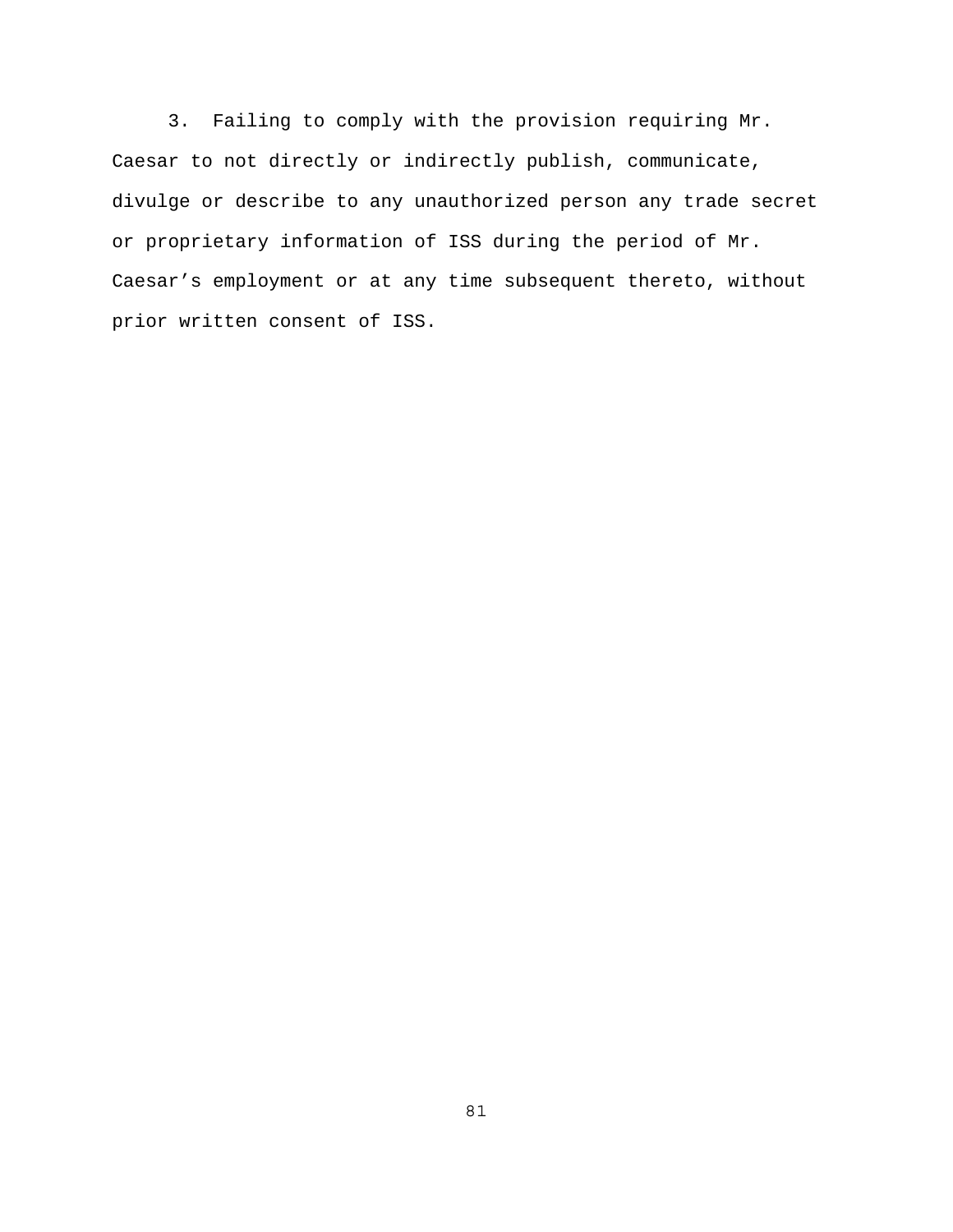3. Failing to comply with the provision requiring Mr. Caesar to not directly or indirectly publish, communicate, divulge or describe to any unauthorized person any trade secret or proprietary information of ISS during the period of Mr. Caesar’s employment or at any time subsequent thereto, without prior written consent of ISS.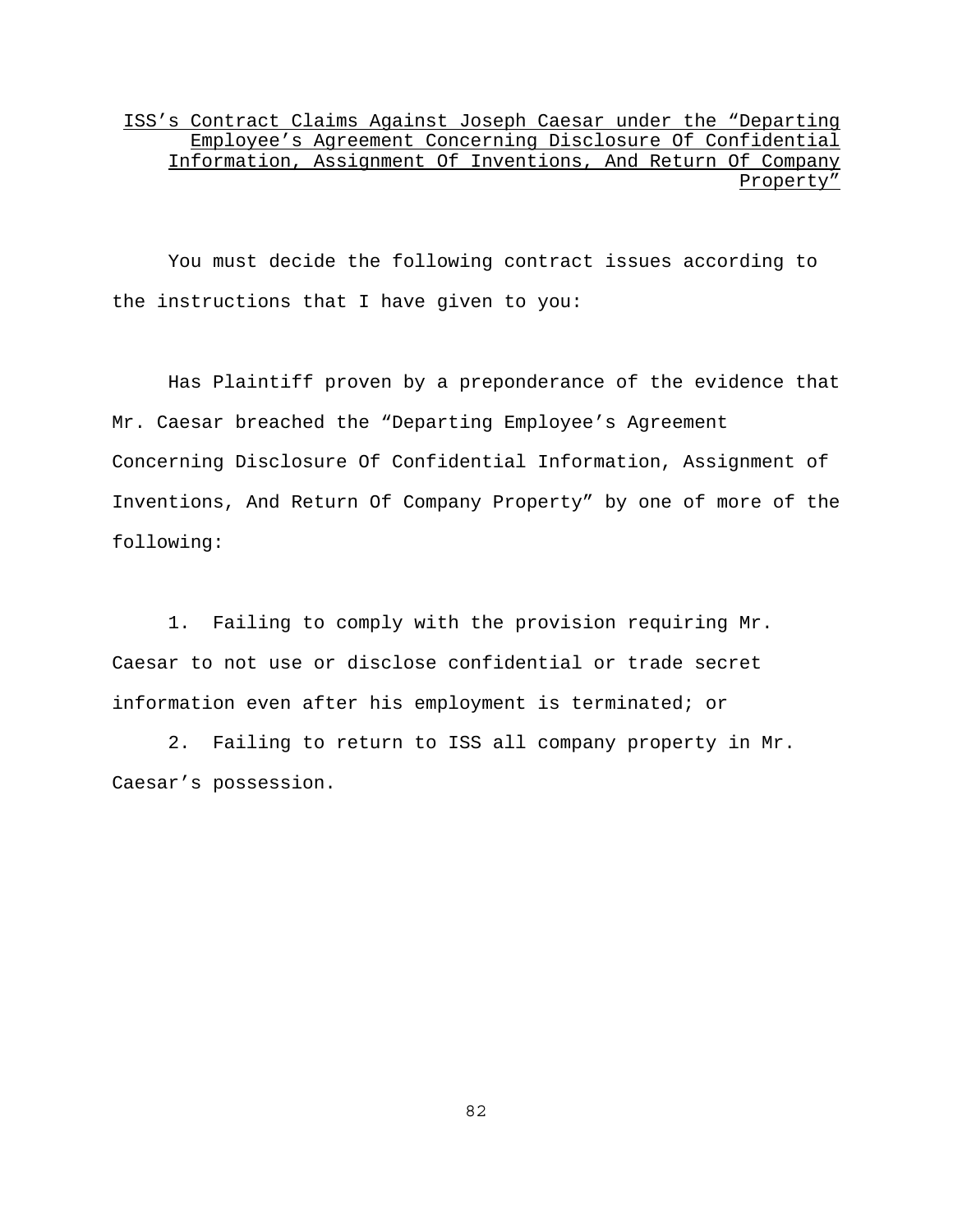<u>ISS's Contract Claims Against Joseph Caesar under the "Departing Employee's Agreement Concerning Disclosure Of Confidential Information, Assignment Of Inventions, And Return Of Company Property"</u>

You must decide the following contract issues according to the instructions that I have given to you:

Has Plaintiff proven by a preponderance of the evidence that Mr. Caesar breached the "Departing Employee's Agreement Concerning Disclosure Of Confidential Information, Assignment of Inventions, And Return Of Company Property" by one of more of the following:

1. Failing to comply with the provision requiring Mr. Caesar to not use or disclose confidential or trade secret information even after his employment is terminated; or

2. Failing to return to ISS all company property in Mr. Caesar's possession.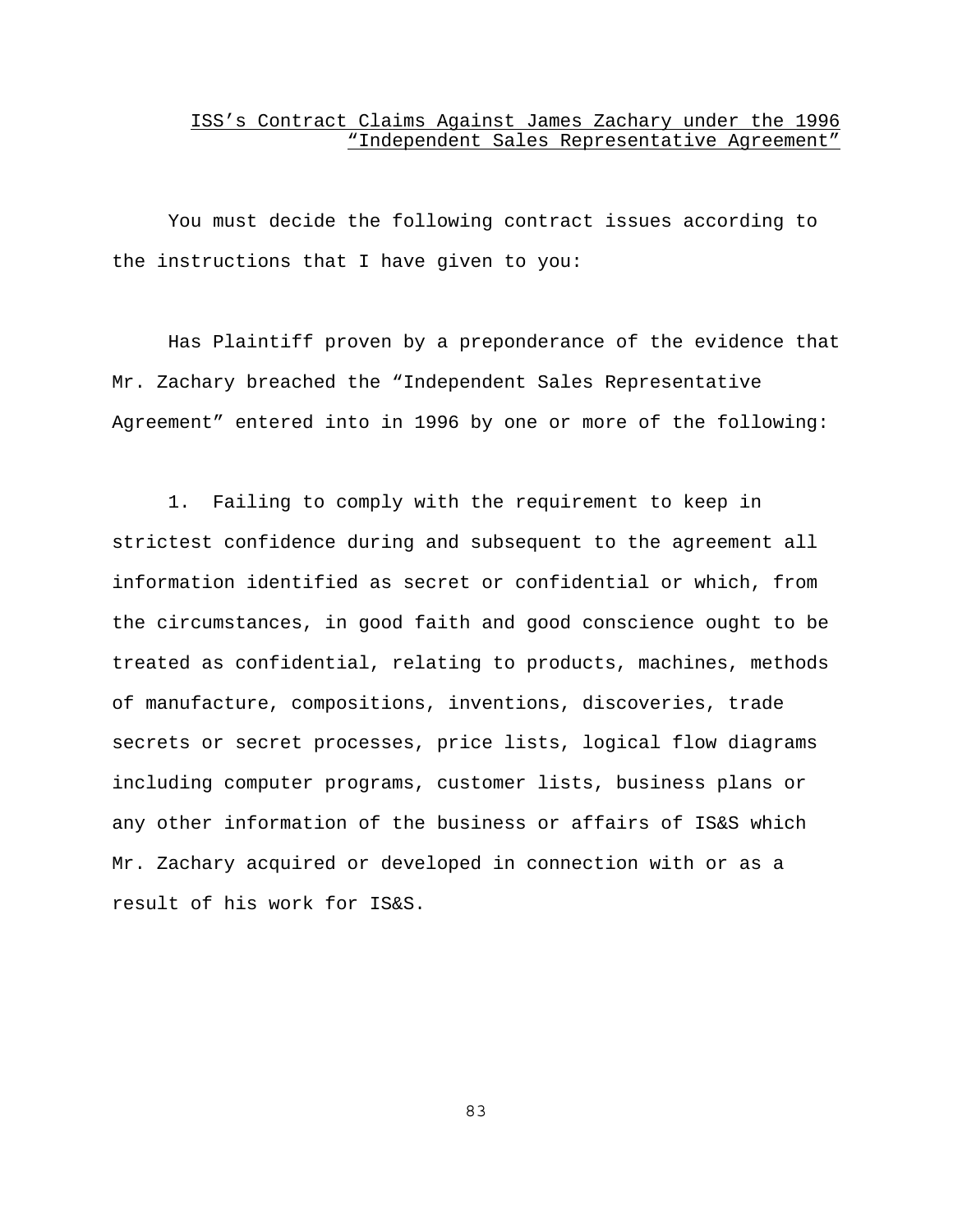<u>ISS's Contract Claims Against James Zachary under the 1996 "Independent Sales Representative Agreement"</u>

You must decide the following contract issues according to the instructions that I have given to you:

Has Plaintiff proven by a preponderance of the evidence that Mr. Zachary breached the "Independent Sales Representative Agreement" entered into in 1996 by one or more of the following:

1. Failing to comply with the requirement to keep in strictest confidence during and subsequent to the agreement all information identified as secret or confidential or which, from the circumstances, in good faith and good conscience ought to be treated as confidential, relating to products, machines, methods of manufacture, compositions, inventions, discoveries, trade secrets or secret processes, price lists, logical flow diagrams including computer programs, customer lists, business plans or any other information of the business or affairs of IS&S which Mr. Zachary acquired or developed in connection with or as a result of his work for IS&S.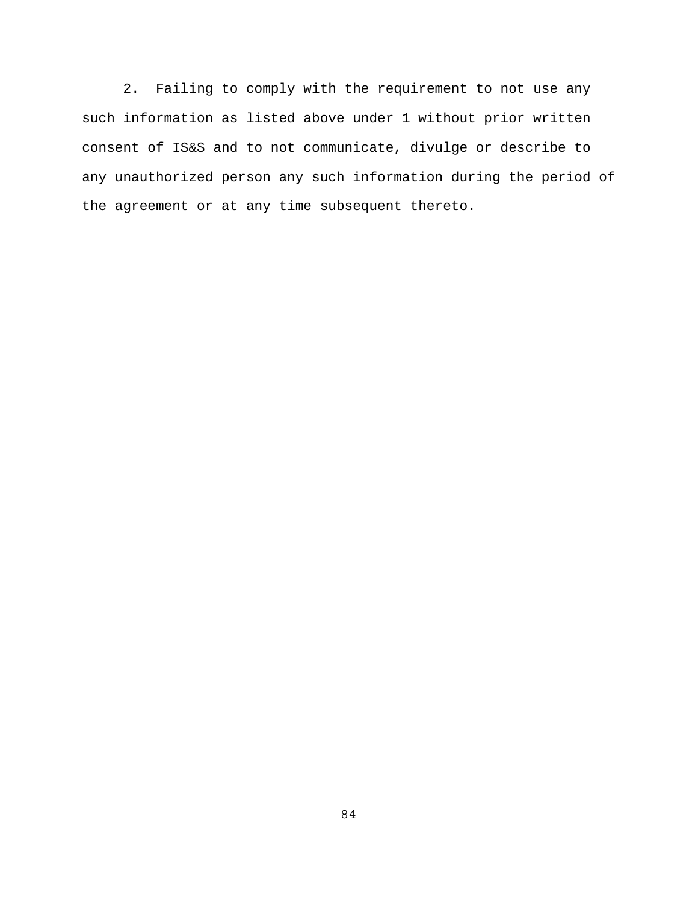2. Failing to comply with the requirement to not use any such information as listed above under 1 without prior written consent of IS&S and to not communicate, divulge or describe to any unauthorized person any such information during the period of the agreement or at any time subsequent thereto.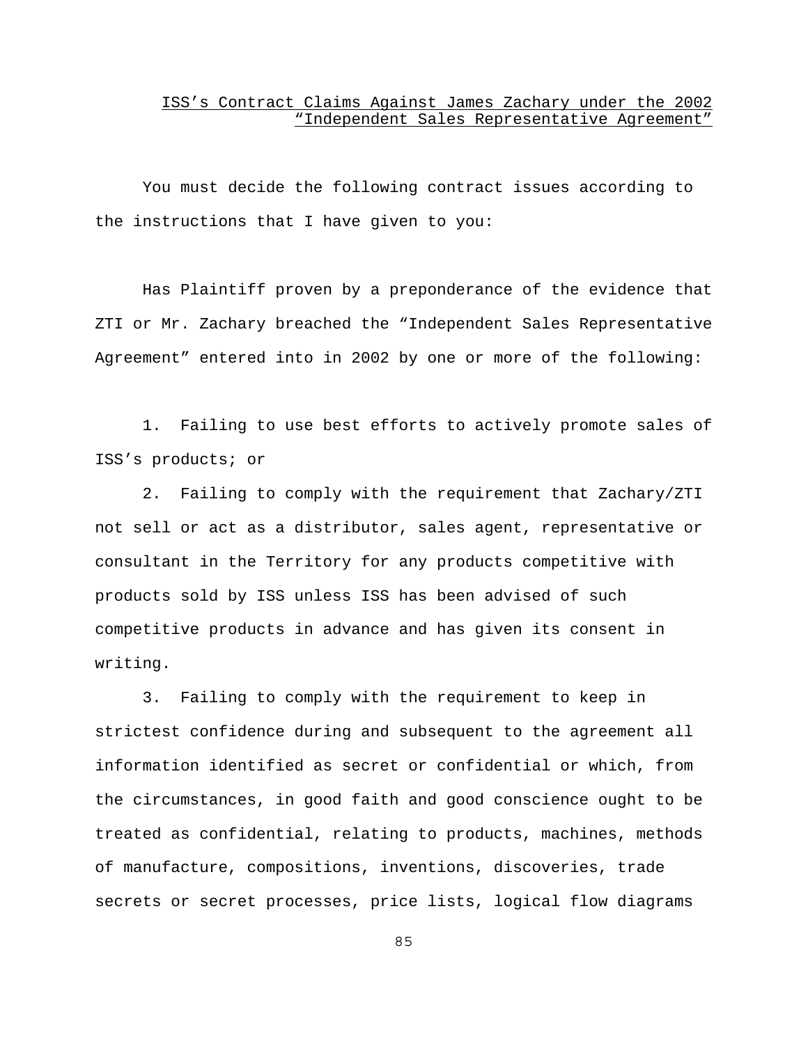ISS's Contract Claims Against James Zachary under the 2002 "Independent Sales Representative Agreement"

You must decide the following contract issues according to the instructions that I have given to you:

Has Plaintiff proven by a preponderance of the evidence that ZTI or Mr. Zachary breached the "Independent Sales Representative Agreement" entered into in 2002 by one or more of the following:

1. Failing to use best efforts to actively promote sales of ISS's products; or

2. Failing to comply with the requirement that Zachary/ZTI not sell or act as a distributor, sales agent, representative or consultant in the Territory for any products competitive with products sold by ISS unless ISS has been advised of such competitive products in advance and has given its consent in writing.

3. Failing to comply with the requirement to keep in strictest confidence during and subsequent to the agreement all information identified as secret or confidential or which, from the circumstances, in good faith and good conscience ought to be treated as confidential, relating to products, machines, methods of manufacture, compositions, inventions, discoveries, trade secrets or secret processes, price lists, logical flow diagrams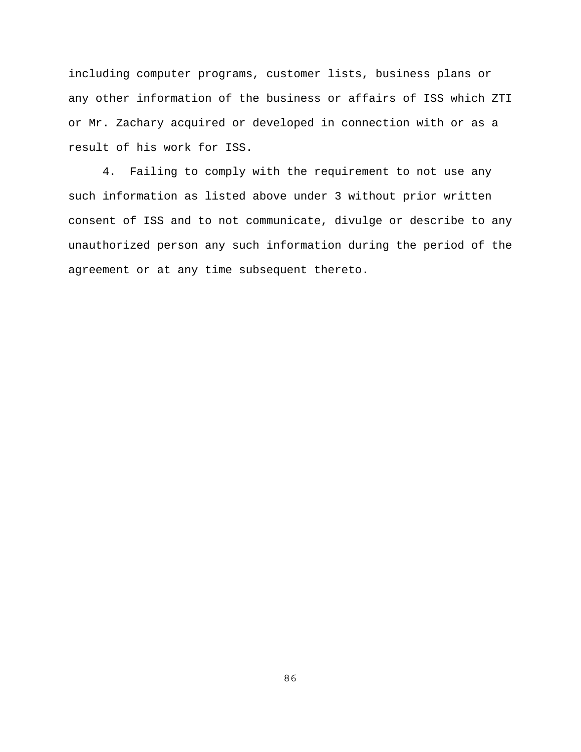including computer programs, customer lists, business plans or any other information of the business or affairs of ISS which ZTI or Mr. Zachary acquired or developed in connection with or as a result of his work for ISS.

4. Failing to comply with the requirement to not use any such information as listed above under 3 without prior written consent of ISS and to not communicate, divulge or describe to any unauthorized person any such information during the period of the agreement or at any time subsequent thereto.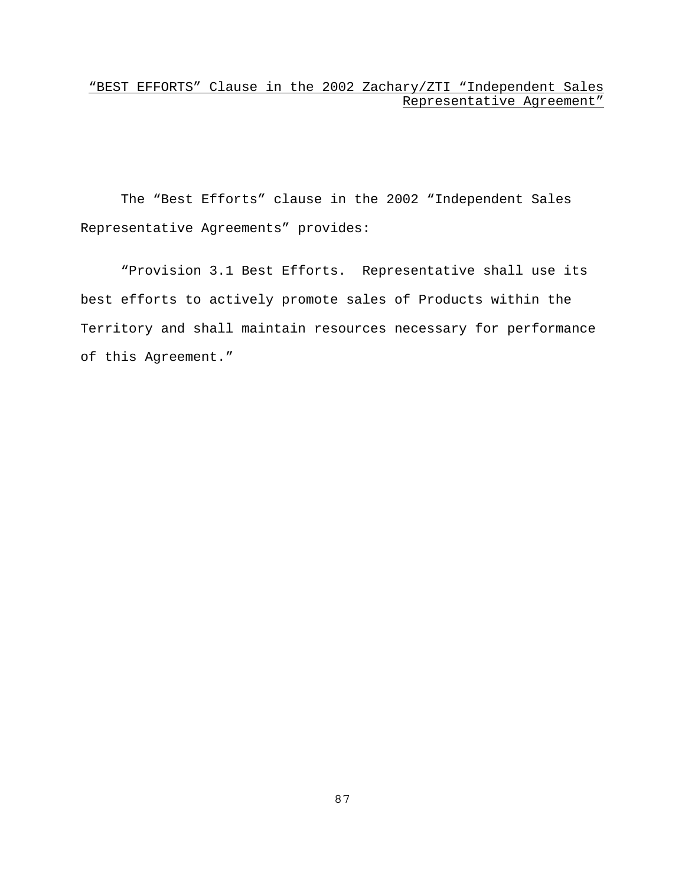## “BEST EFFORTS” Clause in the 2002 Zachary/ZTI “Independent Sales Representative Agreement”

The “Best Efforts” clause in the 2002 “Independent Sales Representative Agreements” provides:

“Provision 3.1 Best Efforts. Representative shall use its best efforts to actively promote sales of Products within the Territory and shall maintain resources necessary for performance of this Agreement.”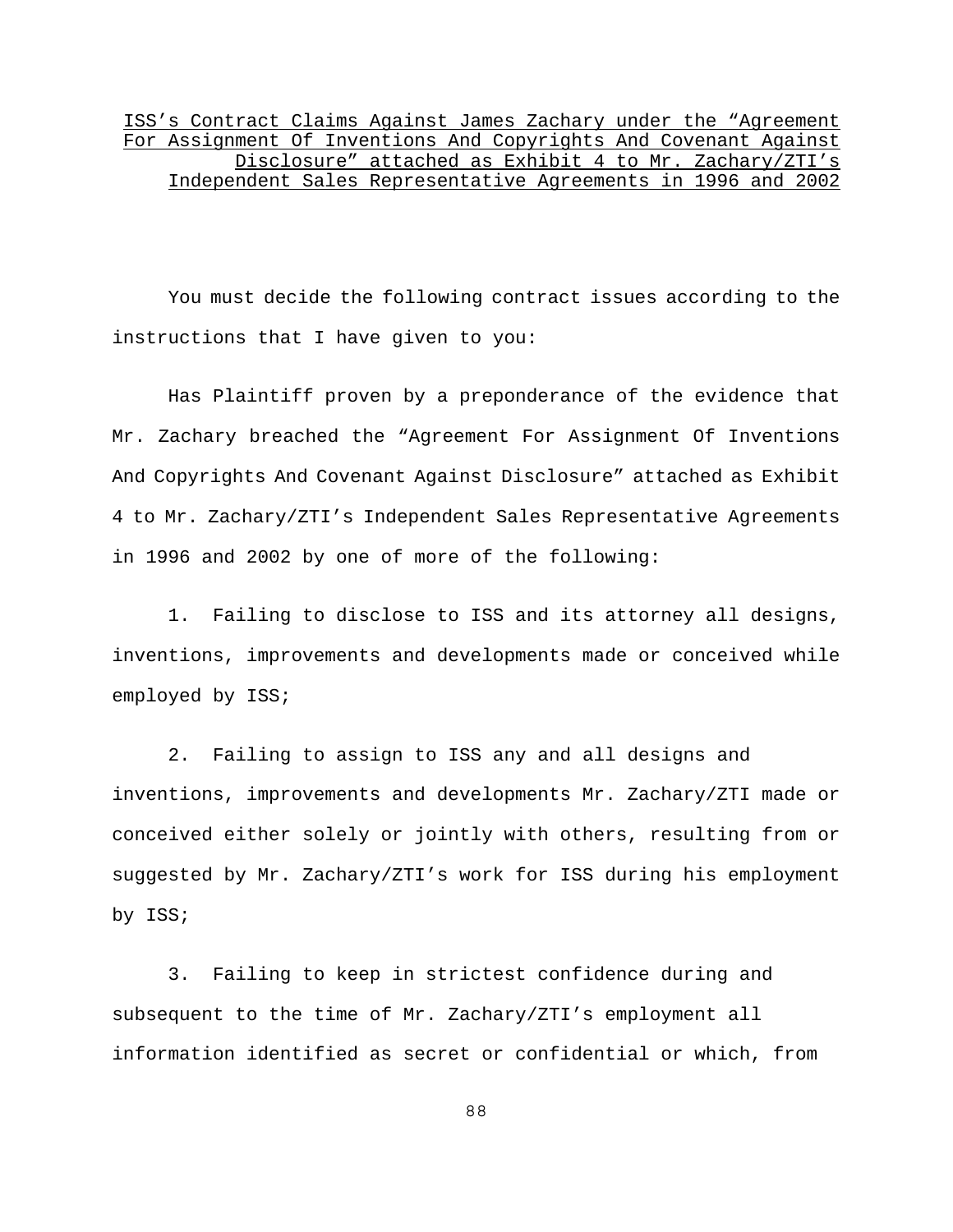<u>ISS's Contract Claims Against James Zachary under the "Agreement For Assignment Of Inventions And Copyrights And Covenant Against Disclosure" attached as Exhibit 4 to Mr. Zachary/ZTI's Independent Sales Representative Agreements in 1996 and 2002</u>

You must decide the following contract issues according to the instructions that I have given to you:

Has Plaintiff proven by a preponderance of the evidence that Mr. Zachary breached the "Agreement For Assignment Of Inventions And Copyrights And Covenant Against Disclosure" attached as Exhibit 4 to Mr. Zachary/ZTI's Independent Sales Representative Agreements in 1996 and 2002 by one of more of the following:

1. Failing to disclose to ISS and its attorney all designs, inventions, improvements and developments made or conceived while employed by ISS;

2. Failing to assign to ISS any and all designs and inventions, improvements and developments Mr. Zachary/ZTI made or conceived either solely or jointly with others, resulting from or suggested by Mr. Zachary/ZTI's work for ISS during his employment by ISS;

3. Failing to keep in strictest confidence during and subsequent to the time of Mr. Zachary/ZTI's employment all information identified as secret or confidential or which, from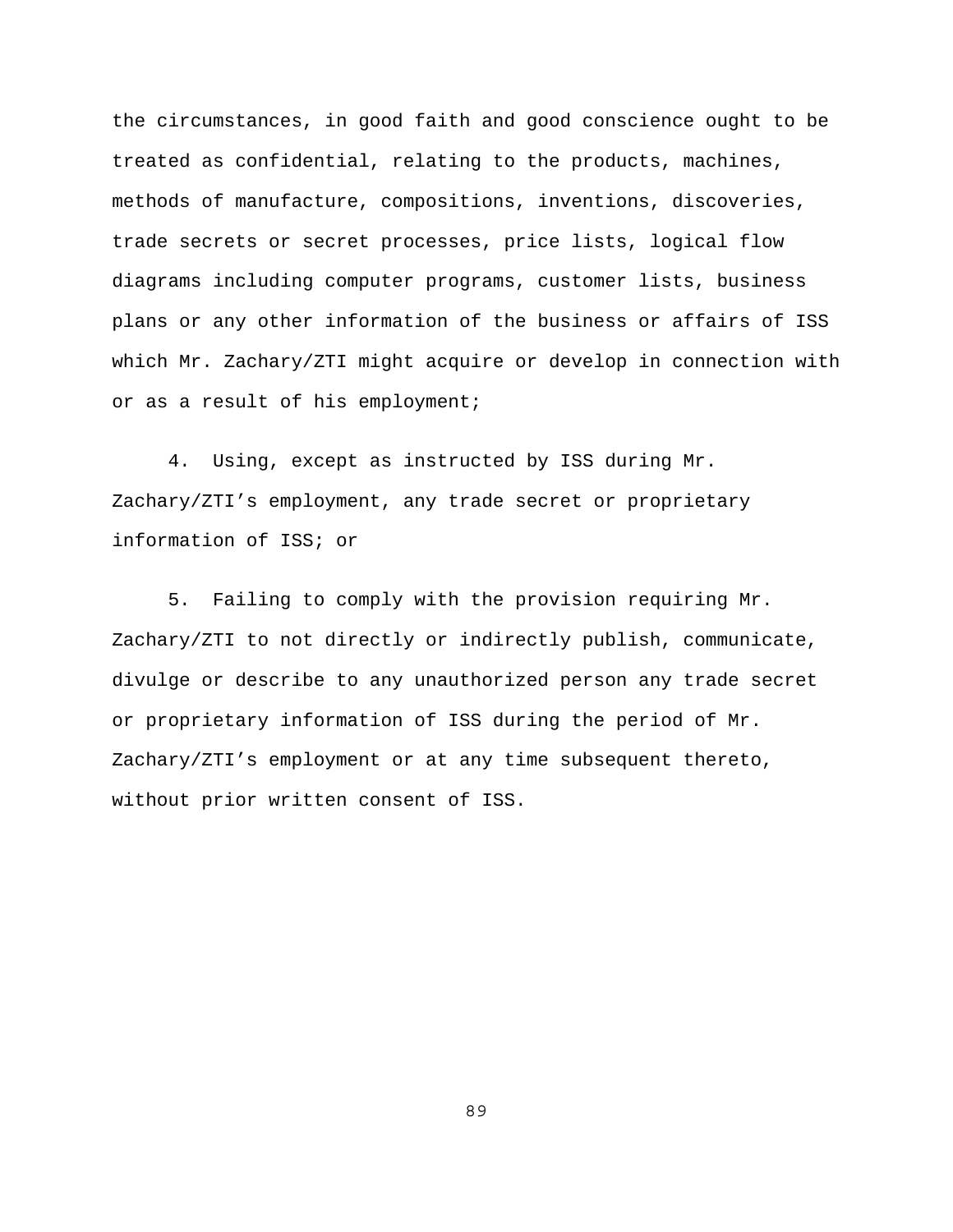the circumstances, in good faith and good conscience ought to be treated as confidential, relating to the products, machines, methods of manufacture, compositions, inventions, discoveries, trade secrets or secret processes, price lists, logical flow diagrams including computer programs, customer lists, business plans or any other information of the business or affairs of ISS which Mr. Zachary/ZTI might acquire or develop in connection with or as a result of his employment;

4. Using, except as instructed by ISS during Mr. Zachary/ZTI's employment, any trade secret or proprietary information of ISS; or

5. Failing to comply with the provision requiring Mr. Zachary/ZTI to not directly or indirectly publish, communicate, divulge or describe to any unauthorized person any trade secret or proprietary information of ISS during the period of Mr. Zachary/ZTI's employment or at any time subsequent thereto, without prior written consent of ISS.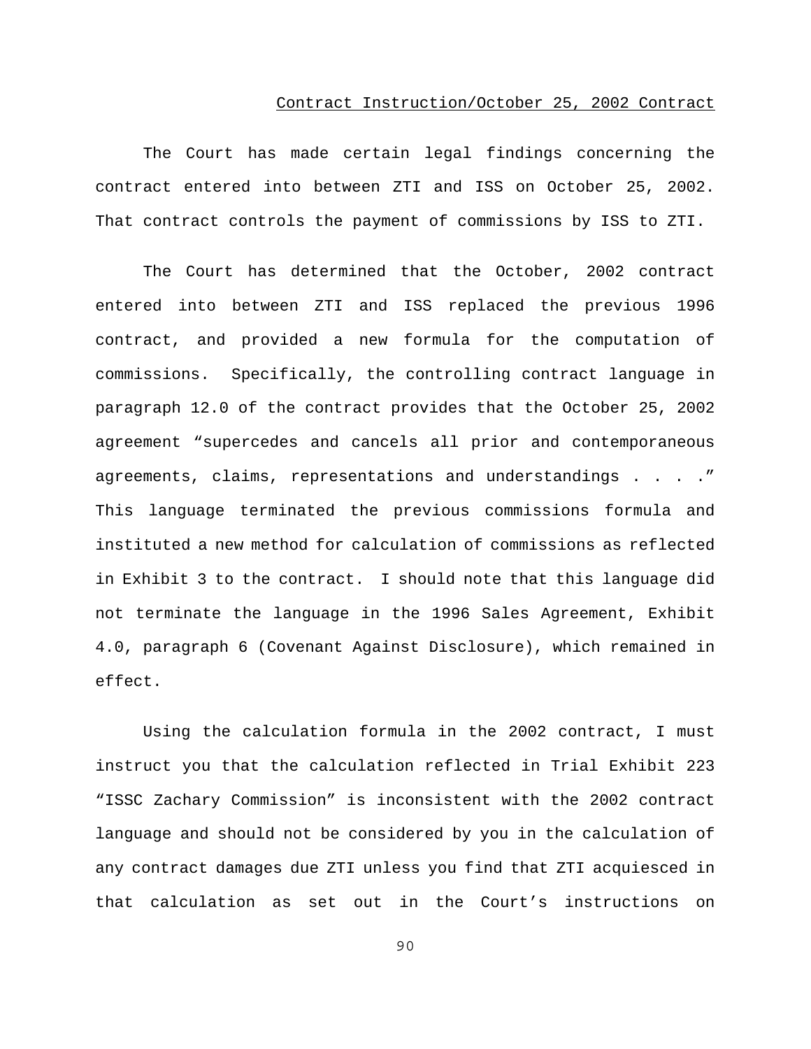<u>Contract Instruction/October 25, 2002 Contract</u>

The Court has made certain legal findings concerning the contract entered into between ZTI and ISS on October 25, 2002. That contract controls the payment of commissions by ISS to ZTI.

The Court has determined that the October, 2002 contract entered into between ZTI and ISS replaced the previous 1996 contract, and provided a new formula for the computation of commissions. Specifically, the controlling contract language in paragraph 12.0 of the contract provides that the October 25, 2002 agreement "supercedes and cancels all prior and contemporaneous agreements, claims, representations and understandings . . . ." This language terminated the previous commissions formula and instituted a new method for calculation of commissions as reflected in Exhibit 3 to the contract. I should note that this language did not terminate the language in the 1996 Sales Agreement, Exhibit 4.0, paragraph 6 (Covenant Against Disclosure), which remained in effect.

Using the calculation formula in the 2002 contract, I must instruct you that the calculation reflected in Trial Exhibit 223 "ISSC Zachary Commission" is inconsistent with the 2002 contract language and should not be considered by you in the calculation of any contract damages due ZTI unless you find that ZTI acquiesced in that calculation as set out in the Court's instructions on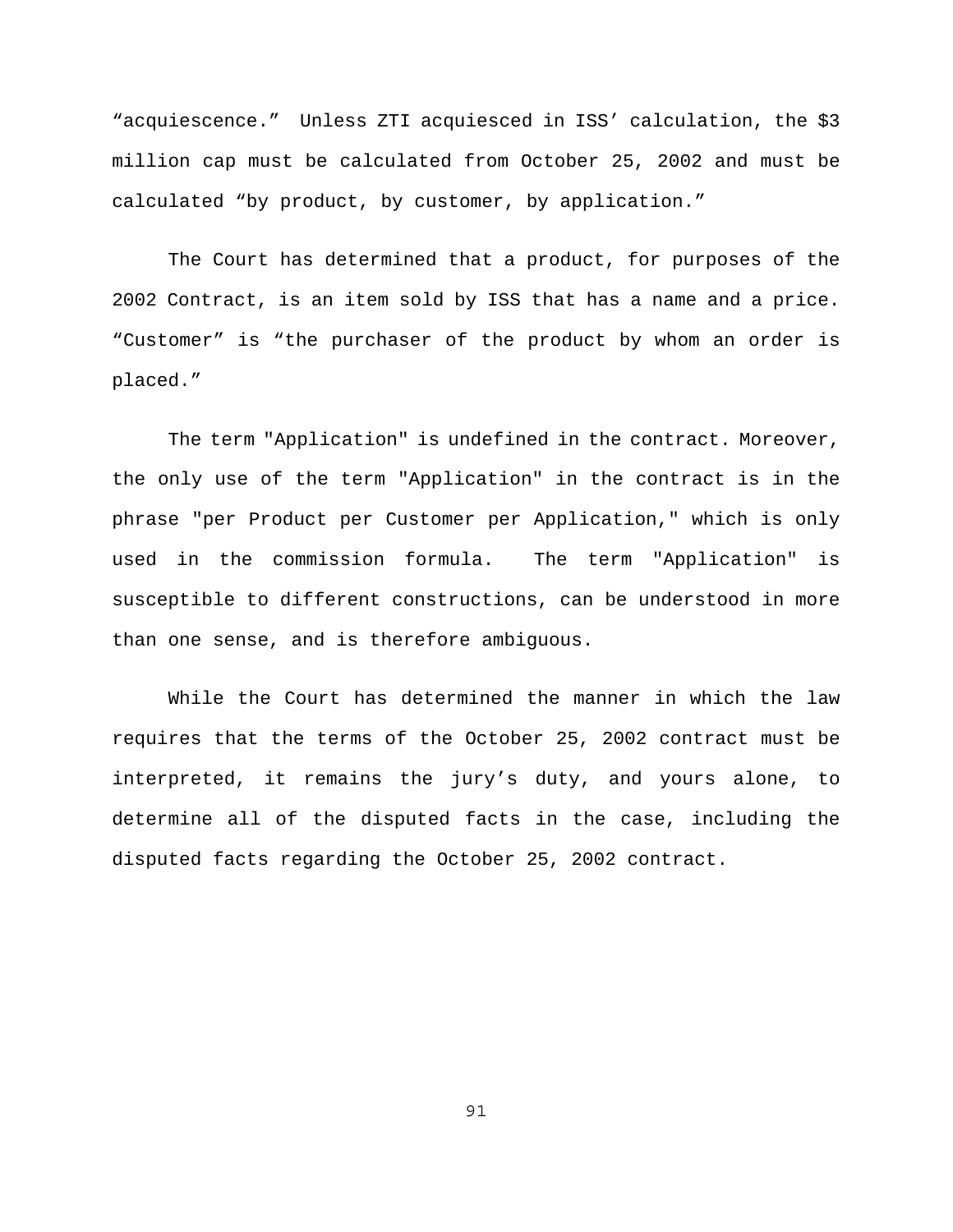“acquiescence.” Unless ZTI acquiesced in ISS’ calculation, the $3 million cap must be calculated from October 25, 2002 and must be calculated “by product, by customer, by application.”

The Court has determined that a product, for purposes of the 2002 Contract, is an item sold by ISS that has a name and a price. “Customer” is “the purchaser of the product by whom an order is placed.”

The term "Application" is undefined in the contract. Moreover, the only use of the term "Application" in the contract is in the phrase "per Product per Customer per Application," which is only used in the commission formula. The term "Application" is susceptible to different constructions, can be understood in more than one sense, and is therefore ambiguous.

While the Court has determined the manner in which the law requires that the terms of the October 25, 2002 contract must be interpreted, it remains the jury’s duty, and yours alone, to determine all of the disputed facts in the case, including the disputed facts regarding the October 25, 2002 contract.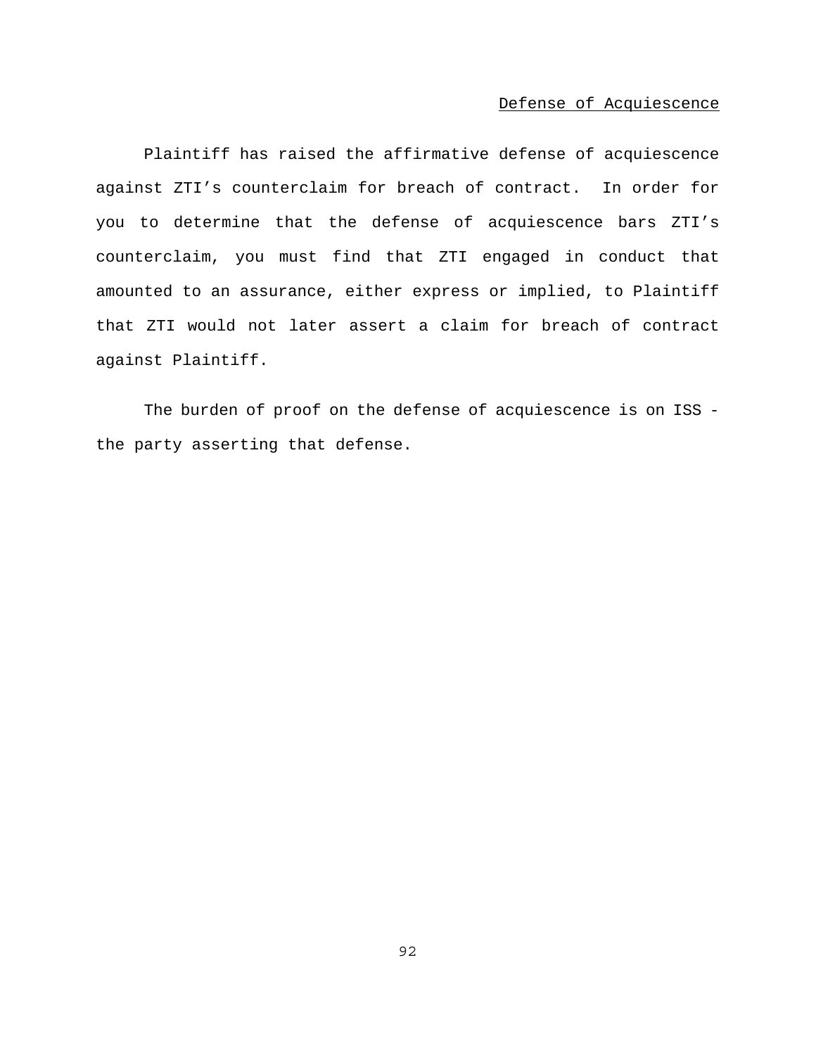Defense of Acquiescence

Plaintiff has raised the affirmative defense of acquiescence against ZTI’s counterclaim for breach of contract. In order for you to determine that the defense of acquiescence bars ZTI’s counterclaim, you must find that ZTI engaged in conduct that amounted to an assurance, either express or implied, to Plaintiff that ZTI would not later assert a claim for breach of contract against Plaintiff.

The burden of proof on the defense of acquiescence is on ISS - the party asserting that defense.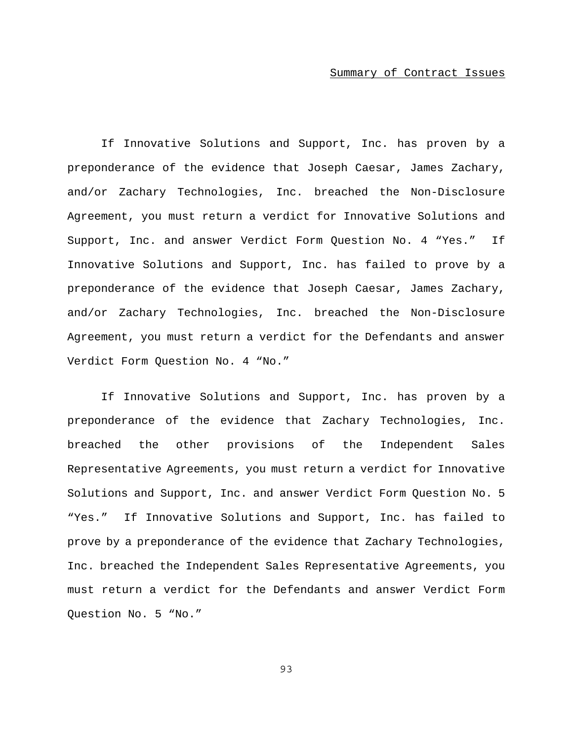## Summary of Contract Issues

If Innovative Solutions and Support, Inc. has proven by a preponderance of the evidence that Joseph Caesar, James Zachary, and/or Zachary Technologies, Inc. breached the Non-Disclosure Agreement, you must return a verdict for Innovative Solutions and Support, Inc. and answer Verdict Form Question No. 4 "Yes." If Innovative Solutions and Support, Inc. has failed to prove by a preponderance of the evidence that Joseph Caesar, James Zachary, and/or Zachary Technologies, Inc. breached the Non-Disclosure Agreement, you must return a verdict for the Defendants and answer Verdict Form Question No. 4 "No."

If Innovative Solutions and Support, Inc. has proven by a preponderance of the evidence that Zachary Technologies, Inc. breached the other provisions of the Independent Sales Representative Agreements, you must return a verdict for Innovative Solutions and Support, Inc. and answer Verdict Form Question No. 5 "Yes." If Innovative Solutions and Support, Inc. has failed to prove by a preponderance of the evidence that Zachary Technologies, Inc. breached the Independent Sales Representative Agreements, you must return a verdict for the Defendants and answer Verdict Form Question No. 5 "No."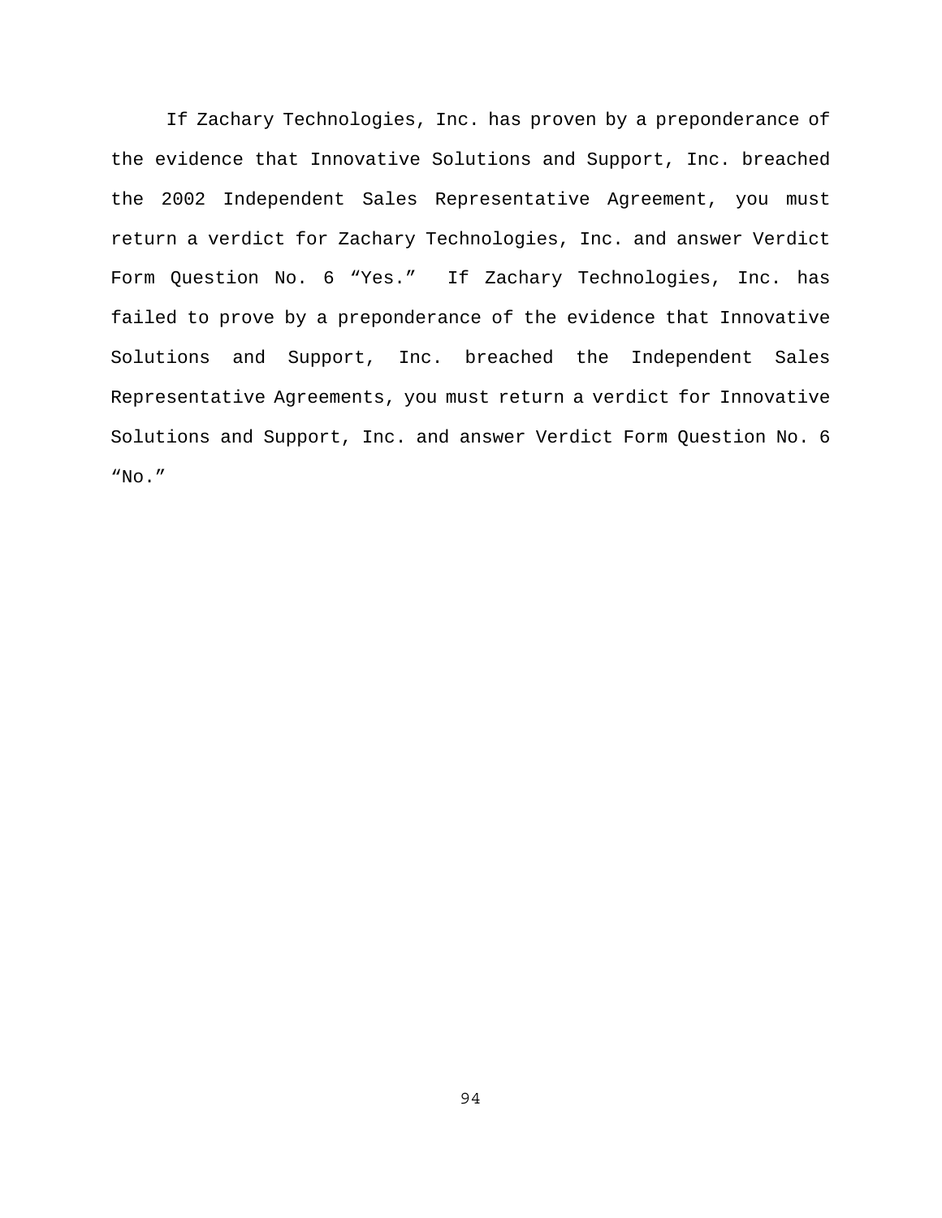If Zachary Technologies, Inc. has proven by a preponderance of the evidence that Innovative Solutions and Support, Inc. breached the 2002 Independent Sales Representative Agreement, you must return a verdict for Zachary Technologies, Inc. and answer Verdict Form Question No. 6 “Yes.” If Zachary Technologies, Inc. has failed to prove by a preponderance of the evidence that Innovative Solutions and Support, Inc. breached the Independent Sales Representative Agreements, you must return a verdict for Innovative Solutions and Support, Inc. and answer Verdict Form Question No. 6 “No.”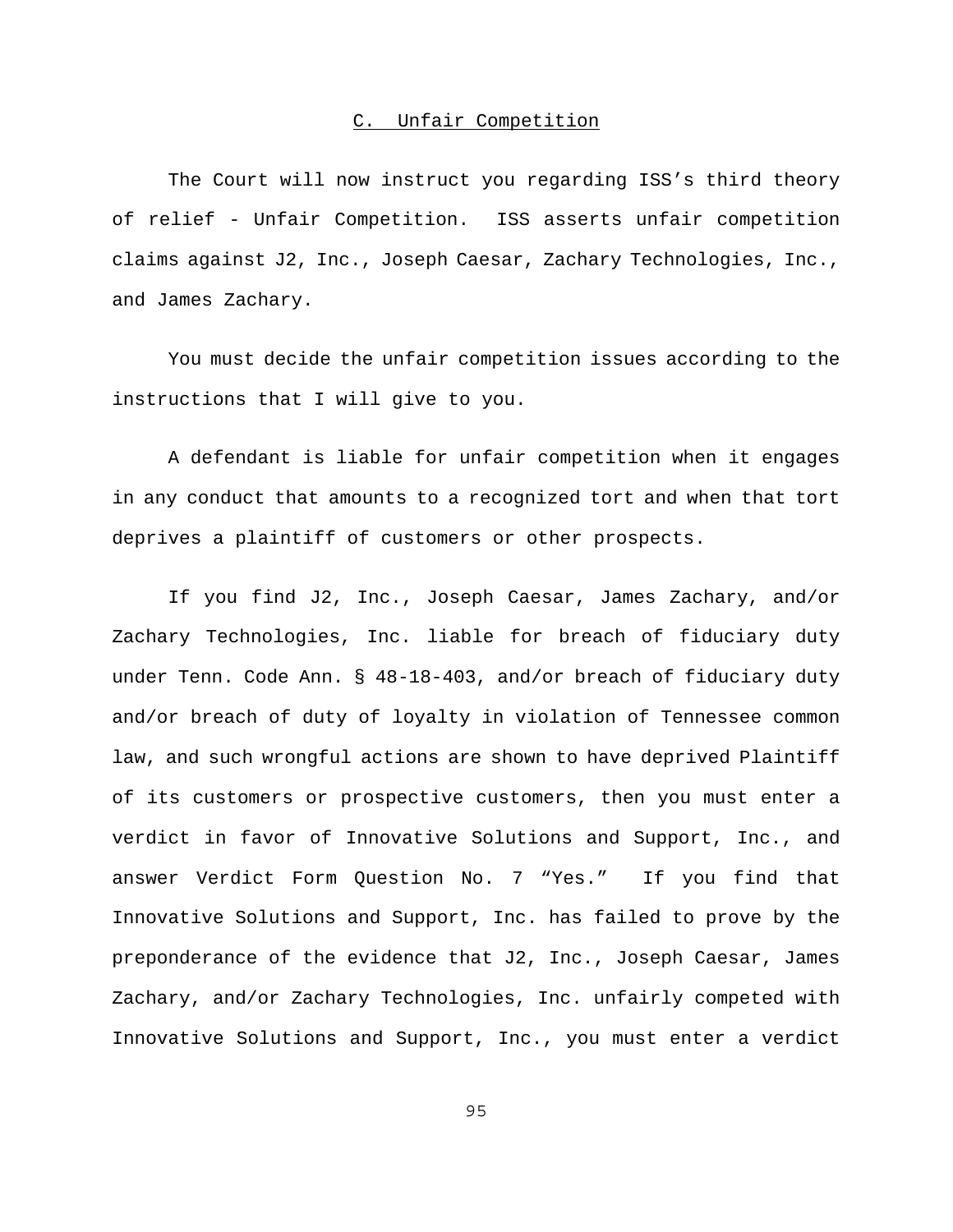### C. Unfair Competition

The Court will now instruct you regarding ISS's third theory of relief - Unfair Competition. ISS asserts unfair competition claims against J2, Inc., Joseph Caesar, Zachary Technologies, Inc., and James Zachary.

You must decide the unfair competition issues according to the instructions that I will give to you.

A defendant is liable for unfair competition when it engages in any conduct that amounts to a recognized tort and when that tort deprives a plaintiff of customers or other prospects.

If you find J2, Inc., Joseph Caesar, James Zachary, and/or Zachary Technologies, Inc. liable for breach of fiduciary duty under Tenn. Code Ann. § 48-18-403, and/or breach of fiduciary duty and/or breach of duty of loyalty in violation of Tennessee common law, and such wrongful actions are shown to have deprived Plaintiff of its customers or prospective customers, then you must enter a verdict in favor of Innovative Solutions and Support, Inc., and answer Verdict Form Question No. 7 "Yes." If you find that Innovative Solutions and Support, Inc. has failed to prove by the preponderance of the evidence that J2, Inc., Joseph Caesar, James Zachary, and/or Zachary Technologies, Inc. unfairly competed with Innovative Solutions and Support, Inc., you must enter a verdict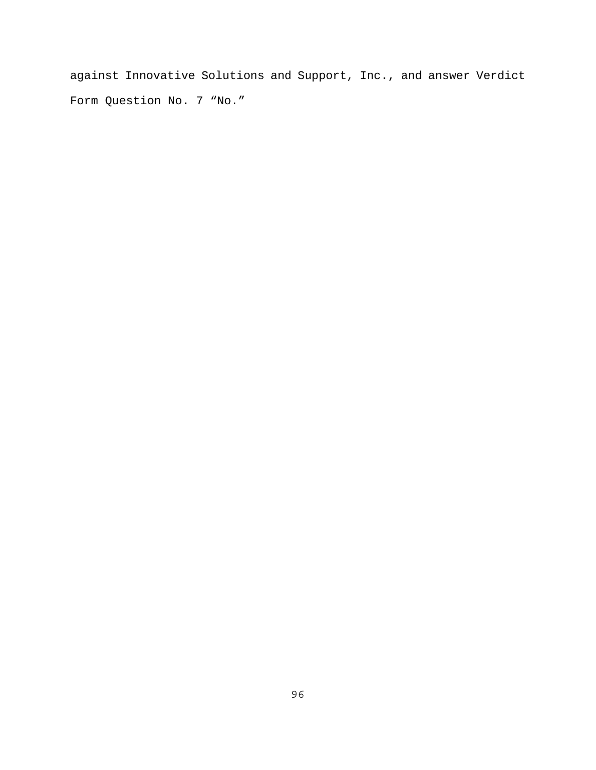against Innovative Solutions and Support, Inc., and answer Verdict Form Question No. 7 “No.”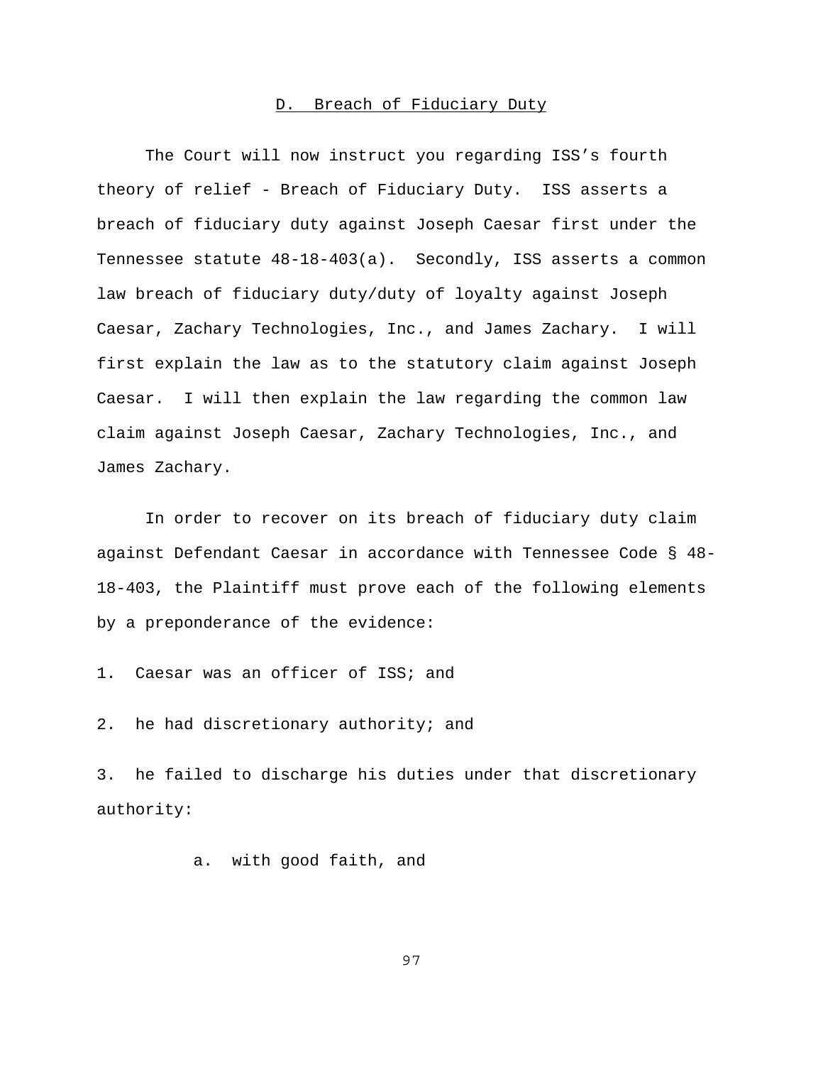## D. Breach of Fiduciary Duty

The Court will now instruct you regarding ISS's fourth theory of relief - Breach of Fiduciary Duty. ISS asserts a breach of fiduciary duty against Joseph Caesar first under the Tennessee statute 48-18-403(a). Secondly, ISS asserts a common law breach of fiduciary duty/duty of loyalty against Joseph Caesar, Zachary Technologies, Inc., and James Zachary. I will first explain the law as to the statutory claim against Joseph Caesar. I will then explain the law regarding the common law claim against Joseph Caesar, Zachary Technologies, Inc., and James Zachary.

In order to recover on its breach of fiduciary duty claim against Defendant Caesar in accordance with Tennessee Code § 48-18-403, the Plaintiff must prove each of the following elements by a preponderance of the evidence:

1. Caesar was an officer of ISS; and

2. he had discretionary authority; and

3. he failed to discharge his duties under that discretionary authority:

   a. with good faith, and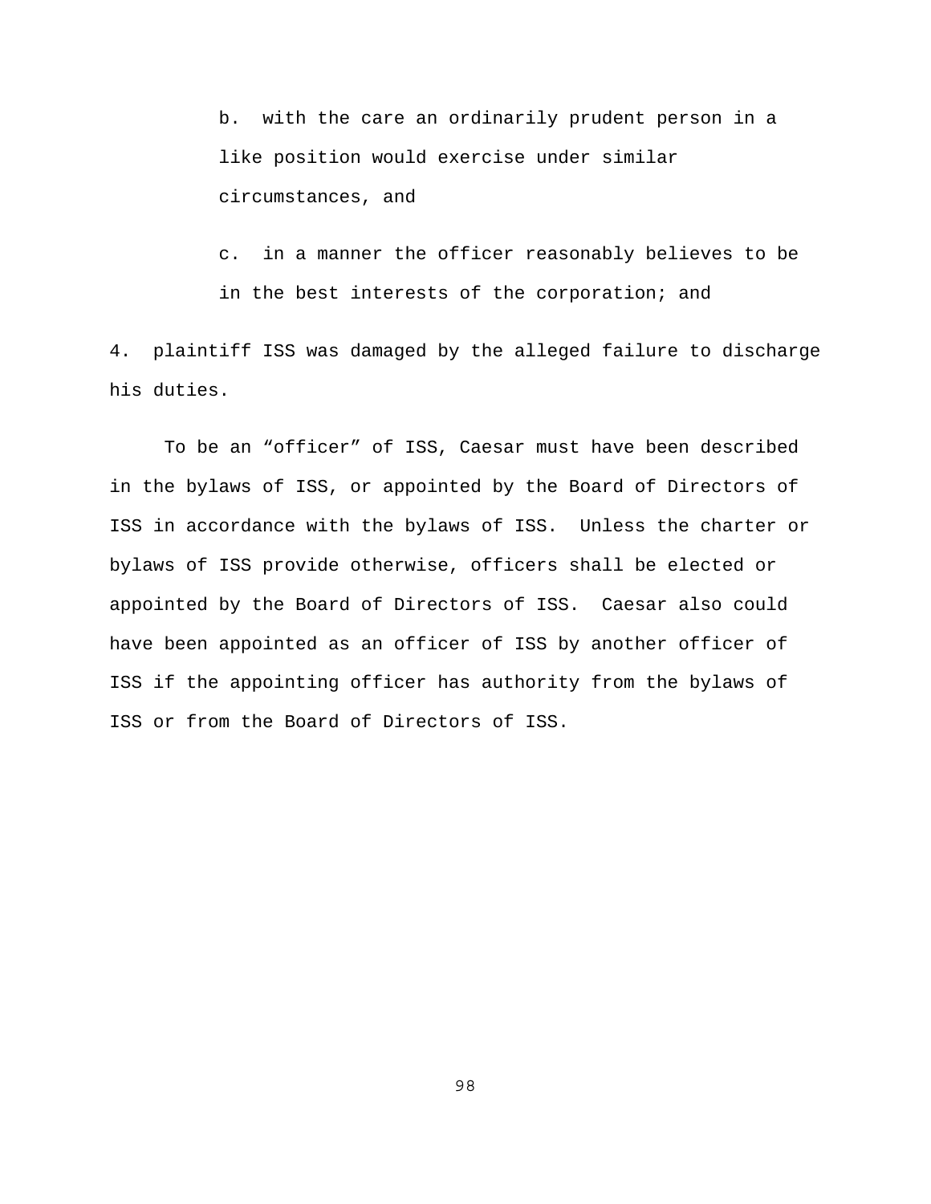b. with the care an ordinarily prudent person in a like position would exercise under similar circumstances, and

c. in a manner the officer reasonably believes to be in the best interests of the corporation; and

4. plaintiff ISS was damaged by the alleged failure to discharge his duties.

To be an “officer” of ISS, Caesar must have been described in the bylaws of ISS, or appointed by the Board of Directors of ISS in accordance with the bylaws of ISS. Unless the charter or bylaws of ISS provide otherwise, officers shall be elected or appointed by the Board of Directors of ISS. Caesar also could have been appointed as an officer of ISS by another officer of ISS if the appointing officer has authority from the bylaws of ISS or from the Board of Directors of ISS.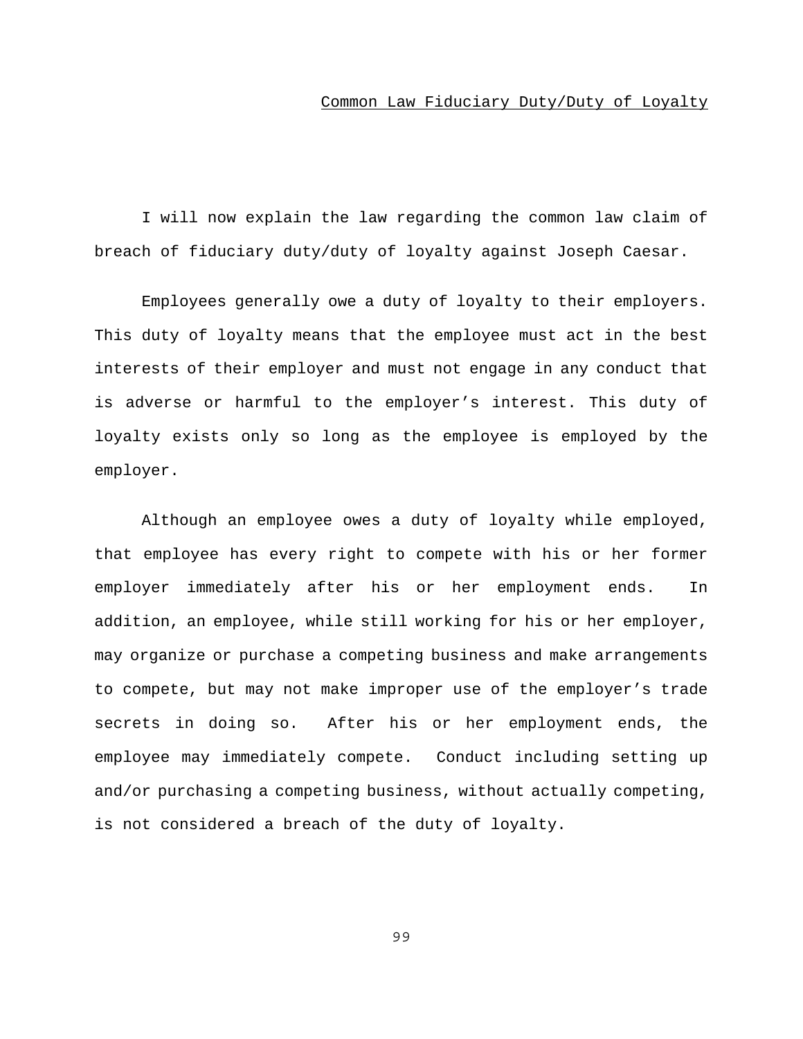Common Law Fiduciary Duty/Duty of Loyalty

I will now explain the law regarding the common law claim of breach of fiduciary duty/duty of loyalty against Joseph Caesar.

Employees generally owe a duty of loyalty to their employers. This duty of loyalty means that the employee must act in the best interests of their employer and must not engage in any conduct that is adverse or harmful to the employer's interest. This duty of loyalty exists only so long as the employee is employed by the employer.

Although an employee owes a duty of loyalty while employed, that employee has every right to compete with his or her former employer immediately after his or her employment ends. In addition, an employee, while still working for his or her employer, may organize or purchase a competing business and make arrangements to compete, but may not make improper use of the employer's trade secrets in doing so. After his or her employment ends, the employee may immediately compete. Conduct including setting up and/or purchasing a competing business, without actually competing, is not considered a breach of the duty of loyalty.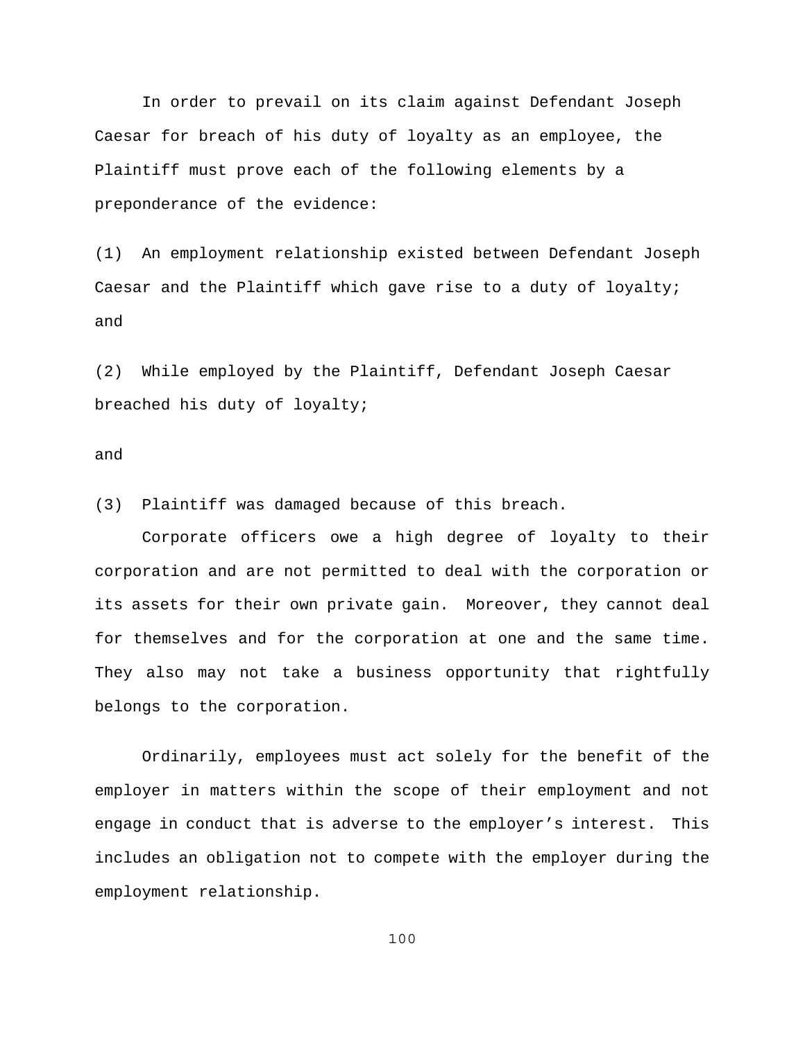In order to prevail on its claim against Defendant Joseph Caesar for breach of his duty of loyalty as an employee, the Plaintiff must prove each of the following elements by a preponderance of the evidence:

(1) An employment relationship existed between Defendant Joseph Caesar and the Plaintiff which gave rise to a duty of loyalty; and

(2) While employed by the Plaintiff, Defendant Joseph Caesar breached his duty of loyalty;

and

(3) Plaintiff was damaged because of this breach.

Corporate officers owe a high degree of loyalty to their corporation and are not permitted to deal with the corporation or its assets for their own private gain. Moreover, they cannot deal for themselves and for the corporation at one and the same time. They also may not take a business opportunity that rightfully belongs to the corporation.

Ordinarily, employees must act solely for the benefit of the employer in matters within the scope of their employment and not engage in conduct that is adverse to the employer's interest. This includes an obligation not to compete with the employer during the employment relationship.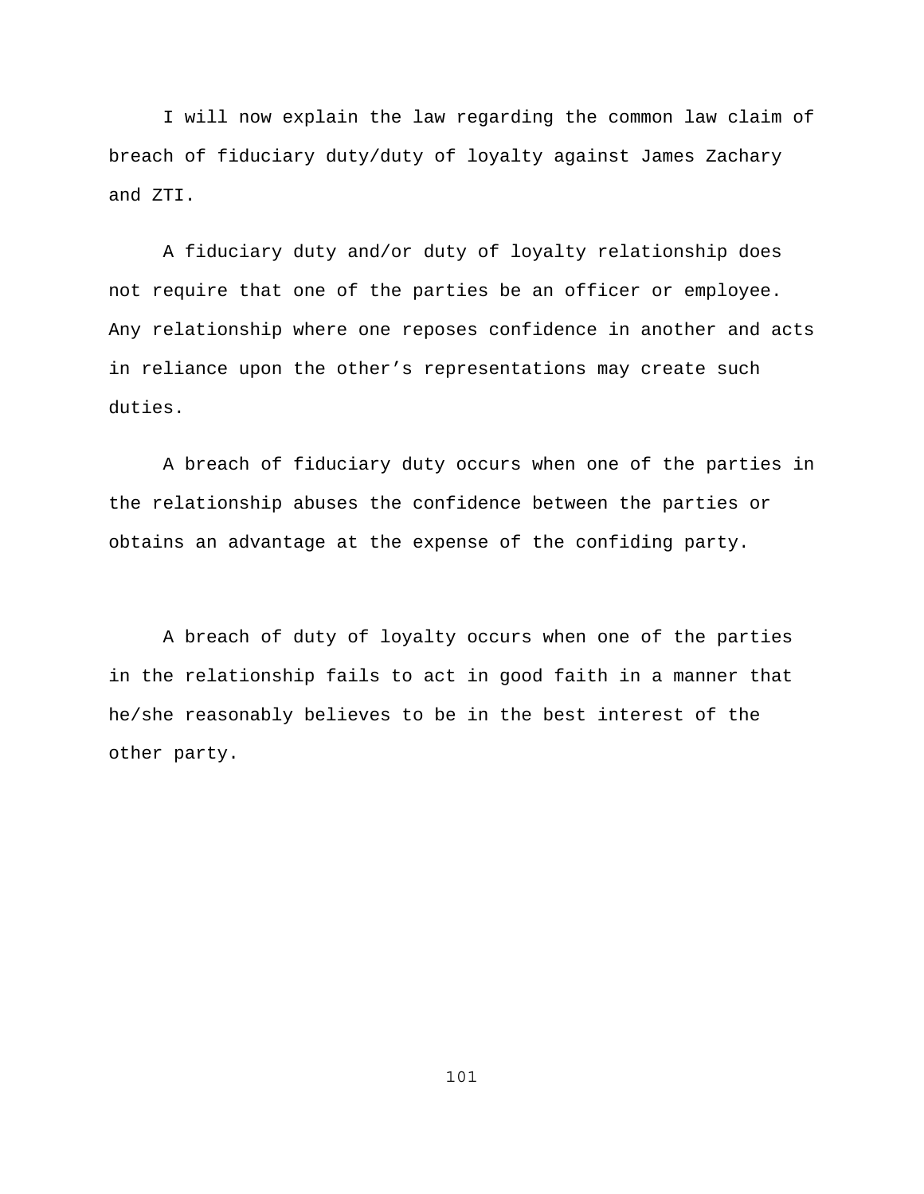I will now explain the law regarding the common law claim of breach of fiduciary duty/duty of loyalty against James Zachary and ZTI.

A fiduciary duty and/or duty of loyalty relationship does not require that one of the parties be an officer or employee. Any relationship where one reposes confidence in another and acts in reliance upon the other's representations may create such duties.

A breach of fiduciary duty occurs when one of the parties in the relationship abuses the confidence between the parties or obtains an advantage at the expense of the confiding party.

A breach of duty of loyalty occurs when one of the parties in the relationship fails to act in good faith in a manner that he/she reasonably believes to be in the best interest of the other party.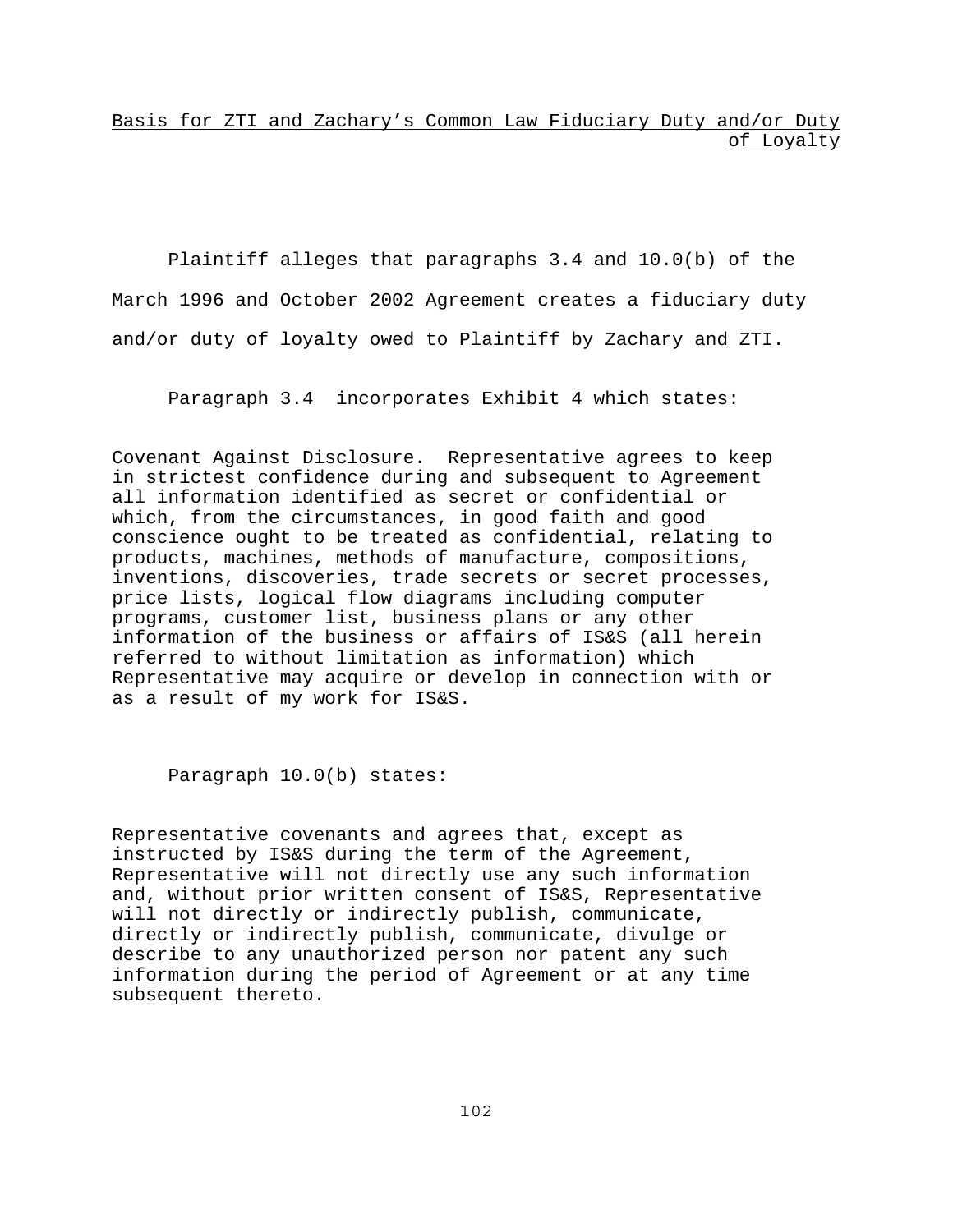<u>Basis for ZTI and Zachary's Common Law Fiduciary Duty and/or Duty of Loyalty</u>

Plaintiff alleges that paragraphs 3.4 and 10.0(b) of the March 1996 and October 2002 Agreement creates a fiduciary duty and/or duty of loyalty owed to Plaintiff by Zachary and ZTI.

Paragraph 3.4 incorporates Exhibit 4 which states:

> Covenant Against Disclosure. Representative agrees to keep in strictest confidence during and subsequent to Agreement all information identified as secret or confidential or which, from the circumstances, in good faith and good conscience ought to be treated as confidential, relating to products, machines, methods of manufacture, compositions, inventions, discoveries, trade secrets or secret processes, price lists, logical flow diagrams including computer programs, customer list, business plans or any other information of the business or affairs of IS&S (all herein referred to without limitation as information) which Representative may acquire or develop in connection with or as a result of my work for IS&S.

Paragraph 10.0(b) states:

> Representative covenants and agrees that, except as instructed by IS&S during the term of the Agreement, Representative will not directly use any such information and, without prior written consent of IS&S, Representative will not directly or indirectly publish, communicate, directly or indirectly publish, communicate, divulge or describe to any unauthorized person nor patent any such information during the period of Agreement or at any time subsequent thereto.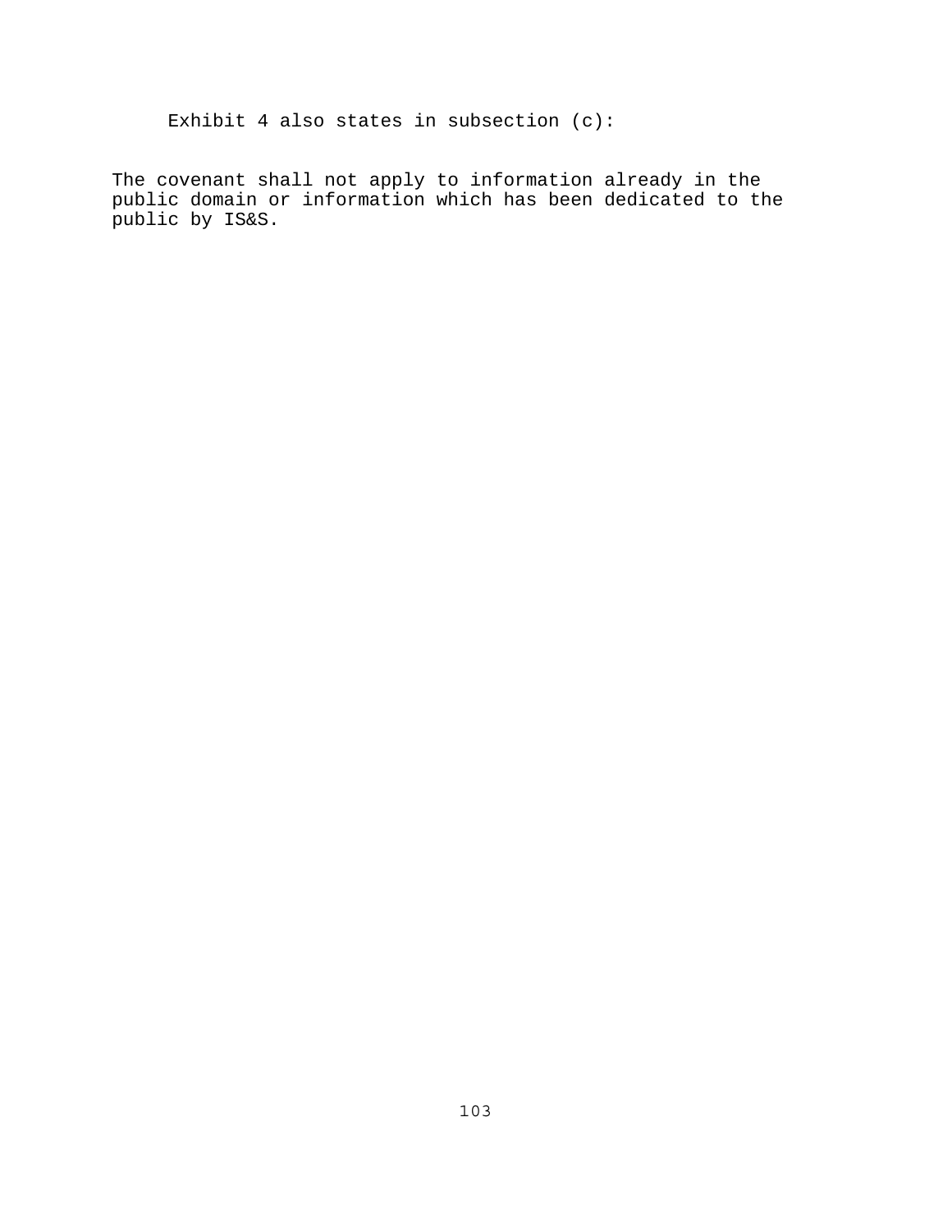Exhibit 4 also states in subsection (c):

> The covenant shall not apply to information already in the public domain or information which has been dedicated to the public by IS&S.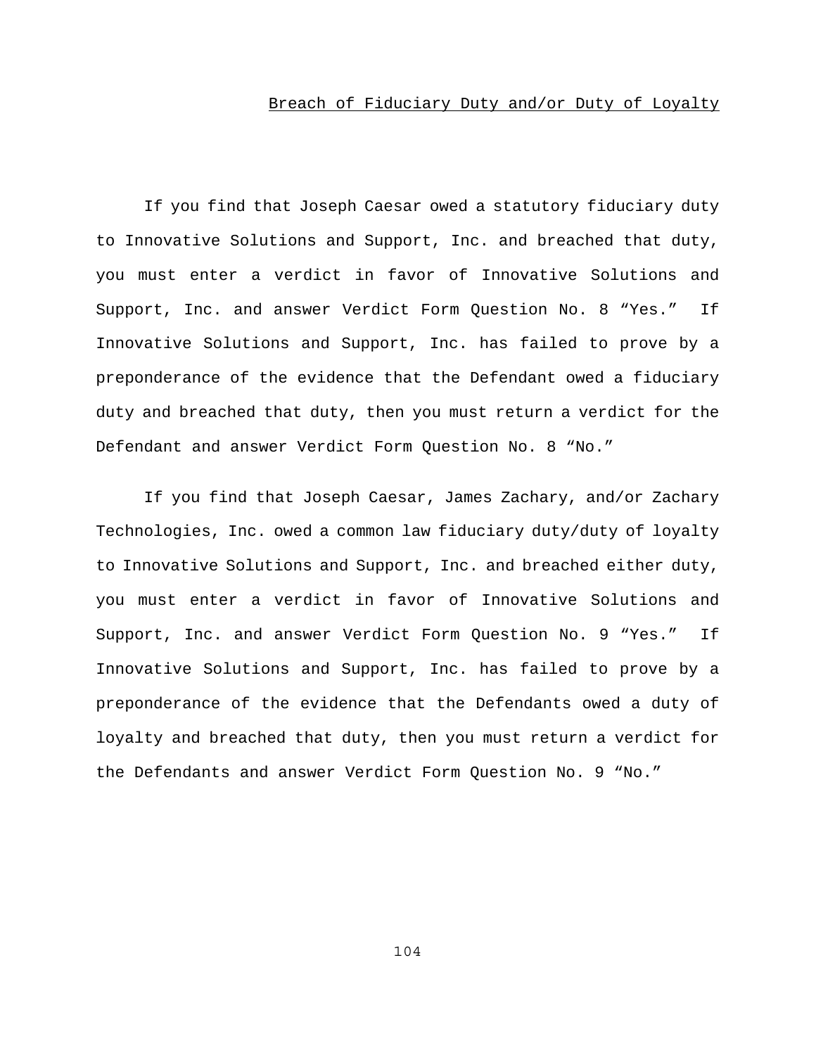## Breach of Fiduciary Duty and/or Duty of Loyalty

If you find that Joseph Caesar owed a statutory fiduciary duty to Innovative Solutions and Support, Inc. and breached that duty, you must enter a verdict in favor of Innovative Solutions and Support, Inc. and answer Verdict Form Question No. 8 "Yes." If Innovative Solutions and Support, Inc. has failed to prove by a preponderance of the evidence that the Defendant owed a fiduciary duty and breached that duty, then you must return a verdict for the Defendant and answer Verdict Form Question No. 8 "No."

If you find that Joseph Caesar, James Zachary, and/or Zachary Technologies, Inc. owed a common law fiduciary duty/duty of loyalty to Innovative Solutions and Support, Inc. and breached either duty, you must enter a verdict in favor of Innovative Solutions and Support, Inc. and answer Verdict Form Question No. 9 "Yes." If Innovative Solutions and Support, Inc. has failed to prove by a preponderance of the evidence that the Defendants owed a duty of loyalty and breached that duty, then you must return a verdict for the Defendants and answer Verdict Form Question No. 9 "No."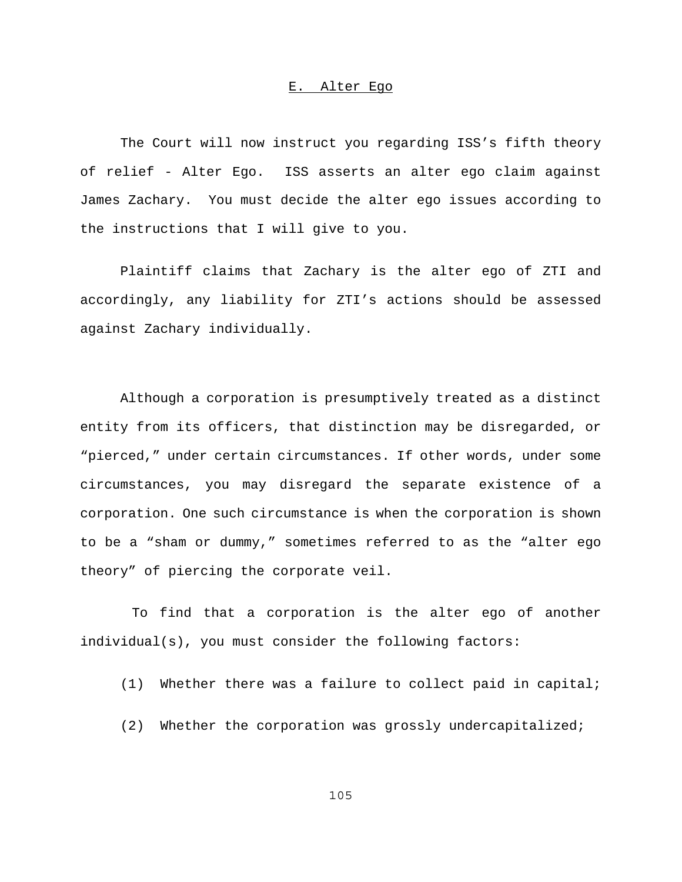## E. Alter Ego

The Court will now instruct you regarding ISS's fifth theory of relief - Alter Ego. ISS asserts an alter ego claim against James Zachary. You must decide the alter ego issues according to the instructions that I will give to you.

Plaintiff claims that Zachary is the alter ego of ZTI and accordingly, any liability for ZTI's actions should be assessed against Zachary individually.

Although a corporation is presumptively treated as a distinct entity from its officers, that distinction may be disregarded, or "pierced," under certain circumstances. If other words, under some circumstances, you may disregard the separate existence of a corporation. One such circumstance is when the corporation is shown to be a "sham or dummy," sometimes referred to as the "alter ego theory" of piercing the corporate veil.

To find that a corporation is the alter ego of another individual(s), you must consider the following factors:

(1) Whether there was a failure to collect paid in capital;

(2) Whether the corporation was grossly undercapitalized;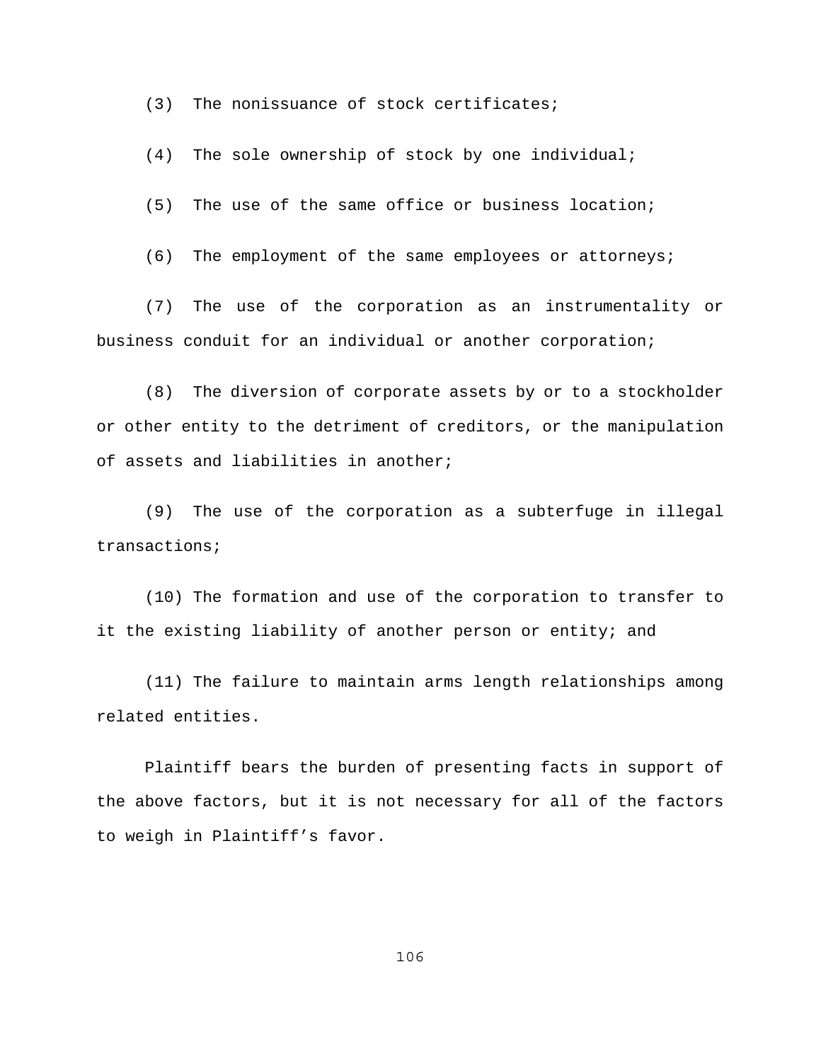(3) The nonissuance of stock certificates;

(4) The sole ownership of stock by one individual;

(5) The use of the same office or business location;

(6) The employment of the same employees or attorneys;

(7) The use of the corporation as an instrumentality or business conduit for an individual or another corporation;

(8) The diversion of corporate assets by or to a stockholder or other entity to the detriment of creditors, or the manipulation of assets and liabilities in another;

(9) The use of the corporation as a subterfuge in illegal transactions;

(10) The formation and use of the corporation to transfer to it the existing liability of another person or entity; and

(11) The failure to maintain arms length relationships among related entities.

Plaintiff bears the burden of presenting facts in support of the above factors, but it is not necessary for all of the factors to weigh in Plaintiff's favor.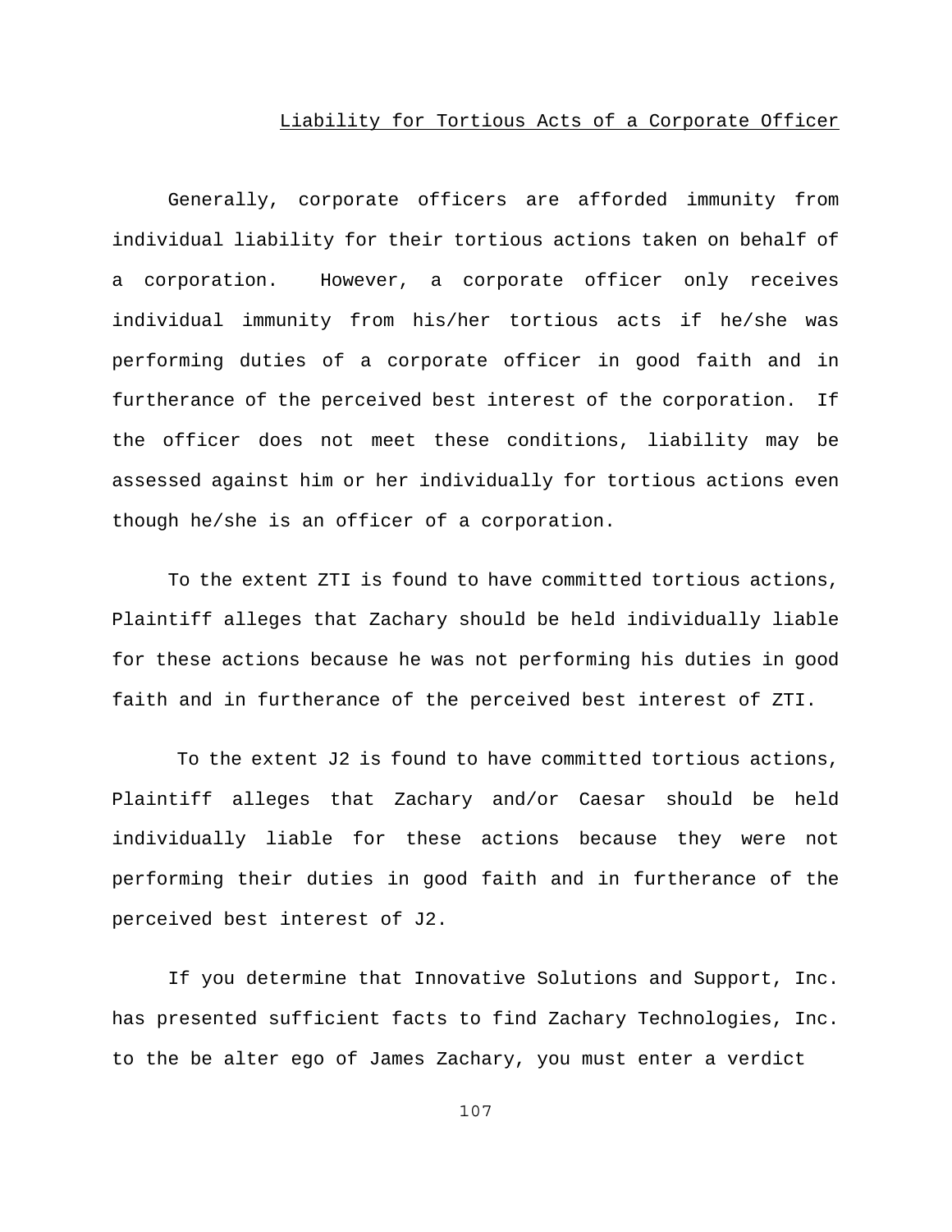## Liability for Tortious Acts of a Corporate Officer

Generally, corporate officers are afforded immunity from individual liability for their tortious actions taken on behalf of a corporation. However, a corporate officer only receives individual immunity from his/her tortious acts if he/she was performing duties of a corporate officer in good faith and in furtherance of the perceived best interest of the corporation. If the officer does not meet these conditions, liability may be assessed against him or her individually for tortious actions even though he/she is an officer of a corporation.

To the extent ZTI is found to have committed tortious actions, Plaintiff alleges that Zachary should be held individually liable for these actions because he was not performing his duties in good faith and in furtherance of the perceived best interest of ZTI.

To the extent J2 is found to have committed tortious actions, Plaintiff alleges that Zachary and/or Caesar should be held individually liable for these actions because they were not performing their duties in good faith and in furtherance of the perceived best interest of J2.

If you determine that Innovative Solutions and Support, Inc. has presented sufficient facts to find Zachary Technologies, Inc. to the be alter ego of James Zachary, you must enter a verdict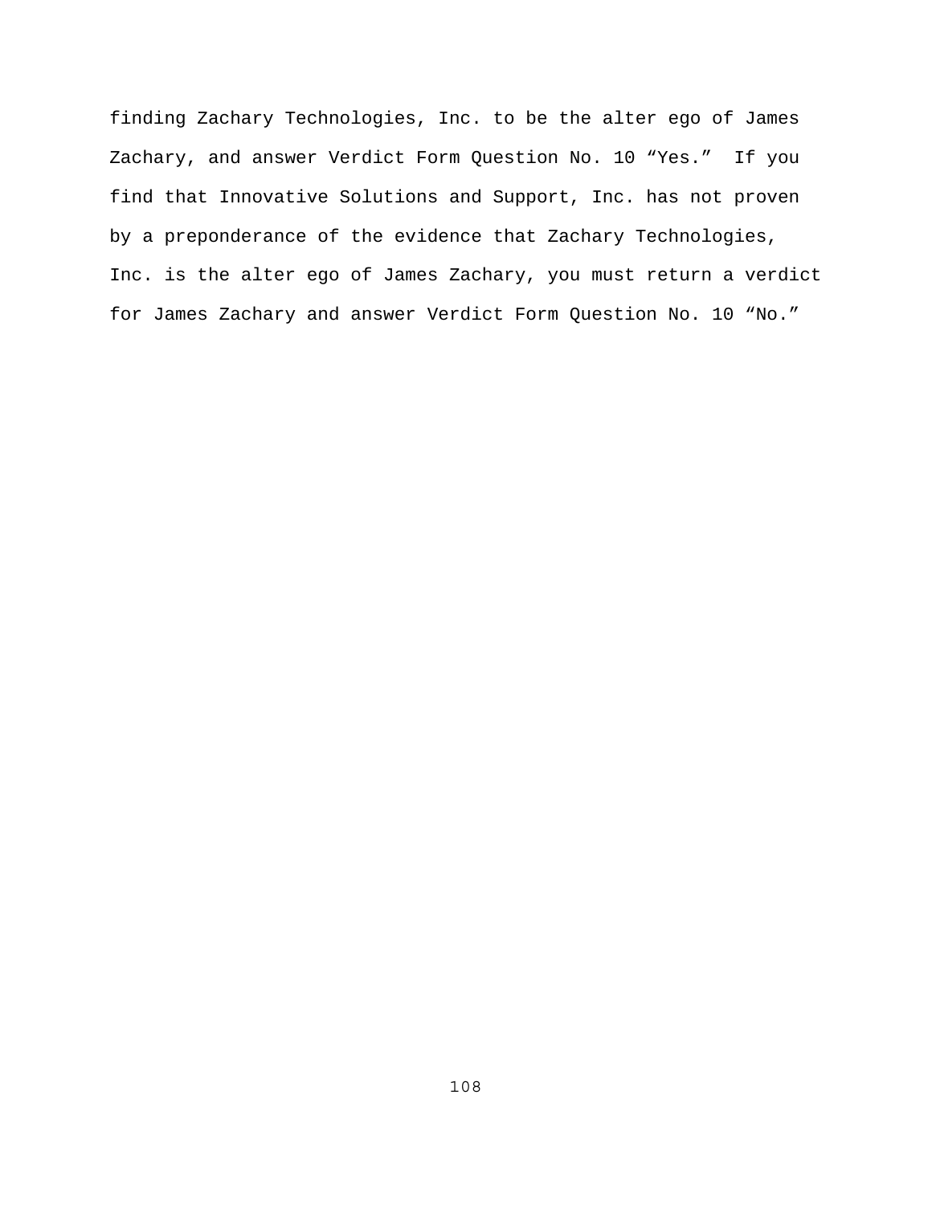finding Zachary Technologies, Inc. to be the alter ego of James Zachary, and answer Verdict Form Question No. 10 “Yes.” If you find that Innovative Solutions and Support, Inc. has not proven by a preponderance of the evidence that Zachary Technologies, Inc. is the alter ego of James Zachary, you must return a verdict for James Zachary and answer Verdict Form Question No. 10 “No.”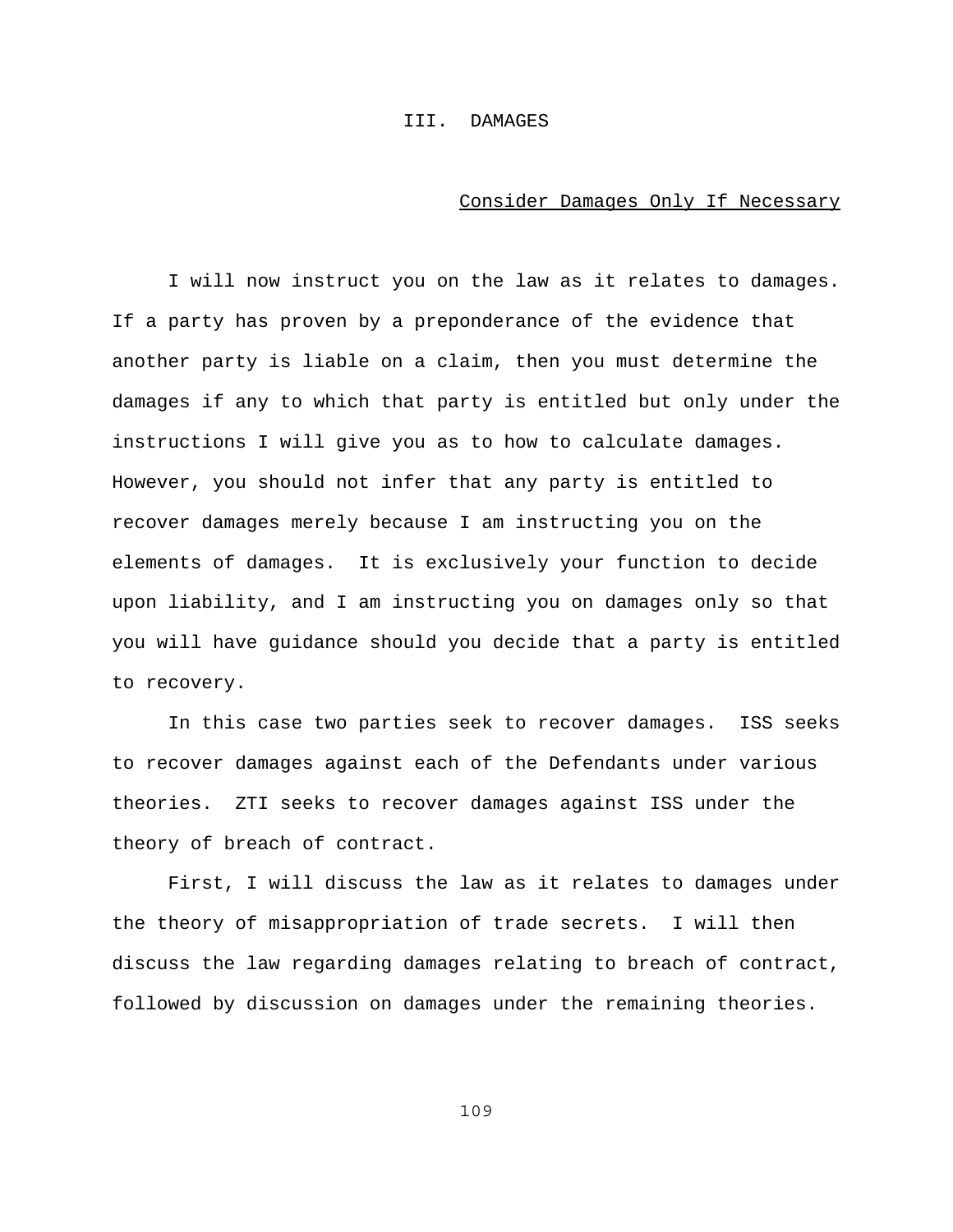## III. DAMAGES

### Consider Damages Only If Necessary

I will now instruct you on the law as it relates to damages. If a party has proven by a preponderance of the evidence that another party is liable on a claim, then you must determine the damages if any to which that party is entitled but only under the instructions I will give you as to how to calculate damages. However, you should not infer that any party is entitled to recover damages merely because I am instructing you on the elements of damages. It is exclusively your function to decide upon liability, and I am instructing you on damages only so that you will have guidance should you decide that a party is entitled to recovery.

In this case two parties seek to recover damages. ISS seeks to recover damages against each of the Defendants under various theories. ZTI seeks to recover damages against ISS under the theory of breach of contract.

First, I will discuss the law as it relates to damages under the theory of misappropriation of trade secrets. I will then discuss the law regarding damages relating to breach of contract, followed by discussion on damages under the remaining theories.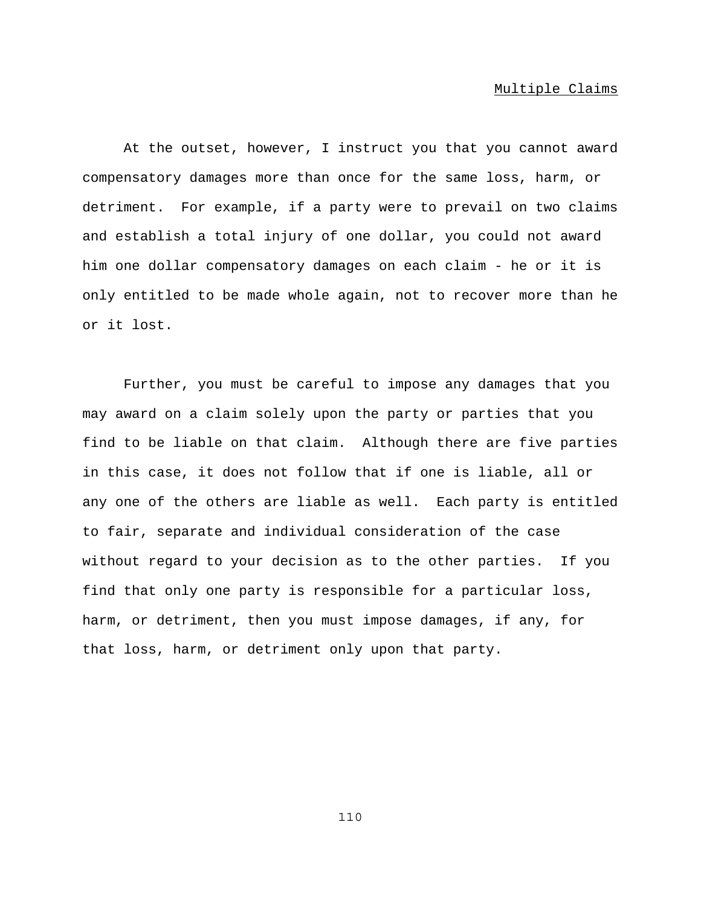## Multiple Claims

At the outset, however, I instruct you that you cannot award compensatory damages more than once for the same loss, harm, or detriment. For example, if a party were to prevail on two claims and establish a total injury of one dollar, you could not award him one dollar compensatory damages on each claim - he or it is only entitled to be made whole again, not to recover more than he or it lost.

Further, you must be careful to impose any damages that you may award on a claim solely upon the party or parties that you find to be liable on that claim. Although there are five parties in this case, it does not follow that if one is liable, all or any one of the others are liable as well. Each party is entitled to fair, separate and individual consideration of the case without regard to your decision as to the other parties. If you find that only one party is responsible for a particular loss, harm, or detriment, then you must impose damages, if any, for that loss, harm, or detriment only upon that party.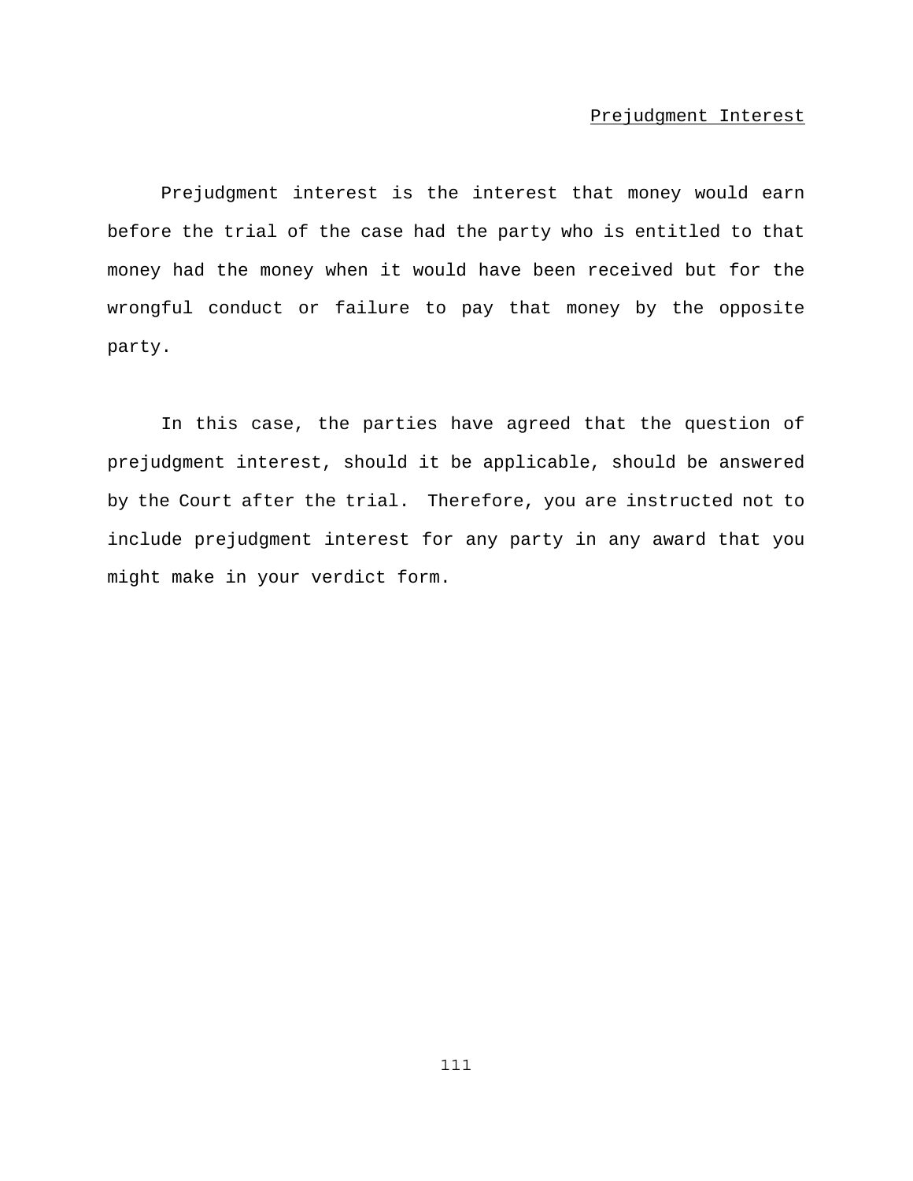## Prejudgment Interest

Prejudgment interest is the interest that money would earn before the trial of the case had the party who is entitled to that money had the money when it would have been received but for the wrongful conduct or failure to pay that money by the opposite party.

In this case, the parties have agreed that the question of prejudgment interest, should it be applicable, should be answered by the Court after the trial. Therefore, you are instructed not to include prejudgment interest for any party in any award that you might make in your verdict form.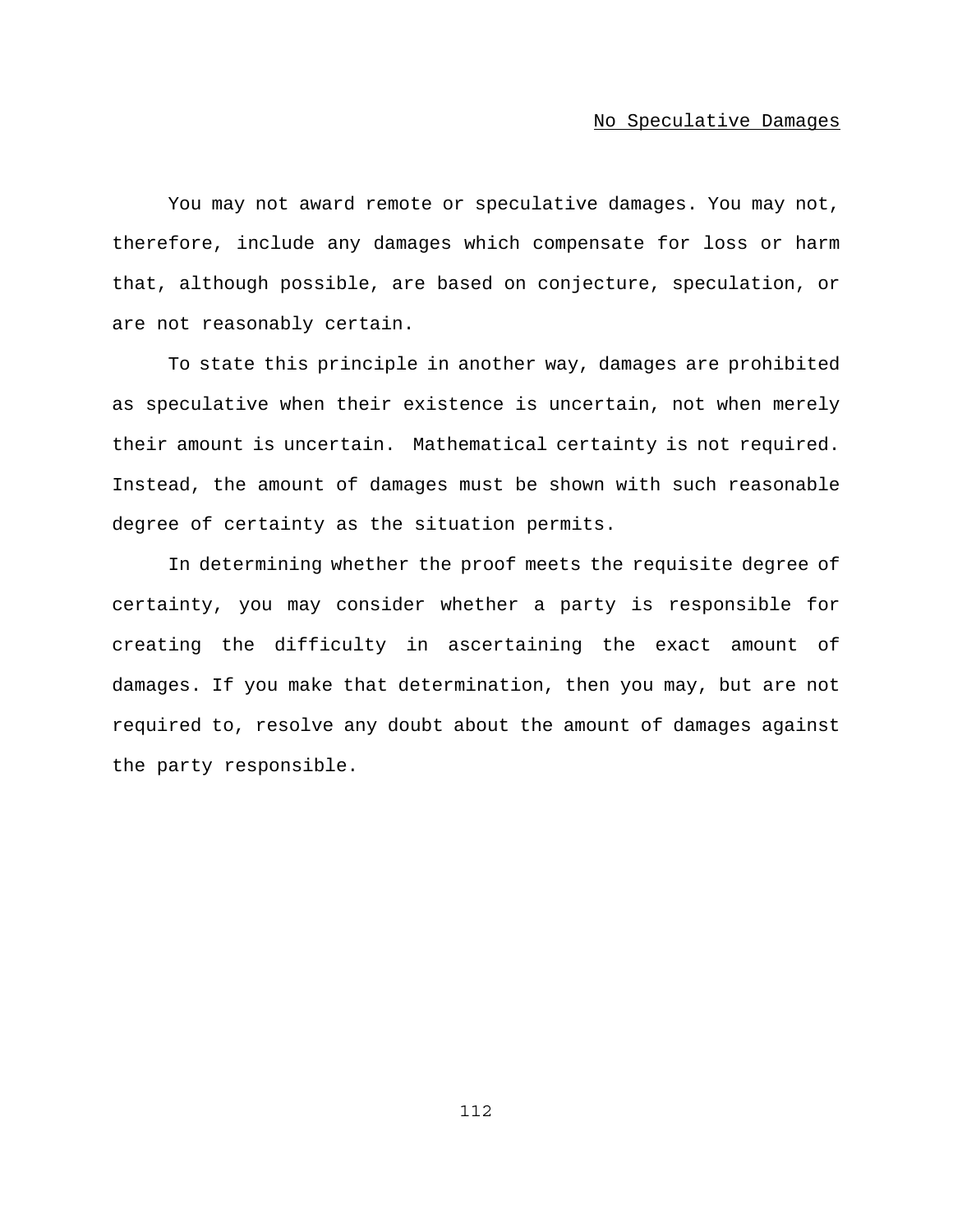## No Speculative Damages

You may not award remote or speculative damages. You may not, therefore, include any damages which compensate for loss or harm that, although possible, are based on conjecture, speculation, or are not reasonably certain.

To state this principle in another way, damages are prohibited as speculative when their existence is uncertain, not when merely their amount is uncertain. Mathematical certainty is not required. Instead, the amount of damages must be shown with such reasonable degree of certainty as the situation permits.

In determining whether the proof meets the requisite degree of certainty, you may consider whether a party is responsible for creating the difficulty in ascertaining the exact amount of damages. If you make that determination, then you may, but are not required to, resolve any doubt about the amount of damages against the party responsible.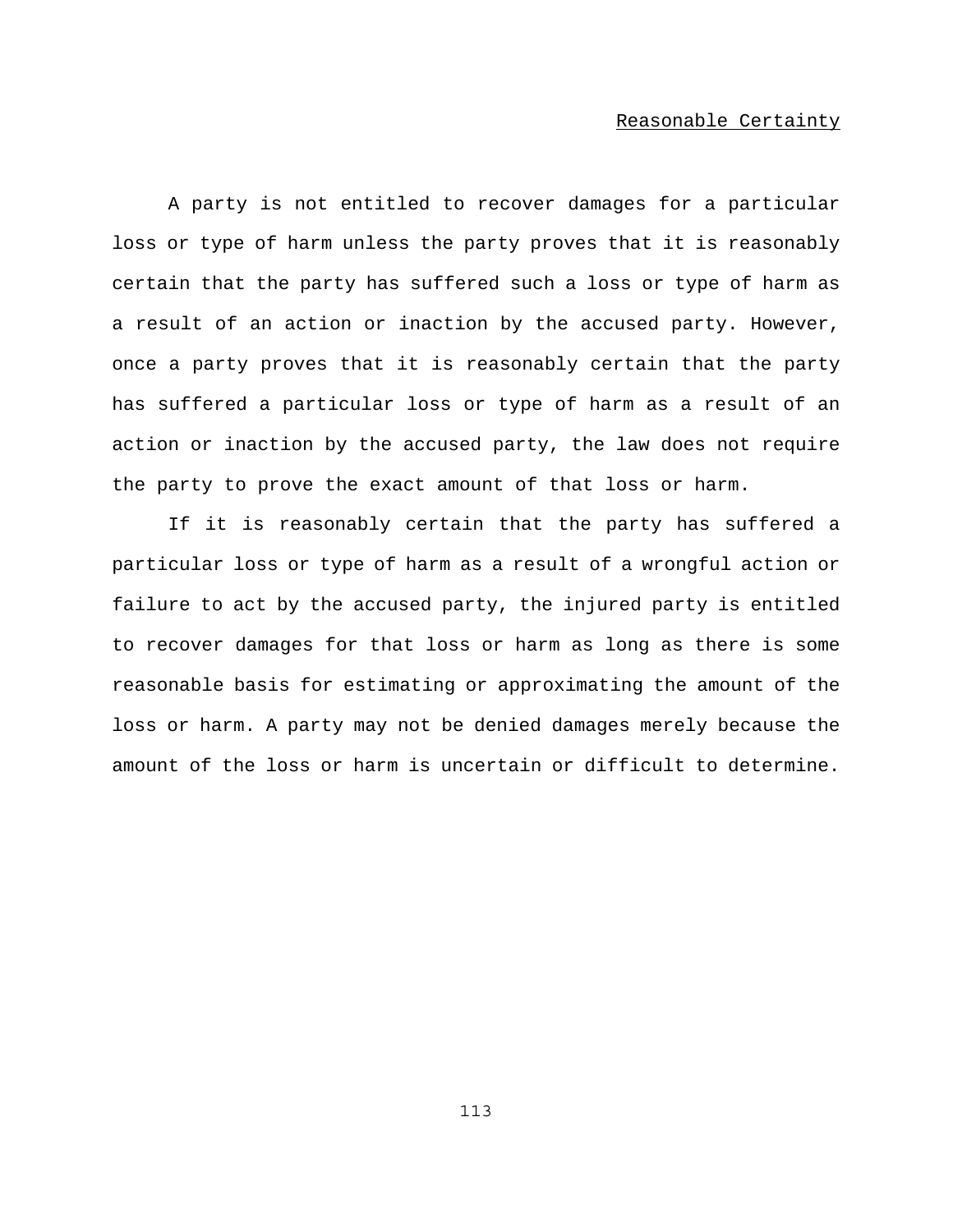## Reasonable Certainty

A party is not entitled to recover damages for a particular loss or type of harm unless the party proves that it is reasonably certain that the party has suffered such a loss or type of harm as a result of an action or inaction by the accused party. However, once a party proves that it is reasonably certain that the party has suffered a particular loss or type of harm as a result of an action or inaction by the accused party, the law does not require the party to prove the exact amount of that loss or harm.

If it is reasonably certain that the party has suffered a particular loss or type of harm as a result of a wrongful action or failure to act by the accused party, the injured party is entitled to recover damages for that loss or harm as long as there is some reasonable basis for estimating or approximating the amount of the loss or harm. A party may not be denied damages merely because the amount of the loss or harm is uncertain or difficult to determine.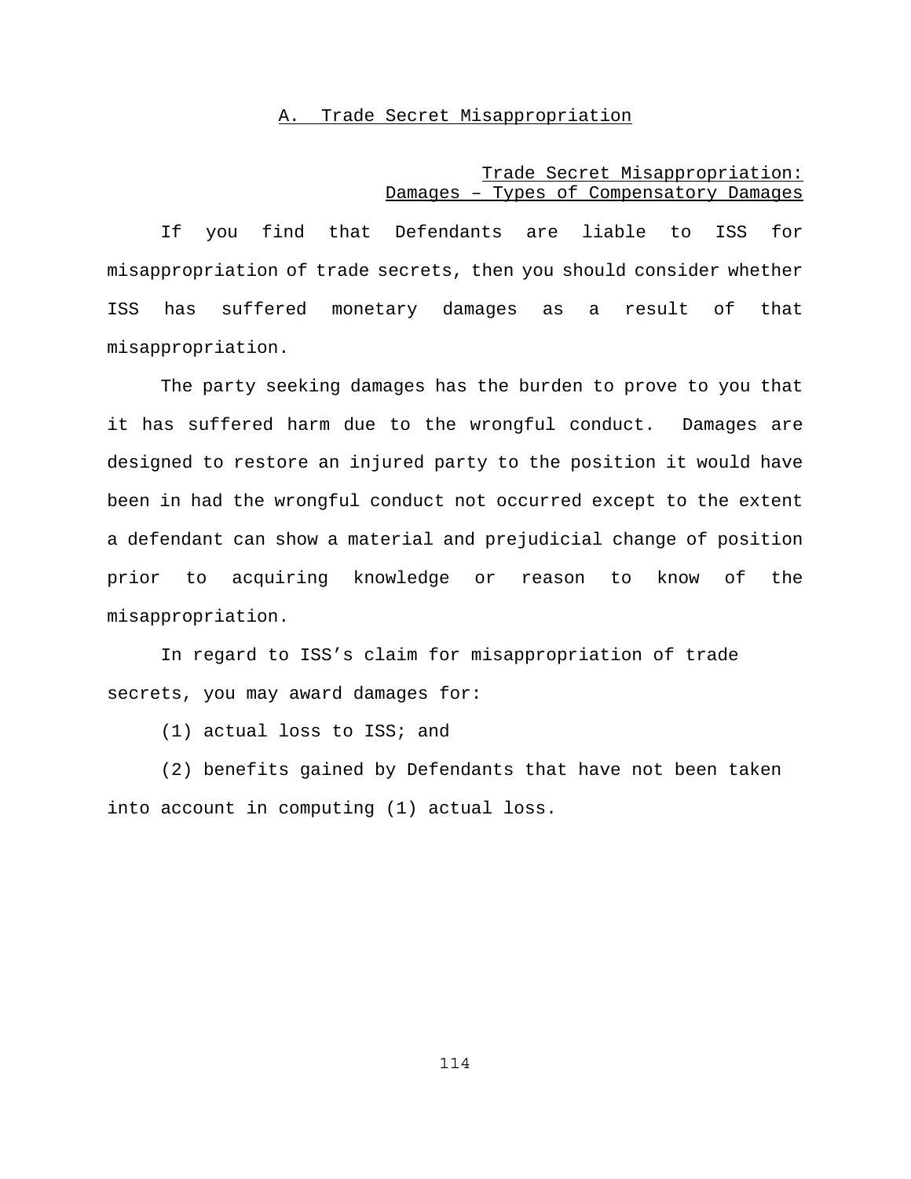## A. Trade Secret Misappropriation

### Trade Secret Misappropriation: Damages – Types of Compensatory Damages

If you find that Defendants are liable to ISS for misappropriation of trade secrets, then you should consider whether ISS has suffered monetary damages as a result of that misappropriation.

The party seeking damages has the burden to prove to you that it has suffered harm due to the wrongful conduct. Damages are designed to restore an injured party to the position it would have been in had the wrongful conduct not occurred except to the extent a defendant can show a material and prejudicial change of position prior to acquiring knowledge or reason to know of the misappropriation.

In regard to ISS's claim for misappropriation of trade secrets, you may award damages for:

(1) actual loss to ISS; and

(2) benefits gained by Defendants that have not been taken into account in computing (1) actual loss.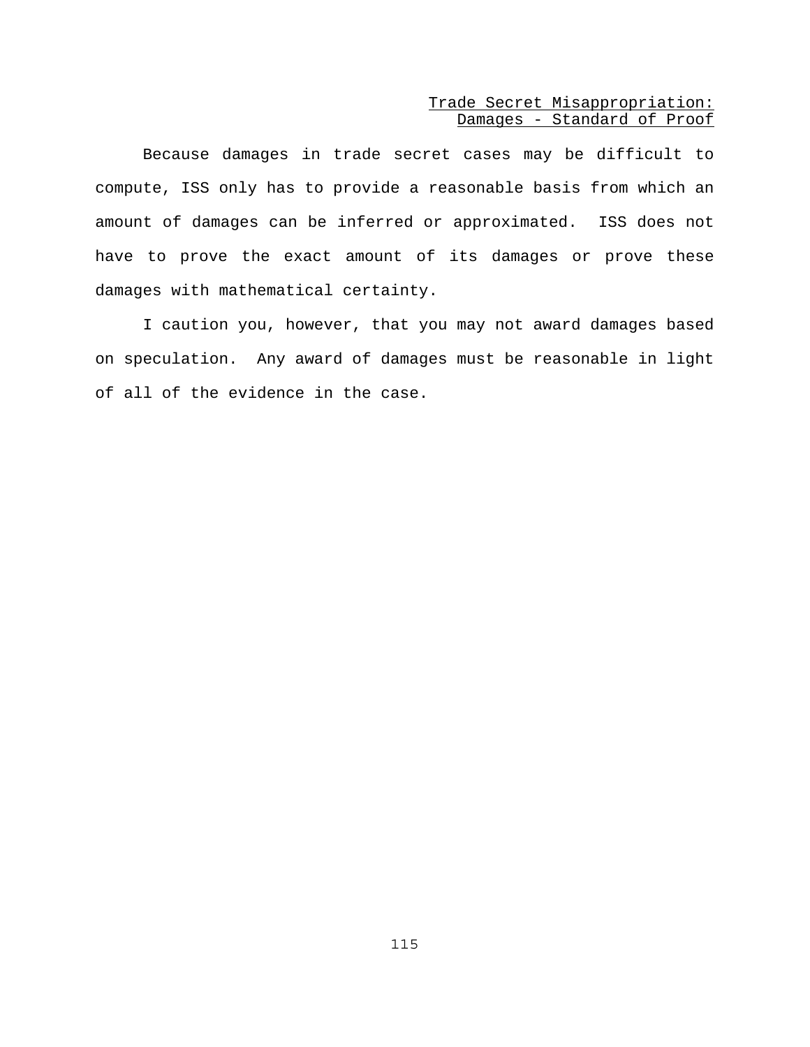Trade Secret Misappropriation:
Damages - Standard of Proof

Because damages in trade secret cases may be difficult to compute, ISS only has to provide a reasonable basis from which an amount of damages can be inferred or approximated. ISS does not have to prove the exact amount of its damages or prove these damages with mathematical certainty.

I caution you, however, that you may not award damages based on speculation. Any award of damages must be reasonable in light of all of the evidence in the case.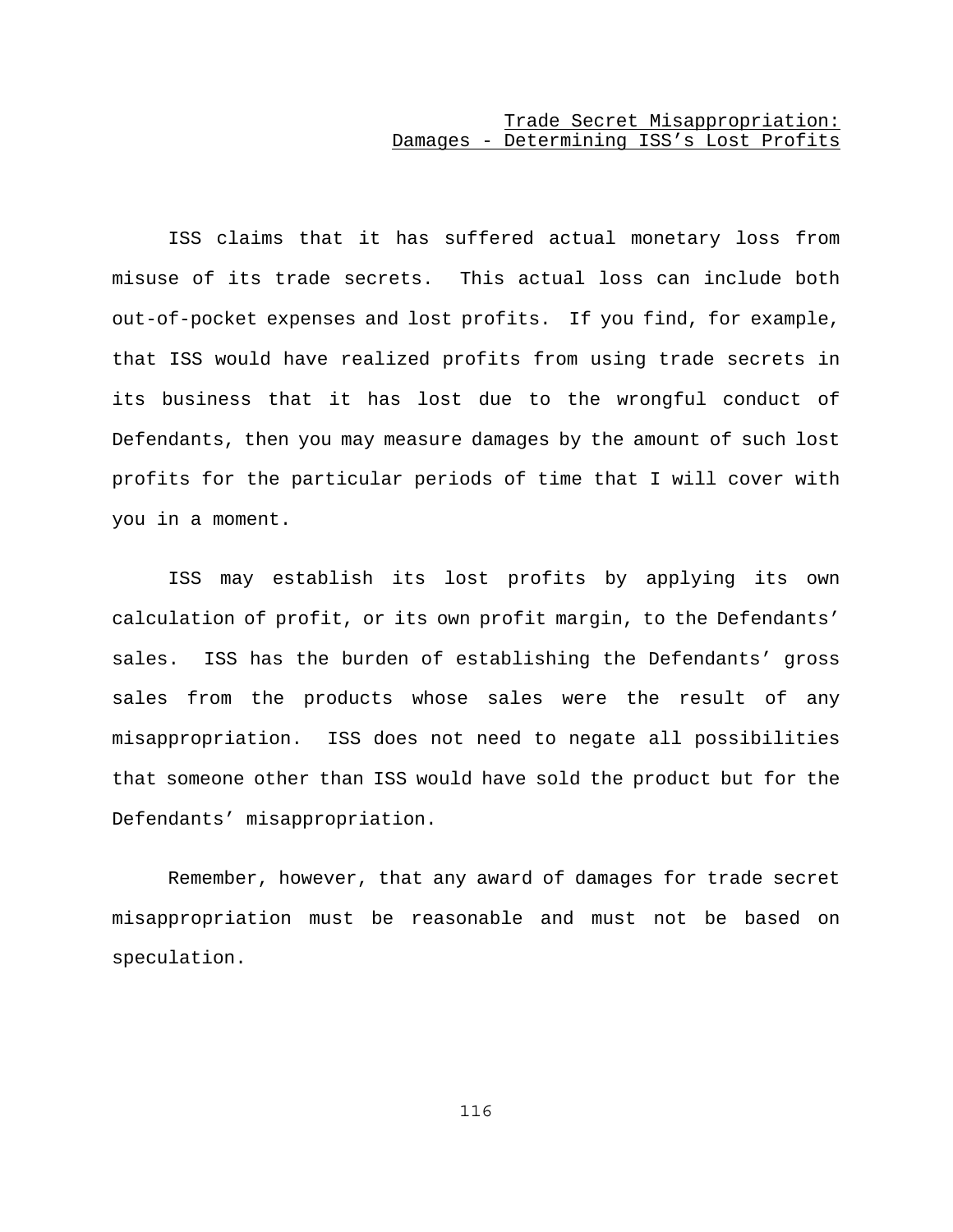Trade Secret Misappropriation:
Damages - Determining ISS's Lost Profits

ISS claims that it has suffered actual monetary loss from misuse of its trade secrets. This actual loss can include both out-of-pocket expenses and lost profits. If you find, for example, that ISS would have realized profits from using trade secrets in its business that it has lost due to the wrongful conduct of Defendants, then you may measure damages by the amount of such lost profits for the particular periods of time that I will cover with you in a moment.

ISS may establish its lost profits by applying its own calculation of profit, or its own profit margin, to the Defendants' sales. ISS has the burden of establishing the Defendants' gross sales from the products whose sales were the result of any misappropriation. ISS does not need to negate all possibilities that someone other than ISS would have sold the product but for the Defendants' misappropriation.

Remember, however, that any award of damages for trade secret misappropriation must be reasonable and must not be based on speculation.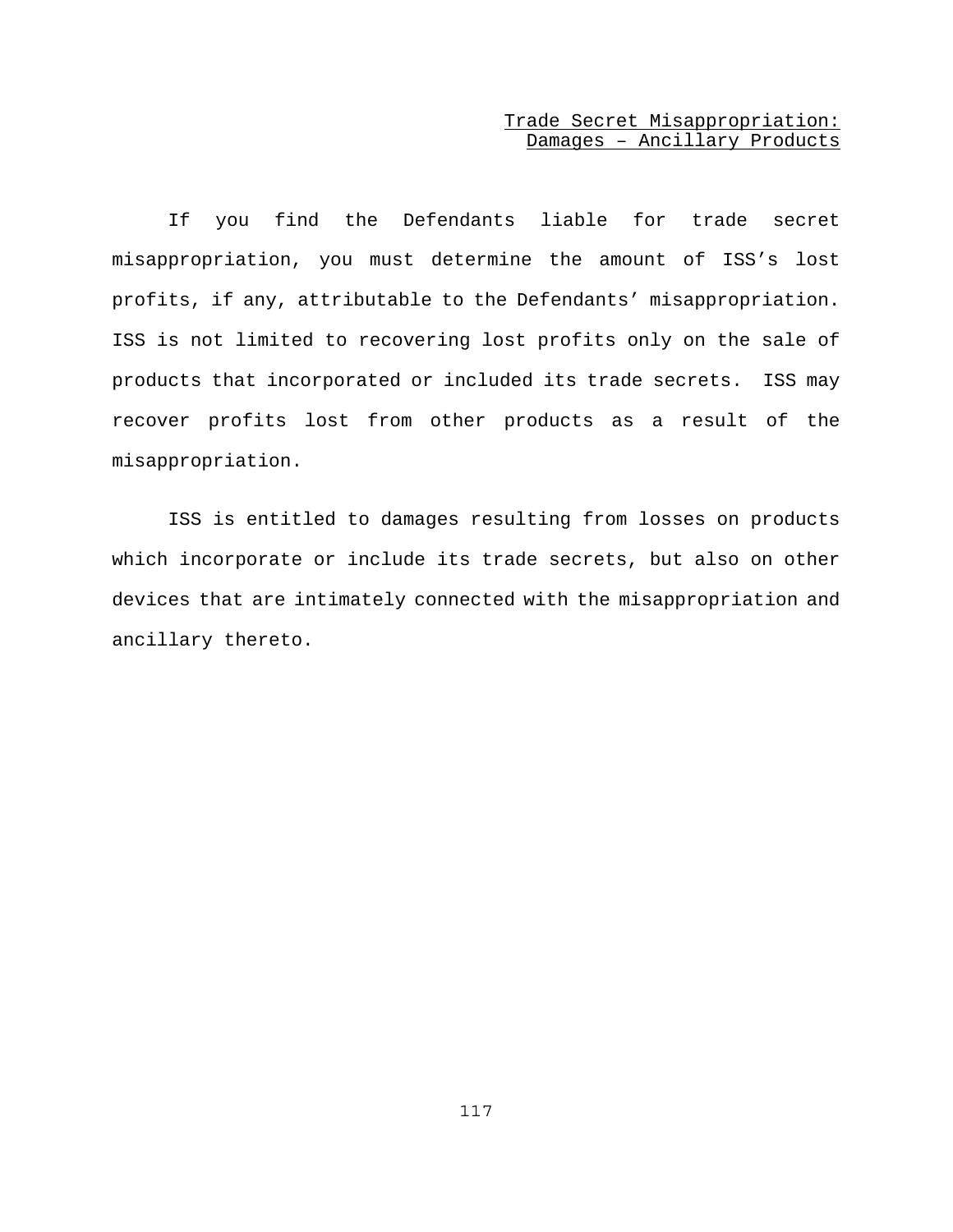Trade Secret Misappropriation: Damages – Ancillary Products

If you find the Defendants liable for trade secret misappropriation, you must determine the amount of ISS's lost profits, if any, attributable to the Defendants' misappropriation. ISS is not limited to recovering lost profits only on the sale of products that incorporated or included its trade secrets. ISS may recover profits lost from other products as a result of the misappropriation.

ISS is entitled to damages resulting from losses on products which incorporate or include its trade secrets, but also on other devices that are intimately connected with the misappropriation and ancillary thereto.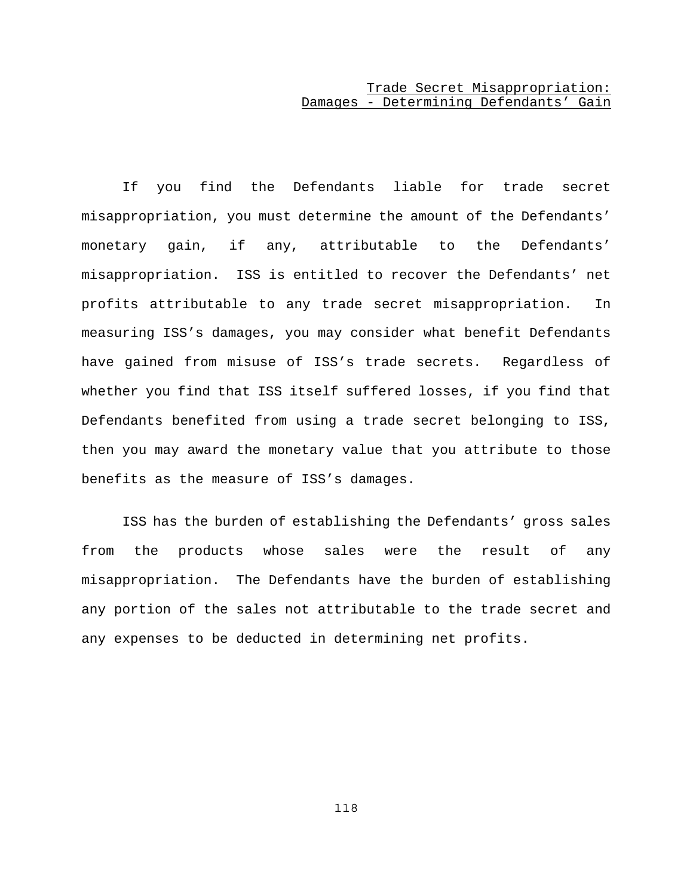<u>Trade Secret Misappropriation:</u>
<u>Damages - Determining Defendants' Gain</u>

If you find the Defendants liable for trade secret misappropriation, you must determine the amount of the Defendants' monetary gain, if any, attributable to the Defendants' misappropriation. ISS is entitled to recover the Defendants' net profits attributable to any trade secret misappropriation. In measuring ISS's damages, you may consider what benefit Defendants have gained from misuse of ISS's trade secrets. Regardless of whether you find that ISS itself suffered losses, if you find that Defendants benefited from using a trade secret belonging to ISS, then you may award the monetary value that you attribute to those benefits as the measure of ISS's damages.

ISS has the burden of establishing the Defendants' gross sales from the products whose sales were the result of any misappropriation. The Defendants have the burden of establishing any portion of the sales not attributable to the trade secret and any expenses to be deducted in determining net profits.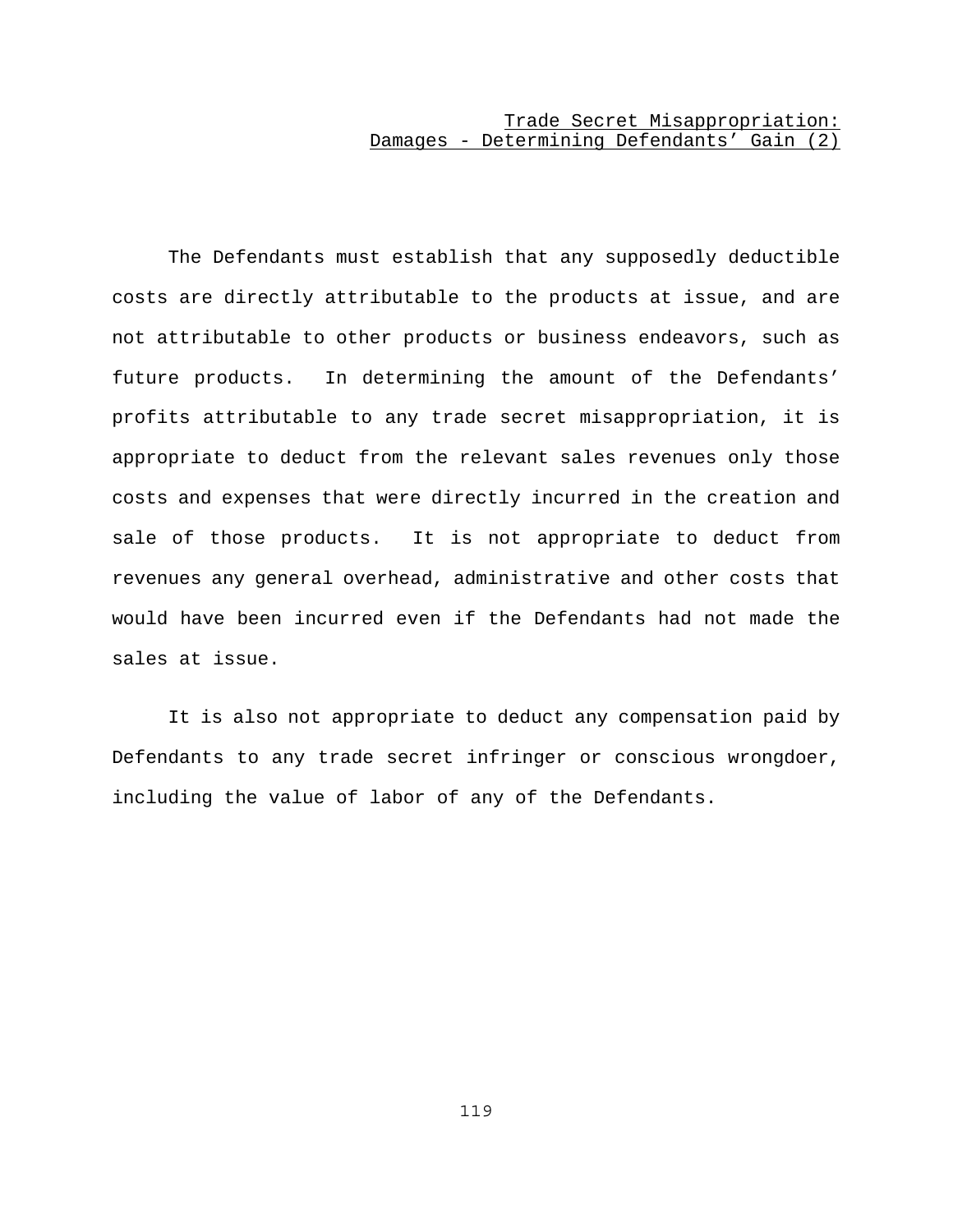Trade Secret Misappropriation:
Damages - Determining Defendants' Gain (2)

The Defendants must establish that any supposedly deductible costs are directly attributable to the products at issue, and are not attributable to other products or business endeavors, such as future products. In determining the amount of the Defendants' profits attributable to any trade secret misappropriation, it is appropriate to deduct from the relevant sales revenues only those costs and expenses that were directly incurred in the creation and sale of those products. It is not appropriate to deduct from revenues any general overhead, administrative and other costs that would have been incurred even if the Defendants had not made the sales at issue.

It is also not appropriate to deduct any compensation paid by Defendants to any trade secret infringer or conscious wrongdoer, including the value of labor of any of the Defendants.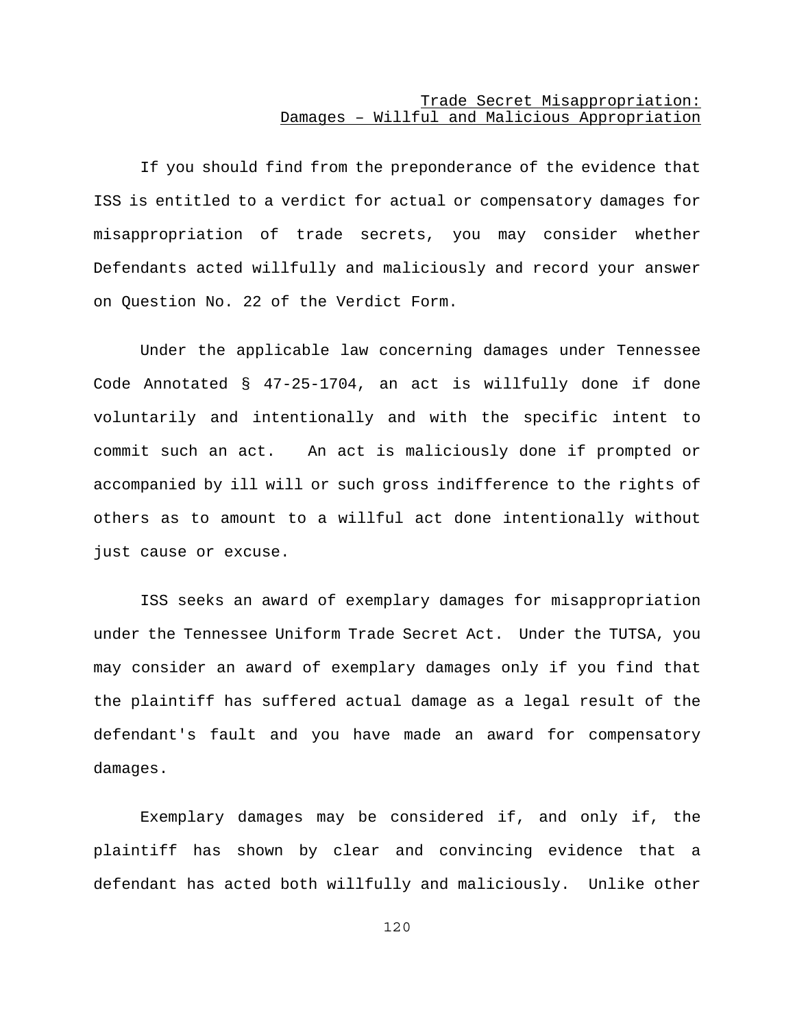<u>Trade Secret Misappropriation:</u>
<u>Damages – Willful and Malicious Appropriation</u>

If you should find from the preponderance of the evidence that ISS is entitled to a verdict for actual or compensatory damages for misappropriation of trade secrets, you may consider whether Defendants acted willfully and maliciously and record your answer on Question No. 22 of the Verdict Form.

Under the applicable law concerning damages under Tennessee Code Annotated § 47-25-1704, an act is willfully done if done voluntarily and intentionally and with the specific intent to commit such an act. An act is maliciously done if prompted or accompanied by ill will or such gross indifference to the rights of others as to amount to a willful act done intentionally without just cause or excuse.

ISS seeks an award of exemplary damages for misappropriation under the Tennessee Uniform Trade Secret Act. Under the TUTSA, you may consider an award of exemplary damages only if you find that the plaintiff has suffered actual damage as a legal result of the defendant's fault and you have made an award for compensatory damages.

Exemplary damages may be considered if, and only if, the plaintiff has shown by clear and convincing evidence that a defendant has acted both willfully and maliciously. Unlike other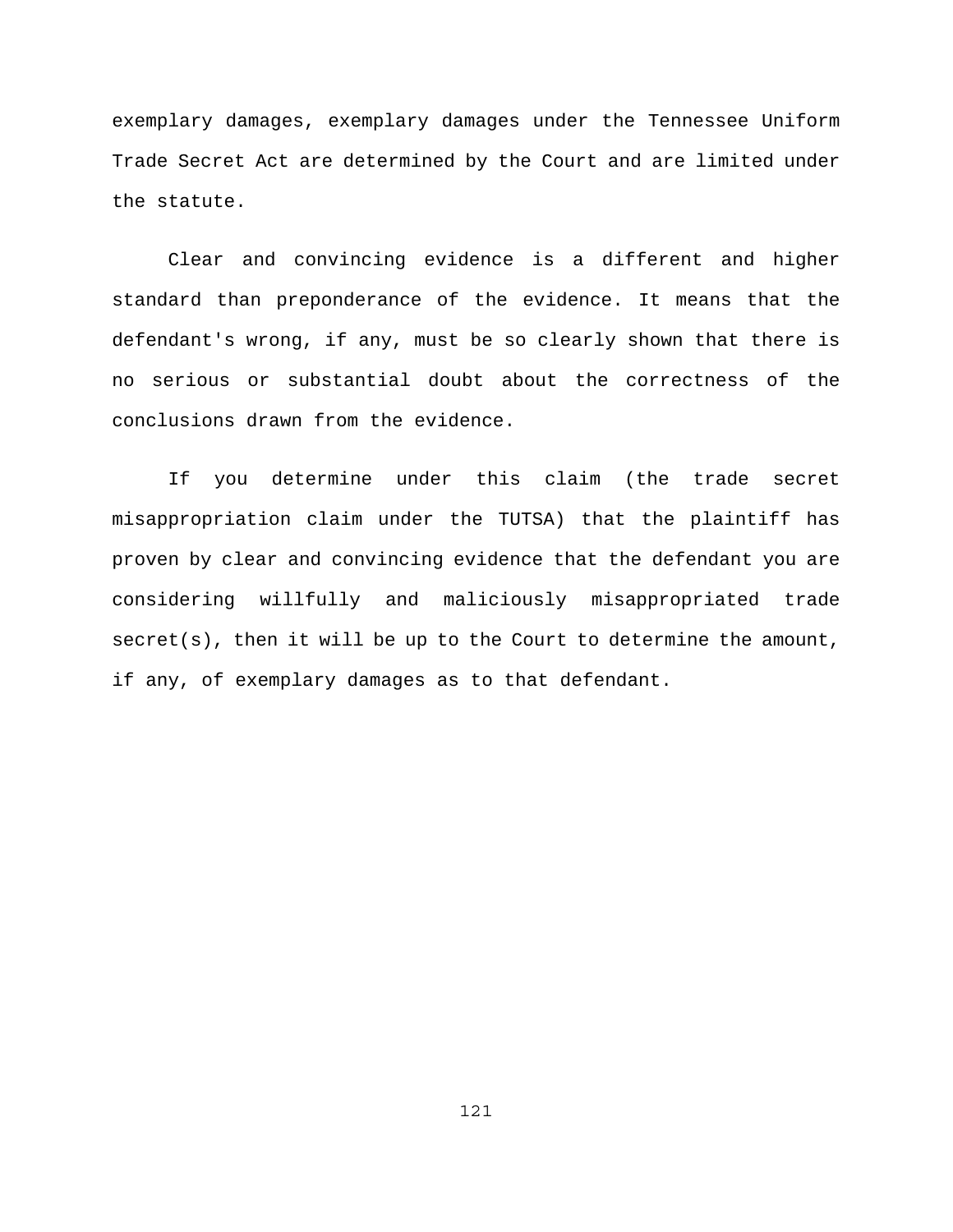exemplary damages, exemplary damages under the Tennessee Uniform Trade Secret Act are determined by the Court and are limited under the statute.

Clear and convincing evidence is a different and higher standard than preponderance of the evidence. It means that the defendant's wrong, if any, must be so clearly shown that there is no serious or substantial doubt about the correctness of the conclusions drawn from the evidence.

If you determine under this claim (the trade secret misappropriation claim under the TUTSA) that the plaintiff has proven by clear and convincing evidence that the defendant you are considering willfully and maliciously misappropriated trade secret(s), then it will be up to the Court to determine the amount, if any, of exemplary damages as to that defendant.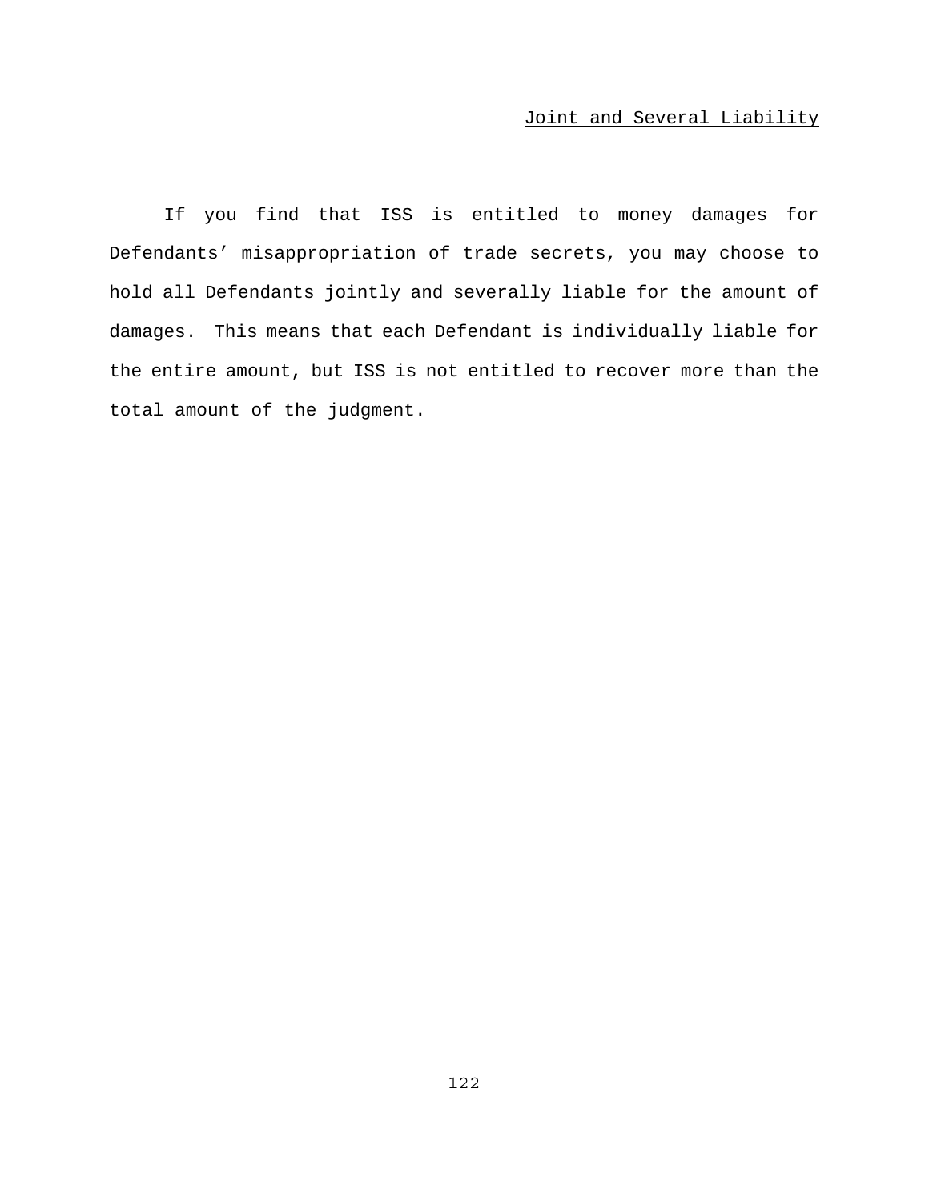## Joint and Several Liability

If you find that ISS is entitled to money damages for Defendants' misappropriation of trade secrets, you may choose to hold all Defendants jointly and severally liable for the amount of damages. This means that each Defendant is individually liable for the entire amount, but ISS is not entitled to recover more than the total amount of the judgment.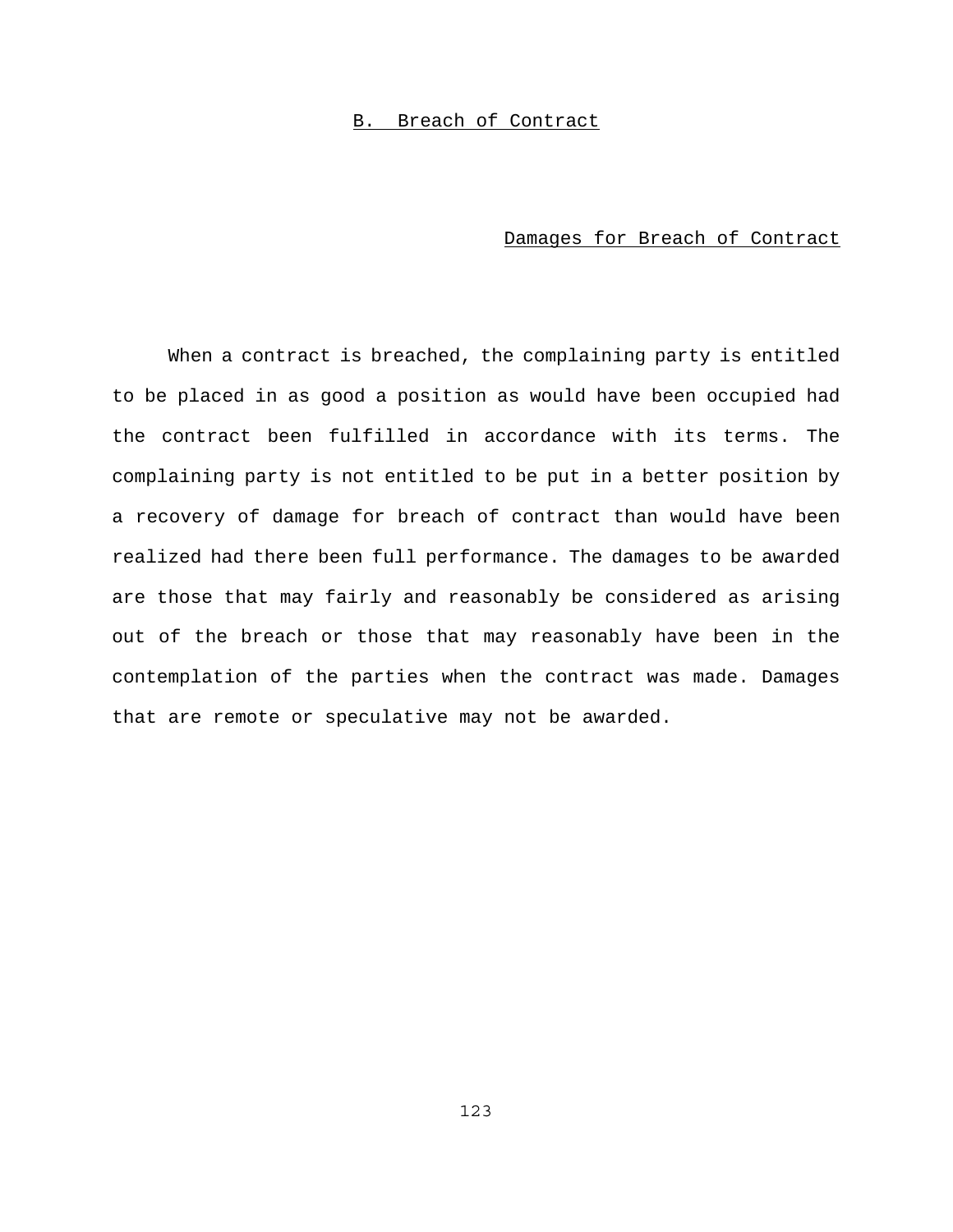## B. Breach of Contract

### Damages for Breach of Contract

When a contract is breached, the complaining party is entitled to be placed in as good a position as would have been occupied had the contract been fulfilled in accordance with its terms. The complaining party is not entitled to be put in a better position by a recovery of damage for breach of contract than would have been realized had there been full performance. The damages to be awarded are those that may fairly and reasonably be considered as arising out of the breach or those that may reasonably have been in the contemplation of the parties when the contract was made. Damages that are remote or speculative may not be awarded.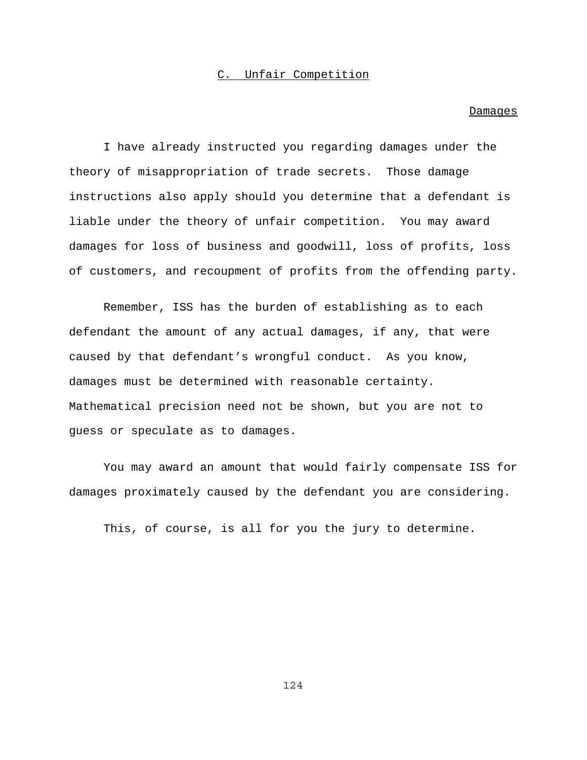## C. Unfair Competition

### Damages

I have already instructed you regarding damages under the theory of misappropriation of trade secrets. Those damage instructions also apply should you determine that a defendant is liable under the theory of unfair competition. You may award damages for loss of business and goodwill, loss of profits, loss of customers, and recoupment of profits from the offending party.

Remember, ISS has the burden of establishing as to each defendant the amount of any actual damages, if any, that were caused by that defendant's wrongful conduct. As you know, damages must be determined with reasonable certainty. Mathematical precision need not be shown, but you are not to guess or speculate as to damages.

You may award an amount that would fairly compensate ISS for damages proximately caused by the defendant you are considering.

This, of course, is all for you the jury to determine.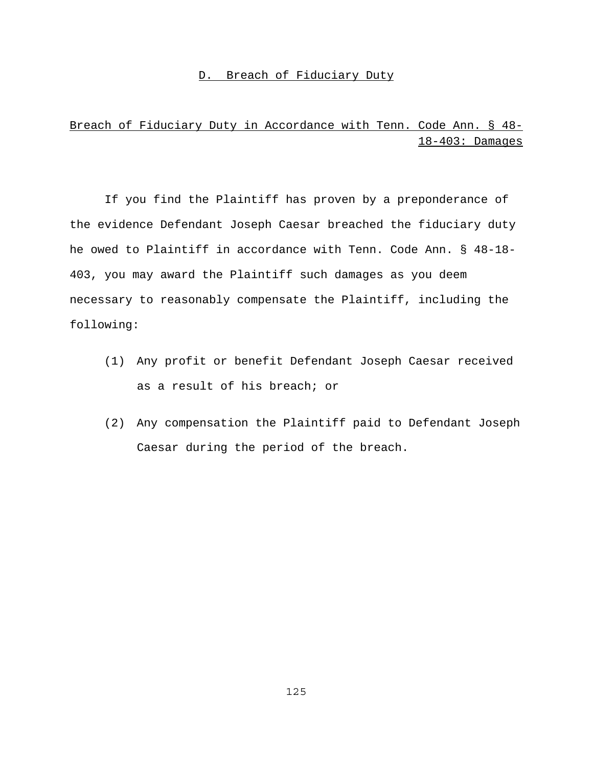## D. Breach of Fiduciary Duty

### Breach of Fiduciary Duty in Accordance with Tenn. Code Ann. § 48-18-403: Damages

If you find the Plaintiff has proven by a preponderance of the evidence Defendant Joseph Caesar breached the fiduciary duty he owed to Plaintiff in accordance with Tenn. Code Ann. § 48-18-403, you may award the Plaintiff such damages as you deem necessary to reasonably compensate the Plaintiff, including the following:

(1) Any profit or benefit Defendant Joseph Caesar received as a result of his breach; or

(2) Any compensation the Plaintiff paid to Defendant Joseph Caesar during the period of the breach.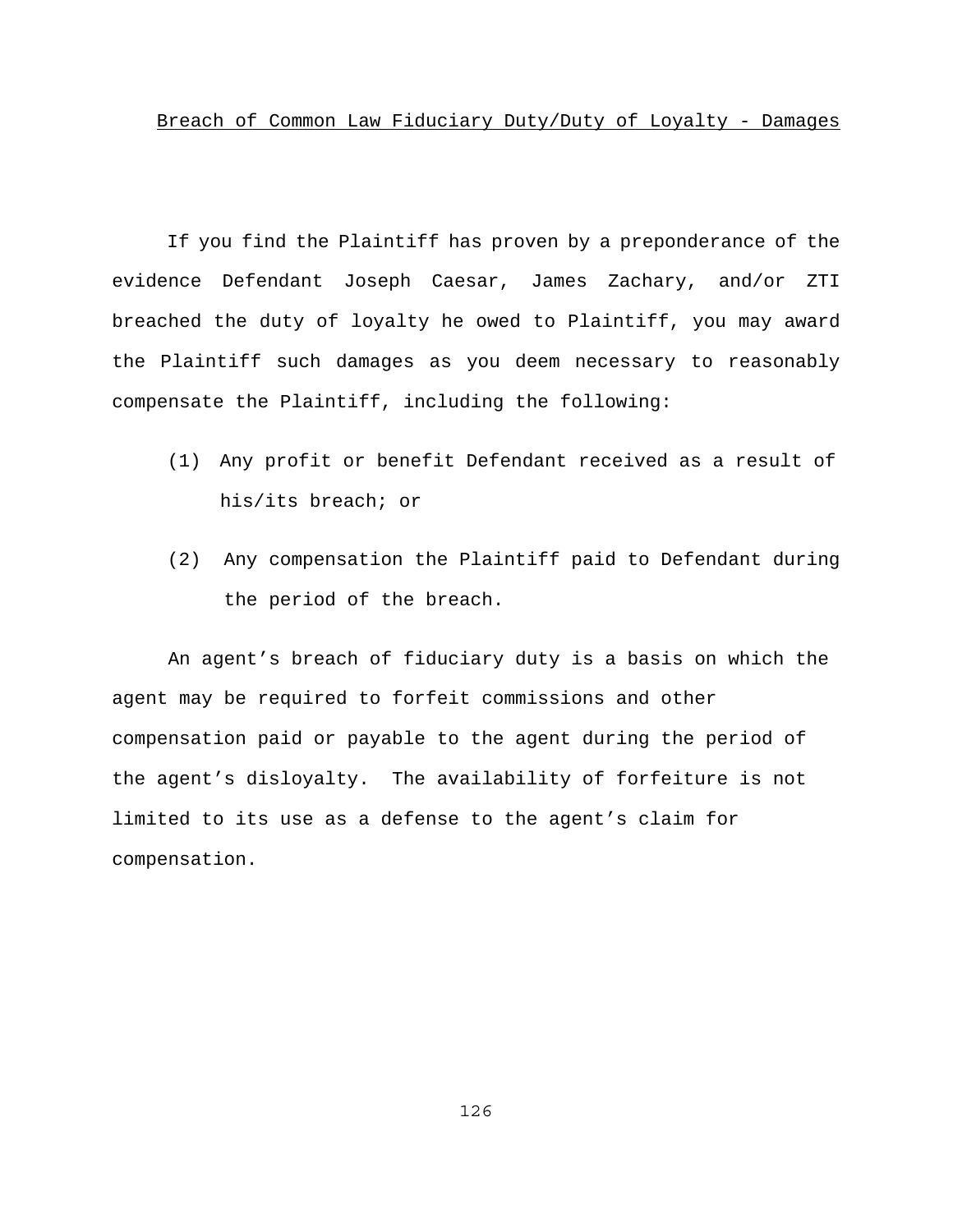## Breach of Common Law Fiduciary Duty/Duty of Loyalty - Damages

If you find the Plaintiff has proven by a preponderance of the evidence Defendant Joseph Caesar, James Zachary, and/or ZTI breached the duty of loyalty he owed to Plaintiff, you may award the Plaintiff such damages as you deem necessary to reasonably compensate the Plaintiff, including the following:

(1) Any profit or benefit Defendant received as a result of his/its breach; or

(2) Any compensation the Plaintiff paid to Defendant during the period of the breach.

An agent's breach of fiduciary duty is a basis on which the agent may be required to forfeit commissions and other compensation paid or payable to the agent during the period of the agent's disloyalty. The availability of forfeiture is not limited to its use as a defense to the agent's claim for compensation.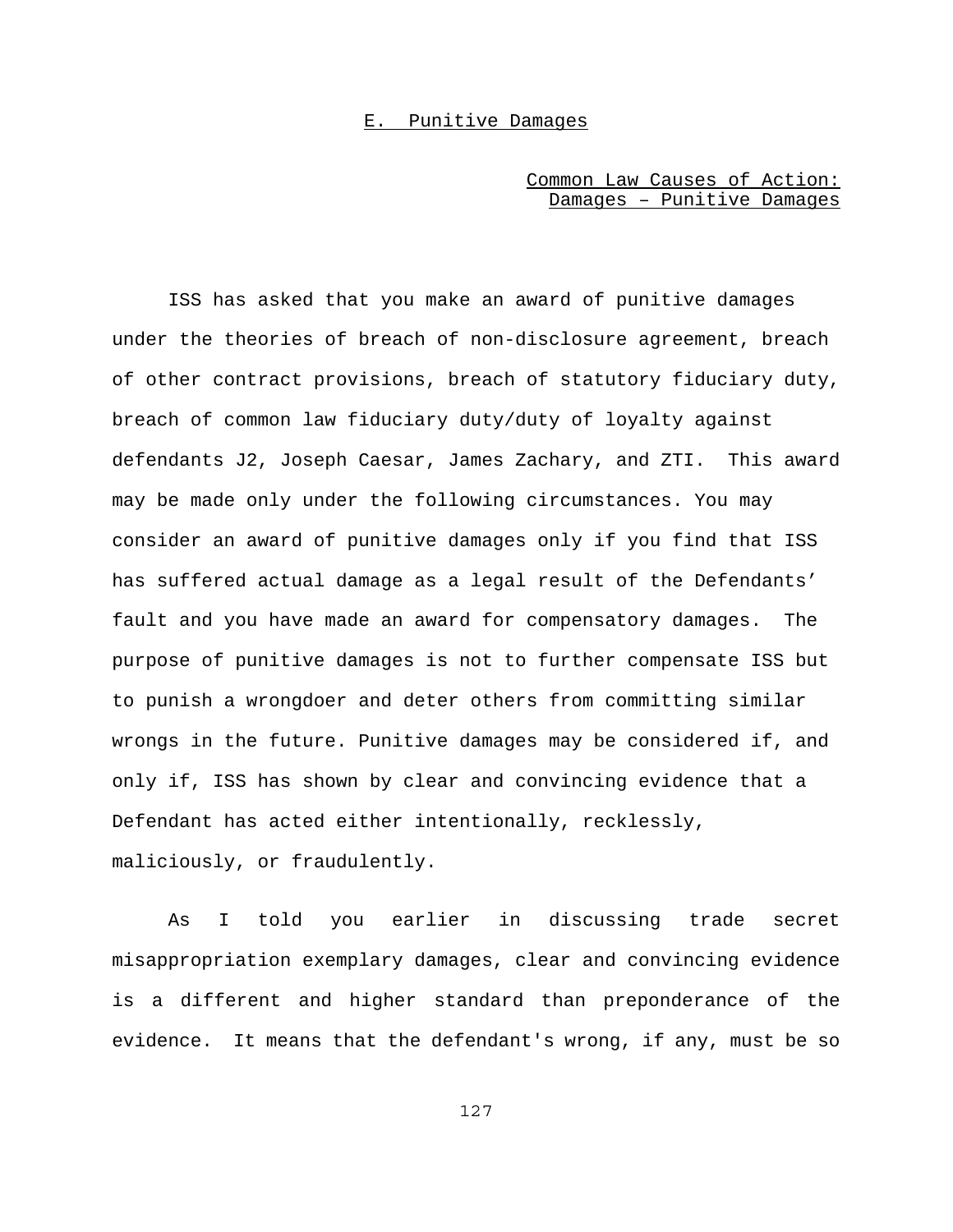## E. Punitive Damages

Common Law Causes of Action:
Damages – Punitive Damages

ISS has asked that you make an award of punitive damages under the theories of breach of non-disclosure agreement, breach of other contract provisions, breach of statutory fiduciary duty, breach of common law fiduciary duty/duty of loyalty against defendants J2, Joseph Caesar, James Zachary, and ZTI. This award may be made only under the following circumstances. You may consider an award of punitive damages only if you find that ISS has suffered actual damage as a legal result of the Defendants' fault and you have made an award for compensatory damages. The purpose of punitive damages is not to further compensate ISS but to punish a wrongdoer and deter others from committing similar wrongs in the future. Punitive damages may be considered if, and only if, ISS has shown by clear and convincing evidence that a Defendant has acted either intentionally, recklessly, maliciously, or fraudulently.

As I told you earlier in discussing trade secret misappropriation exemplary damages, clear and convincing evidence is a different and higher standard than preponderance of the evidence. It means that the defendant's wrong, if any, must be so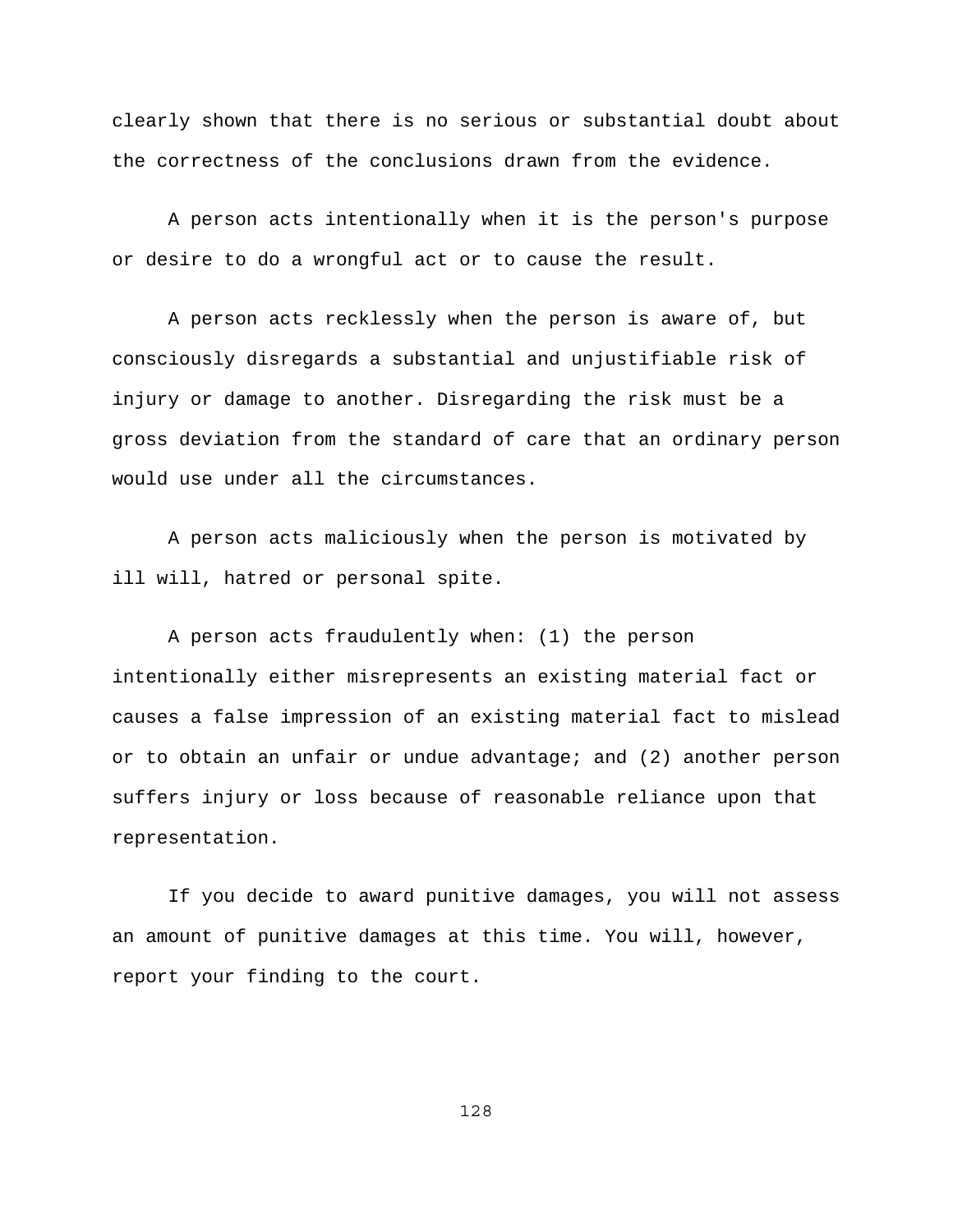clearly shown that there is no serious or substantial doubt about the correctness of the conclusions drawn from the evidence.

A person acts intentionally when it is the person's purpose or desire to do a wrongful act or to cause the result.

A person acts recklessly when the person is aware of, but consciously disregards a substantial and unjustifiable risk of injury or damage to another. Disregarding the risk must be a gross deviation from the standard of care that an ordinary person would use under all the circumstances.

A person acts maliciously when the person is motivated by ill will, hatred or personal spite.

A person acts fraudulently when: (1) the person intentionally either misrepresents an existing material fact or causes a false impression of an existing material fact to mislead or to obtain an unfair or undue advantage; and (2) another person suffers injury or loss because of reasonable reliance upon that representation.

If you decide to award punitive damages, you will not assess an amount of punitive damages at this time. You will, however, report your finding to the court.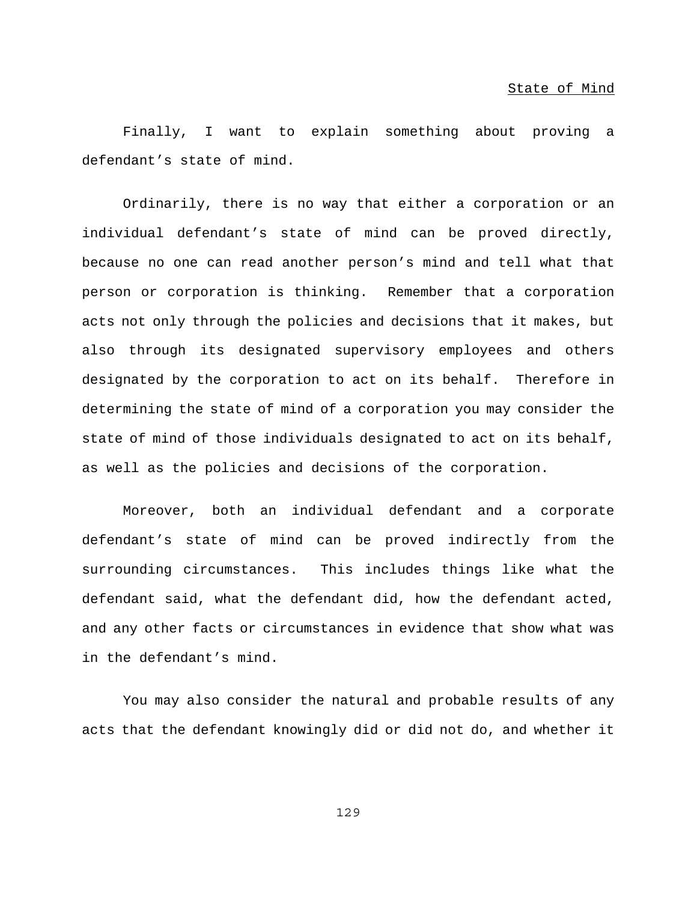## State of Mind

Finally, I want to explain something about proving a defendant's state of mind.

Ordinarily, there is no way that either a corporation or an individual defendant's state of mind can be proved directly, because no one can read another person's mind and tell what that person or corporation is thinking. Remember that a corporation acts not only through the policies and decisions that it makes, but also through its designated supervisory employees and others designated by the corporation to act on its behalf. Therefore in determining the state of mind of a corporation you may consider the state of mind of those individuals designated to act on its behalf, as well as the policies and decisions of the corporation.

Moreover, both an individual defendant and a corporate defendant's state of mind can be proved indirectly from the surrounding circumstances. This includes things like what the defendant said, what the defendant did, how the defendant acted, and any other facts or circumstances in evidence that show what was in the defendant's mind.

You may also consider the natural and probable results of any acts that the defendant knowingly did or did not do, and whether it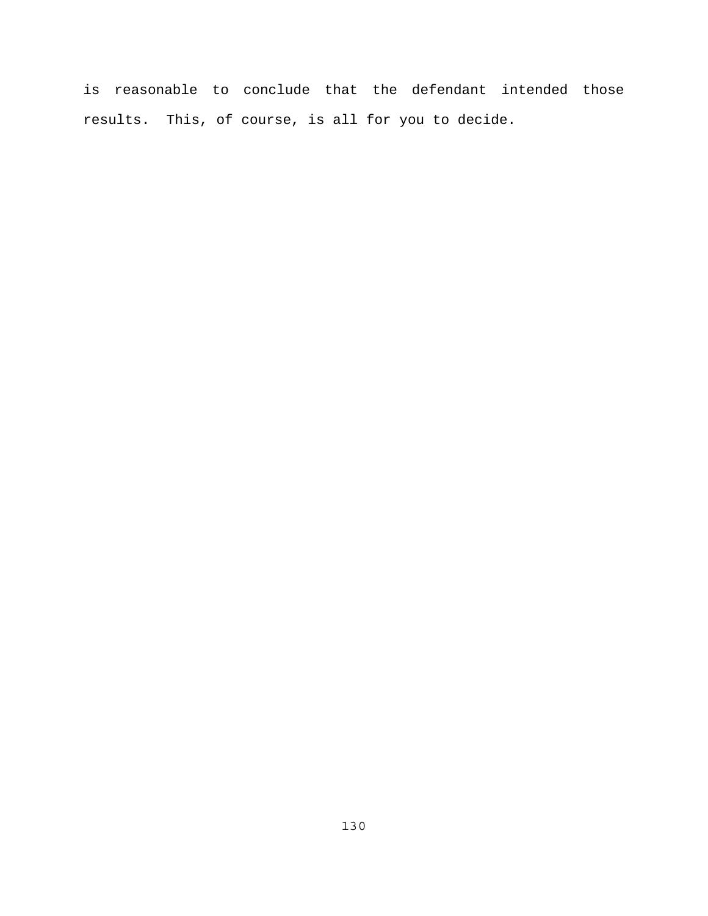is reasonable to conclude that the defendant intended those results. This, of course, is all for you to decide.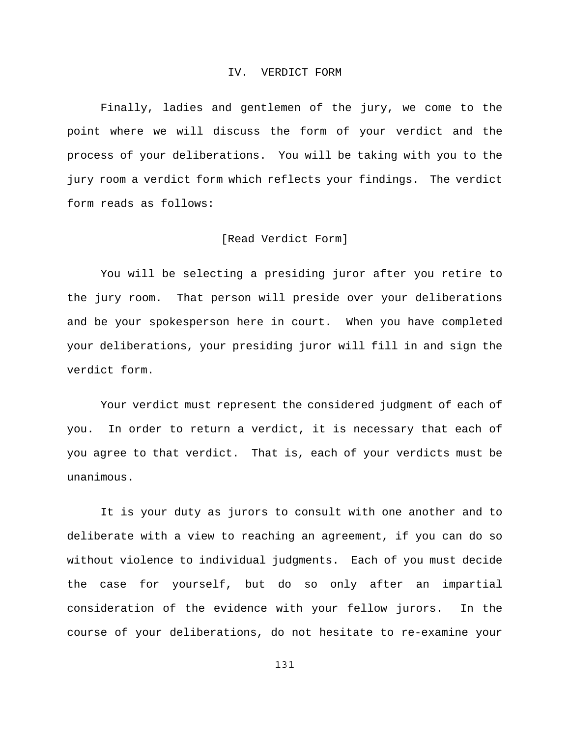## IV. VERDICT FORM

Finally, ladies and gentlemen of the jury, we come to the point where we will discuss the form of your verdict and the process of your deliberations. You will be taking with you to the jury room a verdict form which reflects your findings. The verdict form reads as follows:

[Read Verdict Form]

You will be selecting a presiding juror after you retire to the jury room. That person will preside over your deliberations and be your spokesperson here in court. When you have completed your deliberations, your presiding juror will fill in and sign the verdict form.

Your verdict must represent the considered judgment of each of you. In order to return a verdict, it is necessary that each of you agree to that verdict. That is, each of your verdicts must be unanimous.

It is your duty as jurors to consult with one another and to deliberate with a view to reaching an agreement, if you can do so without violence to individual judgments. Each of you must decide the case for yourself, but do so only after an impartial consideration of the evidence with your fellow jurors. In the course of your deliberations, do not hesitate to re-examine your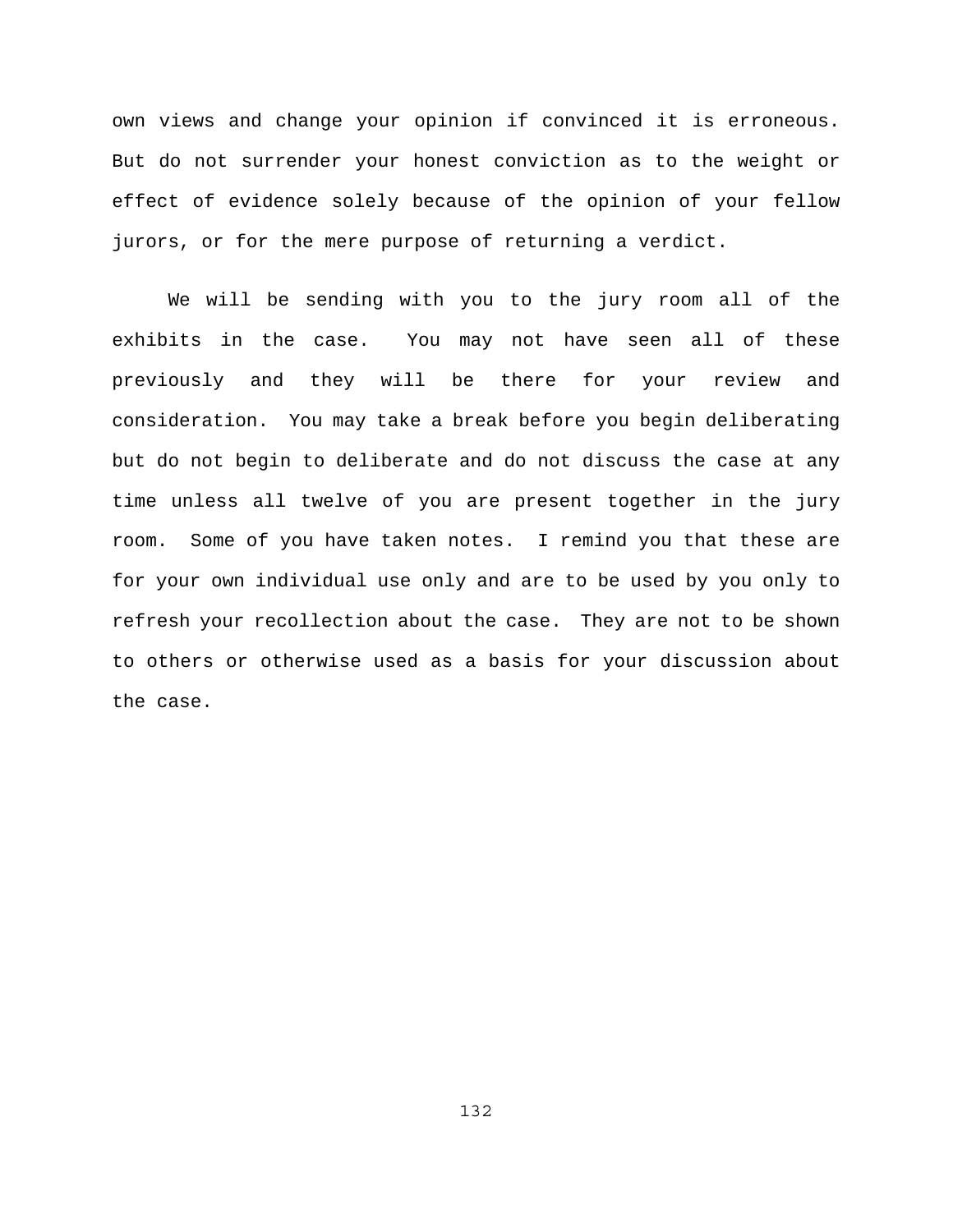own views and change your opinion if convinced it is erroneous. But do not surrender your honest conviction as to the weight or effect of evidence solely because of the opinion of your fellow jurors, or for the mere purpose of returning a verdict.

We will be sending with you to the jury room all of the exhibits in the case. You may not have seen all of these previously and they will be there for your review and consideration. You may take a break before you begin deliberating but do not begin to deliberate and do not discuss the case at any time unless all twelve of you are present together in the jury room. Some of you have taken notes. I remind you that these are for your own individual use only and are to be used by you only to refresh your recollection about the case. They are not to be shown to others or otherwise used as a basis for your discussion about the case.